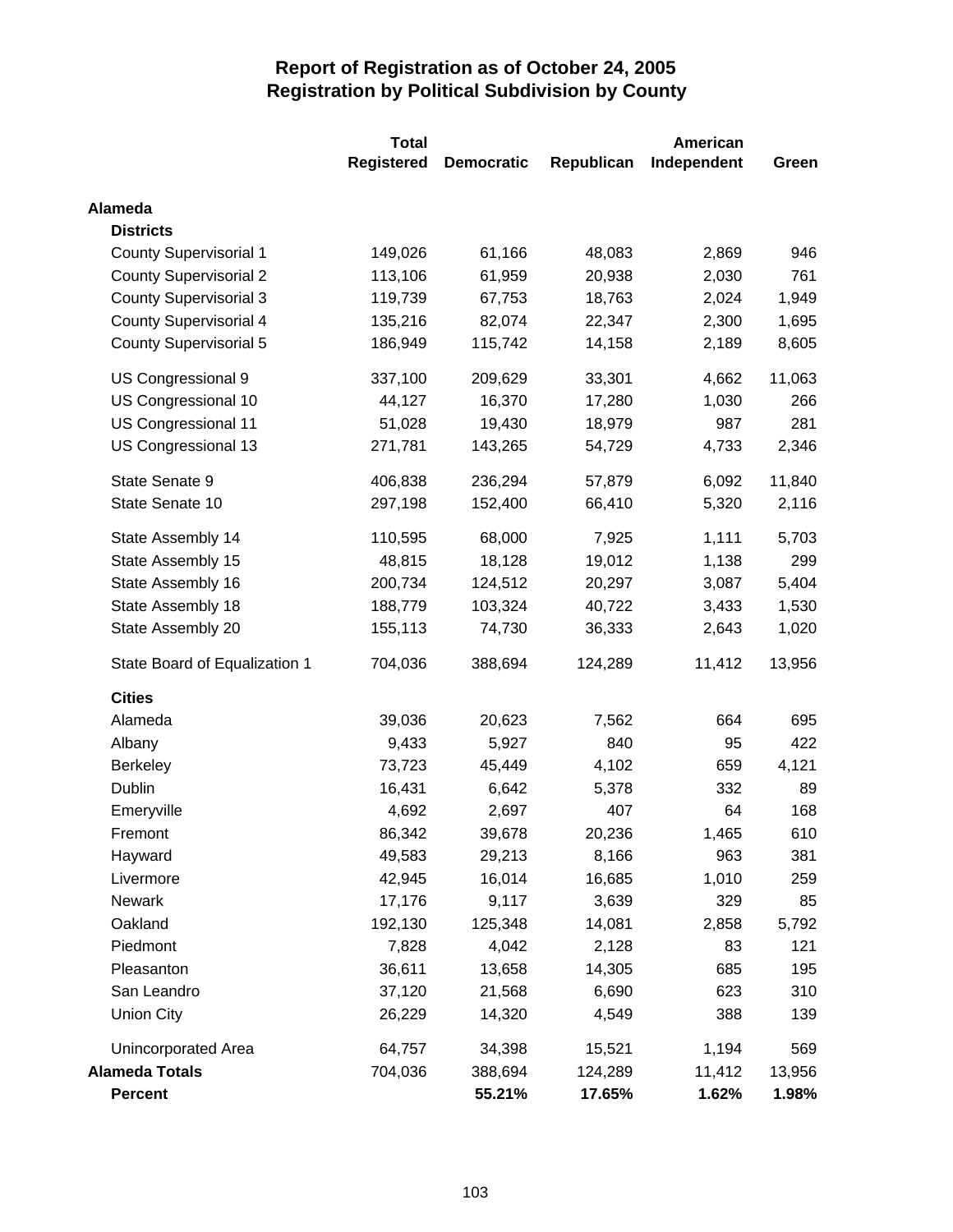# Report of Registration as of October 24, 2005
## Registration by Political Subdivision by County

| | Total Registered | Democratic | Republican | American Independent | Green |
|---|---|---|---|---|---|
| **Alameda** | | | | | |
| **Districts** | | | | | |
| County Supervisorial 1 | 149,026 | 61,166 | 48,083 | 2,869 | 946 |
| County Supervisorial 2 | 113,106 | 61,959 | 20,938 | 2,030 | 761 |
| County Supervisorial 3 | 119,739 | 67,753 | 18,763 | 2,024 | 1,949 |
| County Supervisorial 4 | 135,216 | 82,074 | 22,347 | 2,300 | 1,695 |
| County Supervisorial 5 | 186,949 | 115,742 | 14,158 | 2,189 | 8,605 |
| US Congressional 9 | 337,100 | 209,629 | 33,301 | 4,662 | 11,063 |
| US Congressional 10 | 44,127 | 16,370 | 17,280 | 1,030 | 266 |
| US Congressional 11 | 51,028 | 19,430 | 18,979 | 987 | 281 |
| US Congressional 13 | 271,781 | 143,265 | 54,729 | 4,733 | 2,346 |
| State Senate 9 | 406,838 | 236,294 | 57,879 | 6,092 | 11,840 |
| State Senate 10 | 297,198 | 152,400 | 66,410 | 5,320 | 2,116 |
| State Assembly 14 | 110,595 | 68,000 | 7,925 | 1,111 | 5,703 |
| State Assembly 15 | 48,815 | 18,128 | 19,012 | 1,138 | 299 |
| State Assembly 16 | 200,734 | 124,512 | 20,297 | 3,087 | 5,404 |
| State Assembly 18 | 188,779 | 103,324 | 40,722 | 3,433 | 1,530 |
| State Assembly 20 | 155,113 | 74,730 | 36,333 | 2,643 | 1,020 |
| State Board of Equalization 1 | 704,036 | 388,694 | 124,289 | 11,412 | 13,956 |
| **Cities** | | | | | |
| Alameda | 39,036 | 20,623 | 7,562 | 664 | 695 |
| Albany | 9,433 | 5,927 | 840 | 95 | 422 |
| Berkeley | 73,723 | 45,449 | 4,102 | 659 | 4,121 |
| Dublin | 16,431 | 6,642 | 5,378 | 332 | 89 |
| Emeryville | 4,692 | 2,697 | 407 | 64 | 168 |
| Fremont | 86,342 | 39,678 | 20,236 | 1,465 | 610 |
| Hayward | 49,583 | 29,213 | 8,166 | 963 | 381 |
| Livermore | 42,945 | 16,014 | 16,685 | 1,010 | 259 |
| Newark | 17,176 | 9,117 | 3,639 | 329 | 85 |
| Oakland | 192,130 | 125,348 | 14,081 | 2,858 | 5,792 |
| Piedmont | 7,828 | 4,042 | 2,128 | 83 | 121 |
| Pleasanton | 36,611 | 13,658 | 14,305 | 685 | 195 |
| San Leandro | 37,120 | 21,568 | 6,690 | 623 | 310 |
| Union City | 26,229 | 14,320 | 4,549 | 388 | 139 |
| Unincorporated Area | 64,757 | 34,398 | 15,521 | 1,194 | 569 |
| **Alameda Totals** | 704,036 | 388,694 | 124,289 | 11,412 | 13,956 |
| **Percent** | | **55.21%** | **17.65%** | **1.62%** | **1.98%** |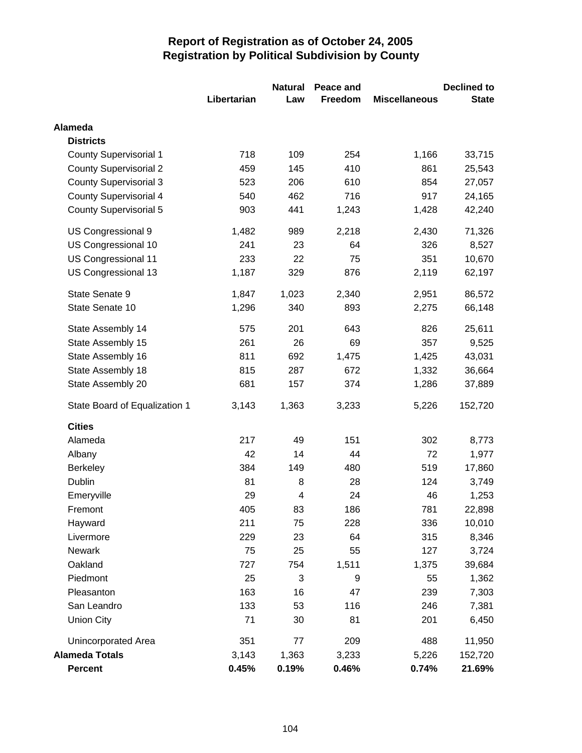# Report of Registration as of October 24, 2005
## Registration by Political Subdivision by County

| | Libertarian | Natural Law | Peace and Freedom | Miscellaneous | Declined to State |
|---|---|---|---|---|---|
| **Alameda** | | | | | |
| **Districts** | | | | | |
| County Supervisorial 1 | 718 | 109 | 254 | 1,166 | 33,715 |
| County Supervisorial 2 | 459 | 145 | 410 | 861 | 25,543 |
| County Supervisorial 3 | 523 | 206 | 610 | 854 | 27,057 |
| County Supervisorial 4 | 540 | 462 | 716 | 917 | 24,165 |
| County Supervisorial 5 | 903 | 441 | 1,243 | 1,428 | 42,240 |
| US Congressional 9 | 1,482 | 989 | 2,218 | 2,430 | 71,326 |
| US Congressional 10 | 241 | 23 | 64 | 326 | 8,527 |
| US Congressional 11 | 233 | 22 | 75 | 351 | 10,670 |
| US Congressional 13 | 1,187 | 329 | 876 | 2,119 | 62,197 |
| State Senate 9 | 1,847 | 1,023 | 2,340 | 2,951 | 86,572 |
| State Senate 10 | 1,296 | 340 | 893 | 2,275 | 66,148 |
| State Assembly 14 | 575 | 201 | 643 | 826 | 25,611 |
| State Assembly 15 | 261 | 26 | 69 | 357 | 9,525 |
| State Assembly 16 | 811 | 692 | 1,475 | 1,425 | 43,031 |
| State Assembly 18 | 815 | 287 | 672 | 1,332 | 36,664 |
| State Assembly 20 | 681 | 157 | 374 | 1,286 | 37,889 |
| State Board of Equalization 1 | 3,143 | 1,363 | 3,233 | 5,226 | 152,720 |
| **Cities** | | | | | |
| Alameda | 217 | 49 | 151 | 302 | 8,773 |
| Albany | 42 | 14 | 44 | 72 | 1,977 |
| Berkeley | 384 | 149 | 480 | 519 | 17,860 |
| Dublin | 81 | 8 | 28 | 124 | 3,749 |
| Emeryville | 29 | 4 | 24 | 46 | 1,253 |
| Fremont | 405 | 83 | 186 | 781 | 22,898 |
| Hayward | 211 | 75 | 228 | 336 | 10,010 |
| Livermore | 229 | 23 | 64 | 315 | 8,346 |
| Newark | 75 | 25 | 55 | 127 | 3,724 |
| Oakland | 727 | 754 | 1,511 | 1,375 | 39,684 |
| Piedmont | 25 | 3 | 9 | 55 | 1,362 |
| Pleasanton | 163 | 16 | 47 | 239 | 7,303 |
| San Leandro | 133 | 53 | 116 | 246 | 7,381 |
| Union City | 71 | 30 | 81 | 201 | 6,450 |
| Unincorporated Area | 351 | 77 | 209 | 488 | 11,950 |
| **Alameda Totals** | 3,143 | 1,363 | 3,233 | 5,226 | 152,720 |
| **Percent** | **0.45%** | **0.19%** | **0.46%** | **0.74%** | **21.69%** |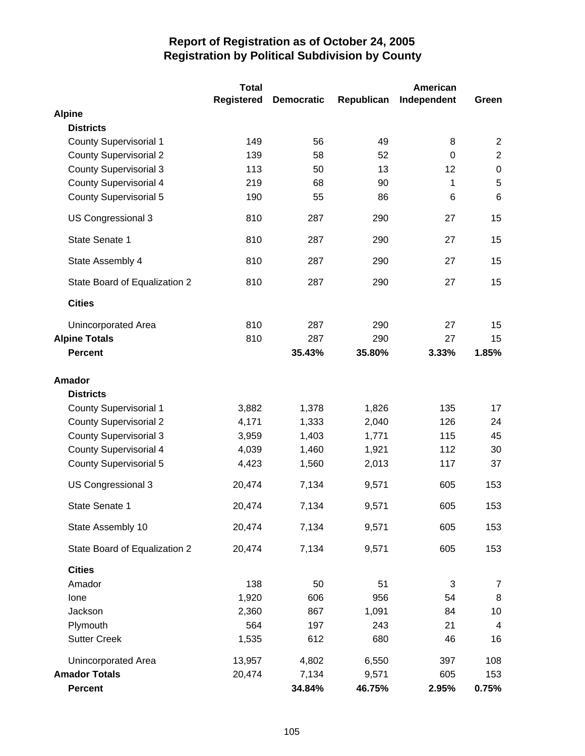# Report of Registration as of October 24, 2005
## Registration by Political Subdivision by County

| | Total Registered | Democratic | Republican | American Independent | Green |
|---|---|---|---|---|---|
| **Alpine** | | | | | |
| **Districts** | | | | | |
| County Supervisorial 1 | 149 | 56 | 49 | 8 | 2 |
| County Supervisorial 2 | 139 | 58 | 52 | 0 | 2 |
| County Supervisorial 3 | 113 | 50 | 13 | 12 | 0 |
| County Supervisorial 4 | 219 | 68 | 90 | 1 | 5 |
| County Supervisorial 5 | 190 | 55 | 86 | 6 | 6 |
| US Congressional 3 | 810 | 287 | 290 | 27 | 15 |
| State Senate 1 | 810 | 287 | 290 | 27 | 15 |
| State Assembly 4 | 810 | 287 | 290 | 27 | 15 |
| State Board of Equalization 2 | 810 | 287 | 290 | 27 | 15 |
| **Cities** | | | | | |
| Unincorporated Area | 810 | 287 | 290 | 27 | 15 |
| **Alpine Totals** | 810 | 287 | 290 | 27 | 15 |
| **Percent** | | **35.43%** | **35.80%** | **3.33%** | **1.85%** |
| **Amador** | | | | | |
| **Districts** | | | | | |
| County Supervisorial 1 | 3,882 | 1,378 | 1,826 | 135 | 17 |
| County Supervisorial 2 | 4,171 | 1,333 | 2,040 | 126 | 24 |
| County Supervisorial 3 | 3,959 | 1,403 | 1,771 | 115 | 45 |
| County Supervisorial 4 | 4,039 | 1,460 | 1,921 | 112 | 30 |
| County Supervisorial 5 | 4,423 | 1,560 | 2,013 | 117 | 37 |
| US Congressional 3 | 20,474 | 7,134 | 9,571 | 605 | 153 |
| State Senate 1 | 20,474 | 7,134 | 9,571 | 605 | 153 |
| State Assembly 10 | 20,474 | 7,134 | 9,571 | 605 | 153 |
| State Board of Equalization 2 | 20,474 | 7,134 | 9,571 | 605 | 153 |
| **Cities** | | | | | |
| Amador | 138 | 50 | 51 | 3 | 7 |
| Ione | 1,920 | 606 | 956 | 54 | 8 |
| Jackson | 2,360 | 867 | 1,091 | 84 | 10 |
| Plymouth | 564 | 197 | 243 | 21 | 4 |
| Sutter Creek | 1,535 | 612 | 680 | 46 | 16 |
| Unincorporated Area | 13,957 | 4,802 | 6,550 | 397 | 108 |
| **Amador Totals** | 20,474 | 7,134 | 9,571 | 605 | 153 |
| **Percent** | | **34.84%** | **46.75%** | **2.95%** | **0.75%** |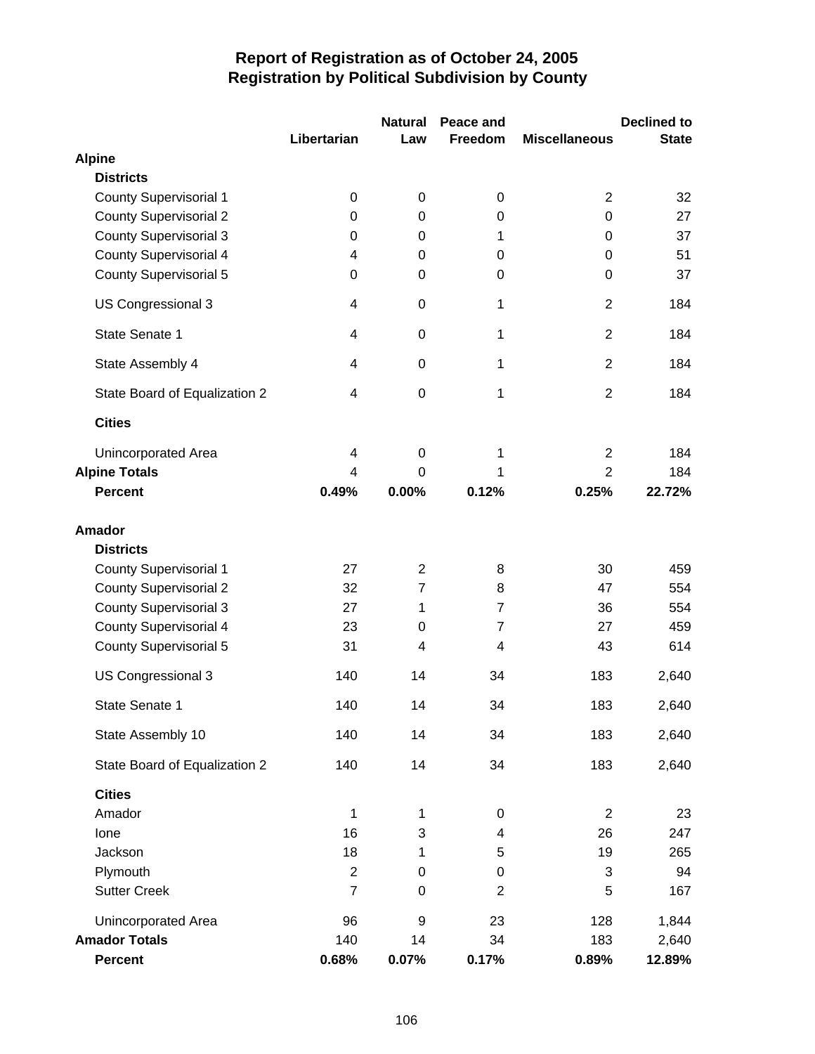# Report of Registration as of October 24, 2005
## Registration by Political Subdivision by County

| | Libertarian | Natural Law | Peace and Freedom | Miscellaneous | Declined to State |
|---|---|---|---|---|---|
| **Alpine** | | | | | |
| **Districts** | | | | | |
| County Supervisorial 1 | 0 | 0 | 0 | 2 | 32 |
| County Supervisorial 2 | 0 | 0 | 0 | 0 | 27 |
| County Supervisorial 3 | 0 | 0 | 1 | 0 | 37 |
| County Supervisorial 4 | 4 | 0 | 0 | 0 | 51 |
| County Supervisorial 5 | 0 | 0 | 0 | 0 | 37 |
| US Congressional 3 | 4 | 0 | 1 | 2 | 184 |
| State Senate 1 | 4 | 0 | 1 | 2 | 184 |
| State Assembly 4 | 4 | 0 | 1 | 2 | 184 |
| State Board of Equalization 2 | 4 | 0 | 1 | 2 | 184 |
| **Cities** | | | | | |
| Unincorporated Area | 4 | 0 | 1 | 2 | 184 |
| **Alpine Totals** | 4 | 0 | 1 | 2 | 184 |
| **Percent** | **0.49%** | **0.00%** | **0.12%** | **0.25%** | **22.72%** |
| **Amador** | | | | | |
| **Districts** | | | | | |
| County Supervisorial 1 | 27 | 2 | 8 | 30 | 459 |
| County Supervisorial 2 | 32 | 7 | 8 | 47 | 554 |
| County Supervisorial 3 | 27 | 1 | 7 | 36 | 554 |
| County Supervisorial 4 | 23 | 0 | 7 | 27 | 459 |
| County Supervisorial 5 | 31 | 4 | 4 | 43 | 614 |
| US Congressional 3 | 140 | 14 | 34 | 183 | 2,640 |
| State Senate 1 | 140 | 14 | 34 | 183 | 2,640 |
| State Assembly 10 | 140 | 14 | 34 | 183 | 2,640 |
| State Board of Equalization 2 | 140 | 14 | 34 | 183 | 2,640 |
| **Cities** | | | | | |
| Amador | 1 | 1 | 0 | 2 | 23 |
| Ione | 16 | 3 | 4 | 26 | 247 |
| Jackson | 18 | 1 | 5 | 19 | 265 |
| Plymouth | 2 | 0 | 0 | 3 | 94 |
| Sutter Creek | 7 | 0 | 2 | 5 | 167 |
| Unincorporated Area | 96 | 9 | 23 | 128 | 1,844 |
| **Amador Totals** | 140 | 14 | 34 | 183 | 2,640 |
| **Percent** | **0.68%** | **0.07%** | **0.17%** | **0.89%** | **12.89%** |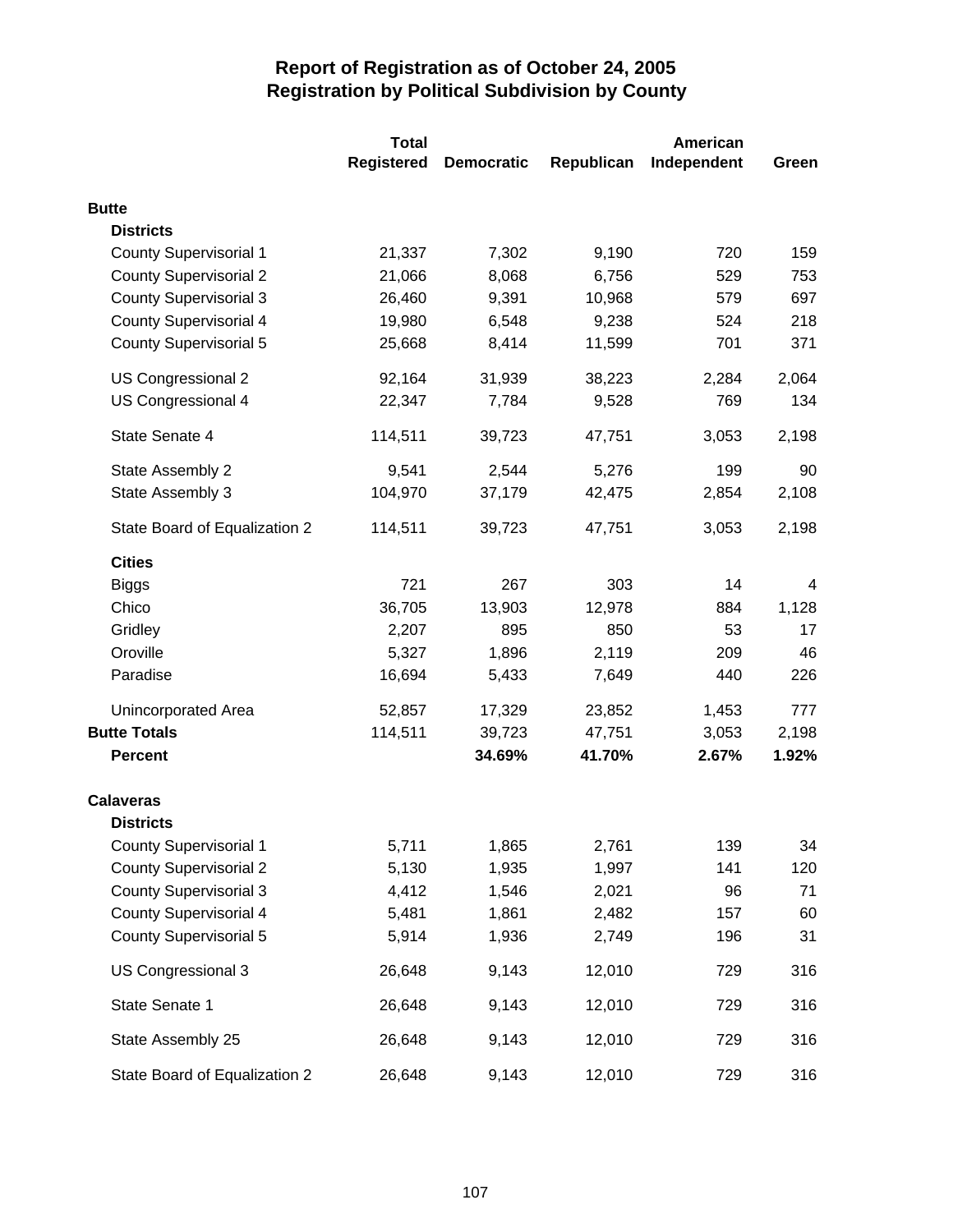# Report of Registration as of October 24, 2005
## Registration by Political Subdivision by County

| | Total Registered | Democratic | Republican | American Independent | Green |
|---|---|---|---|---|---|
| **Butte** | | | | | |
| **Districts** | | | | | |
| County Supervisorial 1 | 21,337 | 7,302 | 9,190 | 720 | 159 |
| County Supervisorial 2 | 21,066 | 8,068 | 6,756 | 529 | 753 |
| County Supervisorial 3 | 26,460 | 9,391 | 10,968 | 579 | 697 |
| County Supervisorial 4 | 19,980 | 6,548 | 9,238 | 524 | 218 |
| County Supervisorial 5 | 25,668 | 8,414 | 11,599 | 701 | 371 |
| US Congressional 2 | 92,164 | 31,939 | 38,223 | 2,284 | 2,064 |
| US Congressional 4 | 22,347 | 7,784 | 9,528 | 769 | 134 |
| State Senate 4 | 114,511 | 39,723 | 47,751 | 3,053 | 2,198 |
| State Assembly 2 | 9,541 | 2,544 | 5,276 | 199 | 90 |
| State Assembly 3 | 104,970 | 37,179 | 42,475 | 2,854 | 2,108 |
| State Board of Equalization 2 | 114,511 | 39,723 | 47,751 | 3,053 | 2,198 |
| **Cities** | | | | | |
| Biggs | 721 | 267 | 303 | 14 | 4 |
| Chico | 36,705 | 13,903 | 12,978 | 884 | 1,128 |
| Gridley | 2,207 | 895 | 850 | 53 | 17 |
| Oroville | 5,327 | 1,896 | 2,119 | 209 | 46 |
| Paradise | 16,694 | 5,433 | 7,649 | 440 | 226 |
| Unincorporated Area | 52,857 | 17,329 | 23,852 | 1,453 | 777 |
| **Butte Totals** | 114,511 | 39,723 | 47,751 | 3,053 | 2,198 |
| **Percent** | | **34.69%** | **41.70%** | **2.67%** | **1.92%** |
| **Calaveras** | | | | | |
| **Districts** | | | | | |
| County Supervisorial 1 | 5,711 | 1,865 | 2,761 | 139 | 34 |
| County Supervisorial 2 | 5,130 | 1,935 | 1,997 | 141 | 120 |
| County Supervisorial 3 | 4,412 | 1,546 | 2,021 | 96 | 71 |
| County Supervisorial 4 | 5,481 | 1,861 | 2,482 | 157 | 60 |
| County Supervisorial 5 | 5,914 | 1,936 | 2,749 | 196 | 31 |
| US Congressional 3 | 26,648 | 9,143 | 12,010 | 729 | 316 |
| State Senate 1 | 26,648 | 9,143 | 12,010 | 729 | 316 |
| State Assembly 25 | 26,648 | 9,143 | 12,010 | 729 | 316 |
| State Board of Equalization 2 | 26,648 | 9,143 | 12,010 | 729 | 316 |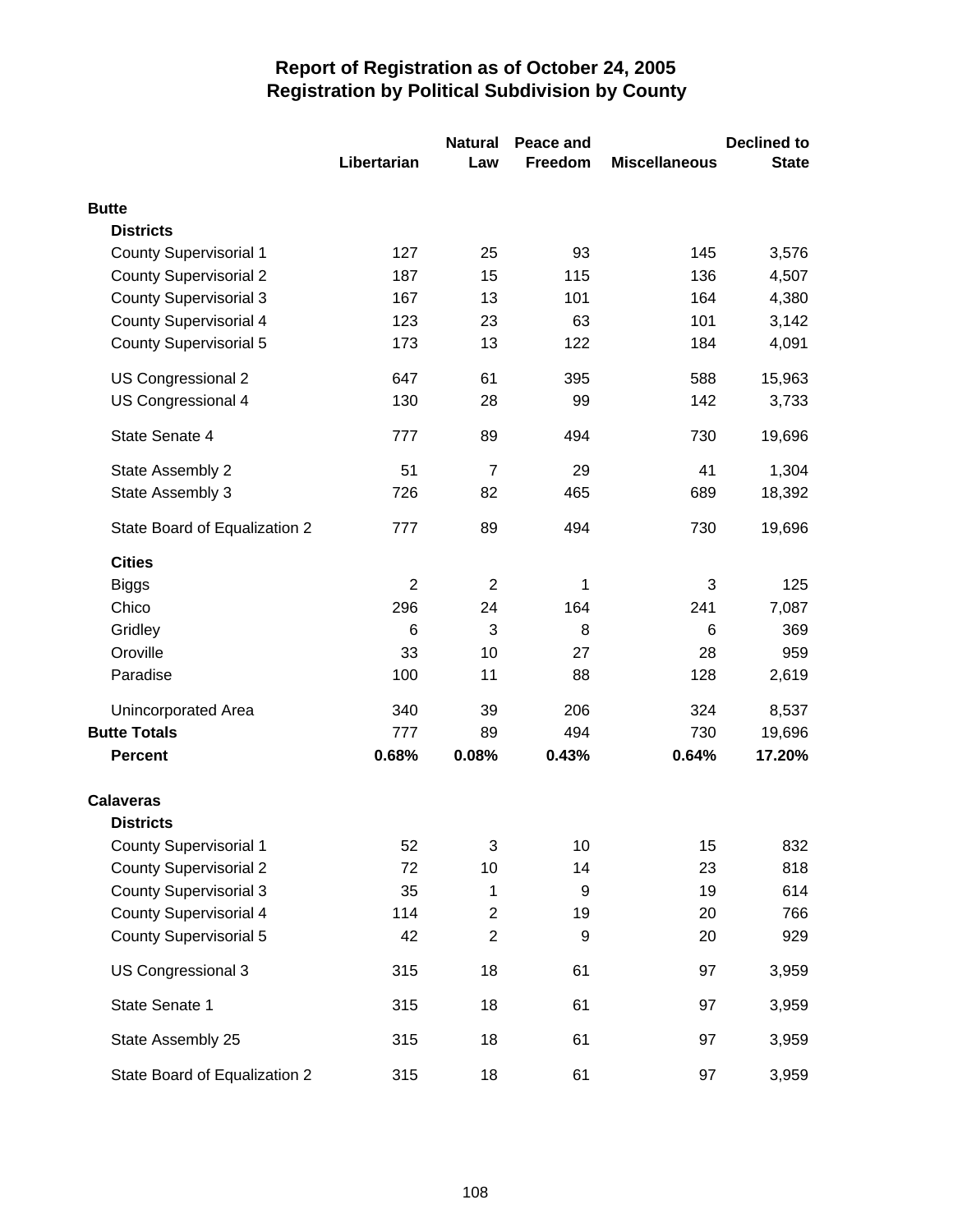# Report of Registration as of October 24, 2005
## Registration by Political Subdivision by County

| | Libertarian | Natural Law | Peace and Freedom | Miscellaneous | Declined to State |
|---|---|---|---|---|---|
| **Butte** | | | | | |
| **Districts** | | | | | |
| County Supervisorial 1 | 127 | 25 | 93 | 145 | 3,576 |
| County Supervisorial 2 | 187 | 15 | 115 | 136 | 4,507 |
| County Supervisorial 3 | 167 | 13 | 101 | 164 | 4,380 |
| County Supervisorial 4 | 123 | 23 | 63 | 101 | 3,142 |
| County Supervisorial 5 | 173 | 13 | 122 | 184 | 4,091 |
| US Congressional 2 | 647 | 61 | 395 | 588 | 15,963 |
| US Congressional 4 | 130 | 28 | 99 | 142 | 3,733 |
| State Senate 4 | 777 | 89 | 494 | 730 | 19,696 |
| State Assembly 2 | 51 | 7 | 29 | 41 | 1,304 |
| State Assembly 3 | 726 | 82 | 465 | 689 | 18,392 |
| State Board of Equalization 2 | 777 | 89 | 494 | 730 | 19,696 |
| **Cities** | | | | | |
| Biggs | 2 | 2 | 1 | 3 | 125 |
| Chico | 296 | 24 | 164 | 241 | 7,087 |
| Gridley | 6 | 3 | 8 | 6 | 369 |
| Oroville | 33 | 10 | 27 | 28 | 959 |
| Paradise | 100 | 11 | 88 | 128 | 2,619 |
| Unincorporated Area | 340 | 39 | 206 | 324 | 8,537 |
| **Butte Totals** | 777 | 89 | 494 | 730 | 19,696 |
| **Percent** | **0.68%** | **0.08%** | **0.43%** | **0.64%** | **17.20%** |
| **Calaveras** | | | | | |
| **Districts** | | | | | |
| County Supervisorial 1 | 52 | 3 | 10 | 15 | 832 |
| County Supervisorial 2 | 72 | 10 | 14 | 23 | 818 |
| County Supervisorial 3 | 35 | 1 | 9 | 19 | 614 |
| County Supervisorial 4 | 114 | 2 | 19 | 20 | 766 |
| County Supervisorial 5 | 42 | 2 | 9 | 20 | 929 |
| US Congressional 3 | 315 | 18 | 61 | 97 | 3,959 |
| State Senate 1 | 315 | 18 | 61 | 97 | 3,959 |
| State Assembly 25 | 315 | 18 | 61 | 97 | 3,959 |
| State Board of Equalization 2 | 315 | 18 | 61 | 97 | 3,959 |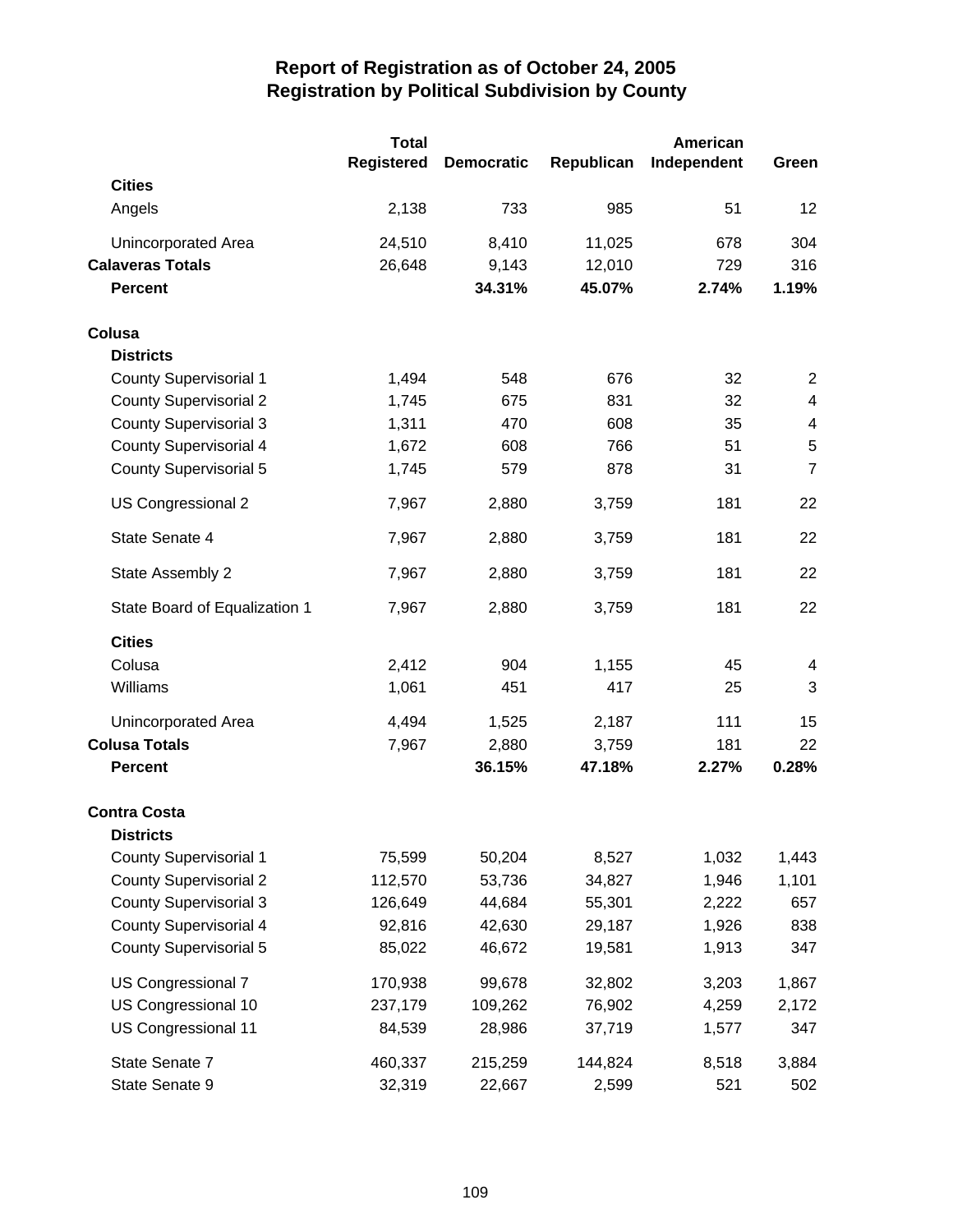# Report of Registration as of October 24, 2005
## Registration by Political Subdivision by County

| | Total Registered | Democratic | Republican | American Independent | Green |
|---|---|---|---|---|---|
| **Cities** | | | | | |
| Angels | 2,138 | 733 | 985 | 51 | 12 |
| Unincorporated Area | 24,510 | 8,410 | 11,025 | 678 | 304 |
| **Calaveras Totals** | 26,648 | 9,143 | 12,010 | 729 | 316 |
| **Percent** | | **34.31%** | **45.07%** | **2.74%** | **1.19%** |
| **Colusa** | | | | | |
| **Districts** | | | | | |
| County Supervisorial 1 | 1,494 | 548 | 676 | 32 | 2 |
| County Supervisorial 2 | 1,745 | 675 | 831 | 32 | 4 |
| County Supervisorial 3 | 1,311 | 470 | 608 | 35 | 4 |
| County Supervisorial 4 | 1,672 | 608 | 766 | 51 | 5 |
| County Supervisorial 5 | 1,745 | 579 | 878 | 31 | 7 |
| US Congressional 2 | 7,967 | 2,880 | 3,759 | 181 | 22 |
| State Senate 4 | 7,967 | 2,880 | 3,759 | 181 | 22 |
| State Assembly 2 | 7,967 | 2,880 | 3,759 | 181 | 22 |
| State Board of Equalization 1 | 7,967 | 2,880 | 3,759 | 181 | 22 |
| **Cities** | | | | | |
| Colusa | 2,412 | 904 | 1,155 | 45 | 4 |
| Williams | 1,061 | 451 | 417 | 25 | 3 |
| Unincorporated Area | 4,494 | 1,525 | 2,187 | 111 | 15 |
| **Colusa Totals** | 7,967 | 2,880 | 3,759 | 181 | 22 |
| **Percent** | | **36.15%** | **47.18%** | **2.27%** | **0.28%** |
| **Contra Costa** | | | | | |
| **Districts** | | | | | |
| County Supervisorial 1 | 75,599 | 50,204 | 8,527 | 1,032 | 1,443 |
| County Supervisorial 2 | 112,570 | 53,736 | 34,827 | 1,946 | 1,101 |
| County Supervisorial 3 | 126,649 | 44,684 | 55,301 | 2,222 | 657 |
| County Supervisorial 4 | 92,816 | 42,630 | 29,187 | 1,926 | 838 |
| County Supervisorial 5 | 85,022 | 46,672 | 19,581 | 1,913 | 347 |
| US Congressional 7 | 170,938 | 99,678 | 32,802 | 3,203 | 1,867 |
| US Congressional 10 | 237,179 | 109,262 | 76,902 | 4,259 | 2,172 |
| US Congressional 11 | 84,539 | 28,986 | 37,719 | 1,577 | 347 |
| State Senate 7 | 460,337 | 215,259 | 144,824 | 8,518 | 3,884 |
| State Senate 9 | 32,319 | 22,667 | 2,599 | 521 | 502 |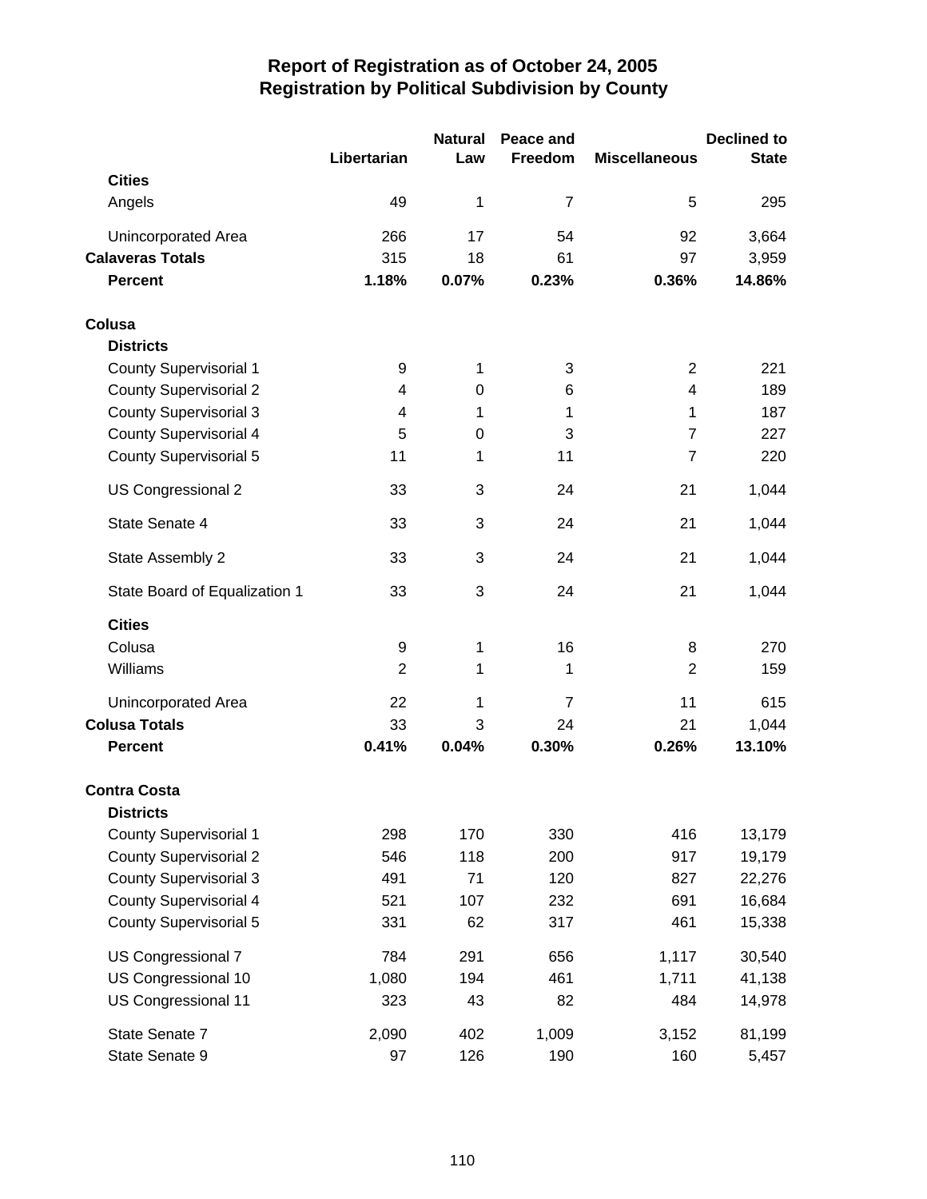# Report of Registration as of October 24, 2005
## Registration by Political Subdivision by County

| | Libertarian | Natural Law | Peace and Freedom | Miscellaneous | Declined to State |
|---|---|---|---|---|---|
| **Cities** | | | | | |
| Angels | 49 | 1 | 7 | 5 | 295 |
| Unincorporated Area | 266 | 17 | 54 | 92 | 3,664 |
| **Calaveras Totals** | 315 | 18 | 61 | 97 | 3,959 |
| **Percent** | **1.18%** | **0.07%** | **0.23%** | **0.36%** | **14.86%** |
| **Colusa** | | | | | |
| **Districts** | | | | | |
| County Supervisorial 1 | 9 | 1 | 3 | 2 | 221 |
| County Supervisorial 2 | 4 | 0 | 6 | 4 | 189 |
| County Supervisorial 3 | 4 | 1 | 1 | 1 | 187 |
| County Supervisorial 4 | 5 | 0 | 3 | 7 | 227 |
| County Supervisorial 5 | 11 | 1 | 11 | 7 | 220 |
| US Congressional 2 | 33 | 3 | 24 | 21 | 1,044 |
| State Senate 4 | 33 | 3 | 24 | 21 | 1,044 |
| State Assembly 2 | 33 | 3 | 24 | 21 | 1,044 |
| State Board of Equalization 1 | 33 | 3 | 24 | 21 | 1,044 |
| **Cities** | | | | | |
| Colusa | 9 | 1 | 16 | 8 | 270 |
| Williams | 2 | 1 | 1 | 2 | 159 |
| Unincorporated Area | 22 | 1 | 7 | 11 | 615 |
| **Colusa Totals** | 33 | 3 | 24 | 21 | 1,044 |
| **Percent** | **0.41%** | **0.04%** | **0.30%** | **0.26%** | **13.10%** |
| **Contra Costa** | | | | | |
| **Districts** | | | | | |
| County Supervisorial 1 | 298 | 170 | 330 | 416 | 13,179 |
| County Supervisorial 2 | 546 | 118 | 200 | 917 | 19,179 |
| County Supervisorial 3 | 491 | 71 | 120 | 827 | 22,276 |
| County Supervisorial 4 | 521 | 107 | 232 | 691 | 16,684 |
| County Supervisorial 5 | 331 | 62 | 317 | 461 | 15,338 |
| US Congressional 7 | 784 | 291 | 656 | 1,117 | 30,540 |
| US Congressional 10 | 1,080 | 194 | 461 | 1,711 | 41,138 |
| US Congressional 11 | 323 | 43 | 82 | 484 | 14,978 |
| State Senate 7 | 2,090 | 402 | 1,009 | 3,152 | 81,199 |
| State Senate 9 | 97 | 126 | 190 | 160 | 5,457 |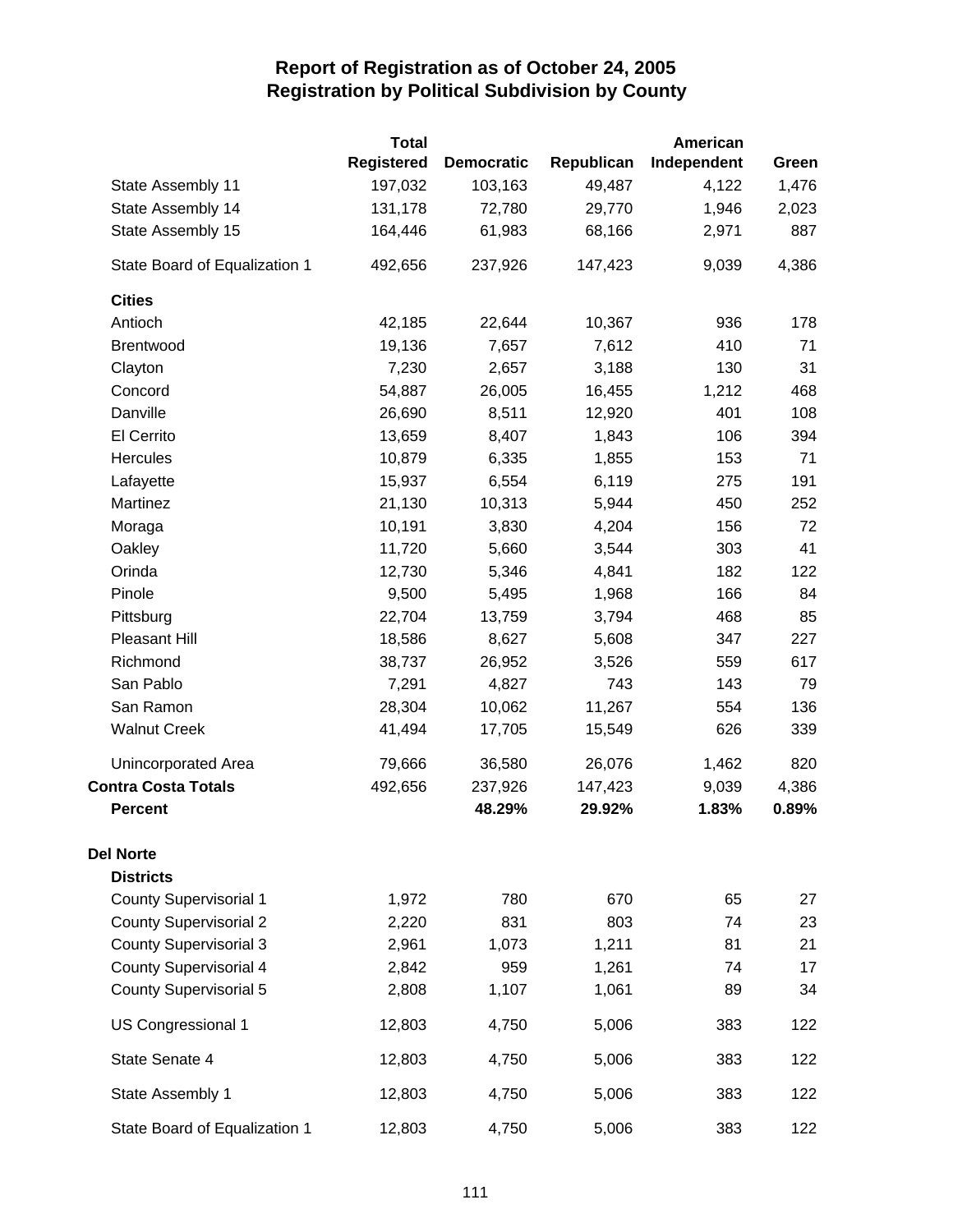# Report of Registration as of October 24, 2005
## Registration by Political Subdivision by County

| | Total Registered | Democratic | Republican | American Independent | Green |
|---|---|---|---|---|---|
| State Assembly 11 | 197,032 | 103,163 | 49,487 | 4,122 | 1,476 |
| State Assembly 14 | 131,178 | 72,780 | 29,770 | 1,946 | 2,023 |
| State Assembly 15 | 164,446 | 61,983 | 68,166 | 2,971 | 887 |
| State Board of Equalization 1 | 492,656 | 237,926 | 147,423 | 9,039 | 4,386 |
| **Cities** | | | | | |
| Antioch | 42,185 | 22,644 | 10,367 | 936 | 178 |
| Brentwood | 19,136 | 7,657 | 7,612 | 410 | 71 |
| Clayton | 7,230 | 2,657 | 3,188 | 130 | 31 |
| Concord | 54,887 | 26,005 | 16,455 | 1,212 | 468 |
| Danville | 26,690 | 8,511 | 12,920 | 401 | 108 |
| El Cerrito | 13,659 | 8,407 | 1,843 | 106 | 394 |
| Hercules | 10,879 | 6,335 | 1,855 | 153 | 71 |
| Lafayette | 15,937 | 6,554 | 6,119 | 275 | 191 |
| Martinez | 21,130 | 10,313 | 5,944 | 450 | 252 |
| Moraga | 10,191 | 3,830 | 4,204 | 156 | 72 |
| Oakley | 11,720 | 5,660 | 3,544 | 303 | 41 |
| Orinda | 12,730 | 5,346 | 4,841 | 182 | 122 |
| Pinole | 9,500 | 5,495 | 1,968 | 166 | 84 |
| Pittsburg | 22,704 | 13,759 | 3,794 | 468 | 85 |
| Pleasant Hill | 18,586 | 8,627 | 5,608 | 347 | 227 |
| Richmond | 38,737 | 26,952 | 3,526 | 559 | 617 |
| San Pablo | 7,291 | 4,827 | 743 | 143 | 79 |
| San Ramon | 28,304 | 10,062 | 11,267 | 554 | 136 |
| Walnut Creek | 41,494 | 17,705 | 15,549 | 626 | 339 |
| Unincorporated Area | 79,666 | 36,580 | 26,076 | 1,462 | 820 |
| **Contra Costa Totals** | 492,656 | 237,926 | 147,423 | 9,039 | 4,386 |
| **Percent** | | **48.29%** | **29.92%** | **1.83%** | **0.89%** |
| **Del Norte** | | | | | |
| **Districts** | | | | | |
| County Supervisorial 1 | 1,972 | 780 | 670 | 65 | 27 |
| County Supervisorial 2 | 2,220 | 831 | 803 | 74 | 23 |
| County Supervisorial 3 | 2,961 | 1,073 | 1,211 | 81 | 21 |
| County Supervisorial 4 | 2,842 | 959 | 1,261 | 74 | 17 |
| County Supervisorial 5 | 2,808 | 1,107 | 1,061 | 89 | 34 |
| US Congressional 1 | 12,803 | 4,750 | 5,006 | 383 | 122 |
| State Senate 4 | 12,803 | 4,750 | 5,006 | 383 | 122 |
| State Assembly 1 | 12,803 | 4,750 | 5,006 | 383 | 122 |
| State Board of Equalization 1 | 12,803 | 4,750 | 5,006 | 383 | 122 |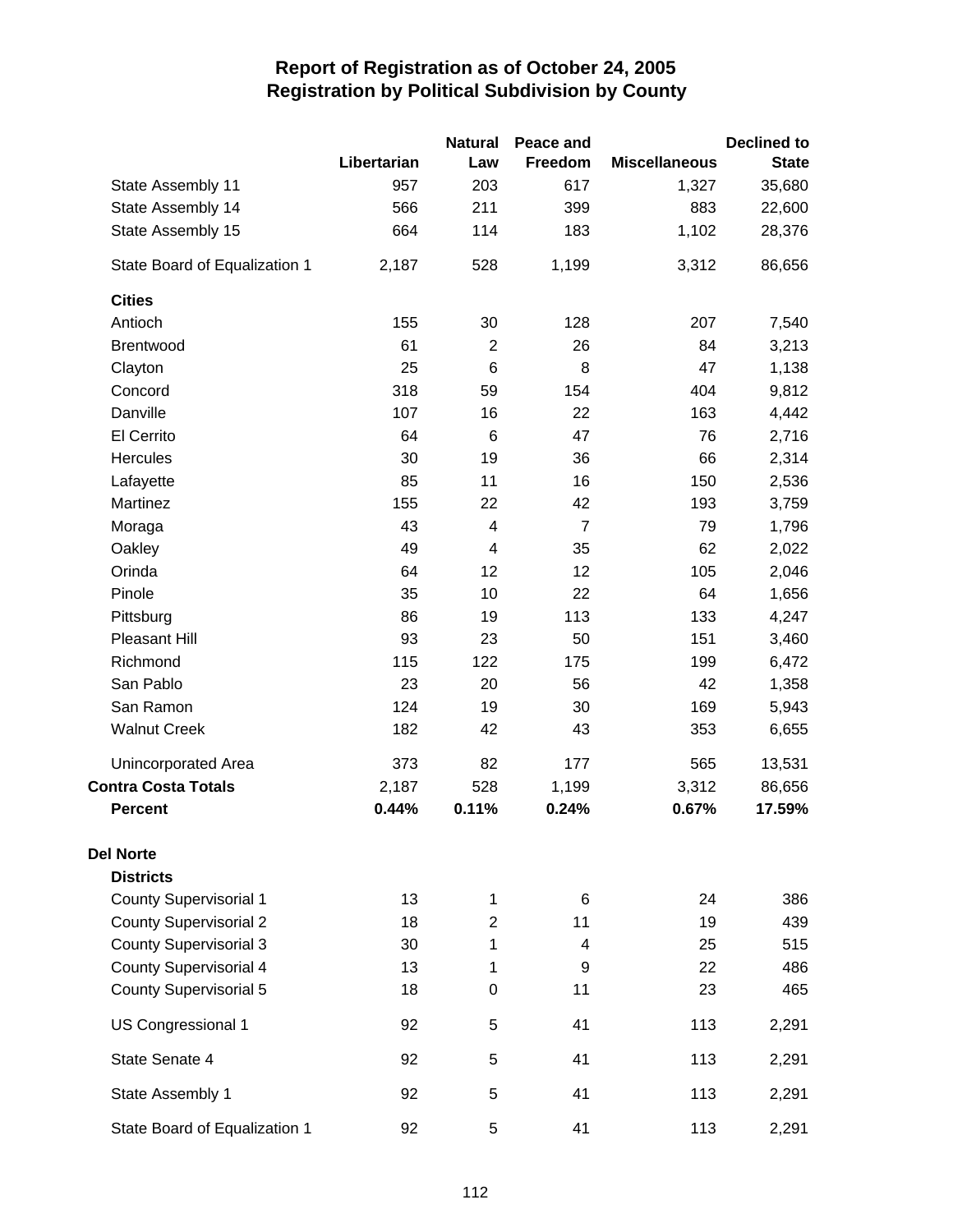# Report of Registration as of October 24, 2005
## Registration by Political Subdivision by County

| | Libertarian | Natural Law | Peace and Freedom | Miscellaneous | Declined to State |
|---|---|---|---|---|---|
| State Assembly 11 | 957 | 203 | 617 | 1,327 | 35,680 |
| State Assembly 14 | 566 | 211 | 399 | 883 | 22,600 |
| State Assembly 15 | 664 | 114 | 183 | 1,102 | 28,376 |
| State Board of Equalization 1 | 2,187 | 528 | 1,199 | 3,312 | 86,656 |
| **Cities** | | | | | |
| Antioch | 155 | 30 | 128 | 207 | 7,540 |
| Brentwood | 61 | 2 | 26 | 84 | 3,213 |
| Clayton | 25 | 6 | 8 | 47 | 1,138 |
| Concord | 318 | 59 | 154 | 404 | 9,812 |
| Danville | 107 | 16 | 22 | 163 | 4,442 |
| El Cerrito | 64 | 6 | 47 | 76 | 2,716 |
| Hercules | 30 | 19 | 36 | 66 | 2,314 |
| Lafayette | 85 | 11 | 16 | 150 | 2,536 |
| Martinez | 155 | 22 | 42 | 193 | 3,759 |
| Moraga | 43 | 4 | 7 | 79 | 1,796 |
| Oakley | 49 | 4 | 35 | 62 | 2,022 |
| Orinda | 64 | 12 | 12 | 105 | 2,046 |
| Pinole | 35 | 10 | 22 | 64 | 1,656 |
| Pittsburg | 86 | 19 | 113 | 133 | 4,247 |
| Pleasant Hill | 93 | 23 | 50 | 151 | 3,460 |
| Richmond | 115 | 122 | 175 | 199 | 6,472 |
| San Pablo | 23 | 20 | 56 | 42 | 1,358 |
| San Ramon | 124 | 19 | 30 | 169 | 5,943 |
| Walnut Creek | 182 | 42 | 43 | 353 | 6,655 |
| Unincorporated Area | 373 | 82 | 177 | 565 | 13,531 |
| **Contra Costa Totals** | 2,187 | 528 | 1,199 | 3,312 | 86,656 |
| **Percent** | **0.44%** | **0.11%** | **0.24%** | **0.67%** | **17.59%** |
| **Del Norte** | | | | | |
| **Districts** | | | | | |
| County Supervisorial 1 | 13 | 1 | 6 | 24 | 386 |
| County Supervisorial 2 | 18 | 2 | 11 | 19 | 439 |
| County Supervisorial 3 | 30 | 1 | 4 | 25 | 515 |
| County Supervisorial 4 | 13 | 1 | 9 | 22 | 486 |
| County Supervisorial 5 | 18 | 0 | 11 | 23 | 465 |
| US Congressional 1 | 92 | 5 | 41 | 113 | 2,291 |
| State Senate 4 | 92 | 5 | 41 | 113 | 2,291 |
| State Assembly 1 | 92 | 5 | 41 | 113 | 2,291 |
| State Board of Equalization 1 | 92 | 5 | 41 | 113 | 2,291 |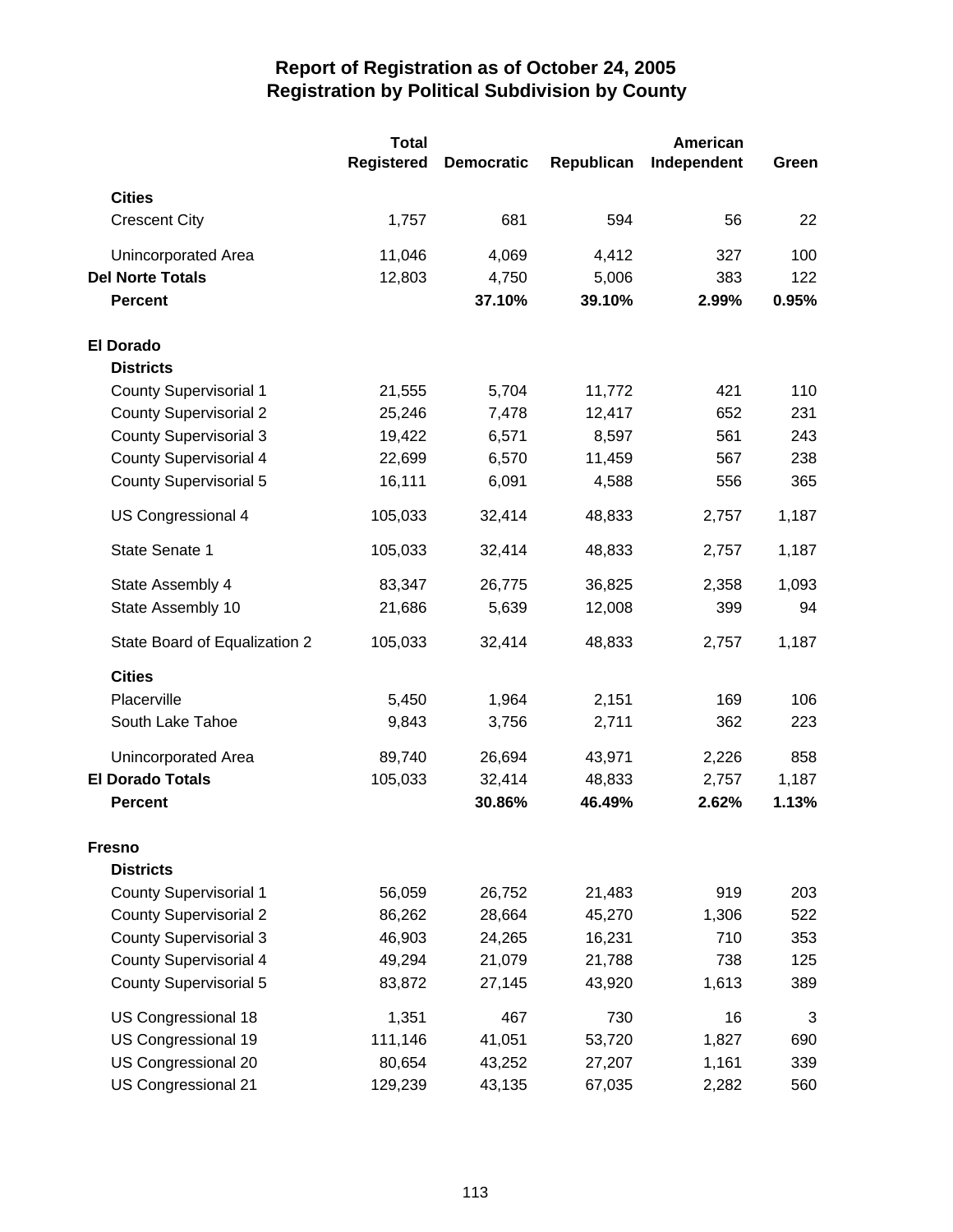# Report of Registration as of October 24, 2005
## Registration by Political Subdivision by County

| | Total Registered | Democratic | Republican | American Independent | Green |
|---|---|---|---|---|---|
| **Cities** | | | | | |
| Crescent City | 1,757 | 681 | 594 | 56 | 22 |
| Unincorporated Area | 11,046 | 4,069 | 4,412 | 327 | 100 |
| **Del Norte Totals** | 12,803 | 4,750 | 5,006 | 383 | 122 |
| **Percent** | | **37.10%** | **39.10%** | **2.99%** | **0.95%** |
| **El Dorado** | | | | | |
| **Districts** | | | | | |
| County Supervisorial 1 | 21,555 | 5,704 | 11,772 | 421 | 110 |
| County Supervisorial 2 | 25,246 | 7,478 | 12,417 | 652 | 231 |
| County Supervisorial 3 | 19,422 | 6,571 | 8,597 | 561 | 243 |
| County Supervisorial 4 | 22,699 | 6,570 | 11,459 | 567 | 238 |
| County Supervisorial 5 | 16,111 | 6,091 | 4,588 | 556 | 365 |
| US Congressional 4 | 105,033 | 32,414 | 48,833 | 2,757 | 1,187 |
| State Senate 1 | 105,033 | 32,414 | 48,833 | 2,757 | 1,187 |
| State Assembly 4 | 83,347 | 26,775 | 36,825 | 2,358 | 1,093 |
| State Assembly 10 | 21,686 | 5,639 | 12,008 | 399 | 94 |
| State Board of Equalization 2 | 105,033 | 32,414 | 48,833 | 2,757 | 1,187 |
| **Cities** | | | | | |
| Placerville | 5,450 | 1,964 | 2,151 | 169 | 106 |
| South Lake Tahoe | 9,843 | 3,756 | 2,711 | 362 | 223 |
| Unincorporated Area | 89,740 | 26,694 | 43,971 | 2,226 | 858 |
| **El Dorado Totals** | 105,033 | 32,414 | 48,833 | 2,757 | 1,187 |
| **Percent** | | **30.86%** | **46.49%** | **2.62%** | **1.13%** |
| **Fresno** | | | | | |
| **Districts** | | | | | |
| County Supervisorial 1 | 56,059 | 26,752 | 21,483 | 919 | 203 |
| County Supervisorial 2 | 86,262 | 28,664 | 45,270 | 1,306 | 522 |
| County Supervisorial 3 | 46,903 | 24,265 | 16,231 | 710 | 353 |
| County Supervisorial 4 | 49,294 | 21,079 | 21,788 | 738 | 125 |
| County Supervisorial 5 | 83,872 | 27,145 | 43,920 | 1,613 | 389 |
| US Congressional 18 | 1,351 | 467 | 730 | 16 | 3 |
| US Congressional 19 | 111,146 | 41,051 | 53,720 | 1,827 | 690 |
| US Congressional 20 | 80,654 | 43,252 | 27,207 | 1,161 | 339 |
| US Congressional 21 | 129,239 | 43,135 | 67,035 | 2,282 | 560 |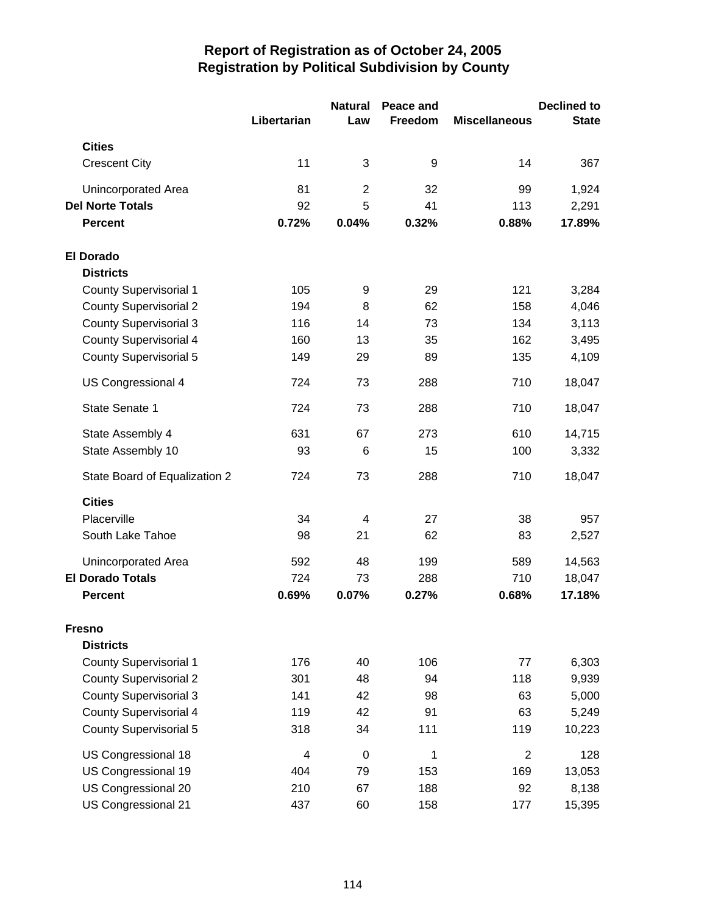# Report of Registration as of October 24, 2005
## Registration by Political Subdivision by County

| | Libertarian | Natural Law | Peace and Freedom | Miscellaneous | Declined to State |
|---|---|---|---|---|---|
| **Cities** | | | | | |
| Crescent City | 11 | 3 | 9 | 14 | 367 |
| Unincorporated Area | 81 | 2 | 32 | 99 | 1,924 |
| **Del Norte Totals** | 92 | 5 | 41 | 113 | 2,291 |
| **Percent** | **0.72%** | **0.04%** | **0.32%** | **0.88%** | **17.89%** |
| **El Dorado** | | | | | |
| **Districts** | | | | | |
| County Supervisorial 1 | 105 | 9 | 29 | 121 | 3,284 |
| County Supervisorial 2 | 194 | 8 | 62 | 158 | 4,046 |
| County Supervisorial 3 | 116 | 14 | 73 | 134 | 3,113 |
| County Supervisorial 4 | 160 | 13 | 35 | 162 | 3,495 |
| County Supervisorial 5 | 149 | 29 | 89 | 135 | 4,109 |
| US Congressional 4 | 724 | 73 | 288 | 710 | 18,047 |
| State Senate 1 | 724 | 73 | 288 | 710 | 18,047 |
| State Assembly 4 | 631 | 67 | 273 | 610 | 14,715 |
| State Assembly 10 | 93 | 6 | 15 | 100 | 3,332 |
| State Board of Equalization 2 | 724 | 73 | 288 | 710 | 18,047 |
| **Cities** | | | | | |
| Placerville | 34 | 4 | 27 | 38 | 957 |
| South Lake Tahoe | 98 | 21 | 62 | 83 | 2,527 |
| Unincorporated Area | 592 | 48 | 199 | 589 | 14,563 |
| **El Dorado Totals** | 724 | 73 | 288 | 710 | 18,047 |
| **Percent** | **0.69%** | **0.07%** | **0.27%** | **0.68%** | **17.18%** |
| **Fresno** | | | | | |
| **Districts** | | | | | |
| County Supervisorial 1 | 176 | 40 | 106 | 77 | 6,303 |
| County Supervisorial 2 | 301 | 48 | 94 | 118 | 9,939 |
| County Supervisorial 3 | 141 | 42 | 98 | 63 | 5,000 |
| County Supervisorial 4 | 119 | 42 | 91 | 63 | 5,249 |
| County Supervisorial 5 | 318 | 34 | 111 | 119 | 10,223 |
| US Congressional 18 | 4 | 0 | 1 | 2 | 128 |
| US Congressional 19 | 404 | 79 | 153 | 169 | 13,053 |
| US Congressional 20 | 210 | 67 | 188 | 92 | 8,138 |
| US Congressional 21 | 437 | 60 | 158 | 177 | 15,395 |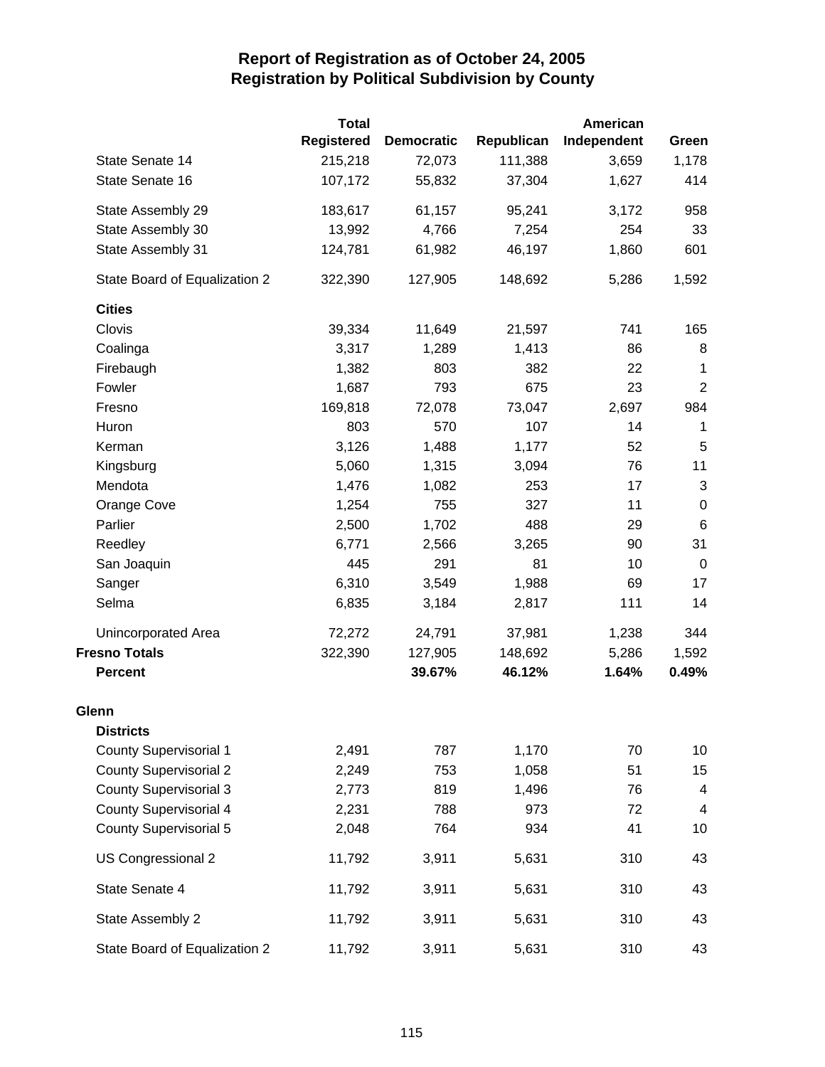# Report of Registration as of October 24, 2005
## Registration by Political Subdivision by County

| | Total Registered | Democratic | Republican | American Independent | Green |
|---|---|---|---|---|---|
| State Senate 14 | 215,218 | 72,073 | 111,388 | 3,659 | 1,178 |
| State Senate 16 | 107,172 | 55,832 | 37,304 | 1,627 | 414 |
| State Assembly 29 | 183,617 | 61,157 | 95,241 | 3,172 | 958 |
| State Assembly 30 | 13,992 | 4,766 | 7,254 | 254 | 33 |
| State Assembly 31 | 124,781 | 61,982 | 46,197 | 1,860 | 601 |
| State Board of Equalization 2 | 322,390 | 127,905 | 148,692 | 5,286 | 1,592 |
| **Cities** | | | | | |
| Clovis | 39,334 | 11,649 | 21,597 | 741 | 165 |
| Coalinga | 3,317 | 1,289 | 1,413 | 86 | 8 |
| Firebaugh | 1,382 | 803 | 382 | 22 | 1 |
| Fowler | 1,687 | 793 | 675 | 23 | 2 |
| Fresno | 169,818 | 72,078 | 73,047 | 2,697 | 984 |
| Huron | 803 | 570 | 107 | 14 | 1 |
| Kerman | 3,126 | 1,488 | 1,177 | 52 | 5 |
| Kingsburg | 5,060 | 1,315 | 3,094 | 76 | 11 |
| Mendota | 1,476 | 1,082 | 253 | 17 | 3 |
| Orange Cove | 1,254 | 755 | 327 | 11 | 0 |
| Parlier | 2,500 | 1,702 | 488 | 29 | 6 |
| Reedley | 6,771 | 2,566 | 3,265 | 90 | 31 |
| San Joaquin | 445 | 291 | 81 | 10 | 0 |
| Sanger | 6,310 | 3,549 | 1,988 | 69 | 17 |
| Selma | 6,835 | 3,184 | 2,817 | 111 | 14 |
| Unincorporated Area | 72,272 | 24,791 | 37,981 | 1,238 | 344 |
| **Fresno Totals** | 322,390 | 127,905 | 148,692 | 5,286 | 1,592 |
| **Percent** | | **39.67%** | **46.12%** | **1.64%** | **0.49%** |
| **Glenn** | | | | | |
| **Districts** | | | | | |
| County Supervisorial 1 | 2,491 | 787 | 1,170 | 70 | 10 |
| County Supervisorial 2 | 2,249 | 753 | 1,058 | 51 | 15 |
| County Supervisorial 3 | 2,773 | 819 | 1,496 | 76 | 4 |
| County Supervisorial 4 | 2,231 | 788 | 973 | 72 | 4 |
| County Supervisorial 5 | 2,048 | 764 | 934 | 41 | 10 |
| US Congressional 2 | 11,792 | 3,911 | 5,631 | 310 | 43 |
| State Senate 4 | 11,792 | 3,911 | 5,631 | 310 | 43 |
| State Assembly 2 | 11,792 | 3,911 | 5,631 | 310 | 43 |
| State Board of Equalization 2 | 11,792 | 3,911 | 5,631 | 310 | 43 |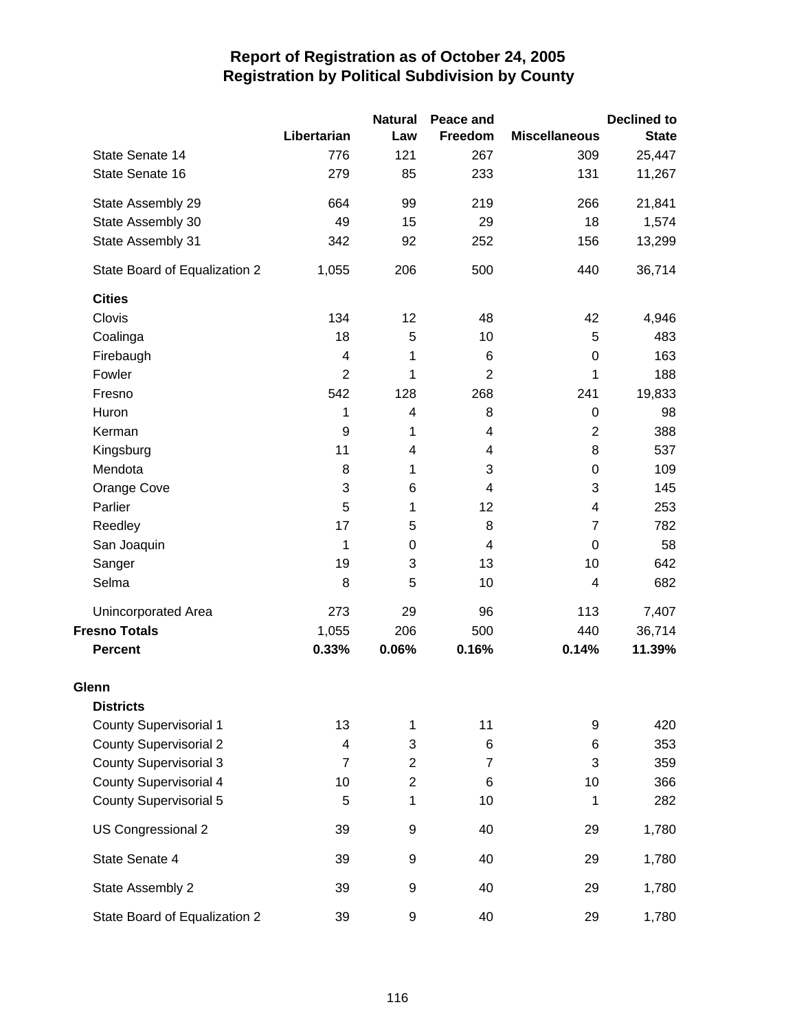# Report of Registration as of October 24, 2005
## Registration by Political Subdivision by County

| | Libertarian | Natural Law | Peace and Freedom | Miscellaneous | Declined to State |
|---|---|---|---|---|---|
| State Senate 14 | 776 | 121 | 267 | 309 | 25,447 |
| State Senate 16 | 279 | 85 | 233 | 131 | 11,267 |
| State Assembly 29 | 664 | 99 | 219 | 266 | 21,841 |
| State Assembly 30 | 49 | 15 | 29 | 18 | 1,574 |
| State Assembly 31 | 342 | 92 | 252 | 156 | 13,299 |
| State Board of Equalization 2 | 1,055 | 206 | 500 | 440 | 36,714 |
| **Cities** | | | | | |
| Clovis | 134 | 12 | 48 | 42 | 4,946 |
| Coalinga | 18 | 5 | 10 | 5 | 483 |
| Firebaugh | 4 | 1 | 6 | 0 | 163 |
| Fowler | 2 | 1 | 2 | 1 | 188 |
| Fresno | 542 | 128 | 268 | 241 | 19,833 |
| Huron | 1 | 4 | 8 | 0 | 98 |
| Kerman | 9 | 1 | 4 | 2 | 388 |
| Kingsburg | 11 | 4 | 4 | 8 | 537 |
| Mendota | 8 | 1 | 3 | 0 | 109 |
| Orange Cove | 3 | 6 | 4 | 3 | 145 |
| Parlier | 5 | 1 | 12 | 4 | 253 |
| Reedley | 17 | 5 | 8 | 7 | 782 |
| San Joaquin | 1 | 0 | 4 | 0 | 58 |
| Sanger | 19 | 3 | 13 | 10 | 642 |
| Selma | 8 | 5 | 10 | 4 | 682 |
| Unincorporated Area | 273 | 29 | 96 | 113 | 7,407 |
| **Fresno Totals** | 1,055 | 206 | 500 | 440 | 36,714 |
| **Percent** | **0.33%** | **0.06%** | **0.16%** | **0.14%** | **11.39%** |
| **Glenn** | | | | | |
| **Districts** | | | | | |
| County Supervisorial 1 | 13 | 1 | 11 | 9 | 420 |
| County Supervisorial 2 | 4 | 3 | 6 | 6 | 353 |
| County Supervisorial 3 | 7 | 2 | 7 | 3 | 359 |
| County Supervisorial 4 | 10 | 2 | 6 | 10 | 366 |
| County Supervisorial 5 | 5 | 1 | 10 | 1 | 282 |
| US Congressional 2 | 39 | 9 | 40 | 29 | 1,780 |
| State Senate 4 | 39 | 9 | 40 | 29 | 1,780 |
| State Assembly 2 | 39 | 9 | 40 | 29 | 1,780 |
| State Board of Equalization 2 | 39 | 9 | 40 | 29 | 1,780 |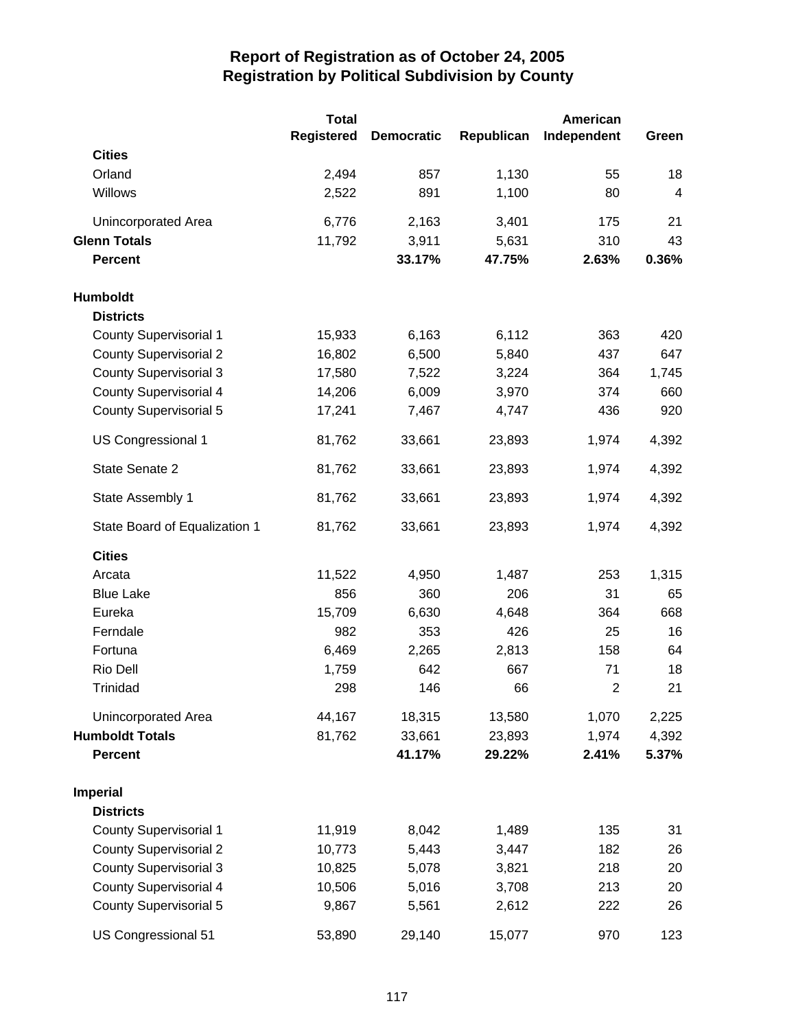# Report of Registration as of October 24, 2005
## Registration by Political Subdivision by County

| | Total Registered | Democratic | Republican | American Independent | Green |
|---|---|---|---|---|---|
| **Cities** | | | | | |
| Orland | 2,494 | 857 | 1,130 | 55 | 18 |
| Willows | 2,522 | 891 | 1,100 | 80 | 4 |
| Unincorporated Area | 6,776 | 2,163 | 3,401 | 175 | 21 |
| **Glenn Totals** | 11,792 | 3,911 | 5,631 | 310 | 43 |
| **Percent** | | **33.17%** | **47.75%** | **2.63%** | **0.36%** |
| **Humboldt** | | | | | |
| **Districts** | | | | | |
| County Supervisorial 1 | 15,933 | 6,163 | 6,112 | 363 | 420 |
| County Supervisorial 2 | 16,802 | 6,500 | 5,840 | 437 | 647 |
| County Supervisorial 3 | 17,580 | 7,522 | 3,224 | 364 | 1,745 |
| County Supervisorial 4 | 14,206 | 6,009 | 3,970 | 374 | 660 |
| County Supervisorial 5 | 17,241 | 7,467 | 4,747 | 436 | 920 |
| US Congressional 1 | 81,762 | 33,661 | 23,893 | 1,974 | 4,392 |
| State Senate 2 | 81,762 | 33,661 | 23,893 | 1,974 | 4,392 |
| State Assembly 1 | 81,762 | 33,661 | 23,893 | 1,974 | 4,392 |
| State Board of Equalization 1 | 81,762 | 33,661 | 23,893 | 1,974 | 4,392 |
| **Cities** | | | | | |
| Arcata | 11,522 | 4,950 | 1,487 | 253 | 1,315 |
| Blue Lake | 856 | 360 | 206 | 31 | 65 |
| Eureka | 15,709 | 6,630 | 4,648 | 364 | 668 |
| Ferndale | 982 | 353 | 426 | 25 | 16 |
| Fortuna | 6,469 | 2,265 | 2,813 | 158 | 64 |
| Rio Dell | 1,759 | 642 | 667 | 71 | 18 |
| Trinidad | 298 | 146 | 66 | 2 | 21 |
| Unincorporated Area | 44,167 | 18,315 | 13,580 | 1,070 | 2,225 |
| **Humboldt Totals** | 81,762 | 33,661 | 23,893 | 1,974 | 4,392 |
| **Percent** | | **41.17%** | **29.22%** | **2.41%** | **5.37%** |
| **Imperial** | | | | | |
| **Districts** | | | | | |
| County Supervisorial 1 | 11,919 | 8,042 | 1,489 | 135 | 31 |
| County Supervisorial 2 | 10,773 | 5,443 | 3,447 | 182 | 26 |
| County Supervisorial 3 | 10,825 | 5,078 | 3,821 | 218 | 20 |
| County Supervisorial 4 | 10,506 | 5,016 | 3,708 | 213 | 20 |
| County Supervisorial 5 | 9,867 | 5,561 | 2,612 | 222 | 26 |
| US Congressional 51 | 53,890 | 29,140 | 15,077 | 970 | 123 |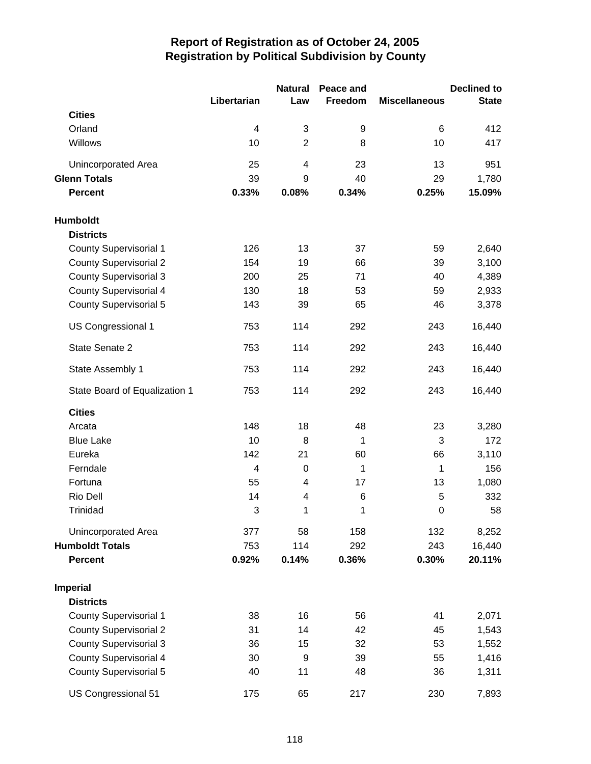# Report of Registration as of October 24, 2005
## Registration by Political Subdivision by County

| | Libertarian | Natural Law | Peace and Freedom | Miscellaneous | Declined to State |
|---|---|---|---|---|---|
| **Cities** | | | | | |
| Orland | 4 | 3 | 9 | 6 | 412 |
| Willows | 10 | 2 | 8 | 10 | 417 |
| Unincorporated Area | 25 | 4 | 23 | 13 | 951 |
| **Glenn Totals** | 39 | 9 | 40 | 29 | 1,780 |
| **Percent** | **0.33%** | **0.08%** | **0.34%** | **0.25%** | **15.09%** |
| **Humboldt** | | | | | |
| **Districts** | | | | | |
| County Supervisorial 1 | 126 | 13 | 37 | 59 | 2,640 |
| County Supervisorial 2 | 154 | 19 | 66 | 39 | 3,100 |
| County Supervisorial 3 | 200 | 25 | 71 | 40 | 4,389 |
| County Supervisorial 4 | 130 | 18 | 53 | 59 | 2,933 |
| County Supervisorial 5 | 143 | 39 | 65 | 46 | 3,378 |
| US Congressional 1 | 753 | 114 | 292 | 243 | 16,440 |
| State Senate 2 | 753 | 114 | 292 | 243 | 16,440 |
| State Assembly 1 | 753 | 114 | 292 | 243 | 16,440 |
| State Board of Equalization 1 | 753 | 114 | 292 | 243 | 16,440 |
| **Cities** | | | | | |
| Arcata | 148 | 18 | 48 | 23 | 3,280 |
| Blue Lake | 10 | 8 | 1 | 3 | 172 |
| Eureka | 142 | 21 | 60 | 66 | 3,110 |
| Ferndale | 4 | 0 | 1 | 1 | 156 |
| Fortuna | 55 | 4 | 17 | 13 | 1,080 |
| Rio Dell | 14 | 4 | 6 | 5 | 332 |
| Trinidad | 3 | 1 | 1 | 0 | 58 |
| Unincorporated Area | 377 | 58 | 158 | 132 | 8,252 |
| **Humboldt Totals** | 753 | 114 | 292 | 243 | 16,440 |
| **Percent** | **0.92%** | **0.14%** | **0.36%** | **0.30%** | **20.11%** |
| **Imperial** | | | | | |
| **Districts** | | | | | |
| County Supervisorial 1 | 38 | 16 | 56 | 41 | 2,071 |
| County Supervisorial 2 | 31 | 14 | 42 | 45 | 1,543 |
| County Supervisorial 3 | 36 | 15 | 32 | 53 | 1,552 |
| County Supervisorial 4 | 30 | 9 | 39 | 55 | 1,416 |
| County Supervisorial 5 | 40 | 11 | 48 | 36 | 1,311 |
| US Congressional 51 | 175 | 65 | 217 | 230 | 7,893 |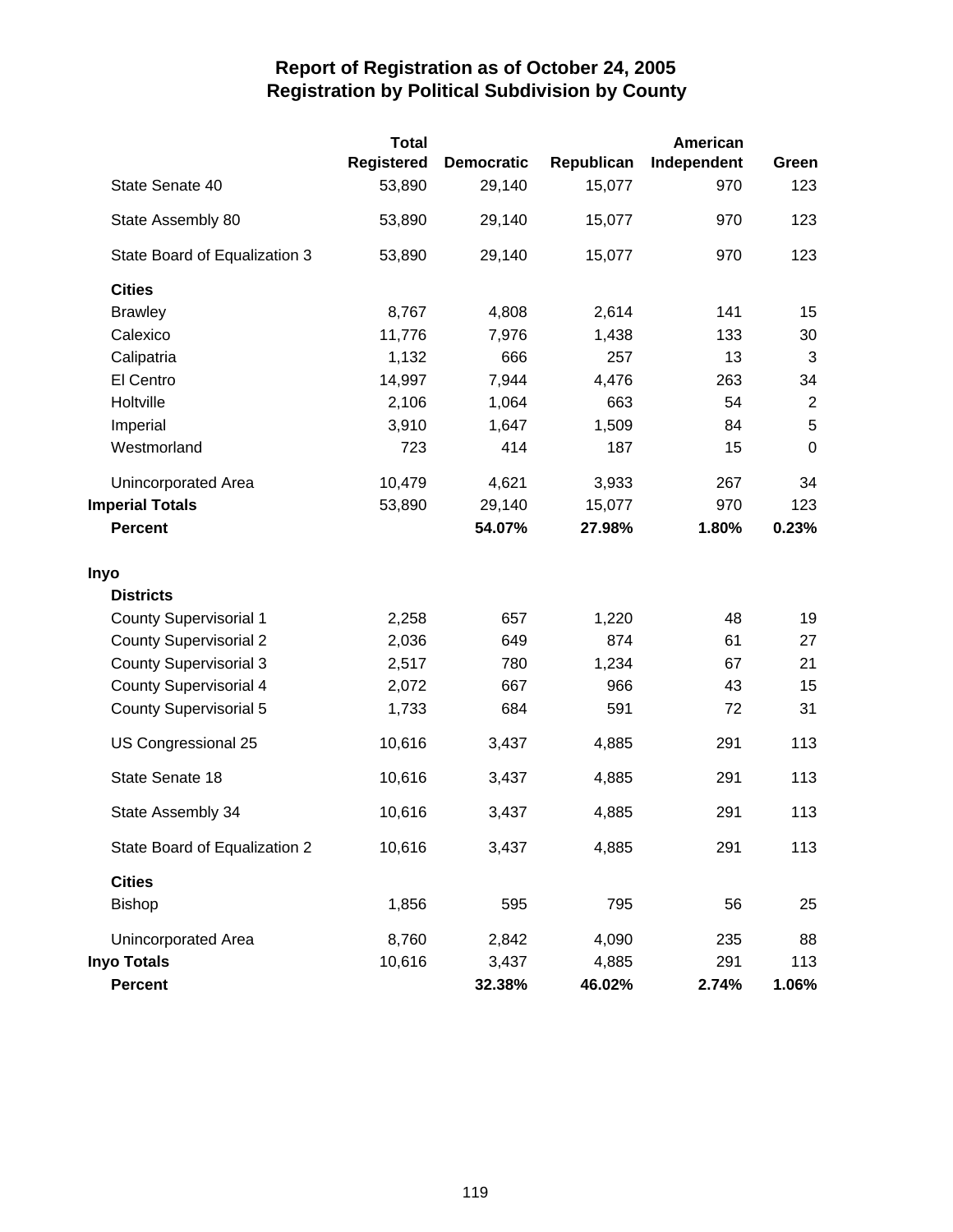# Report of Registration as of October 24, 2005
## Registration by Political Subdivision by County

| | Total Registered | Democratic | Republican | American Independent | Green |
|---|---|---|---|---|---|
| State Senate 40 | 53,890 | 29,140 | 15,077 | 970 | 123 |
| State Assembly 80 | 53,890 | 29,140 | 15,077 | 970 | 123 |
| State Board of Equalization 3 | 53,890 | 29,140 | 15,077 | 970 | 123 |
| **Cities** | | | | | |
| Brawley | 8,767 | 4,808 | 2,614 | 141 | 15 |
| Calexico | 11,776 | 7,976 | 1,438 | 133 | 30 |
| Calipatria | 1,132 | 666 | 257 | 13 | 3 |
| El Centro | 14,997 | 7,944 | 4,476 | 263 | 34 |
| Holtville | 2,106 | 1,064 | 663 | 54 | 2 |
| Imperial | 3,910 | 1,647 | 1,509 | 84 | 5 |
| Westmorland | 723 | 414 | 187 | 15 | 0 |
| Unincorporated Area | 10,479 | 4,621 | 3,933 | 267 | 34 |
| **Imperial Totals** | 53,890 | 29,140 | 15,077 | 970 | 123 |
| **Percent** | | **54.07%** | **27.98%** | **1.80%** | **0.23%** |
| **Inyo** | | | | | |
| **Districts** | | | | | |
| County Supervisorial 1 | 2,258 | 657 | 1,220 | 48 | 19 |
| County Supervisorial 2 | 2,036 | 649 | 874 | 61 | 27 |
| County Supervisorial 3 | 2,517 | 780 | 1,234 | 67 | 21 |
| County Supervisorial 4 | 2,072 | 667 | 966 | 43 | 15 |
| County Supervisorial 5 | 1,733 | 684 | 591 | 72 | 31 |
| US Congressional 25 | 10,616 | 3,437 | 4,885 | 291 | 113 |
| State Senate 18 | 10,616 | 3,437 | 4,885 | 291 | 113 |
| State Assembly 34 | 10,616 | 3,437 | 4,885 | 291 | 113 |
| State Board of Equalization 2 | 10,616 | 3,437 | 4,885 | 291 | 113 |
| **Cities** | | | | | |
| Bishop | 1,856 | 595 | 795 | 56 | 25 |
| Unincorporated Area | 8,760 | 2,842 | 4,090 | 235 | 88 |
| **Inyo Totals** | 10,616 | 3,437 | 4,885 | 291 | 113 |
| **Percent** | | **32.38%** | **46.02%** | **2.74%** | **1.06%** |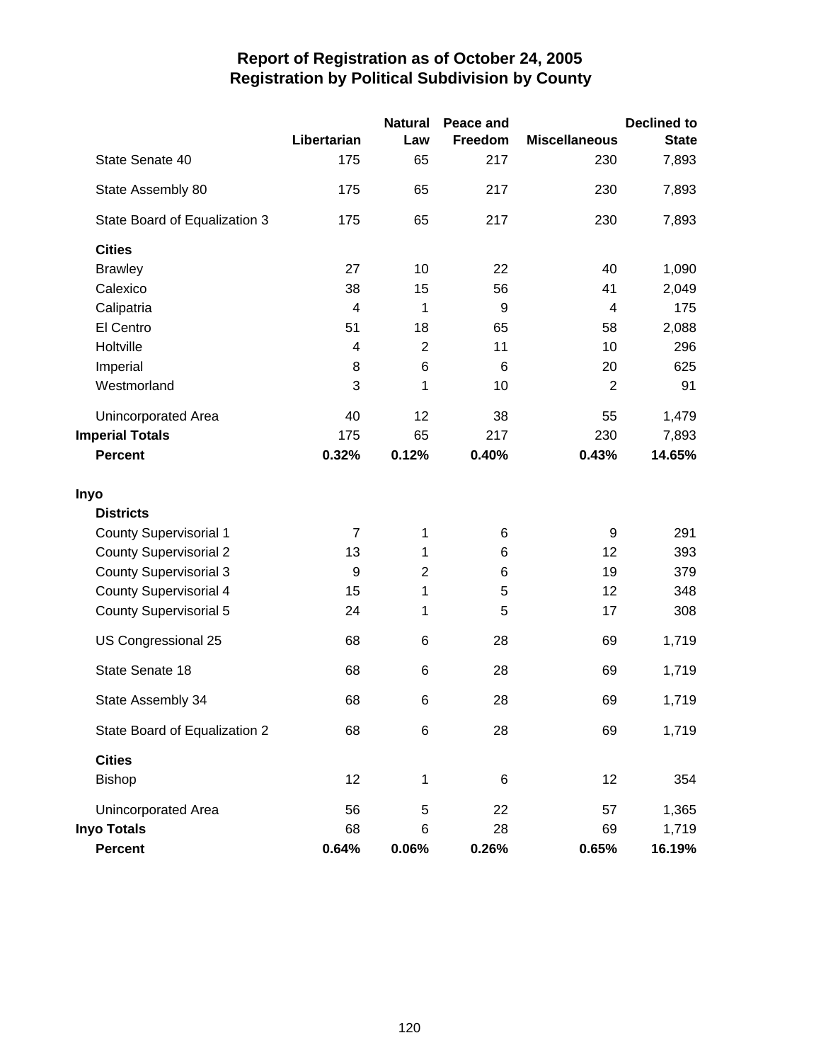# Report of Registration as of October 24, 2005
## Registration by Political Subdivision by County

| | Libertarian | Natural Law | Peace and Freedom | Miscellaneous | Declined to State |
|---|---|---|---|---|---|
| State Senate 40 | 175 | 65 | 217 | 230 | 7,893 |
| State Assembly 80 | 175 | 65 | 217 | 230 | 7,893 |
| State Board of Equalization 3 | 175 | 65 | 217 | 230 | 7,893 |
| **Cities** | | | | | |
| Brawley | 27 | 10 | 22 | 40 | 1,090 |
| Calexico | 38 | 15 | 56 | 41 | 2,049 |
| Calipatria | 4 | 1 | 9 | 4 | 175 |
| El Centro | 51 | 18 | 65 | 58 | 2,088 |
| Holtville | 4 | 2 | 11 | 10 | 296 |
| Imperial | 8 | 6 | 6 | 20 | 625 |
| Westmorland | 3 | 1 | 10 | 2 | 91 |
| Unincorporated Area | 40 | 12 | 38 | 55 | 1,479 |
| **Imperial Totals** | 175 | 65 | 217 | 230 | 7,893 |
| **Percent** | **0.32%** | **0.12%** | **0.40%** | **0.43%** | **14.65%** |
| **Inyo** | | | | | |
| **Districts** | | | | | |
| County Supervisorial 1 | 7 | 1 | 6 | 9 | 291 |
| County Supervisorial 2 | 13 | 1 | 6 | 12 | 393 |
| County Supervisorial 3 | 9 | 2 | 6 | 19 | 379 |
| County Supervisorial 4 | 15 | 1 | 5 | 12 | 348 |
| County Supervisorial 5 | 24 | 1 | 5 | 17 | 308 |
| US Congressional 25 | 68 | 6 | 28 | 69 | 1,719 |
| State Senate 18 | 68 | 6 | 28 | 69 | 1,719 |
| State Assembly 34 | 68 | 6 | 28 | 69 | 1,719 |
| State Board of Equalization 2 | 68 | 6 | 28 | 69 | 1,719 |
| **Cities** | | | | | |
| Bishop | 12 | 1 | 6 | 12 | 354 |
| Unincorporated Area | 56 | 5 | 22 | 57 | 1,365 |
| **Inyo Totals** | 68 | 6 | 28 | 69 | 1,719 |
| **Percent** | **0.64%** | **0.06%** | **0.26%** | **0.65%** | **16.19%** |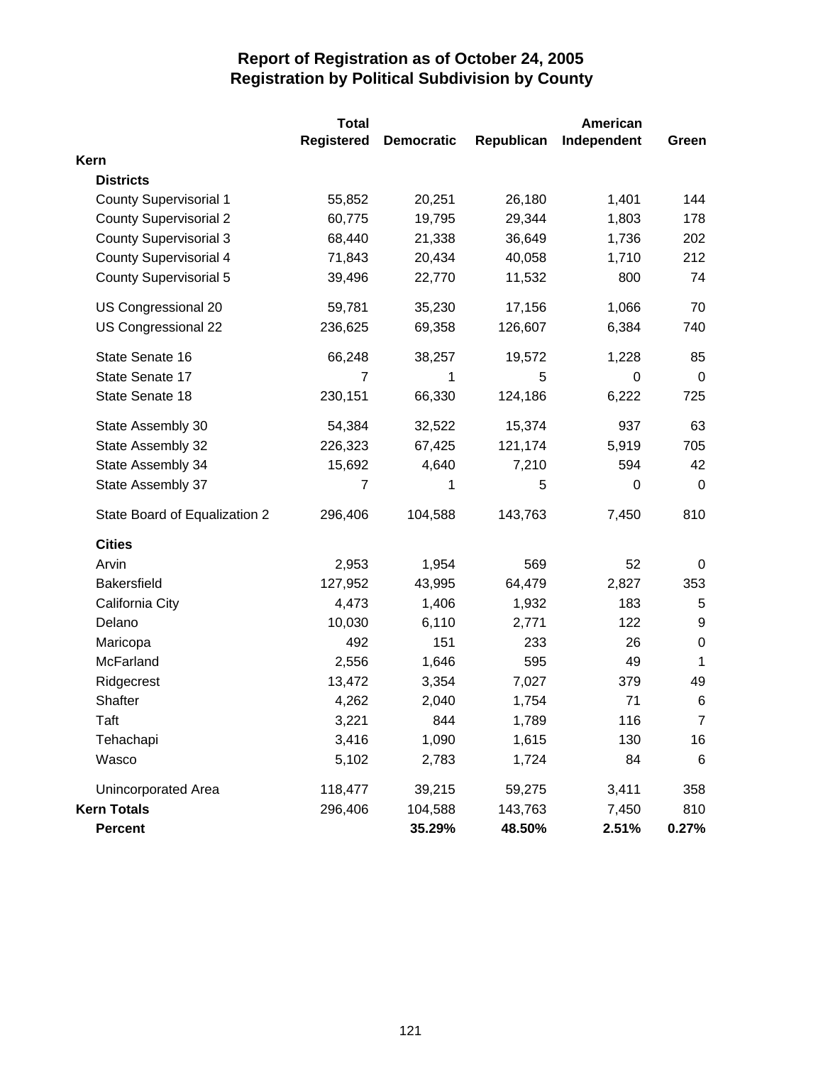# Report of Registration as of October 24, 2005
## Registration by Political Subdivision by County

| | Total Registered | Democratic | Republican | American Independent | Green |
|---|---|---|---|---|---|
| **Kern** | | | | | |
| **Districts** | | | | | |
| County Supervisorial 1 | 55,852 | 20,251 | 26,180 | 1,401 | 144 |
| County Supervisorial 2 | 60,775 | 19,795 | 29,344 | 1,803 | 178 |
| County Supervisorial 3 | 68,440 | 21,338 | 36,649 | 1,736 | 202 |
| County Supervisorial 4 | 71,843 | 20,434 | 40,058 | 1,710 | 212 |
| County Supervisorial 5 | 39,496 | 22,770 | 11,532 | 800 | 74 |
| US Congressional 20 | 59,781 | 35,230 | 17,156 | 1,066 | 70 |
| US Congressional 22 | 236,625 | 69,358 | 126,607 | 6,384 | 740 |
| State Senate 16 | 66,248 | 38,257 | 19,572 | 1,228 | 85 |
| State Senate 17 | 7 | 1 | 5 | 0 | 0 |
| State Senate 18 | 230,151 | 66,330 | 124,186 | 6,222 | 725 |
| State Assembly 30 | 54,384 | 32,522 | 15,374 | 937 | 63 |
| State Assembly 32 | 226,323 | 67,425 | 121,174 | 5,919 | 705 |
| State Assembly 34 | 15,692 | 4,640 | 7,210 | 594 | 42 |
| State Assembly 37 | 7 | 1 | 5 | 0 | 0 |
| State Board of Equalization 2 | 296,406 | 104,588 | 143,763 | 7,450 | 810 |
| **Cities** | | | | | |
| Arvin | 2,953 | 1,954 | 569 | 52 | 0 |
| Bakersfield | 127,952 | 43,995 | 64,479 | 2,827 | 353 |
| California City | 4,473 | 1,406 | 1,932 | 183 | 5 |
| Delano | 10,030 | 6,110 | 2,771 | 122 | 9 |
| Maricopa | 492 | 151 | 233 | 26 | 0 |
| McFarland | 2,556 | 1,646 | 595 | 49 | 1 |
| Ridgecrest | 13,472 | 3,354 | 7,027 | 379 | 49 |
| Shafter | 4,262 | 2,040 | 1,754 | 71 | 6 |
| Taft | 3,221 | 844 | 1,789 | 116 | 7 |
| Tehachapi | 3,416 | 1,090 | 1,615 | 130 | 16 |
| Wasco | 5,102 | 2,783 | 1,724 | 84 | 6 |
| Unincorporated Area | 118,477 | 39,215 | 59,275 | 3,411 | 358 |
| **Kern Totals** | 296,406 | 104,588 | 143,763 | 7,450 | 810 |
| **Percent** | | **35.29%** | **48.50%** | **2.51%** | **0.27%** |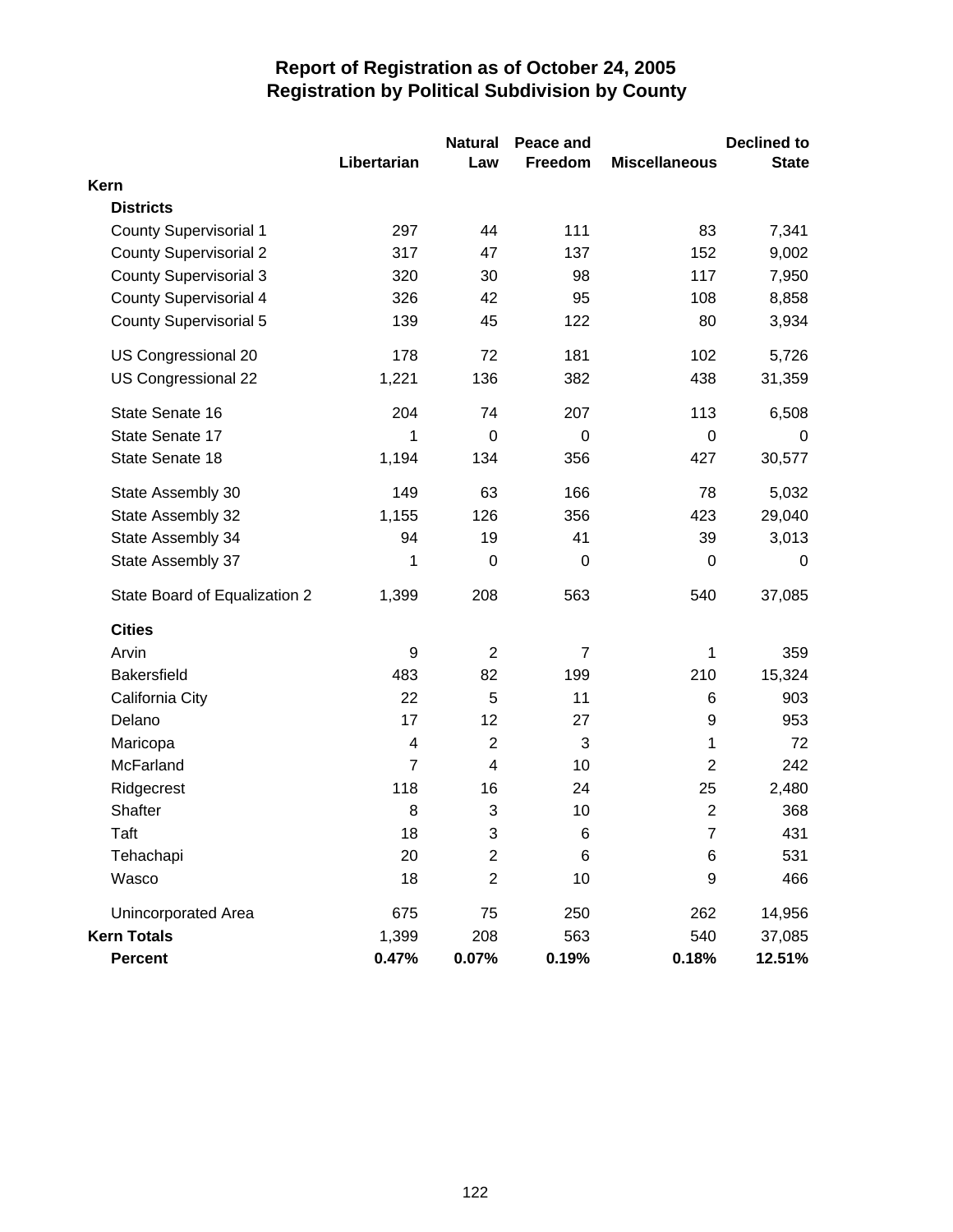# Report of Registration as of October 24, 2005
## Registration by Political Subdivision by County

| | Libertarian | Natural Law | Peace and Freedom | Miscellaneous | Declined to State |
|---|---|---|---|---|---|
| **Kern** | | | | | |
| **Districts** | | | | | |
| County Supervisorial 1 | 297 | 44 | 111 | 83 | 7,341 |
| County Supervisorial 2 | 317 | 47 | 137 | 152 | 9,002 |
| County Supervisorial 3 | 320 | 30 | 98 | 117 | 7,950 |
| County Supervisorial 4 | 326 | 42 | 95 | 108 | 8,858 |
| County Supervisorial 5 | 139 | 45 | 122 | 80 | 3,934 |
| US Congressional 20 | 178 | 72 | 181 | 102 | 5,726 |
| US Congressional 22 | 1,221 | 136 | 382 | 438 | 31,359 |
| State Senate 16 | 204 | 74 | 207 | 113 | 6,508 |
| State Senate 17 | 1 | 0 | 0 | 0 | 0 |
| State Senate 18 | 1,194 | 134 | 356 | 427 | 30,577 |
| State Assembly 30 | 149 | 63 | 166 | 78 | 5,032 |
| State Assembly 32 | 1,155 | 126 | 356 | 423 | 29,040 |
| State Assembly 34 | 94 | 19 | 41 | 39 | 3,013 |
| State Assembly 37 | 1 | 0 | 0 | 0 | 0 |
| State Board of Equalization 2 | 1,399 | 208 | 563 | 540 | 37,085 |
| **Cities** | | | | | |
| Arvin | 9 | 2 | 7 | 1 | 359 |
| Bakersfield | 483 | 82 | 199 | 210 | 15,324 |
| California City | 22 | 5 | 11 | 6 | 903 |
| Delano | 17 | 12 | 27 | 9 | 953 |
| Maricopa | 4 | 2 | 3 | 1 | 72 |
| McFarland | 7 | 4 | 10 | 2 | 242 |
| Ridgecrest | 118 | 16 | 24 | 25 | 2,480 |
| Shafter | 8 | 3 | 10 | 2 | 368 |
| Taft | 18 | 3 | 6 | 7 | 431 |
| Tehachapi | 20 | 2 | 6 | 6 | 531 |
| Wasco | 18 | 2 | 10 | 9 | 466 |
| Unincorporated Area | 675 | 75 | 250 | 262 | 14,956 |
| **Kern Totals** | 1,399 | 208 | 563 | 540 | 37,085 |
| **Percent** | **0.47%** | **0.07%** | **0.19%** | **0.18%** | **12.51%** |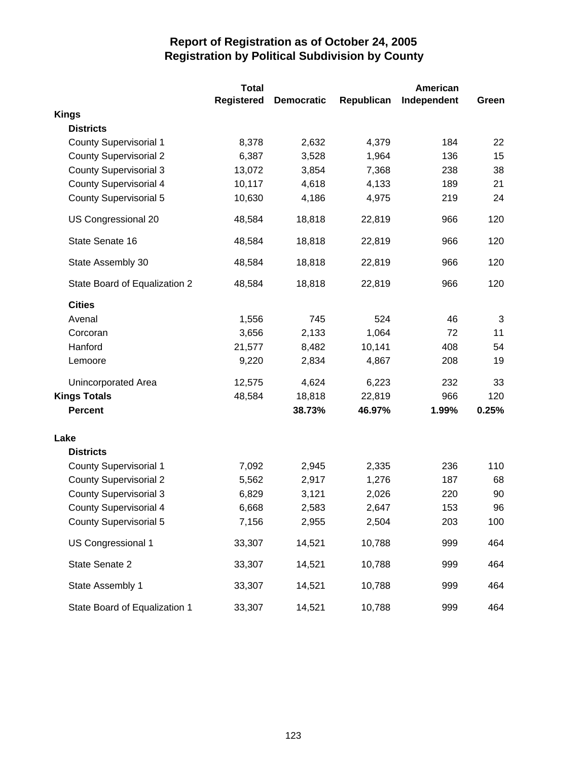# Report of Registration as of October 24, 2005
## Registration by Political Subdivision by County

| | Total Registered | Democratic | Republican | American Independent | Green |
|---|---|---|---|---|---|
| **Kings** | | | | | |
| **Districts** | | | | | |
| County Supervisorial 1 | 8,378 | 2,632 | 4,379 | 184 | 22 |
| County Supervisorial 2 | 6,387 | 3,528 | 1,964 | 136 | 15 |
| County Supervisorial 3 | 13,072 | 3,854 | 7,368 | 238 | 38 |
| County Supervisorial 4 | 10,117 | 4,618 | 4,133 | 189 | 21 |
| County Supervisorial 5 | 10,630 | 4,186 | 4,975 | 219 | 24 |
| US Congressional 20 | 48,584 | 18,818 | 22,819 | 966 | 120 |
| State Senate 16 | 48,584 | 18,818 | 22,819 | 966 | 120 |
| State Assembly 30 | 48,584 | 18,818 | 22,819 | 966 | 120 |
| State Board of Equalization 2 | 48,584 | 18,818 | 22,819 | 966 | 120 |
| **Cities** | | | | | |
| Avenal | 1,556 | 745 | 524 | 46 | 3 |
| Corcoran | 3,656 | 2,133 | 1,064 | 72 | 11 |
| Hanford | 21,577 | 8,482 | 10,141 | 408 | 54 |
| Lemoore | 9,220 | 2,834 | 4,867 | 208 | 19 |
| Unincorporated Area | 12,575 | 4,624 | 6,223 | 232 | 33 |
| **Kings Totals** | 48,584 | 18,818 | 22,819 | 966 | 120 |
| **Percent** | | **38.73%** | **46.97%** | **1.99%** | **0.25%** |
| **Lake** | | | | | |
| **Districts** | | | | | |
| County Supervisorial 1 | 7,092 | 2,945 | 2,335 | 236 | 110 |
| County Supervisorial 2 | 5,562 | 2,917 | 1,276 | 187 | 68 |
| County Supervisorial 3 | 6,829 | 3,121 | 2,026 | 220 | 90 |
| County Supervisorial 4 | 6,668 | 2,583 | 2,647 | 153 | 96 |
| County Supervisorial 5 | 7,156 | 2,955 | 2,504 | 203 | 100 |
| US Congressional 1 | 33,307 | 14,521 | 10,788 | 999 | 464 |
| State Senate 2 | 33,307 | 14,521 | 10,788 | 999 | 464 |
| State Assembly 1 | 33,307 | 14,521 | 10,788 | 999 | 464 |
| State Board of Equalization 1 | 33,307 | 14,521 | 10,788 | 999 | 464 |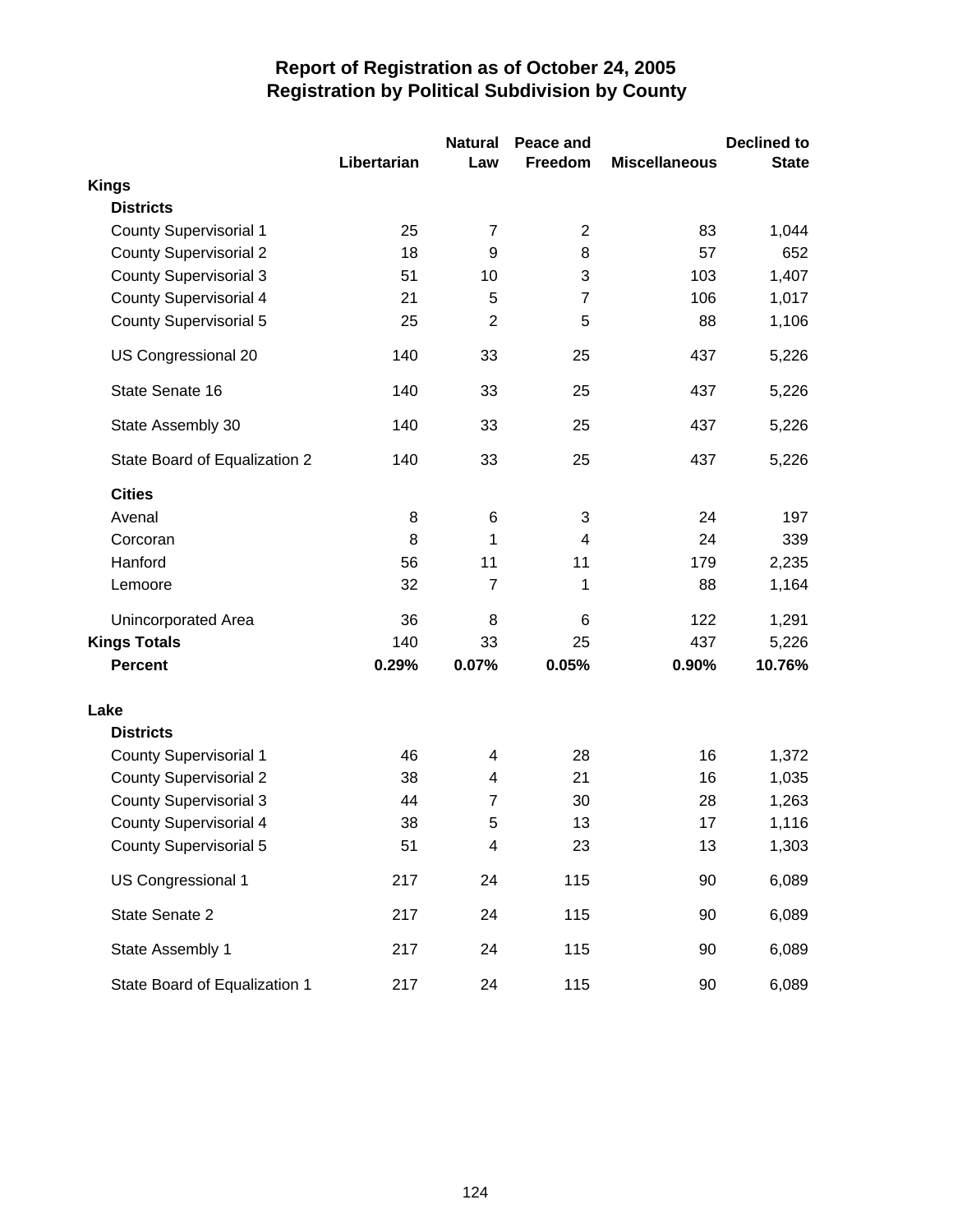# Report of Registration as of October 24, 2005
## Registration by Political Subdivision by County

| | Libertarian | Natural Law | Peace and Freedom | Miscellaneous | Declined to State |
|---|---|---|---|---|---|
| **Kings** | | | | | |
| **Districts** | | | | | |
| County Supervisorial 1 | 25 | 7 | 2 | 83 | 1,044 |
| County Supervisorial 2 | 18 | 9 | 8 | 57 | 652 |
| County Supervisorial 3 | 51 | 10 | 3 | 103 | 1,407 |
| County Supervisorial 4 | 21 | 5 | 7 | 106 | 1,017 |
| County Supervisorial 5 | 25 | 2 | 5 | 88 | 1,106 |
| US Congressional 20 | 140 | 33 | 25 | 437 | 5,226 |
| State Senate 16 | 140 | 33 | 25 | 437 | 5,226 |
| State Assembly 30 | 140 | 33 | 25 | 437 | 5,226 |
| State Board of Equalization 2 | 140 | 33 | 25 | 437 | 5,226 |
| **Cities** | | | | | |
| Avenal | 8 | 6 | 3 | 24 | 197 |
| Corcoran | 8 | 1 | 4 | 24 | 339 |
| Hanford | 56 | 11 | 11 | 179 | 2,235 |
| Lemoore | 32 | 7 | 1 | 88 | 1,164 |
| Unincorporated Area | 36 | 8 | 6 | 122 | 1,291 |
| **Kings Totals** | 140 | 33 | 25 | 437 | 5,226 |
| **Percent** | **0.29%** | **0.07%** | **0.05%** | **0.90%** | **10.76%** |
| **Lake** | | | | | |
| **Districts** | | | | | |
| County Supervisorial 1 | 46 | 4 | 28 | 16 | 1,372 |
| County Supervisorial 2 | 38 | 4 | 21 | 16 | 1,035 |
| County Supervisorial 3 | 44 | 7 | 30 | 28 | 1,263 |
| County Supervisorial 4 | 38 | 5 | 13 | 17 | 1,116 |
| County Supervisorial 5 | 51 | 4 | 23 | 13 | 1,303 |
| US Congressional 1 | 217 | 24 | 115 | 90 | 6,089 |
| State Senate 2 | 217 | 24 | 115 | 90 | 6,089 |
| State Assembly 1 | 217 | 24 | 115 | 90 | 6,089 |
| State Board of Equalization 1 | 217 | 24 | 115 | 90 | 6,089 |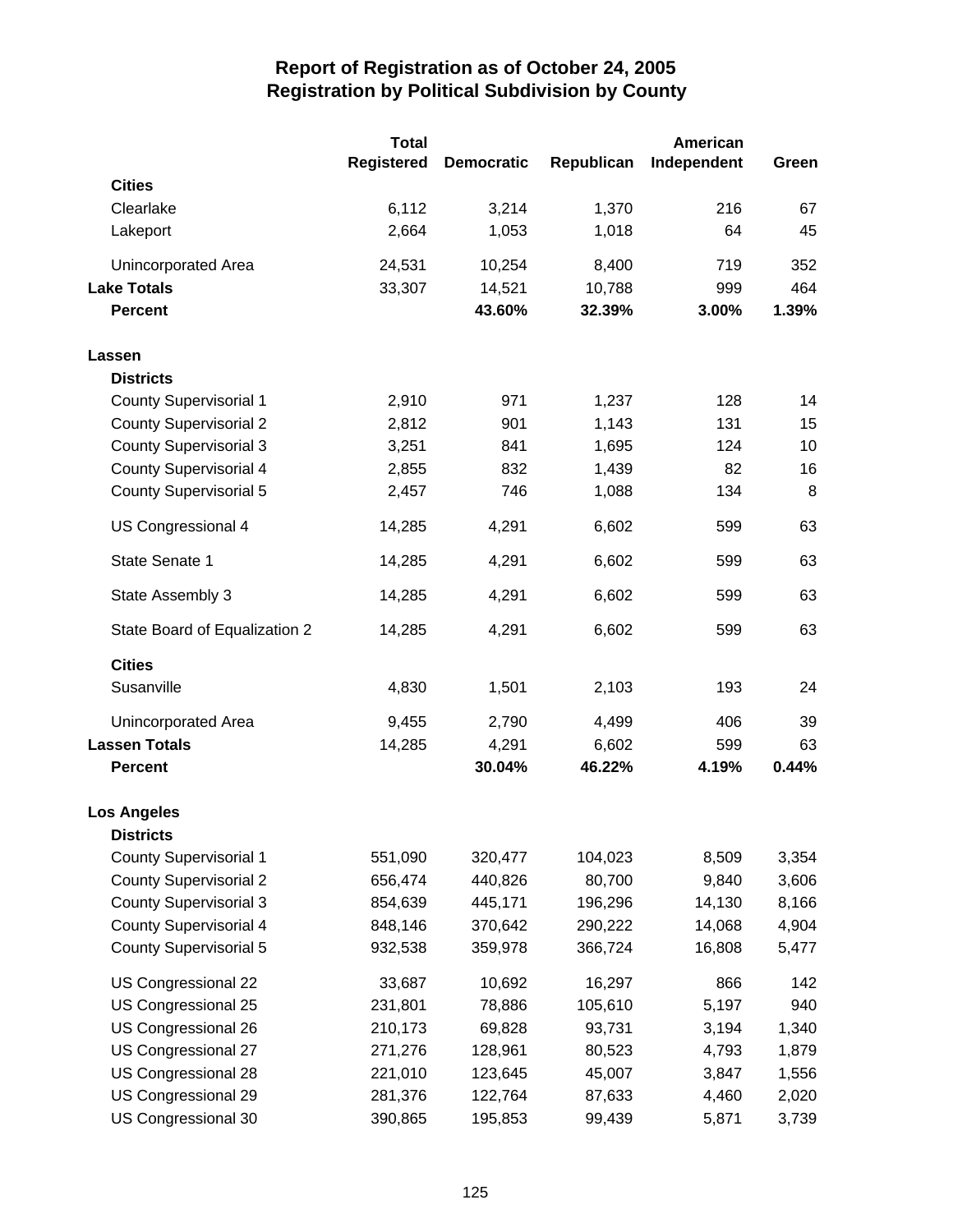# Report of Registration as of October 24, 2005
## Registration by Political Subdivision by County

| | Total Registered | Democratic | Republican | American Independent | Green |
|---|---|---|---|---|---|
| **Cities** | | | | | |
| Clearlake | 6,112 | 3,214 | 1,370 | 216 | 67 |
| Lakeport | 2,664 | 1,053 | 1,018 | 64 | 45 |
| Unincorporated Area | 24,531 | 10,254 | 8,400 | 719 | 352 |
| **Lake Totals** | 33,307 | 14,521 | 10,788 | 999 | 464 |
| **Percent** | | **43.60%** | **32.39%** | **3.00%** | **1.39%** |
| **Lassen** | | | | | |
| **Districts** | | | | | |
| County Supervisorial 1 | 2,910 | 971 | 1,237 | 128 | 14 |
| County Supervisorial 2 | 2,812 | 901 | 1,143 | 131 | 15 |
| County Supervisorial 3 | 3,251 | 841 | 1,695 | 124 | 10 |
| County Supervisorial 4 | 2,855 | 832 | 1,439 | 82 | 16 |
| County Supervisorial 5 | 2,457 | 746 | 1,088 | 134 | 8 |
| US Congressional 4 | 14,285 | 4,291 | 6,602 | 599 | 63 |
| State Senate 1 | 14,285 | 4,291 | 6,602 | 599 | 63 |
| State Assembly 3 | 14,285 | 4,291 | 6,602 | 599 | 63 |
| State Board of Equalization 2 | 14,285 | 4,291 | 6,602 | 599 | 63 |
| **Cities** | | | | | |
| Susanville | 4,830 | 1,501 | 2,103 | 193 | 24 |
| Unincorporated Area | 9,455 | 2,790 | 4,499 | 406 | 39 |
| **Lassen Totals** | 14,285 | 4,291 | 6,602 | 599 | 63 |
| **Percent** | | **30.04%** | **46.22%** | **4.19%** | **0.44%** |
| **Los Angeles** | | | | | |
| **Districts** | | | | | |
| County Supervisorial 1 | 551,090 | 320,477 | 104,023 | 8,509 | 3,354 |
| County Supervisorial 2 | 656,474 | 440,826 | 80,700 | 9,840 | 3,606 |
| County Supervisorial 3 | 854,639 | 445,171 | 196,296 | 14,130 | 8,166 |
| County Supervisorial 4 | 848,146 | 370,642 | 290,222 | 14,068 | 4,904 |
| County Supervisorial 5 | 932,538 | 359,978 | 366,724 | 16,808 | 5,477 |
| US Congressional 22 | 33,687 | 10,692 | 16,297 | 866 | 142 |
| US Congressional 25 | 231,801 | 78,886 | 105,610 | 5,197 | 940 |
| US Congressional 26 | 210,173 | 69,828 | 93,731 | 3,194 | 1,340 |
| US Congressional 27 | 271,276 | 128,961 | 80,523 | 4,793 | 1,879 |
| US Congressional 28 | 221,010 | 123,645 | 45,007 | 3,847 | 1,556 |
| US Congressional 29 | 281,376 | 122,764 | 87,633 | 4,460 | 2,020 |
| US Congressional 30 | 390,865 | 195,853 | 99,439 | 5,871 | 3,739 |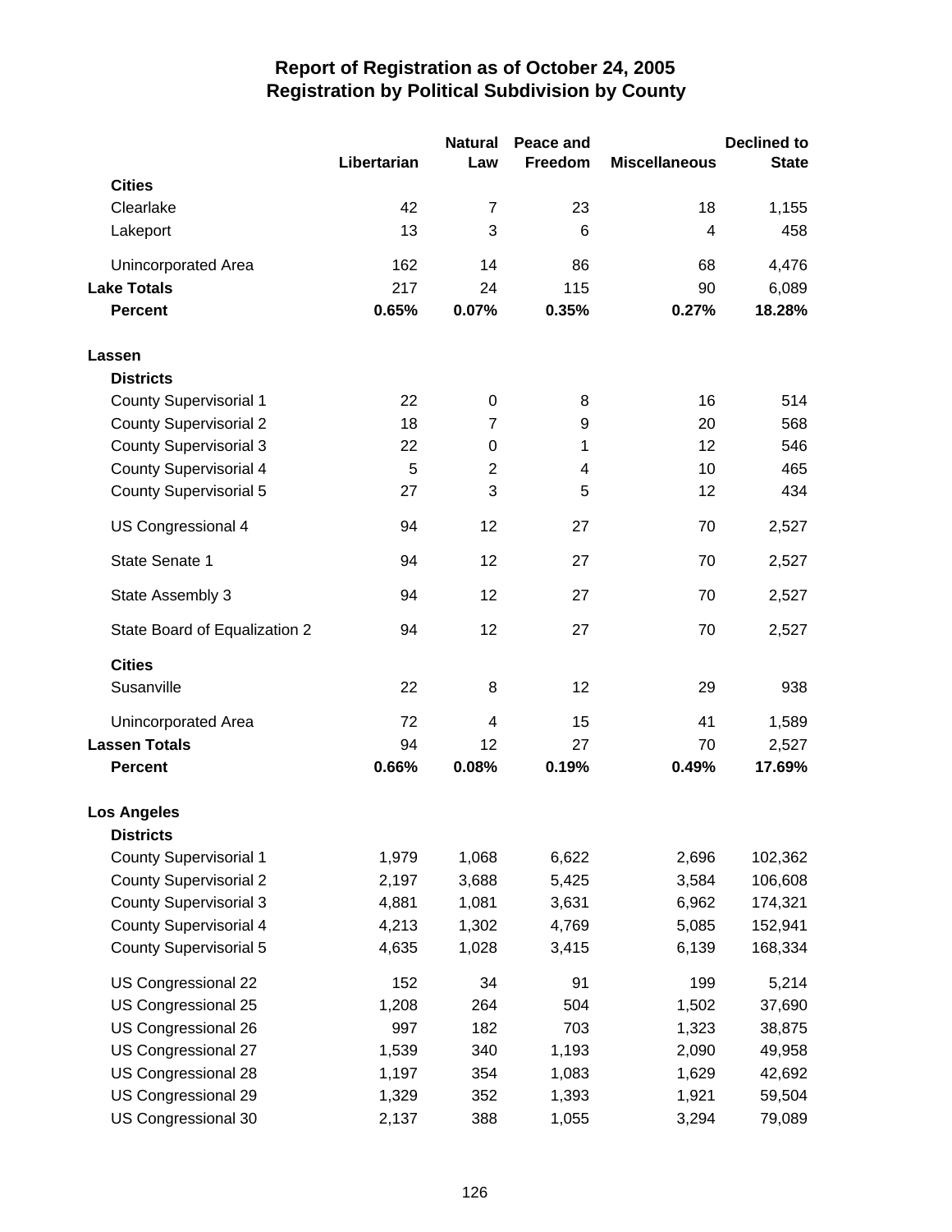# Report of Registration as of October 24, 2005
## Registration by Political Subdivision by County

| | Libertarian | Natural Law | Peace and Freedom | Miscellaneous | Declined to State |
|---|---|---|---|---|---|
| **Cities** | | | | | |
| Clearlake | 42 | 7 | 23 | 18 | 1,155 |
| Lakeport | 13 | 3 | 6 | 4 | 458 |
| Unincorporated Area | 162 | 14 | 86 | 68 | 4,476 |
| **Lake Totals** | 217 | 24 | 115 | 90 | 6,089 |
| **Percent** | **0.65%** | **0.07%** | **0.35%** | **0.27%** | **18.28%** |
| **Lassen** | | | | | |
| **Districts** | | | | | |
| County Supervisorial 1 | 22 | 0 | 8 | 16 | 514 |
| County Supervisorial 2 | 18 | 7 | 9 | 20 | 568 |
| County Supervisorial 3 | 22 | 0 | 1 | 12 | 546 |
| County Supervisorial 4 | 5 | 2 | 4 | 10 | 465 |
| County Supervisorial 5 | 27 | 3 | 5 | 12 | 434 |
| US Congressional 4 | 94 | 12 | 27 | 70 | 2,527 |
| State Senate 1 | 94 | 12 | 27 | 70 | 2,527 |
| State Assembly 3 | 94 | 12 | 27 | 70 | 2,527 |
| State Board of Equalization 2 | 94 | 12 | 27 | 70 | 2,527 |
| **Cities** | | | | | |
| Susanville | 22 | 8 | 12 | 29 | 938 |
| Unincorporated Area | 72 | 4 | 15 | 41 | 1,589 |
| **Lassen Totals** | 94 | 12 | 27 | 70 | 2,527 |
| **Percent** | **0.66%** | **0.08%** | **0.19%** | **0.49%** | **17.69%** |
| **Los Angeles** | | | | | |
| **Districts** | | | | | |
| County Supervisorial 1 | 1,979 | 1,068 | 6,622 | 2,696 | 102,362 |
| County Supervisorial 2 | 2,197 | 3,688 | 5,425 | 3,584 | 106,608 |
| County Supervisorial 3 | 4,881 | 1,081 | 3,631 | 6,962 | 174,321 |
| County Supervisorial 4 | 4,213 | 1,302 | 4,769 | 5,085 | 152,941 |
| County Supervisorial 5 | 4,635 | 1,028 | 3,415 | 6,139 | 168,334 |
| US Congressional 22 | 152 | 34 | 91 | 199 | 5,214 |
| US Congressional 25 | 1,208 | 264 | 504 | 1,502 | 37,690 |
| US Congressional 26 | 997 | 182 | 703 | 1,323 | 38,875 |
| US Congressional 27 | 1,539 | 340 | 1,193 | 2,090 | 49,958 |
| US Congressional 28 | 1,197 | 354 | 1,083 | 1,629 | 42,692 |
| US Congressional 29 | 1,329 | 352 | 1,393 | 1,921 | 59,504 |
| US Congressional 30 | 2,137 | 388 | 1,055 | 3,294 | 79,089 |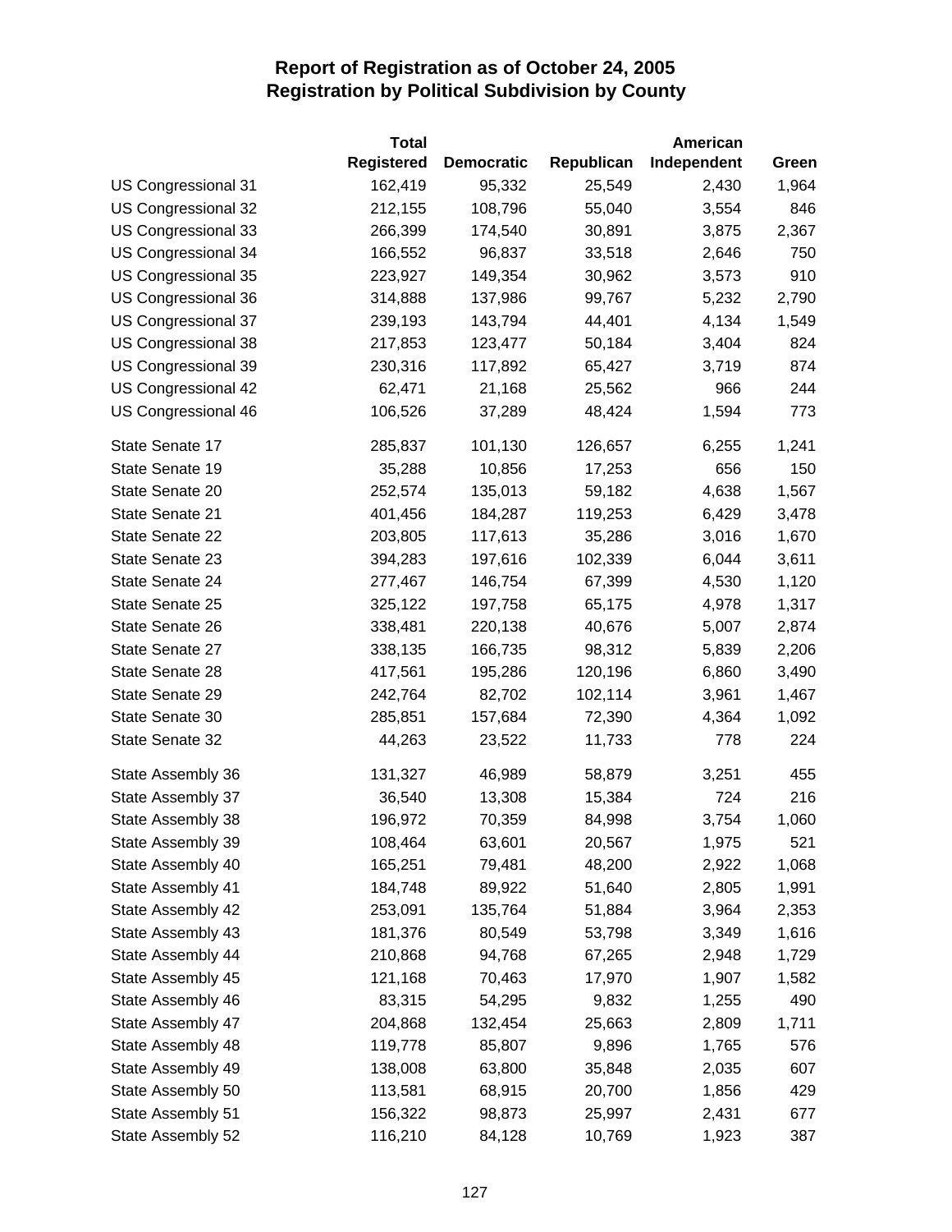# Report of Registration as of October 24, 2005
## Registration by Political Subdivision by County

| | Total Registered | Democratic | Republican | American Independent | Green |
|---|---|---|---|---|---|
| US Congressional 31 | 162,419 | 95,332 | 25,549 | 2,430 | 1,964 |
| US Congressional 32 | 212,155 | 108,796 | 55,040 | 3,554 | 846 |
| US Congressional 33 | 266,399 | 174,540 | 30,891 | 3,875 | 2,367 |
| US Congressional 34 | 166,552 | 96,837 | 33,518 | 2,646 | 750 |
| US Congressional 35 | 223,927 | 149,354 | 30,962 | 3,573 | 910 |
| US Congressional 36 | 314,888 | 137,986 | 99,767 | 5,232 | 2,790 |
| US Congressional 37 | 239,193 | 143,794 | 44,401 | 4,134 | 1,549 |
| US Congressional 38 | 217,853 | 123,477 | 50,184 | 3,404 | 824 |
| US Congressional 39 | 230,316 | 117,892 | 65,427 | 3,719 | 874 |
| US Congressional 42 | 62,471 | 21,168 | 25,562 | 966 | 244 |
| US Congressional 46 | 106,526 | 37,289 | 48,424 | 1,594 | 773 |
| State Senate 17 | 285,837 | 101,130 | 126,657 | 6,255 | 1,241 |
| State Senate 19 | 35,288 | 10,856 | 17,253 | 656 | 150 |
| State Senate 20 | 252,574 | 135,013 | 59,182 | 4,638 | 1,567 |
| State Senate 21 | 401,456 | 184,287 | 119,253 | 6,429 | 3,478 |
| State Senate 22 | 203,805 | 117,613 | 35,286 | 3,016 | 1,670 |
| State Senate 23 | 394,283 | 197,616 | 102,339 | 6,044 | 3,611 |
| State Senate 24 | 277,467 | 146,754 | 67,399 | 4,530 | 1,120 |
| State Senate 25 | 325,122 | 197,758 | 65,175 | 4,978 | 1,317 |
| State Senate 26 | 338,481 | 220,138 | 40,676 | 5,007 | 2,874 |
| State Senate 27 | 338,135 | 166,735 | 98,312 | 5,839 | 2,206 |
| State Senate 28 | 417,561 | 195,286 | 120,196 | 6,860 | 3,490 |
| State Senate 29 | 242,764 | 82,702 | 102,114 | 3,961 | 1,467 |
| State Senate 30 | 285,851 | 157,684 | 72,390 | 4,364 | 1,092 |
| State Senate 32 | 44,263 | 23,522 | 11,733 | 778 | 224 |
| State Assembly 36 | 131,327 | 46,989 | 58,879 | 3,251 | 455 |
| State Assembly 37 | 36,540 | 13,308 | 15,384 | 724 | 216 |
| State Assembly 38 | 196,972 | 70,359 | 84,998 | 3,754 | 1,060 |
| State Assembly 39 | 108,464 | 63,601 | 20,567 | 1,975 | 521 |
| State Assembly 40 | 165,251 | 79,481 | 48,200 | 2,922 | 1,068 |
| State Assembly 41 | 184,748 | 89,922 | 51,640 | 2,805 | 1,991 |
| State Assembly 42 | 253,091 | 135,764 | 51,884 | 3,964 | 2,353 |
| State Assembly 43 | 181,376 | 80,549 | 53,798 | 3,349 | 1,616 |
| State Assembly 44 | 210,868 | 94,768 | 67,265 | 2,948 | 1,729 |
| State Assembly 45 | 121,168 | 70,463 | 17,970 | 1,907 | 1,582 |
| State Assembly 46 | 83,315 | 54,295 | 9,832 | 1,255 | 490 |
| State Assembly 47 | 204,868 | 132,454 | 25,663 | 2,809 | 1,711 |
| State Assembly 48 | 119,778 | 85,807 | 9,896 | 1,765 | 576 |
| State Assembly 49 | 138,008 | 63,800 | 35,848 | 2,035 | 607 |
| State Assembly 50 | 113,581 | 68,915 | 20,700 | 1,856 | 429 |
| State Assembly 51 | 156,322 | 98,873 | 25,997 | 2,431 | 677 |
| State Assembly 52 | 116,210 | 84,128 | 10,769 | 1,923 | 387 |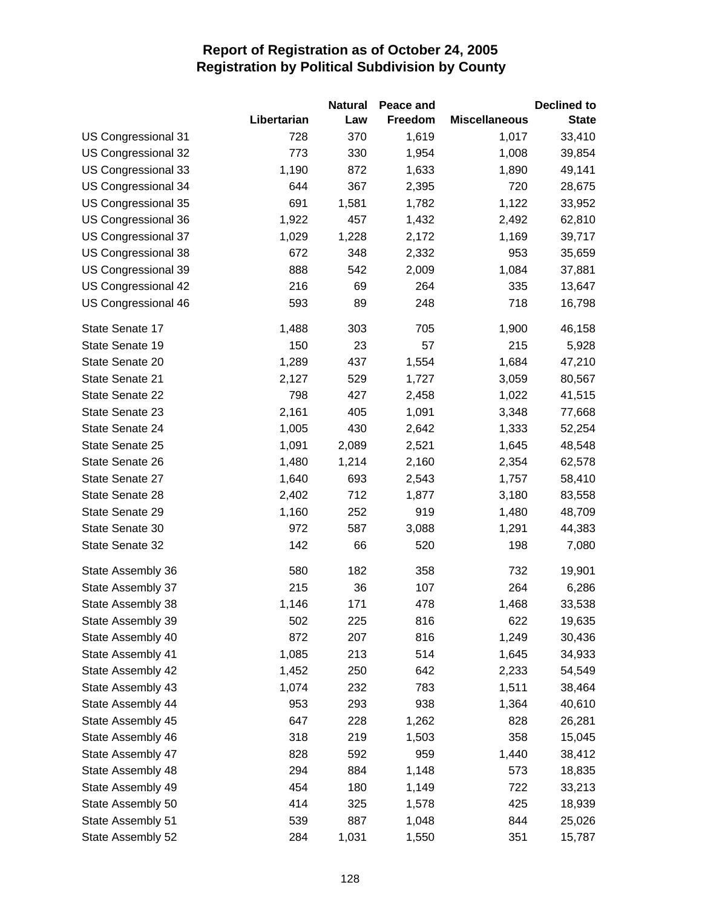# Report of Registration as of October 24, 2005
## Registration by Political Subdivision by County

| | Libertarian | Natural Law | Peace and Freedom | Miscellaneous | Declined to State |
|---|---|---|---|---|---|
| US Congressional 31 | 728 | 370 | 1,619 | 1,017 | 33,410 |
| US Congressional 32 | 773 | 330 | 1,954 | 1,008 | 39,854 |
| US Congressional 33 | 1,190 | 872 | 1,633 | 1,890 | 49,141 |
| US Congressional 34 | 644 | 367 | 2,395 | 720 | 28,675 |
| US Congressional 35 | 691 | 1,581 | 1,782 | 1,122 | 33,952 |
| US Congressional 36 | 1,922 | 457 | 1,432 | 2,492 | 62,810 |
| US Congressional 37 | 1,029 | 1,228 | 2,172 | 1,169 | 39,717 |
| US Congressional 38 | 672 | 348 | 2,332 | 953 | 35,659 |
| US Congressional 39 | 888 | 542 | 2,009 | 1,084 | 37,881 |
| US Congressional 42 | 216 | 69 | 264 | 335 | 13,647 |
| US Congressional 46 | 593 | 89 | 248 | 718 | 16,798 |
| State Senate 17 | 1,488 | 303 | 705 | 1,900 | 46,158 |
| State Senate 19 | 150 | 23 | 57 | 215 | 5,928 |
| State Senate 20 | 1,289 | 437 | 1,554 | 1,684 | 47,210 |
| State Senate 21 | 2,127 | 529 | 1,727 | 3,059 | 80,567 |
| State Senate 22 | 798 | 427 | 2,458 | 1,022 | 41,515 |
| State Senate 23 | 2,161 | 405 | 1,091 | 3,348 | 77,668 |
| State Senate 24 | 1,005 | 430 | 2,642 | 1,333 | 52,254 |
| State Senate 25 | 1,091 | 2,089 | 2,521 | 1,645 | 48,548 |
| State Senate 26 | 1,480 | 1,214 | 2,160 | 2,354 | 62,578 |
| State Senate 27 | 1,640 | 693 | 2,543 | 1,757 | 58,410 |
| State Senate 28 | 2,402 | 712 | 1,877 | 3,180 | 83,558 |
| State Senate 29 | 1,160 | 252 | 919 | 1,480 | 48,709 |
| State Senate 30 | 972 | 587 | 3,088 | 1,291 | 44,383 |
| State Senate 32 | 142 | 66 | 520 | 198 | 7,080 |
| State Assembly 36 | 580 | 182 | 358 | 732 | 19,901 |
| State Assembly 37 | 215 | 36 | 107 | 264 | 6,286 |
| State Assembly 38 | 1,146 | 171 | 478 | 1,468 | 33,538 |
| State Assembly 39 | 502 | 225 | 816 | 622 | 19,635 |
| State Assembly 40 | 872 | 207 | 816 | 1,249 | 30,436 |
| State Assembly 41 | 1,085 | 213 | 514 | 1,645 | 34,933 |
| State Assembly 42 | 1,452 | 250 | 642 | 2,233 | 54,549 |
| State Assembly 43 | 1,074 | 232 | 783 | 1,511 | 38,464 |
| State Assembly 44 | 953 | 293 | 938 | 1,364 | 40,610 |
| State Assembly 45 | 647 | 228 | 1,262 | 828 | 26,281 |
| State Assembly 46 | 318 | 219 | 1,503 | 358 | 15,045 |
| State Assembly 47 | 828 | 592 | 959 | 1,440 | 38,412 |
| State Assembly 48 | 294 | 884 | 1,148 | 573 | 18,835 |
| State Assembly 49 | 454 | 180 | 1,149 | 722 | 33,213 |
| State Assembly 50 | 414 | 325 | 1,578 | 425 | 18,939 |
| State Assembly 51 | 539 | 887 | 1,048 | 844 | 25,026 |
| State Assembly 52 | 284 | 1,031 | 1,550 | 351 | 15,787 |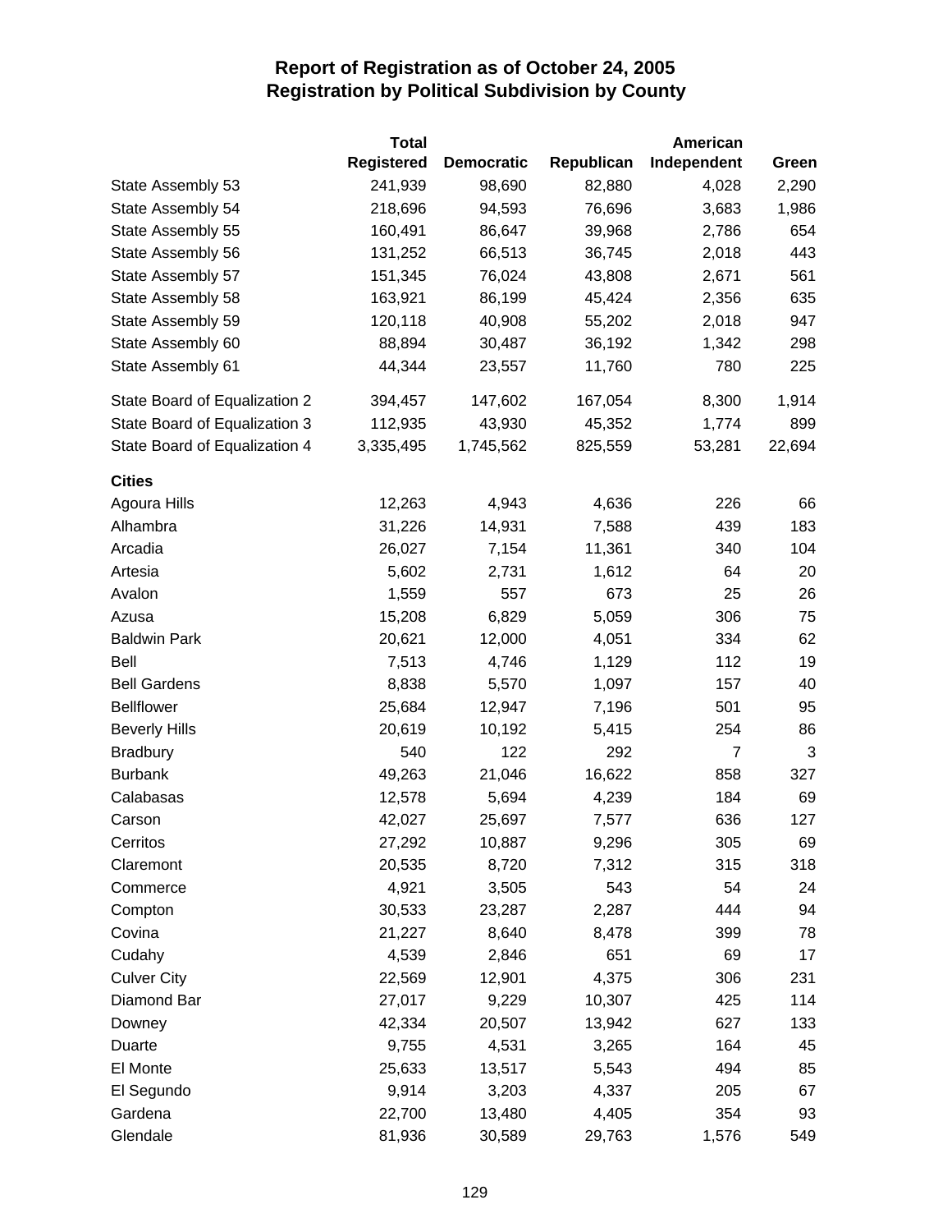# Report of Registration as of October 24, 2005
## Registration by Political Subdivision by County

| | Total Registered | Democratic | Republican | American Independent | Green |
|---|---|---|---|---|---|
| State Assembly 53 | 241,939 | 98,690 | 82,880 | 4,028 | 2,290 |
| State Assembly 54 | 218,696 | 94,593 | 76,696 | 3,683 | 1,986 |
| State Assembly 55 | 160,491 | 86,647 | 39,968 | 2,786 | 654 |
| State Assembly 56 | 131,252 | 66,513 | 36,745 | 2,018 | 443 |
| State Assembly 57 | 151,345 | 76,024 | 43,808 | 2,671 | 561 |
| State Assembly 58 | 163,921 | 86,199 | 45,424 | 2,356 | 635 |
| State Assembly 59 | 120,118 | 40,908 | 55,202 | 2,018 | 947 |
| State Assembly 60 | 88,894 | 30,487 | 36,192 | 1,342 | 298 |
| State Assembly 61 | 44,344 | 23,557 | 11,760 | 780 | 225 |
| State Board of Equalization 2 | 394,457 | 147,602 | 167,054 | 8,300 | 1,914 |
| State Board of Equalization 3 | 112,935 | 43,930 | 45,352 | 1,774 | 899 |
| State Board of Equalization 4 | 3,335,495 | 1,745,562 | 825,559 | 53,281 | 22,694 |
| **Cities** | | | | | |
| Agoura Hills | 12,263 | 4,943 | 4,636 | 226 | 66 |
| Alhambra | 31,226 | 14,931 | 7,588 | 439 | 183 |
| Arcadia | 26,027 | 7,154 | 11,361 | 340 | 104 |
| Artesia | 5,602 | 2,731 | 1,612 | 64 | 20 |
| Avalon | 1,559 | 557 | 673 | 25 | 26 |
| Azusa | 15,208 | 6,829 | 5,059 | 306 | 75 |
| Baldwin Park | 20,621 | 12,000 | 4,051 | 334 | 62 |
| Bell | 7,513 | 4,746 | 1,129 | 112 | 19 |
| Bell Gardens | 8,838 | 5,570 | 1,097 | 157 | 40 |
| Bellflower | 25,684 | 12,947 | 7,196 | 501 | 95 |
| Beverly Hills | 20,619 | 10,192 | 5,415 | 254 | 86 |
| Bradbury | 540 | 122 | 292 | 7 | 3 |
| Burbank | 49,263 | 21,046 | 16,622 | 858 | 327 |
| Calabasas | 12,578 | 5,694 | 4,239 | 184 | 69 |
| Carson | 42,027 | 25,697 | 7,577 | 636 | 127 |
| Cerritos | 27,292 | 10,887 | 9,296 | 305 | 69 |
| Claremont | 20,535 | 8,720 | 7,312 | 315 | 318 |
| Commerce | 4,921 | 3,505 | 543 | 54 | 24 |
| Compton | 30,533 | 23,287 | 2,287 | 444 | 94 |
| Covina | 21,227 | 8,640 | 8,478 | 399 | 78 |
| Cudahy | 4,539 | 2,846 | 651 | 69 | 17 |
| Culver City | 22,569 | 12,901 | 4,375 | 306 | 231 |
| Diamond Bar | 27,017 | 9,229 | 10,307 | 425 | 114 |
| Downey | 42,334 | 20,507 | 13,942 | 627 | 133 |
| Duarte | 9,755 | 4,531 | 3,265 | 164 | 45 |
| El Monte | 25,633 | 13,517 | 5,543 | 494 | 85 |
| El Segundo | 9,914 | 3,203 | 4,337 | 205 | 67 |
| Gardena | 22,700 | 13,480 | 4,405 | 354 | 93 |
| Glendale | 81,936 | 30,589 | 29,763 | 1,576 | 549 |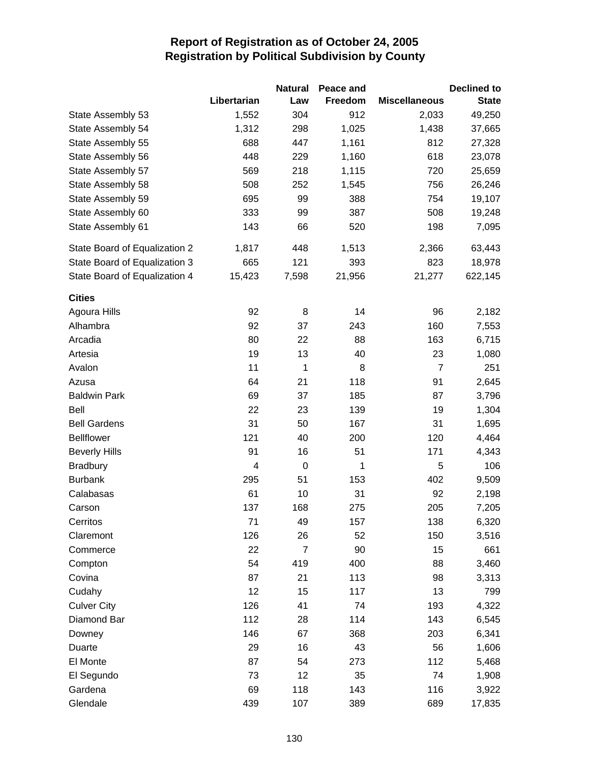# Report of Registration as of October 24, 2005
## Registration by Political Subdivision by County

| | Libertarian | Natural Law | Peace and Freedom | Miscellaneous | Declined to State |
|---|---|---|---|---|---|
| State Assembly 53 | 1,552 | 304 | 912 | 2,033 | 49,250 |
| State Assembly 54 | 1,312 | 298 | 1,025 | 1,438 | 37,665 |
| State Assembly 55 | 688 | 447 | 1,161 | 812 | 27,328 |
| State Assembly 56 | 448 | 229 | 1,160 | 618 | 23,078 |
| State Assembly 57 | 569 | 218 | 1,115 | 720 | 25,659 |
| State Assembly 58 | 508 | 252 | 1,545 | 756 | 26,246 |
| State Assembly 59 | 695 | 99 | 388 | 754 | 19,107 |
| State Assembly 60 | 333 | 99 | 387 | 508 | 19,248 |
| State Assembly 61 | 143 | 66 | 520 | 198 | 7,095 |
| State Board of Equalization 2 | 1,817 | 448 | 1,513 | 2,366 | 63,443 |
| State Board of Equalization 3 | 665 | 121 | 393 | 823 | 18,978 |
| State Board of Equalization 4 | 15,423 | 7,598 | 21,956 | 21,277 | 622,145 |
| **Cities** | | | | | |
| Agoura Hills | 92 | 8 | 14 | 96 | 2,182 |
| Alhambra | 92 | 37 | 243 | 160 | 7,553 |
| Arcadia | 80 | 22 | 88 | 163 | 6,715 |
| Artesia | 19 | 13 | 40 | 23 | 1,080 |
| Avalon | 11 | 1 | 8 | 7 | 251 |
| Azusa | 64 | 21 | 118 | 91 | 2,645 |
| Baldwin Park | 69 | 37 | 185 | 87 | 3,796 |
| Bell | 22 | 23 | 139 | 19 | 1,304 |
| Bell Gardens | 31 | 50 | 167 | 31 | 1,695 |
| Bellflower | 121 | 40 | 200 | 120 | 4,464 |
| Beverly Hills | 91 | 16 | 51 | 171 | 4,343 |
| Bradbury | 4 | 0 | 1 | 5 | 106 |
| Burbank | 295 | 51 | 153 | 402 | 9,509 |
| Calabasas | 61 | 10 | 31 | 92 | 2,198 |
| Carson | 137 | 168 | 275 | 205 | 7,205 |
| Cerritos | 71 | 49 | 157 | 138 | 6,320 |
| Claremont | 126 | 26 | 52 | 150 | 3,516 |
| Commerce | 22 | 7 | 90 | 15 | 661 |
| Compton | 54 | 419 | 400 | 88 | 3,460 |
| Covina | 87 | 21 | 113 | 98 | 3,313 |
| Cudahy | 12 | 15 | 117 | 13 | 799 |
| Culver City | 126 | 41 | 74 | 193 | 4,322 |
| Diamond Bar | 112 | 28 | 114 | 143 | 6,545 |
| Downey | 146 | 67 | 368 | 203 | 6,341 |
| Duarte | 29 | 16 | 43 | 56 | 1,606 |
| El Monte | 87 | 54 | 273 | 112 | 5,468 |
| El Segundo | 73 | 12 | 35 | 74 | 1,908 |
| Gardena | 69 | 118 | 143 | 116 | 3,922 |
| Glendale | 439 | 107 | 389 | 689 | 17,835 |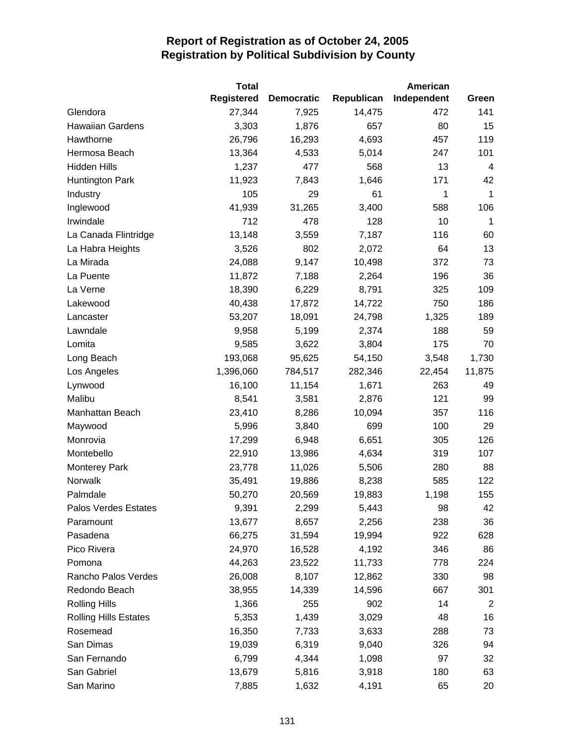# Report of Registration as of October 24, 2005
## Registration by Political Subdivision by County

| | Total Registered | Democratic | Republican | American Independent | Green |
|---|---|---|---|---|---|
| Glendora | 27,344 | 7,925 | 14,475 | 472 | 141 |
| Hawaiian Gardens | 3,303 | 1,876 | 657 | 80 | 15 |
| Hawthorne | 26,796 | 16,293 | 4,693 | 457 | 119 |
| Hermosa Beach | 13,364 | 4,533 | 5,014 | 247 | 101 |
| Hidden Hills | 1,237 | 477 | 568 | 13 | 4 |
| Huntington Park | 11,923 | 7,843 | 1,646 | 171 | 42 |
| Industry | 105 | 29 | 61 | 1 | 1 |
| Inglewood | 41,939 | 31,265 | 3,400 | 588 | 106 |
| Irwindale | 712 | 478 | 128 | 10 | 1 |
| La Canada Flintridge | 13,148 | 3,559 | 7,187 | 116 | 60 |
| La Habra Heights | 3,526 | 802 | 2,072 | 64 | 13 |
| La Mirada | 24,088 | 9,147 | 10,498 | 372 | 73 |
| La Puente | 11,872 | 7,188 | 2,264 | 196 | 36 |
| La Verne | 18,390 | 6,229 | 8,791 | 325 | 109 |
| Lakewood | 40,438 | 17,872 | 14,722 | 750 | 186 |
| Lancaster | 53,207 | 18,091 | 24,798 | 1,325 | 189 |
| Lawndale | 9,958 | 5,199 | 2,374 | 188 | 59 |
| Lomita | 9,585 | 3,622 | 3,804 | 175 | 70 |
| Long Beach | 193,068 | 95,625 | 54,150 | 3,548 | 1,730 |
| Los Angeles | 1,396,060 | 784,517 | 282,346 | 22,454 | 11,875 |
| Lynwood | 16,100 | 11,154 | 1,671 | 263 | 49 |
| Malibu | 8,541 | 3,581 | 2,876 | 121 | 99 |
| Manhattan Beach | 23,410 | 8,286 | 10,094 | 357 | 116 |
| Maywood | 5,996 | 3,840 | 699 | 100 | 29 |
| Monrovia | 17,299 | 6,948 | 6,651 | 305 | 126 |
| Montebello | 22,910 | 13,986 | 4,634 | 319 | 107 |
| Monterey Park | 23,778 | 11,026 | 5,506 | 280 | 88 |
| Norwalk | 35,491 | 19,886 | 8,238 | 585 | 122 |
| Palmdale | 50,270 | 20,569 | 19,883 | 1,198 | 155 |
| Palos Verdes Estates | 9,391 | 2,299 | 5,443 | 98 | 42 |
| Paramount | 13,677 | 8,657 | 2,256 | 238 | 36 |
| Pasadena | 66,275 | 31,594 | 19,994 | 922 | 628 |
| Pico Rivera | 24,970 | 16,528 | 4,192 | 346 | 86 |
| Pomona | 44,263 | 23,522 | 11,733 | 778 | 224 |
| Rancho Palos Verdes | 26,008 | 8,107 | 12,862 | 330 | 98 |
| Redondo Beach | 38,955 | 14,339 | 14,596 | 667 | 301 |
| Rolling Hills | 1,366 | 255 | 902 | 14 | 2 |
| Rolling Hills Estates | 5,353 | 1,439 | 3,029 | 48 | 16 |
| Rosemead | 16,350 | 7,733 | 3,633 | 288 | 73 |
| San Dimas | 19,039 | 6,319 | 9,040 | 326 | 94 |
| San Fernando | 6,799 | 4,344 | 1,098 | 97 | 32 |
| San Gabriel | 13,679 | 5,816 | 3,918 | 180 | 63 |
| San Marino | 7,885 | 1,632 | 4,191 | 65 | 20 |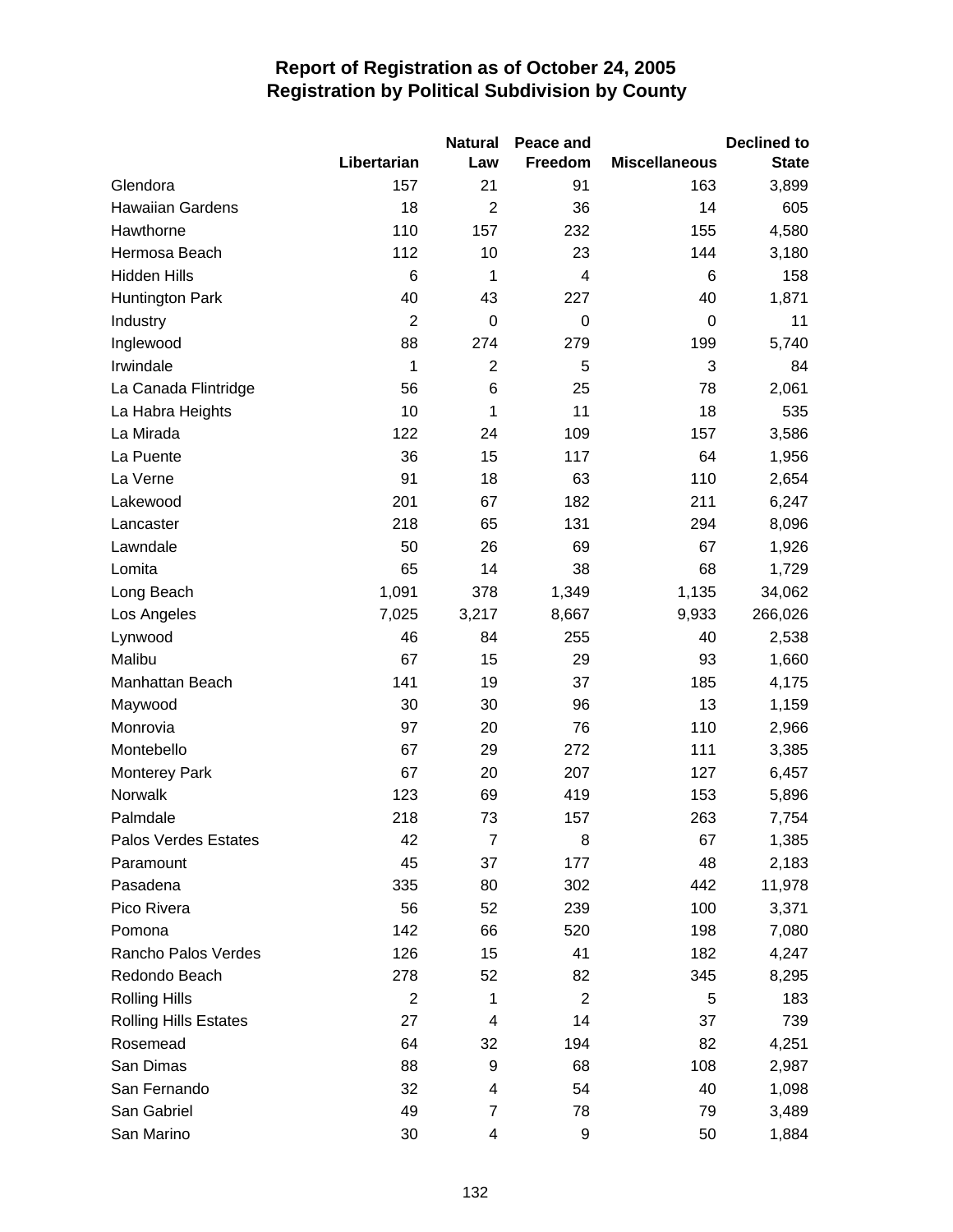# Report of Registration as of October 24, 2005
## Registration by Political Subdivision by County

| | Libertarian | Natural Law | Peace and Freedom | Miscellaneous | Declined to State |
|---|---|---|---|---|---|
| Glendora | 157 | 21 | 91 | 163 | 3,899 |
| Hawaiian Gardens | 18 | 2 | 36 | 14 | 605 |
| Hawthorne | 110 | 157 | 232 | 155 | 4,580 |
| Hermosa Beach | 112 | 10 | 23 | 144 | 3,180 |
| Hidden Hills | 6 | 1 | 4 | 6 | 158 |
| Huntington Park | 40 | 43 | 227 | 40 | 1,871 |
| Industry | 2 | 0 | 0 | 0 | 11 |
| Inglewood | 88 | 274 | 279 | 199 | 5,740 |
| Irwindale | 1 | 2 | 5 | 3 | 84 |
| La Canada Flintridge | 56 | 6 | 25 | 78 | 2,061 |
| La Habra Heights | 10 | 1 | 11 | 18 | 535 |
| La Mirada | 122 | 24 | 109 | 157 | 3,586 |
| La Puente | 36 | 15 | 117 | 64 | 1,956 |
| La Verne | 91 | 18 | 63 | 110 | 2,654 |
| Lakewood | 201 | 67 | 182 | 211 | 6,247 |
| Lancaster | 218 | 65 | 131 | 294 | 8,096 |
| Lawndale | 50 | 26 | 69 | 67 | 1,926 |
| Lomita | 65 | 14 | 38 | 68 | 1,729 |
| Long Beach | 1,091 | 378 | 1,349 | 1,135 | 34,062 |
| Los Angeles | 7,025 | 3,217 | 8,667 | 9,933 | 266,026 |
| Lynwood | 46 | 84 | 255 | 40 | 2,538 |
| Malibu | 67 | 15 | 29 | 93 | 1,660 |
| Manhattan Beach | 141 | 19 | 37 | 185 | 4,175 |
| Maywood | 30 | 30 | 96 | 13 | 1,159 |
| Monrovia | 97 | 20 | 76 | 110 | 2,966 |
| Montebello | 67 | 29 | 272 | 111 | 3,385 |
| Monterey Park | 67 | 20 | 207 | 127 | 6,457 |
| Norwalk | 123 | 69 | 419 | 153 | 5,896 |
| Palmdale | 218 | 73 | 157 | 263 | 7,754 |
| Palos Verdes Estates | 42 | 7 | 8 | 67 | 1,385 |
| Paramount | 45 | 37 | 177 | 48 | 2,183 |
| Pasadena | 335 | 80 | 302 | 442 | 11,978 |
| Pico Rivera | 56 | 52 | 239 | 100 | 3,371 |
| Pomona | 142 | 66 | 520 | 198 | 7,080 |
| Rancho Palos Verdes | 126 | 15 | 41 | 182 | 4,247 |
| Redondo Beach | 278 | 52 | 82 | 345 | 8,295 |
| Rolling Hills | 2 | 1 | 2 | 5 | 183 |
| Rolling Hills Estates | 27 | 4 | 14 | 37 | 739 |
| Rosemead | 64 | 32 | 194 | 82 | 4,251 |
| San Dimas | 88 | 9 | 68 | 108 | 2,987 |
| San Fernando | 32 | 4 | 54 | 40 | 1,098 |
| San Gabriel | 49 | 7 | 78 | 79 | 3,489 |
| San Marino | 30 | 4 | 9 | 50 | 1,884 |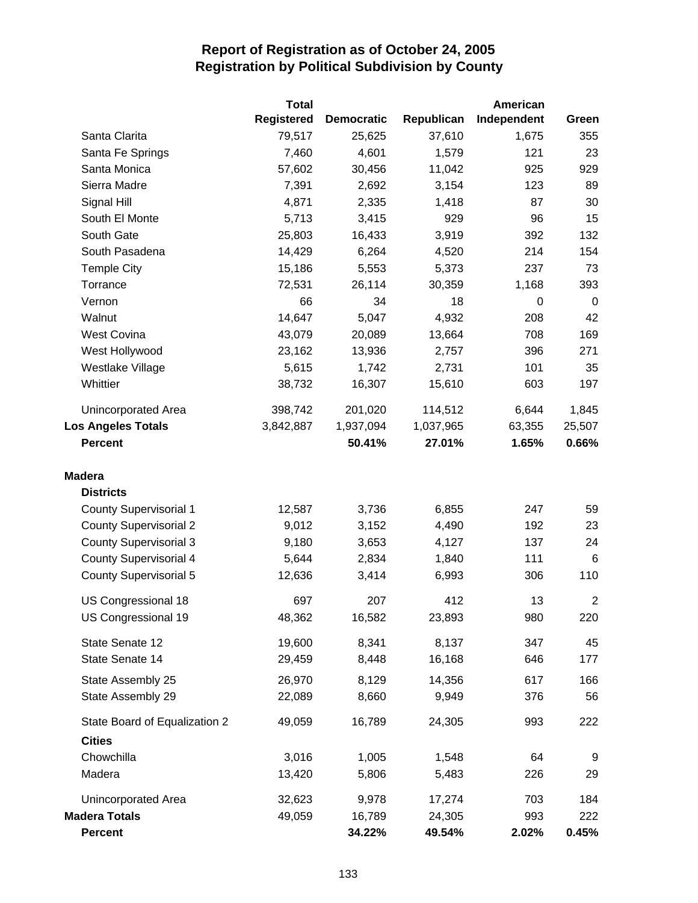# Report of Registration as of October 24, 2005
## Registration by Political Subdivision by County

| | Total Registered | Democratic | Republican | American Independent | Green |
|---|---|---|---|---|---|
| Santa Clarita | 79,517 | 25,625 | 37,610 | 1,675 | 355 |
| Santa Fe Springs | 7,460 | 4,601 | 1,579 | 121 | 23 |
| Santa Monica | 57,602 | 30,456 | 11,042 | 925 | 929 |
| Sierra Madre | 7,391 | 2,692 | 3,154 | 123 | 89 |
| Signal Hill | 4,871 | 2,335 | 1,418 | 87 | 30 |
| South El Monte | 5,713 | 3,415 | 929 | 96 | 15 |
| South Gate | 25,803 | 16,433 | 3,919 | 392 | 132 |
| South Pasadena | 14,429 | 6,264 | 4,520 | 214 | 154 |
| Temple City | 15,186 | 5,553 | 5,373 | 237 | 73 |
| Torrance | 72,531 | 26,114 | 30,359 | 1,168 | 393 |
| Vernon | 66 | 34 | 18 | 0 | 0 |
| Walnut | 14,647 | 5,047 | 4,932 | 208 | 42 |
| West Covina | 43,079 | 20,089 | 13,664 | 708 | 169 |
| West Hollywood | 23,162 | 13,936 | 2,757 | 396 | 271 |
| Westlake Village | 5,615 | 1,742 | 2,731 | 101 | 35 |
| Whittier | 38,732 | 16,307 | 15,610 | 603 | 197 |
| Unincorporated Area | 398,742 | 201,020 | 114,512 | 6,644 | 1,845 |
| **Los Angeles Totals** | 3,842,887 | 1,937,094 | 1,037,965 | 63,355 | 25,507 |
| **Percent** | | **50.41%** | **27.01%** | **1.65%** | **0.66%** |
| **Madera** | | | | | |
| **Districts** | | | | | |
| County Supervisorial 1 | 12,587 | 3,736 | 6,855 | 247 | 59 |
| County Supervisorial 2 | 9,012 | 3,152 | 4,490 | 192 | 23 |
| County Supervisorial 3 | 9,180 | 3,653 | 4,127 | 137 | 24 |
| County Supervisorial 4 | 5,644 | 2,834 | 1,840 | 111 | 6 |
| County Supervisorial 5 | 12,636 | 3,414 | 6,993 | 306 | 110 |
| US Congressional 18 | 697 | 207 | 412 | 13 | 2 |
| US Congressional 19 | 48,362 | 16,582 | 23,893 | 980 | 220 |
| State Senate 12 | 19,600 | 8,341 | 8,137 | 347 | 45 |
| State Senate 14 | 29,459 | 8,448 | 16,168 | 646 | 177 |
| State Assembly 25 | 26,970 | 8,129 | 14,356 | 617 | 166 |
| State Assembly 29 | 22,089 | 8,660 | 9,949 | 376 | 56 |
| State Board of Equalization 2 | 49,059 | 16,789 | 24,305 | 993 | 222 |
| **Cities** | | | | | |
| Chowchilla | 3,016 | 1,005 | 1,548 | 64 | 9 |
| Madera | 13,420 | 5,806 | 5,483 | 226 | 29 |
| Unincorporated Area | 32,623 | 9,978 | 17,274 | 703 | 184 |
| **Madera Totals** | 49,059 | 16,789 | 24,305 | 993 | 222 |
| **Percent** | | **34.22%** | **49.54%** | **2.02%** | **0.45%** |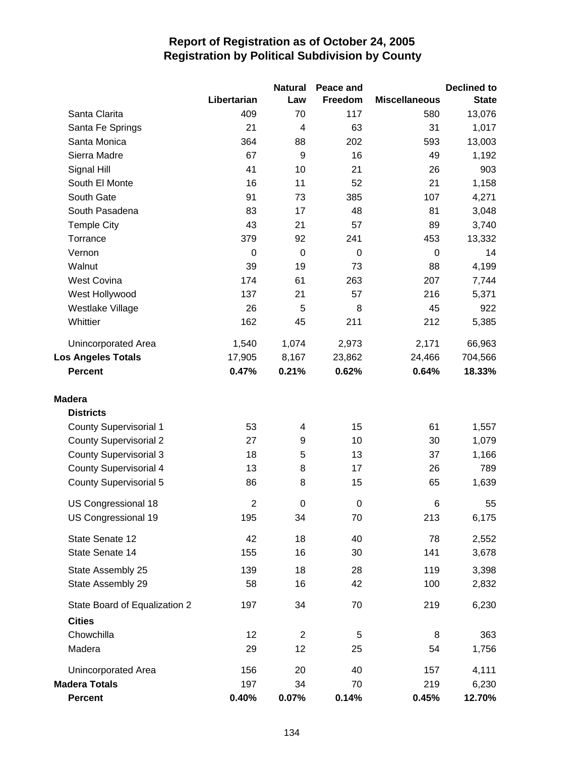# Report of Registration as of October 24, 2005
## Registration by Political Subdivision by County

| | Libertarian | Natural Law | Peace and Freedom | Miscellaneous | Declined to State |
|---|---|---|---|---|---|
| Santa Clarita | 409 | 70 | 117 | 580 | 13,076 |
| Santa Fe Springs | 21 | 4 | 63 | 31 | 1,017 |
| Santa Monica | 364 | 88 | 202 | 593 | 13,003 |
| Sierra Madre | 67 | 9 | 16 | 49 | 1,192 |
| Signal Hill | 41 | 10 | 21 | 26 | 903 |
| South El Monte | 16 | 11 | 52 | 21 | 1,158 |
| South Gate | 91 | 73 | 385 | 107 | 4,271 |
| South Pasadena | 83 | 17 | 48 | 81 | 3,048 |
| Temple City | 43 | 21 | 57 | 89 | 3,740 |
| Torrance | 379 | 92 | 241 | 453 | 13,332 |
| Vernon | 0 | 0 | 0 | 0 | 14 |
| Walnut | 39 | 19 | 73 | 88 | 4,199 |
| West Covina | 174 | 61 | 263 | 207 | 7,744 |
| West Hollywood | 137 | 21 | 57 | 216 | 5,371 |
| Westlake Village | 26 | 5 | 8 | 45 | 922 |
| Whittier | 162 | 45 | 211 | 212 | 5,385 |
| Unincorporated Area | 1,540 | 1,074 | 2,973 | 2,171 | 66,963 |
| **Los Angeles Totals** | 17,905 | 8,167 | 23,862 | 24,466 | 704,566 |
| **Percent** | **0.47%** | **0.21%** | **0.62%** | **0.64%** | **18.33%** |
| **Madera** | | | | | |
| **Districts** | | | | | |
| County Supervisorial 1 | 53 | 4 | 15 | 61 | 1,557 |
| County Supervisorial 2 | 27 | 9 | 10 | 30 | 1,079 |
| County Supervisorial 3 | 18 | 5 | 13 | 37 | 1,166 |
| County Supervisorial 4 | 13 | 8 | 17 | 26 | 789 |
| County Supervisorial 5 | 86 | 8 | 15 | 65 | 1,639 |
| US Congressional 18 | 2 | 0 | 0 | 6 | 55 |
| US Congressional 19 | 195 | 34 | 70 | 213 | 6,175 |
| State Senate 12 | 42 | 18 | 40 | 78 | 2,552 |
| State Senate 14 | 155 | 16 | 30 | 141 | 3,678 |
| State Assembly 25 | 139 | 18 | 28 | 119 | 3,398 |
| State Assembly 29 | 58 | 16 | 42 | 100 | 2,832 |
| State Board of Equalization 2 | 197 | 34 | 70 | 219 | 6,230 |
| **Cities** | | | | | |
| Chowchilla | 12 | 2 | 5 | 8 | 363 |
| Madera | 29 | 12 | 25 | 54 | 1,756 |
| Unincorporated Area | 156 | 20 | 40 | 157 | 4,111 |
| **Madera Totals** | 197 | 34 | 70 | 219 | 6,230 |
| **Percent** | **0.40%** | **0.07%** | **0.14%** | **0.45%** | **12.70%** |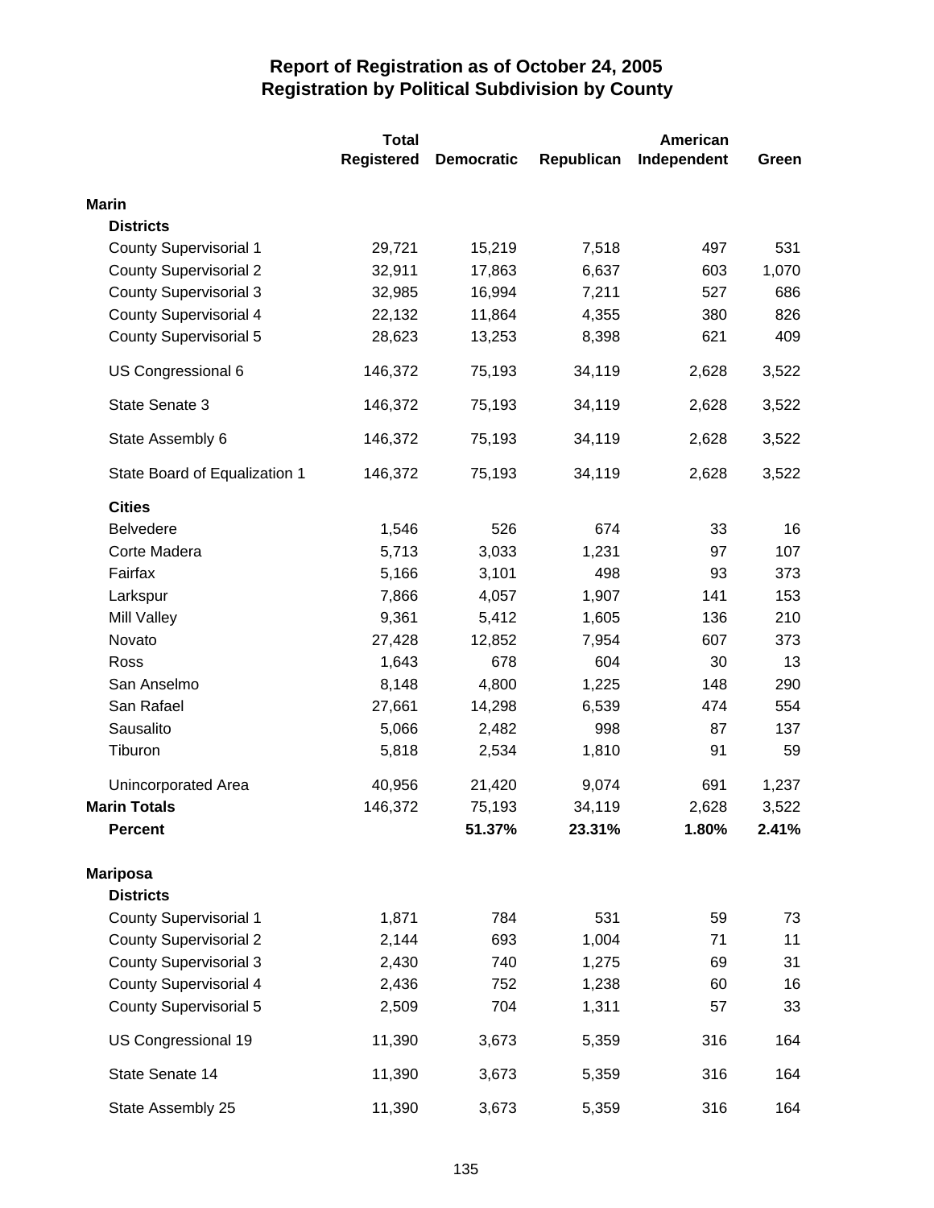# Report of Registration as of October 24, 2005
## Registration by Political Subdivision by County

| | Total Registered | Democratic | Republican | American Independent | Green |
|---|---|---|---|---|---|
| **Marin** | | | | | |
| **Districts** | | | | | |
| County Supervisorial 1 | 29,721 | 15,219 | 7,518 | 497 | 531 |
| County Supervisorial 2 | 32,911 | 17,863 | 6,637 | 603 | 1,070 |
| County Supervisorial 3 | 32,985 | 16,994 | 7,211 | 527 | 686 |
| County Supervisorial 4 | 22,132 | 11,864 | 4,355 | 380 | 826 |
| County Supervisorial 5 | 28,623 | 13,253 | 8,398 | 621 | 409 |
| US Congressional 6 | 146,372 | 75,193 | 34,119 | 2,628 | 3,522 |
| State Senate 3 | 146,372 | 75,193 | 34,119 | 2,628 | 3,522 |
| State Assembly 6 | 146,372 | 75,193 | 34,119 | 2,628 | 3,522 |
| State Board of Equalization 1 | 146,372 | 75,193 | 34,119 | 2,628 | 3,522 |
| **Cities** | | | | | |
| Belvedere | 1,546 | 526 | 674 | 33 | 16 |
| Corte Madera | 5,713 | 3,033 | 1,231 | 97 | 107 |
| Fairfax | 5,166 | 3,101 | 498 | 93 | 373 |
| Larkspur | 7,866 | 4,057 | 1,907 | 141 | 153 |
| Mill Valley | 9,361 | 5,412 | 1,605 | 136 | 210 |
| Novato | 27,428 | 12,852 | 7,954 | 607 | 373 |
| Ross | 1,643 | 678 | 604 | 30 | 13 |
| San Anselmo | 8,148 | 4,800 | 1,225 | 148 | 290 |
| San Rafael | 27,661 | 14,298 | 6,539 | 474 | 554 |
| Sausalito | 5,066 | 2,482 | 998 | 87 | 137 |
| Tiburon | 5,818 | 2,534 | 1,810 | 91 | 59 |
| Unincorporated Area | 40,956 | 21,420 | 9,074 | 691 | 1,237 |
| **Marin Totals** | 146,372 | 75,193 | 34,119 | 2,628 | 3,522 |
| **Percent** | | **51.37%** | **23.31%** | **1.80%** | **2.41%** |
| **Mariposa** | | | | | |
| **Districts** | | | | | |
| County Supervisorial 1 | 1,871 | 784 | 531 | 59 | 73 |
| County Supervisorial 2 | 2,144 | 693 | 1,004 | 71 | 11 |
| County Supervisorial 3 | 2,430 | 740 | 1,275 | 69 | 31 |
| County Supervisorial 4 | 2,436 | 752 | 1,238 | 60 | 16 |
| County Supervisorial 5 | 2,509 | 704 | 1,311 | 57 | 33 |
| US Congressional 19 | 11,390 | 3,673 | 5,359 | 316 | 164 |
| State Senate 14 | 11,390 | 3,673 | 5,359 | 316 | 164 |
| State Assembly 25 | 11,390 | 3,673 | 5,359 | 316 | 164 |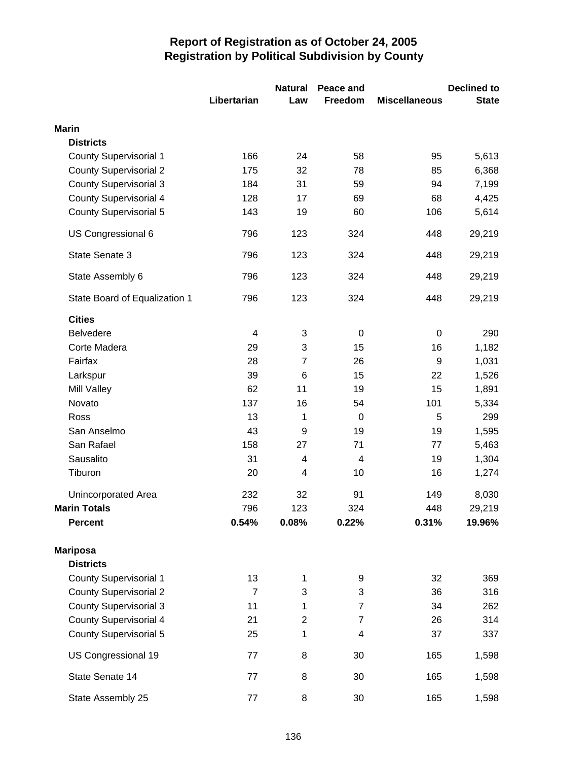# Report of Registration as of October 24, 2005
## Registration by Political Subdivision by County

| | Libertarian | Natural Law | Peace and Freedom | Miscellaneous | Declined to State |
|---|---|---|---|---|---|
| **Marin** | | | | | |
| **Districts** | | | | | |
| County Supervisorial 1 | 166 | 24 | 58 | 95 | 5,613 |
| County Supervisorial 2 | 175 | 32 | 78 | 85 | 6,368 |
| County Supervisorial 3 | 184 | 31 | 59 | 94 | 7,199 |
| County Supervisorial 4 | 128 | 17 | 69 | 68 | 4,425 |
| County Supervisorial 5 | 143 | 19 | 60 | 106 | 5,614 |
| US Congressional 6 | 796 | 123 | 324 | 448 | 29,219 |
| State Senate 3 | 796 | 123 | 324 | 448 | 29,219 |
| State Assembly 6 | 796 | 123 | 324 | 448 | 29,219 |
| State Board of Equalization 1 | 796 | 123 | 324 | 448 | 29,219 |
| **Cities** | | | | | |
| Belvedere | 4 | 3 | 0 | 0 | 290 |
| Corte Madera | 29 | 3 | 15 | 16 | 1,182 |
| Fairfax | 28 | 7 | 26 | 9 | 1,031 |
| Larkspur | 39 | 6 | 15 | 22 | 1,526 |
| Mill Valley | 62 | 11 | 19 | 15 | 1,891 |
| Novato | 137 | 16 | 54 | 101 | 5,334 |
| Ross | 13 | 1 | 0 | 5 | 299 |
| San Anselmo | 43 | 9 | 19 | 19 | 1,595 |
| San Rafael | 158 | 27 | 71 | 77 | 5,463 |
| Sausalito | 31 | 4 | 4 | 19 | 1,304 |
| Tiburon | 20 | 4 | 10 | 16 | 1,274 |
| Unincorporated Area | 232 | 32 | 91 | 149 | 8,030 |
| **Marin Totals** | 796 | 123 | 324 | 448 | 29,219 |
| **Percent** | **0.54%** | **0.08%** | **0.22%** | **0.31%** | **19.96%** |
| **Mariposa** | | | | | |
| **Districts** | | | | | |
| County Supervisorial 1 | 13 | 1 | 9 | 32 | 369 |
| County Supervisorial 2 | 7 | 3 | 3 | 36 | 316 |
| County Supervisorial 3 | 11 | 1 | 7 | 34 | 262 |
| County Supervisorial 4 | 21 | 2 | 7 | 26 | 314 |
| County Supervisorial 5 | 25 | 1 | 4 | 37 | 337 |
| US Congressional 19 | 77 | 8 | 30 | 165 | 1,598 |
| State Senate 14 | 77 | 8 | 30 | 165 | 1,598 |
| State Assembly 25 | 77 | 8 | 30 | 165 | 1,598 |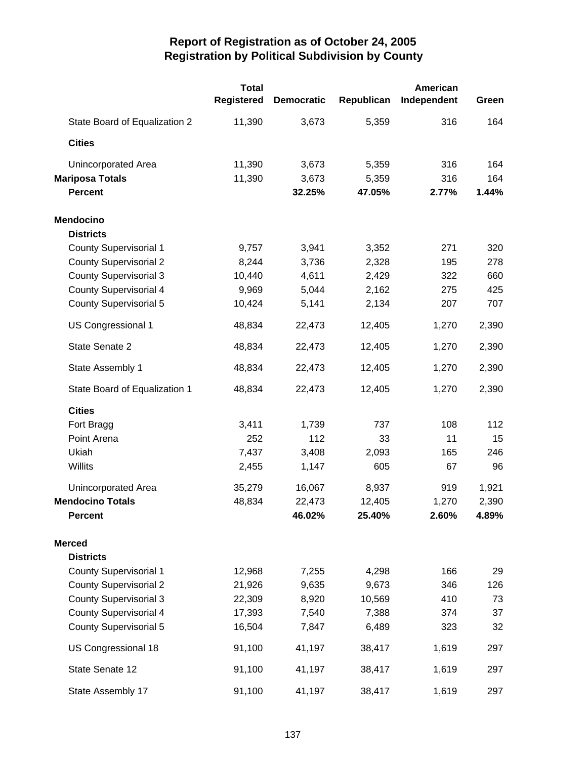# Report of Registration as of October 24, 2005
## Registration by Political Subdivision by County

| | Total Registered | Democratic | Republican | American Independent | Green |
|---|---|---|---|---|---|
| State Board of Equalization 2 | 11,390 | 3,673 | 5,359 | 316 | 164 |
| **Cities** | | | | | |
| Unincorporated Area | 11,390 | 3,673 | 5,359 | 316 | 164 |
| **Mariposa Totals** | 11,390 | 3,673 | 5,359 | 316 | 164 |
| **Percent** | | **32.25%** | **47.05%** | **2.77%** | **1.44%** |
| **Mendocino** | | | | | |
| **Districts** | | | | | |
| County Supervisorial 1 | 9,757 | 3,941 | 3,352 | 271 | 320 |
| County Supervisorial 2 | 8,244 | 3,736 | 2,328 | 195 | 278 |
| County Supervisorial 3 | 10,440 | 4,611 | 2,429 | 322 | 660 |
| County Supervisorial 4 | 9,969 | 5,044 | 2,162 | 275 | 425 |
| County Supervisorial 5 | 10,424 | 5,141 | 2,134 | 207 | 707 |
| US Congressional 1 | 48,834 | 22,473 | 12,405 | 1,270 | 2,390 |
| State Senate 2 | 48,834 | 22,473 | 12,405 | 1,270 | 2,390 |
| State Assembly 1 | 48,834 | 22,473 | 12,405 | 1,270 | 2,390 |
| State Board of Equalization 1 | 48,834 | 22,473 | 12,405 | 1,270 | 2,390 |
| **Cities** | | | | | |
| Fort Bragg | 3,411 | 1,739 | 737 | 108 | 112 |
| Point Arena | 252 | 112 | 33 | 11 | 15 |
| Ukiah | 7,437 | 3,408 | 2,093 | 165 | 246 |
| Willits | 2,455 | 1,147 | 605 | 67 | 96 |
| Unincorporated Area | 35,279 | 16,067 | 8,937 | 919 | 1,921 |
| **Mendocino Totals** | 48,834 | 22,473 | 12,405 | 1,270 | 2,390 |
| **Percent** | | **46.02%** | **25.40%** | **2.60%** | **4.89%** |
| **Merced** | | | | | |
| **Districts** | | | | | |
| County Supervisorial 1 | 12,968 | 7,255 | 4,298 | 166 | 29 |
| County Supervisorial 2 | 21,926 | 9,635 | 9,673 | 346 | 126 |
| County Supervisorial 3 | 22,309 | 8,920 | 10,569 | 410 | 73 |
| County Supervisorial 4 | 17,393 | 7,540 | 7,388 | 374 | 37 |
| County Supervisorial 5 | 16,504 | 7,847 | 6,489 | 323 | 32 |
| US Congressional 18 | 91,100 | 41,197 | 38,417 | 1,619 | 297 |
| State Senate 12 | 91,100 | 41,197 | 38,417 | 1,619 | 297 |
| State Assembly 17 | 91,100 | 41,197 | 38,417 | 1,619 | 297 |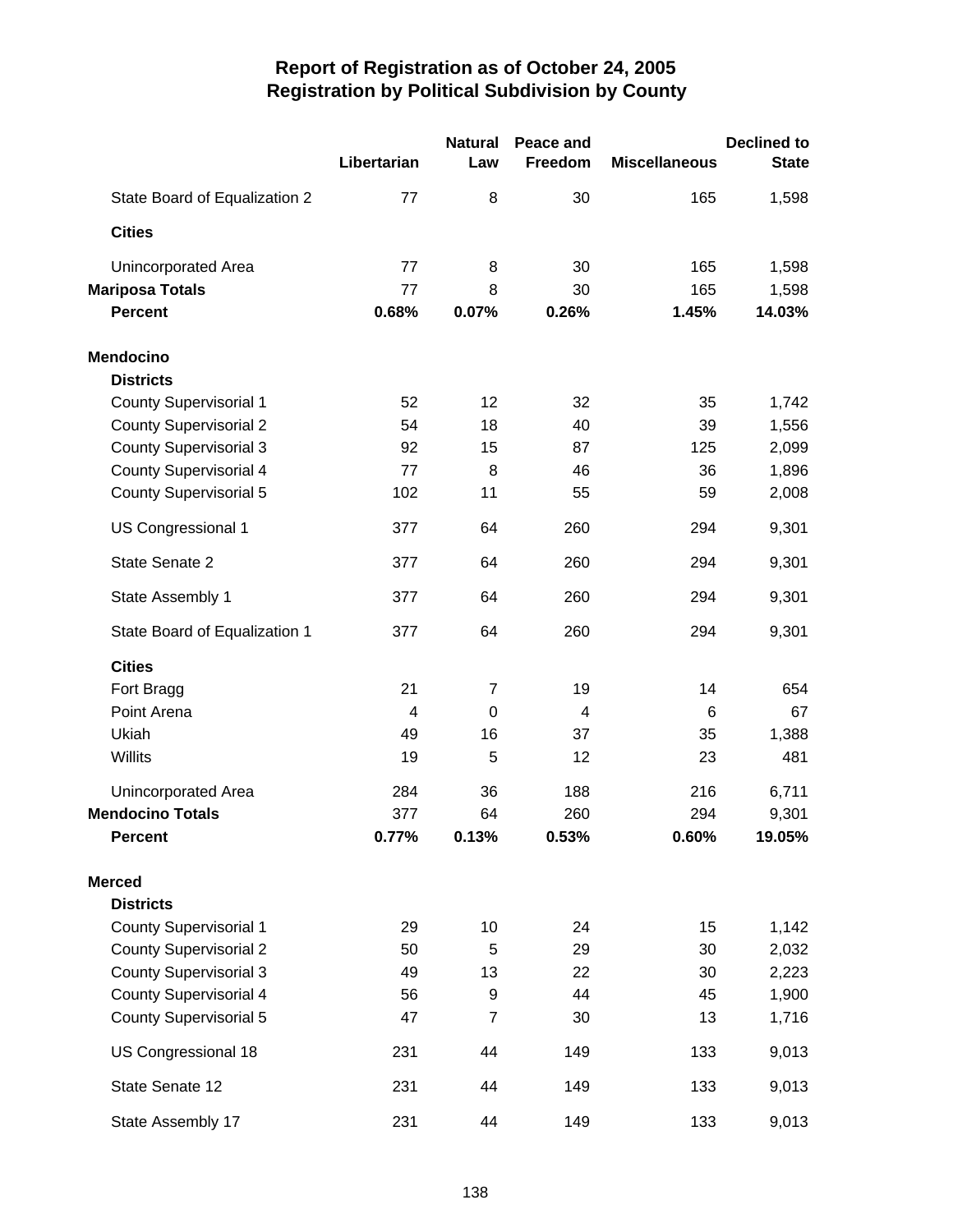# Report of Registration as of October 24, 2005
## Registration by Political Subdivision by County

| | Libertarian | Natural Law | Peace and Freedom | Miscellaneous | Declined to State |
|---|---|---|---|---|---|
| State Board of Equalization 2 | 77 | 8 | 30 | 165 | 1,598 |
| **Cities** | | | | | |
| Unincorporated Area | 77 | 8 | 30 | 165 | 1,598 |
| **Mariposa Totals** | 77 | 8 | 30 | 165 | 1,598 |
| **Percent** | **0.68%** | **0.07%** | **0.26%** | **1.45%** | **14.03%** |
| **Mendocino** | | | | | |
| **Districts** | | | | | |
| County Supervisorial 1 | 52 | 12 | 32 | 35 | 1,742 |
| County Supervisorial 2 | 54 | 18 | 40 | 39 | 1,556 |
| County Supervisorial 3 | 92 | 15 | 87 | 125 | 2,099 |
| County Supervisorial 4 | 77 | 8 | 46 | 36 | 1,896 |
| County Supervisorial 5 | 102 | 11 | 55 | 59 | 2,008 |
| US Congressional 1 | 377 | 64 | 260 | 294 | 9,301 |
| State Senate 2 | 377 | 64 | 260 | 294 | 9,301 |
| State Assembly 1 | 377 | 64 | 260 | 294 | 9,301 |
| State Board of Equalization 1 | 377 | 64 | 260 | 294 | 9,301 |
| **Cities** | | | | | |
| Fort Bragg | 21 | 7 | 19 | 14 | 654 |
| Point Arena | 4 | 0 | 4 | 6 | 67 |
| Ukiah | 49 | 16 | 37 | 35 | 1,388 |
| Willits | 19 | 5 | 12 | 23 | 481 |
| Unincorporated Area | 284 | 36 | 188 | 216 | 6,711 |
| **Mendocino Totals** | 377 | 64 | 260 | 294 | 9,301 |
| **Percent** | **0.77%** | **0.13%** | **0.53%** | **0.60%** | **19.05%** |
| **Merced** | | | | | |
| **Districts** | | | | | |
| County Supervisorial 1 | 29 | 10 | 24 | 15 | 1,142 |
| County Supervisorial 2 | 50 | 5 | 29 | 30 | 2,032 |
| County Supervisorial 3 | 49 | 13 | 22 | 30 | 2,223 |
| County Supervisorial 4 | 56 | 9 | 44 | 45 | 1,900 |
| County Supervisorial 5 | 47 | 7 | 30 | 13 | 1,716 |
| US Congressional 18 | 231 | 44 | 149 | 133 | 9,013 |
| State Senate 12 | 231 | 44 | 149 | 133 | 9,013 |
| State Assembly 17 | 231 | 44 | 149 | 133 | 9,013 |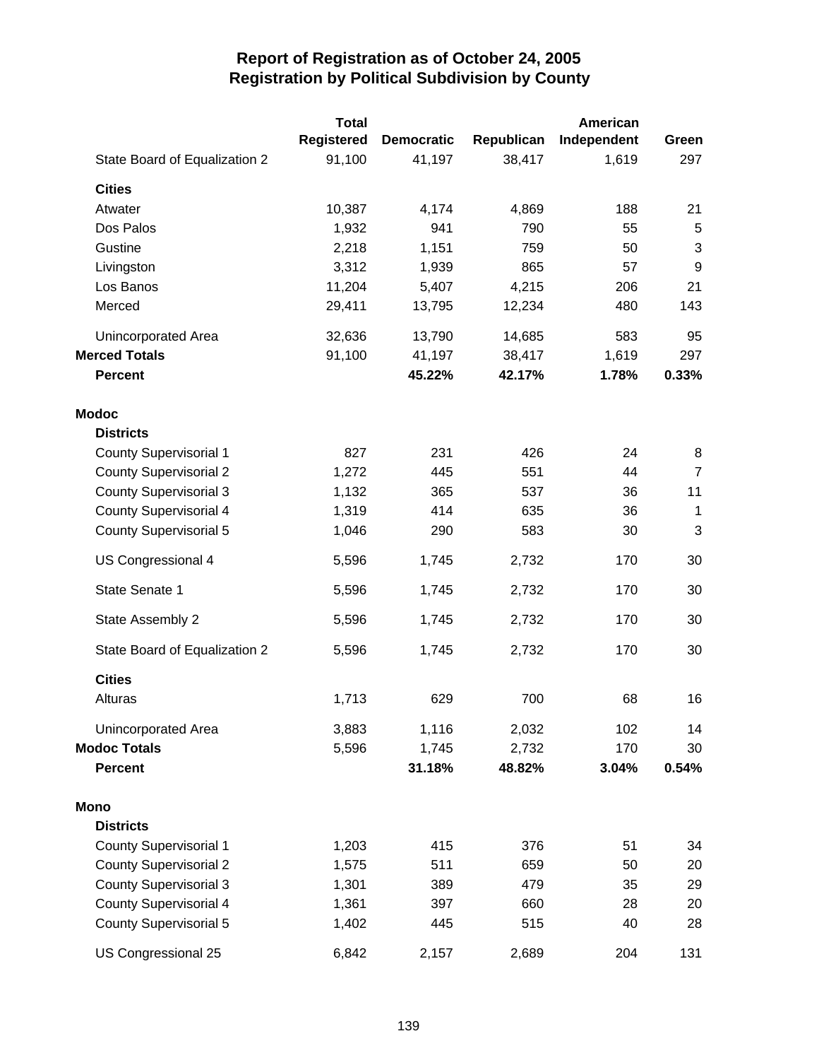# Report of Registration as of October 24, 2005
## Registration by Political Subdivision by County

| | Total Registered | Democratic | Republican | American Independent | Green |
|---|---|---|---|---|---|
| State Board of Equalization 2 | 91,100 | 41,197 | 38,417 | 1,619 | 297 |
| **Cities** | | | | | |
| Atwater | 10,387 | 4,174 | 4,869 | 188 | 21 |
| Dos Palos | 1,932 | 941 | 790 | 55 | 5 |
| Gustine | 2,218 | 1,151 | 759 | 50 | 3 |
| Livingston | 3,312 | 1,939 | 865 | 57 | 9 |
| Los Banos | 11,204 | 5,407 | 4,215 | 206 | 21 |
| Merced | 29,411 | 13,795 | 12,234 | 480 | 143 |
| Unincorporated Area | 32,636 | 13,790 | 14,685 | 583 | 95 |
| **Merced Totals** | 91,100 | 41,197 | 38,417 | 1,619 | 297 |
| **Percent** | | **45.22%** | **42.17%** | **1.78%** | **0.33%** |
| **Modoc** | | | | | |
| **Districts** | | | | | |
| County Supervisorial 1 | 827 | 231 | 426 | 24 | 8 |
| County Supervisorial 2 | 1,272 | 445 | 551 | 44 | 7 |
| County Supervisorial 3 | 1,132 | 365 | 537 | 36 | 11 |
| County Supervisorial 4 | 1,319 | 414 | 635 | 36 | 1 |
| County Supervisorial 5 | 1,046 | 290 | 583 | 30 | 3 |
| US Congressional 4 | 5,596 | 1,745 | 2,732 | 170 | 30 |
| State Senate 1 | 5,596 | 1,745 | 2,732 | 170 | 30 |
| State Assembly 2 | 5,596 | 1,745 | 2,732 | 170 | 30 |
| State Board of Equalization 2 | 5,596 | 1,745 | 2,732 | 170 | 30 |
| **Cities** | | | | | |
| Alturas | 1,713 | 629 | 700 | 68 | 16 |
| Unincorporated Area | 3,883 | 1,116 | 2,032 | 102 | 14 |
| **Modoc Totals** | 5,596 | 1,745 | 2,732 | 170 | 30 |
| **Percent** | | **31.18%** | **48.82%** | **3.04%** | **0.54%** |
| **Mono** | | | | | |
| **Districts** | | | | | |
| County Supervisorial 1 | 1,203 | 415 | 376 | 51 | 34 |
| County Supervisorial 2 | 1,575 | 511 | 659 | 50 | 20 |
| County Supervisorial 3 | 1,301 | 389 | 479 | 35 | 29 |
| County Supervisorial 4 | 1,361 | 397 | 660 | 28 | 20 |
| County Supervisorial 5 | 1,402 | 445 | 515 | 40 | 28 |
| US Congressional 25 | 6,842 | 2,157 | 2,689 | 204 | 131 |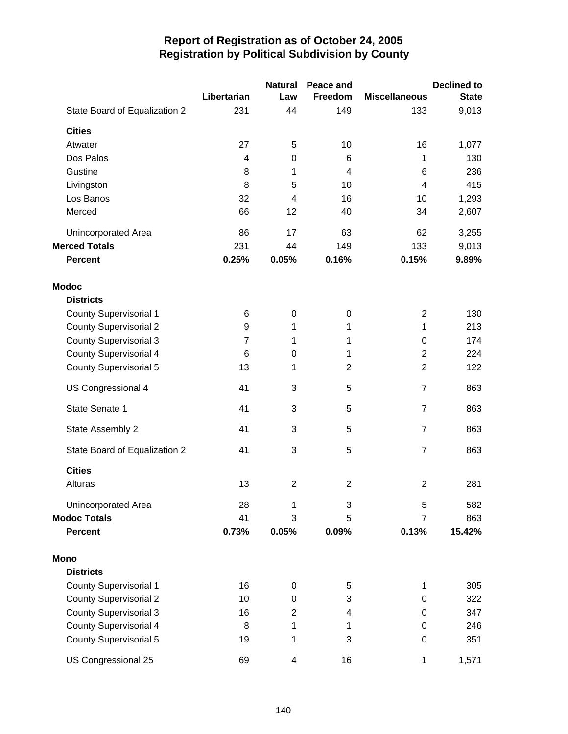# Report of Registration as of October 24, 2005
## Registration by Political Subdivision by County

| | Libertarian | Natural Law | Peace and Freedom | Miscellaneous | Declined to State |
|---|---|---|---|---|---|
| State Board of Equalization 2 | 231 | 44 | 149 | 133 | 9,013 |
| **Cities** | | | | | |
| Atwater | 27 | 5 | 10 | 16 | 1,077 |
| Dos Palos | 4 | 0 | 6 | 1 | 130 |
| Gustine | 8 | 1 | 4 | 6 | 236 |
| Livingston | 8 | 5 | 10 | 4 | 415 |
| Los Banos | 32 | 4 | 16 | 10 | 1,293 |
| Merced | 66 | 12 | 40 | 34 | 2,607 |
| Unincorporated Area | 86 | 17 | 63 | 62 | 3,255 |
| **Merced Totals** | 231 | 44 | 149 | 133 | 9,013 |
| **Percent** | **0.25%** | **0.05%** | **0.16%** | **0.15%** | **9.89%** |
| **Modoc** | | | | | |
| **Districts** | | | | | |
| County Supervisorial 1 | 6 | 0 | 0 | 2 | 130 |
| County Supervisorial 2 | 9 | 1 | 1 | 1 | 213 |
| County Supervisorial 3 | 7 | 1 | 1 | 0 | 174 |
| County Supervisorial 4 | 6 | 0 | 1 | 2 | 224 |
| County Supervisorial 5 | 13 | 1 | 2 | 2 | 122 |
| US Congressional 4 | 41 | 3 | 5 | 7 | 863 |
| State Senate 1 | 41 | 3 | 5 | 7 | 863 |
| State Assembly 2 | 41 | 3 | 5 | 7 | 863 |
| State Board of Equalization 2 | 41 | 3 | 5 | 7 | 863 |
| **Cities** | | | | | |
| Alturas | 13 | 2 | 2 | 2 | 281 |
| Unincorporated Area | 28 | 1 | 3 | 5 | 582 |
| **Modoc Totals** | 41 | 3 | 5 | 7 | 863 |
| **Percent** | **0.73%** | **0.05%** | **0.09%** | **0.13%** | **15.42%** |
| **Mono** | | | | | |
| **Districts** | | | | | |
| County Supervisorial 1 | 16 | 0 | 5 | 1 | 305 |
| County Supervisorial 2 | 10 | 0 | 3 | 0 | 322 |
| County Supervisorial 3 | 16 | 2 | 4 | 0 | 347 |
| County Supervisorial 4 | 8 | 1 | 1 | 0 | 246 |
| County Supervisorial 5 | 19 | 1 | 3 | 0 | 351 |
| US Congressional 25 | 69 | 4 | 16 | 1 | 1,571 |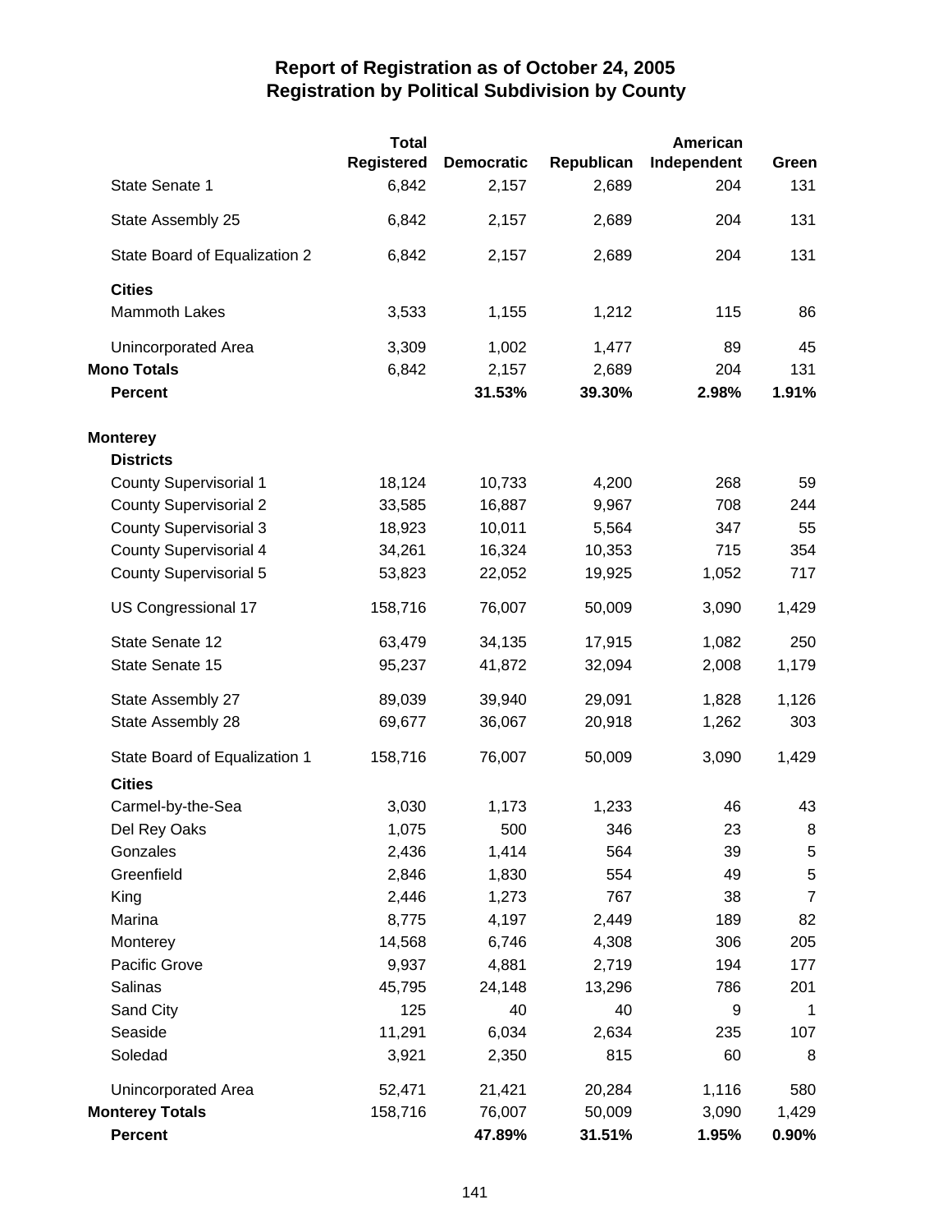# Report of Registration as of October 24, 2005
## Registration by Political Subdivision by County

| | Total Registered | Democratic | Republican | American Independent | Green |
|---|---|---|---|---|---|
| State Senate 1 | 6,842 | 2,157 | 2,689 | 204 | 131 |
| State Assembly 25 | 6,842 | 2,157 | 2,689 | 204 | 131 |
| State Board of Equalization 2 | 6,842 | 2,157 | 2,689 | 204 | 131 |
| **Cities** | | | | | |
| Mammoth Lakes | 3,533 | 1,155 | 1,212 | 115 | 86 |
| Unincorporated Area | 3,309 | 1,002 | 1,477 | 89 | 45 |
| **Mono Totals** | 6,842 | 2,157 | 2,689 | 204 | 131 |
| **Percent** | | **31.53%** | **39.30%** | **2.98%** | **1.91%** |
| **Monterey** | | | | | |
| **Districts** | | | | | |
| County Supervisorial 1 | 18,124 | 10,733 | 4,200 | 268 | 59 |
| County Supervisorial 2 | 33,585 | 16,887 | 9,967 | 708 | 244 |
| County Supervisorial 3 | 18,923 | 10,011 | 5,564 | 347 | 55 |
| County Supervisorial 4 | 34,261 | 16,324 | 10,353 | 715 | 354 |
| County Supervisorial 5 | 53,823 | 22,052 | 19,925 | 1,052 | 717 |
| US Congressional 17 | 158,716 | 76,007 | 50,009 | 3,090 | 1,429 |
| State Senate 12 | 63,479 | 34,135 | 17,915 | 1,082 | 250 |
| State Senate 15 | 95,237 | 41,872 | 32,094 | 2,008 | 1,179 |
| State Assembly 27 | 89,039 | 39,940 | 29,091 | 1,828 | 1,126 |
| State Assembly 28 | 69,677 | 36,067 | 20,918 | 1,262 | 303 |
| State Board of Equalization 1 | 158,716 | 76,007 | 50,009 | 3,090 | 1,429 |
| **Cities** | | | | | |
| Carmel-by-the-Sea | 3,030 | 1,173 | 1,233 | 46 | 43 |
| Del Rey Oaks | 1,075 | 500 | 346 | 23 | 8 |
| Gonzales | 2,436 | 1,414 | 564 | 39 | 5 |
| Greenfield | 2,846 | 1,830 | 554 | 49 | 5 |
| King | 2,446 | 1,273 | 767 | 38 | 7 |
| Marina | 8,775 | 4,197 | 2,449 | 189 | 82 |
| Monterey | 14,568 | 6,746 | 4,308 | 306 | 205 |
| Pacific Grove | 9,937 | 4,881 | 2,719 | 194 | 177 |
| Salinas | 45,795 | 24,148 | 13,296 | 786 | 201 |
| Sand City | 125 | 40 | 40 | 9 | 1 |
| Seaside | 11,291 | 6,034 | 2,634 | 235 | 107 |
| Soledad | 3,921 | 2,350 | 815 | 60 | 8 |
| Unincorporated Area | 52,471 | 21,421 | 20,284 | 1,116 | 580 |
| **Monterey Totals** | 158,716 | 76,007 | 50,009 | 3,090 | 1,429 |
| **Percent** | | **47.89%** | **31.51%** | **1.95%** | **0.90%** |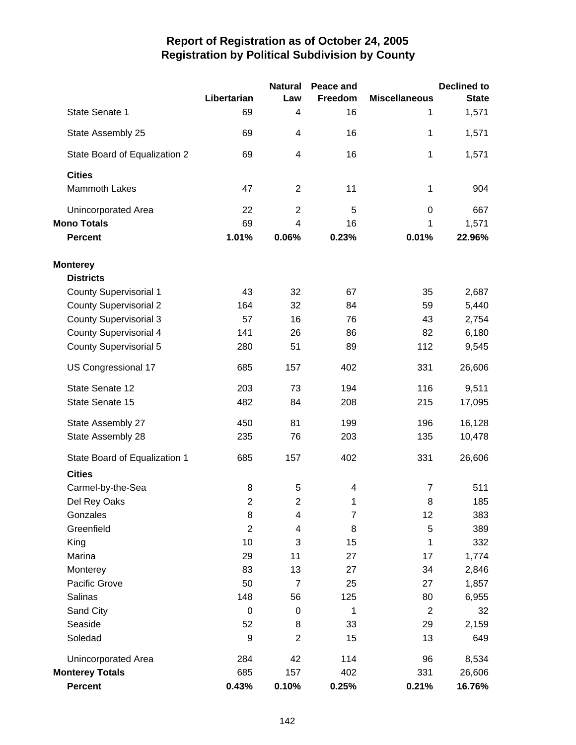# Report of Registration as of October 24, 2005
## Registration by Political Subdivision by County

| | Libertarian | Natural Law | Peace and Freedom | Miscellaneous | Declined to State |
|---|---|---|---|---|---|
| State Senate 1 | 69 | 4 | 16 | 1 | 1,571 |
| State Assembly 25 | 69 | 4 | 16 | 1 | 1,571 |
| State Board of Equalization 2 | 69 | 4 | 16 | 1 | 1,571 |
| **Cities** | | | | | |
| Mammoth Lakes | 47 | 2 | 11 | 1 | 904 |
| Unincorporated Area | 22 | 2 | 5 | 0 | 667 |
| **Mono Totals** | 69 | 4 | 16 | 1 | 1,571 |
| **Percent** | **1.01%** | **0.06%** | **0.23%** | **0.01%** | **22.96%** |
| **Monterey** | | | | | |
| **Districts** | | | | | |
| County Supervisorial 1 | 43 | 32 | 67 | 35 | 2,687 |
| County Supervisorial 2 | 164 | 32 | 84 | 59 | 5,440 |
| County Supervisorial 3 | 57 | 16 | 76 | 43 | 2,754 |
| County Supervisorial 4 | 141 | 26 | 86 | 82 | 6,180 |
| County Supervisorial 5 | 280 | 51 | 89 | 112 | 9,545 |
| US Congressional 17 | 685 | 157 | 402 | 331 | 26,606 |
| State Senate 12 | 203 | 73 | 194 | 116 | 9,511 |
| State Senate 15 | 482 | 84 | 208 | 215 | 17,095 |
| State Assembly 27 | 450 | 81 | 199 | 196 | 16,128 |
| State Assembly 28 | 235 | 76 | 203 | 135 | 10,478 |
| State Board of Equalization 1 | 685 | 157 | 402 | 331 | 26,606 |
| **Cities** | | | | | |
| Carmel-by-the-Sea | 8 | 5 | 4 | 7 | 511 |
| Del Rey Oaks | 2 | 2 | 1 | 8 | 185 |
| Gonzales | 8 | 4 | 7 | 12 | 383 |
| Greenfield | 2 | 4 | 8 | 5 | 389 |
| King | 10 | 3 | 15 | 1 | 332 |
| Marina | 29 | 11 | 27 | 17 | 1,774 |
| Monterey | 83 | 13 | 27 | 34 | 2,846 |
| Pacific Grove | 50 | 7 | 25 | 27 | 1,857 |
| Salinas | 148 | 56 | 125 | 80 | 6,955 |
| Sand City | 0 | 0 | 1 | 2 | 32 |
| Seaside | 52 | 8 | 33 | 29 | 2,159 |
| Soledad | 9 | 2 | 15 | 13 | 649 |
| Unincorporated Area | 284 | 42 | 114 | 96 | 8,534 |
| **Monterey Totals** | 685 | 157 | 402 | 331 | 26,606 |
| **Percent** | **0.43%** | **0.10%** | **0.25%** | **0.21%** | **16.76%** |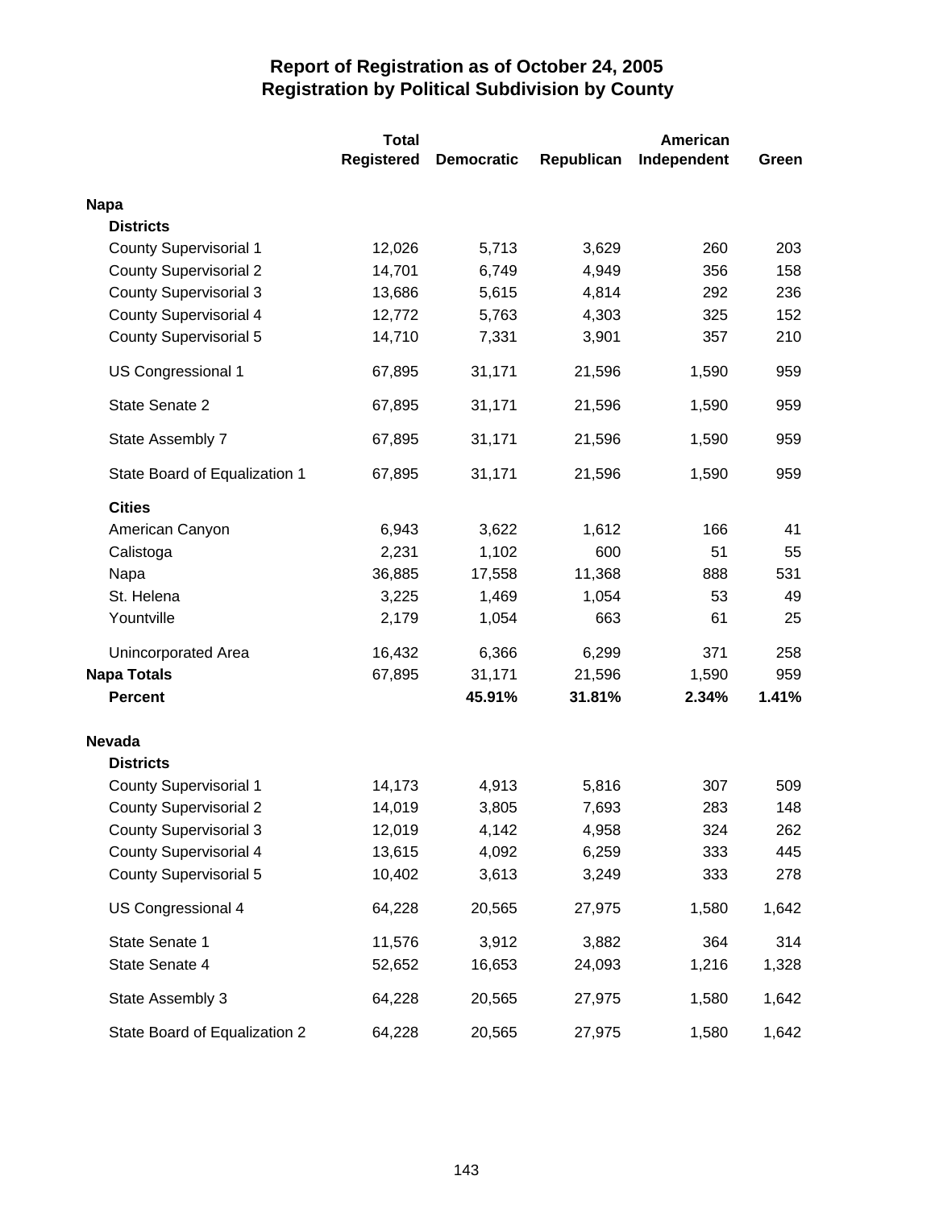# Report of Registration as of October 24, 2005
## Registration by Political Subdivision by County

| | Total Registered | Democratic | Republican | American Independent | Green |
|---|---|---|---|---|---|
| **Napa** | | | | | |
| **Districts** | | | | | |
| County Supervisorial 1 | 12,026 | 5,713 | 3,629 | 260 | 203 |
| County Supervisorial 2 | 14,701 | 6,749 | 4,949 | 356 | 158 |
| County Supervisorial 3 | 13,686 | 5,615 | 4,814 | 292 | 236 |
| County Supervisorial 4 | 12,772 | 5,763 | 4,303 | 325 | 152 |
| County Supervisorial 5 | 14,710 | 7,331 | 3,901 | 357 | 210 |
| US Congressional 1 | 67,895 | 31,171 | 21,596 | 1,590 | 959 |
| State Senate 2 | 67,895 | 31,171 | 21,596 | 1,590 | 959 |
| State Assembly 7 | 67,895 | 31,171 | 21,596 | 1,590 | 959 |
| State Board of Equalization 1 | 67,895 | 31,171 | 21,596 | 1,590 | 959 |
| **Cities** | | | | | |
| American Canyon | 6,943 | 3,622 | 1,612 | 166 | 41 |
| Calistoga | 2,231 | 1,102 | 600 | 51 | 55 |
| Napa | 36,885 | 17,558 | 11,368 | 888 | 531 |
| St. Helena | 3,225 | 1,469 | 1,054 | 53 | 49 |
| Yountville | 2,179 | 1,054 | 663 | 61 | 25 |
| Unincorporated Area | 16,432 | 6,366 | 6,299 | 371 | 258 |
| **Napa Totals** | 67,895 | 31,171 | 21,596 | 1,590 | 959 |
| **Percent** | | **45.91%** | **31.81%** | **2.34%** | **1.41%** |
| **Nevada** | | | | | |
| **Districts** | | | | | |
| County Supervisorial 1 | 14,173 | 4,913 | 5,816 | 307 | 509 |
| County Supervisorial 2 | 14,019 | 3,805 | 7,693 | 283 | 148 |
| County Supervisorial 3 | 12,019 | 4,142 | 4,958 | 324 | 262 |
| County Supervisorial 4 | 13,615 | 4,092 | 6,259 | 333 | 445 |
| County Supervisorial 5 | 10,402 | 3,613 | 3,249 | 333 | 278 |
| US Congressional 4 | 64,228 | 20,565 | 27,975 | 1,580 | 1,642 |
| State Senate 1 | 11,576 | 3,912 | 3,882 | 364 | 314 |
| State Senate 4 | 52,652 | 16,653 | 24,093 | 1,216 | 1,328 |
| State Assembly 3 | 64,228 | 20,565 | 27,975 | 1,580 | 1,642 |
| State Board of Equalization 2 | 64,228 | 20,565 | 27,975 | 1,580 | 1,642 |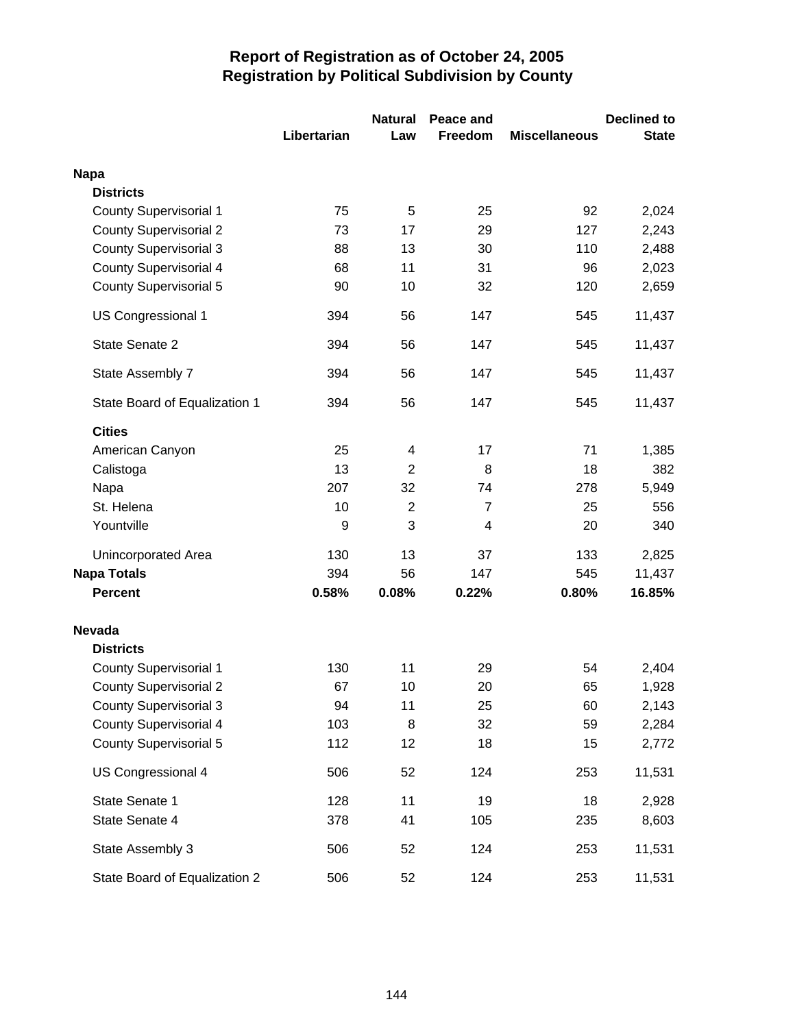# Report of Registration as of October 24, 2005
## Registration by Political Subdivision by County

| | Libertarian | Natural Law | Peace and Freedom | Miscellaneous | Declined to State |
|---|---|---|---|---|---|
| **Napa** | | | | | |
| **Districts** | | | | | |
| County Supervisorial 1 | 75 | 5 | 25 | 92 | 2,024 |
| County Supervisorial 2 | 73 | 17 | 29 | 127 | 2,243 |
| County Supervisorial 3 | 88 | 13 | 30 | 110 | 2,488 |
| County Supervisorial 4 | 68 | 11 | 31 | 96 | 2,023 |
| County Supervisorial 5 | 90 | 10 | 32 | 120 | 2,659 |
| US Congressional 1 | 394 | 56 | 147 | 545 | 11,437 |
| State Senate 2 | 394 | 56 | 147 | 545 | 11,437 |
| State Assembly 7 | 394 | 56 | 147 | 545 | 11,437 |
| State Board of Equalization 1 | 394 | 56 | 147 | 545 | 11,437 |
| **Cities** | | | | | |
| American Canyon | 25 | 4 | 17 | 71 | 1,385 |
| Calistoga | 13 | 2 | 8 | 18 | 382 |
| Napa | 207 | 32 | 74 | 278 | 5,949 |
| St. Helena | 10 | 2 | 7 | 25 | 556 |
| Yountville | 9 | 3 | 4 | 20 | 340 |
| Unincorporated Area | 130 | 13 | 37 | 133 | 2,825 |
| **Napa Totals** | 394 | 56 | 147 | 545 | 11,437 |
| **Percent** | **0.58%** | **0.08%** | **0.22%** | **0.80%** | **16.85%** |
| **Nevada** | | | | | |
| **Districts** | | | | | |
| County Supervisorial 1 | 130 | 11 | 29 | 54 | 2,404 |
| County Supervisorial 2 | 67 | 10 | 20 | 65 | 1,928 |
| County Supervisorial 3 | 94 | 11 | 25 | 60 | 2,143 |
| County Supervisorial 4 | 103 | 8 | 32 | 59 | 2,284 |
| County Supervisorial 5 | 112 | 12 | 18 | 15 | 2,772 |
| US Congressional 4 | 506 | 52 | 124 | 253 | 11,531 |
| State Senate 1 | 128 | 11 | 19 | 18 | 2,928 |
| State Senate 4 | 378 | 41 | 105 | 235 | 8,603 |
| State Assembly 3 | 506 | 52 | 124 | 253 | 11,531 |
| State Board of Equalization 2 | 506 | 52 | 124 | 253 | 11,531 |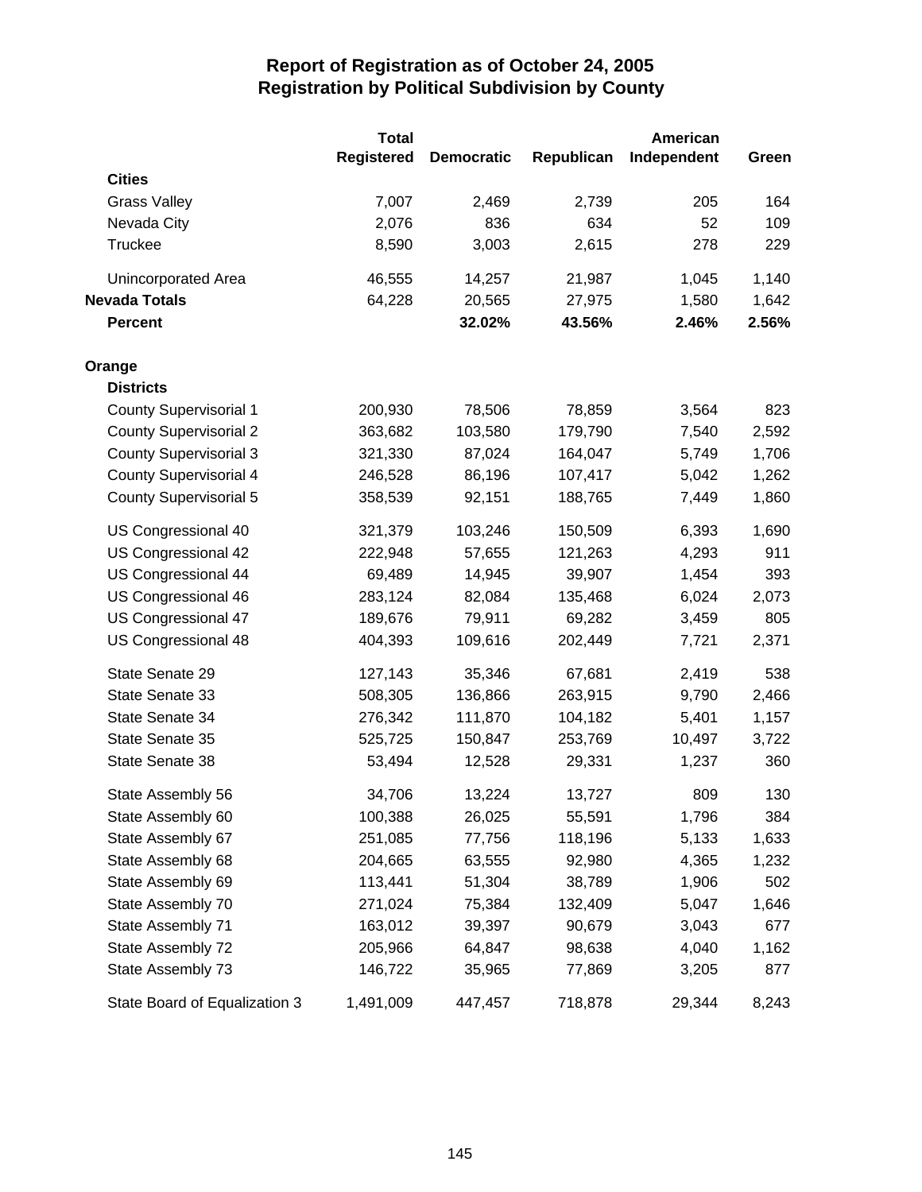# Report of Registration as of October 24, 2005
## Registration by Political Subdivision by County

| | Total Registered | Democratic | Republican | American Independent | Green |
|---|---|---|---|---|---|
| **Cities** | | | | | |
| Grass Valley | 7,007 | 2,469 | 2,739 | 205 | 164 |
| Nevada City | 2,076 | 836 | 634 | 52 | 109 |
| Truckee | 8,590 | 3,003 | 2,615 | 278 | 229 |
| Unincorporated Area | 46,555 | 14,257 | 21,987 | 1,045 | 1,140 |
| **Nevada Totals** | 64,228 | 20,565 | 27,975 | 1,580 | 1,642 |
| **Percent** | | **32.02%** | **43.56%** | **2.46%** | **2.56%** |
| **Orange** | | | | | |
| **Districts** | | | | | |
| County Supervisorial 1 | 200,930 | 78,506 | 78,859 | 3,564 | 823 |
| County Supervisorial 2 | 363,682 | 103,580 | 179,790 | 7,540 | 2,592 |
| County Supervisorial 3 | 321,330 | 87,024 | 164,047 | 5,749 | 1,706 |
| County Supervisorial 4 | 246,528 | 86,196 | 107,417 | 5,042 | 1,262 |
| County Supervisorial 5 | 358,539 | 92,151 | 188,765 | 7,449 | 1,860 |
| US Congressional 40 | 321,379 | 103,246 | 150,509 | 6,393 | 1,690 |
| US Congressional 42 | 222,948 | 57,655 | 121,263 | 4,293 | 911 |
| US Congressional 44 | 69,489 | 14,945 | 39,907 | 1,454 | 393 |
| US Congressional 46 | 283,124 | 82,084 | 135,468 | 6,024 | 2,073 |
| US Congressional 47 | 189,676 | 79,911 | 69,282 | 3,459 | 805 |
| US Congressional 48 | 404,393 | 109,616 | 202,449 | 7,721 | 2,371 |
| State Senate 29 | 127,143 | 35,346 | 67,681 | 2,419 | 538 |
| State Senate 33 | 508,305 | 136,866 | 263,915 | 9,790 | 2,466 |
| State Senate 34 | 276,342 | 111,870 | 104,182 | 5,401 | 1,157 |
| State Senate 35 | 525,725 | 150,847 | 253,769 | 10,497 | 3,722 |
| State Senate 38 | 53,494 | 12,528 | 29,331 | 1,237 | 360 |
| State Assembly 56 | 34,706 | 13,224 | 13,727 | 809 | 130 |
| State Assembly 60 | 100,388 | 26,025 | 55,591 | 1,796 | 384 |
| State Assembly 67 | 251,085 | 77,756 | 118,196 | 5,133 | 1,633 |
| State Assembly 68 | 204,665 | 63,555 | 92,980 | 4,365 | 1,232 |
| State Assembly 69 | 113,441 | 51,304 | 38,789 | 1,906 | 502 |
| State Assembly 70 | 271,024 | 75,384 | 132,409 | 5,047 | 1,646 |
| State Assembly 71 | 163,012 | 39,397 | 90,679 | 3,043 | 677 |
| State Assembly 72 | 205,966 | 64,847 | 98,638 | 4,040 | 1,162 |
| State Assembly 73 | 146,722 | 35,965 | 77,869 | 3,205 | 877 |
| State Board of Equalization 3 | 1,491,009 | 447,457 | 718,878 | 29,344 | 8,243 |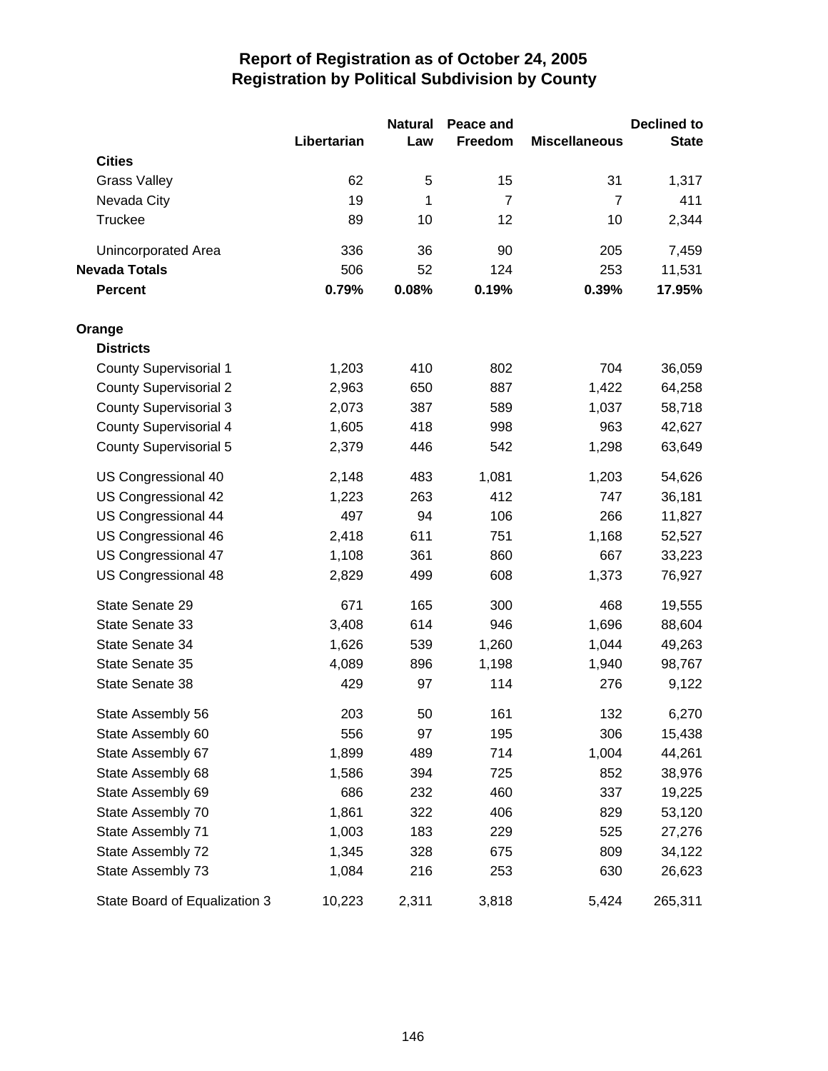# Report of Registration as of October 24, 2005
## Registration by Political Subdivision by County

| | Libertarian | Natural Law | Peace and Freedom | Miscellaneous | Declined to State |
|---|---|---|---|---|---|
| **Cities** | | | | | |
| Grass Valley | 62 | 5 | 15 | 31 | 1,317 |
| Nevada City | 19 | 1 | 7 | 7 | 411 |
| Truckee | 89 | 10 | 12 | 10 | 2,344 |
| Unincorporated Area | 336 | 36 | 90 | 205 | 7,459 |
| **Nevada Totals** | 506 | 52 | 124 | 253 | 11,531 |
| **Percent** | **0.79%** | **0.08%** | **0.19%** | **0.39%** | **17.95%** |
| **Orange** | | | | | |
| **Districts** | | | | | |
| County Supervisorial 1 | 1,203 | 410 | 802 | 704 | 36,059 |
| County Supervisorial 2 | 2,963 | 650 | 887 | 1,422 | 64,258 |
| County Supervisorial 3 | 2,073 | 387 | 589 | 1,037 | 58,718 |
| County Supervisorial 4 | 1,605 | 418 | 998 | 963 | 42,627 |
| County Supervisorial 5 | 2,379 | 446 | 542 | 1,298 | 63,649 |
| US Congressional 40 | 2,148 | 483 | 1,081 | 1,203 | 54,626 |
| US Congressional 42 | 1,223 | 263 | 412 | 747 | 36,181 |
| US Congressional 44 | 497 | 94 | 106 | 266 | 11,827 |
| US Congressional 46 | 2,418 | 611 | 751 | 1,168 | 52,527 |
| US Congressional 47 | 1,108 | 361 | 860 | 667 | 33,223 |
| US Congressional 48 | 2,829 | 499 | 608 | 1,373 | 76,927 |
| State Senate 29 | 671 | 165 | 300 | 468 | 19,555 |
| State Senate 33 | 3,408 | 614 | 946 | 1,696 | 88,604 |
| State Senate 34 | 1,626 | 539 | 1,260 | 1,044 | 49,263 |
| State Senate 35 | 4,089 | 896 | 1,198 | 1,940 | 98,767 |
| State Senate 38 | 429 | 97 | 114 | 276 | 9,122 |
| State Assembly 56 | 203 | 50 | 161 | 132 | 6,270 |
| State Assembly 60 | 556 | 97 | 195 | 306 | 15,438 |
| State Assembly 67 | 1,899 | 489 | 714 | 1,004 | 44,261 |
| State Assembly 68 | 1,586 | 394 | 725 | 852 | 38,976 |
| State Assembly 69 | 686 | 232 | 460 | 337 | 19,225 |
| State Assembly 70 | 1,861 | 322 | 406 | 829 | 53,120 |
| State Assembly 71 | 1,003 | 183 | 229 | 525 | 27,276 |
| State Assembly 72 | 1,345 | 328 | 675 | 809 | 34,122 |
| State Assembly 73 | 1,084 | 216 | 253 | 630 | 26,623 |
| State Board of Equalization 3 | 10,223 | 2,311 | 3,818 | 5,424 | 265,311 |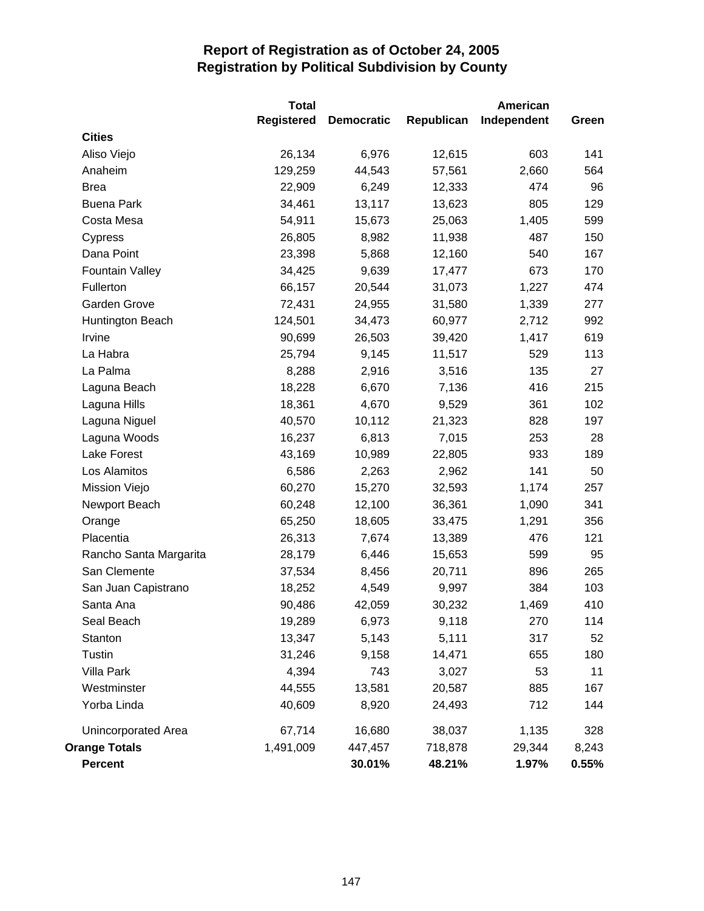# Report of Registration as of October 24, 2005
## Registration by Political Subdivision by County

| | Total Registered | Democratic | Republican | American Independent | Green |
|---|---|---|---|---|---|
| **Cities** | | | | | |
| Aliso Viejo | 26,134 | 6,976 | 12,615 | 603 | 141 |
| Anaheim | 129,259 | 44,543 | 57,561 | 2,660 | 564 |
| Brea | 22,909 | 6,249 | 12,333 | 474 | 96 |
| Buena Park | 34,461 | 13,117 | 13,623 | 805 | 129 |
| Costa Mesa | 54,911 | 15,673 | 25,063 | 1,405 | 599 |
| Cypress | 26,805 | 8,982 | 11,938 | 487 | 150 |
| Dana Point | 23,398 | 5,868 | 12,160 | 540 | 167 |
| Fountain Valley | 34,425 | 9,639 | 17,477 | 673 | 170 |
| Fullerton | 66,157 | 20,544 | 31,073 | 1,227 | 474 |
| Garden Grove | 72,431 | 24,955 | 31,580 | 1,339 | 277 |
| Huntington Beach | 124,501 | 34,473 | 60,977 | 2,712 | 992 |
| Irvine | 90,699 | 26,503 | 39,420 | 1,417 | 619 |
| La Habra | 25,794 | 9,145 | 11,517 | 529 | 113 |
| La Palma | 8,288 | 2,916 | 3,516 | 135 | 27 |
| Laguna Beach | 18,228 | 6,670 | 7,136 | 416 | 215 |
| Laguna Hills | 18,361 | 4,670 | 9,529 | 361 | 102 |
| Laguna Niguel | 40,570 | 10,112 | 21,323 | 828 | 197 |
| Laguna Woods | 16,237 | 6,813 | 7,015 | 253 | 28 |
| Lake Forest | 43,169 | 10,989 | 22,805 | 933 | 189 |
| Los Alamitos | 6,586 | 2,263 | 2,962 | 141 | 50 |
| Mission Viejo | 60,270 | 15,270 | 32,593 | 1,174 | 257 |
| Newport Beach | 60,248 | 12,100 | 36,361 | 1,090 | 341 |
| Orange | 65,250 | 18,605 | 33,475 | 1,291 | 356 |
| Placentia | 26,313 | 7,674 | 13,389 | 476 | 121 |
| Rancho Santa Margarita | 28,179 | 6,446 | 15,653 | 599 | 95 |
| San Clemente | 37,534 | 8,456 | 20,711 | 896 | 265 |
| San Juan Capistrano | 18,252 | 4,549 | 9,997 | 384 | 103 |
| Santa Ana | 90,486 | 42,059 | 30,232 | 1,469 | 410 |
| Seal Beach | 19,289 | 6,973 | 9,118 | 270 | 114 |
| Stanton | 13,347 | 5,143 | 5,111 | 317 | 52 |
| Tustin | 31,246 | 9,158 | 14,471 | 655 | 180 |
| Villa Park | 4,394 | 743 | 3,027 | 53 | 11 |
| Westminster | 44,555 | 13,581 | 20,587 | 885 | 167 |
| Yorba Linda | 40,609 | 8,920 | 24,493 | 712 | 144 |
| Unincorporated Area | 67,714 | 16,680 | 38,037 | 1,135 | 328 |
| **Orange Totals** | 1,491,009 | 447,457 | 718,878 | 29,344 | 8,243 |
| **Percent** | | **30.01%** | **48.21%** | **1.97%** | **0.55%** |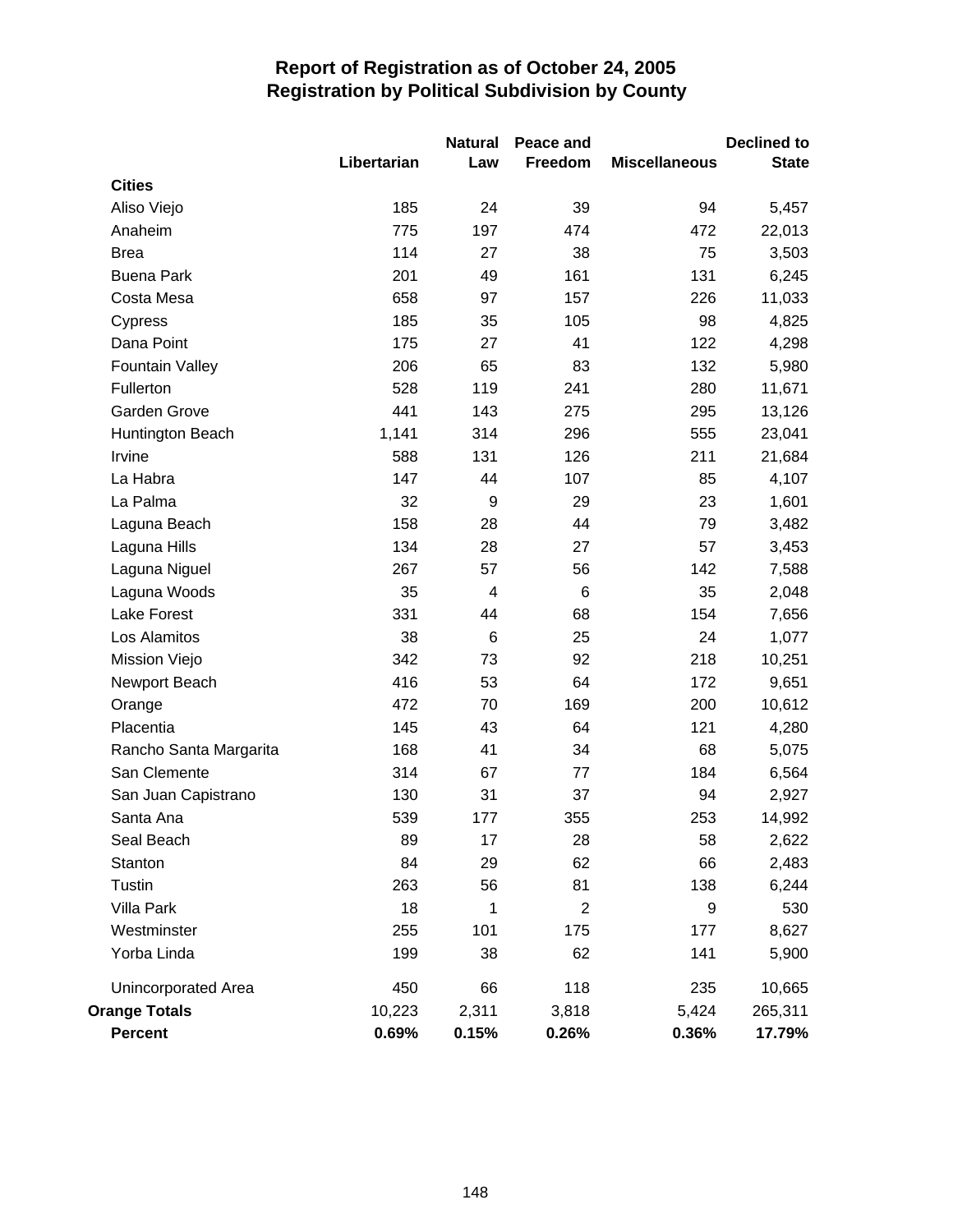# Report of Registration as of October 24, 2005
## Registration by Political Subdivision by County

| | Libertarian | Natural Law | Peace and Freedom | Miscellaneous | Declined to State |
|---|---|---|---|---|---|
| **Cities** | | | | | |
| Aliso Viejo | 185 | 24 | 39 | 94 | 5,457 |
| Anaheim | 775 | 197 | 474 | 472 | 22,013 |
| Brea | 114 | 27 | 38 | 75 | 3,503 |
| Buena Park | 201 | 49 | 161 | 131 | 6,245 |
| Costa Mesa | 658 | 97 | 157 | 226 | 11,033 |
| Cypress | 185 | 35 | 105 | 98 | 4,825 |
| Dana Point | 175 | 27 | 41 | 122 | 4,298 |
| Fountain Valley | 206 | 65 | 83 | 132 | 5,980 |
| Fullerton | 528 | 119 | 241 | 280 | 11,671 |
| Garden Grove | 441 | 143 | 275 | 295 | 13,126 |
| Huntington Beach | 1,141 | 314 | 296 | 555 | 23,041 |
| Irvine | 588 | 131 | 126 | 211 | 21,684 |
| La Habra | 147 | 44 | 107 | 85 | 4,107 |
| La Palma | 32 | 9 | 29 | 23 | 1,601 |
| Laguna Beach | 158 | 28 | 44 | 79 | 3,482 |
| Laguna Hills | 134 | 28 | 27 | 57 | 3,453 |
| Laguna Niguel | 267 | 57 | 56 | 142 | 7,588 |
| Laguna Woods | 35 | 4 | 6 | 35 | 2,048 |
| Lake Forest | 331 | 44 | 68 | 154 | 7,656 |
| Los Alamitos | 38 | 6 | 25 | 24 | 1,077 |
| Mission Viejo | 342 | 73 | 92 | 218 | 10,251 |
| Newport Beach | 416 | 53 | 64 | 172 | 9,651 |
| Orange | 472 | 70 | 169 | 200 | 10,612 |
| Placentia | 145 | 43 | 64 | 121 | 4,280 |
| Rancho Santa Margarita | 168 | 41 | 34 | 68 | 5,075 |
| San Clemente | 314 | 67 | 77 | 184 | 6,564 |
| San Juan Capistrano | 130 | 31 | 37 | 94 | 2,927 |
| Santa Ana | 539 | 177 | 355 | 253 | 14,992 |
| Seal Beach | 89 | 17 | 28 | 58 | 2,622 |
| Stanton | 84 | 29 | 62 | 66 | 2,483 |
| Tustin | 263 | 56 | 81 | 138 | 6,244 |
| Villa Park | 18 | 1 | 2 | 9 | 530 |
| Westminster | 255 | 101 | 175 | 177 | 8,627 |
| Yorba Linda | 199 | 38 | 62 | 141 | 5,900 |
| Unincorporated Area | 450 | 66 | 118 | 235 | 10,665 |
| **Orange Totals** | 10,223 | 2,311 | 3,818 | 5,424 | 265,311 |
| **Percent** | **0.69%** | **0.15%** | **0.26%** | **0.36%** | **17.79%** |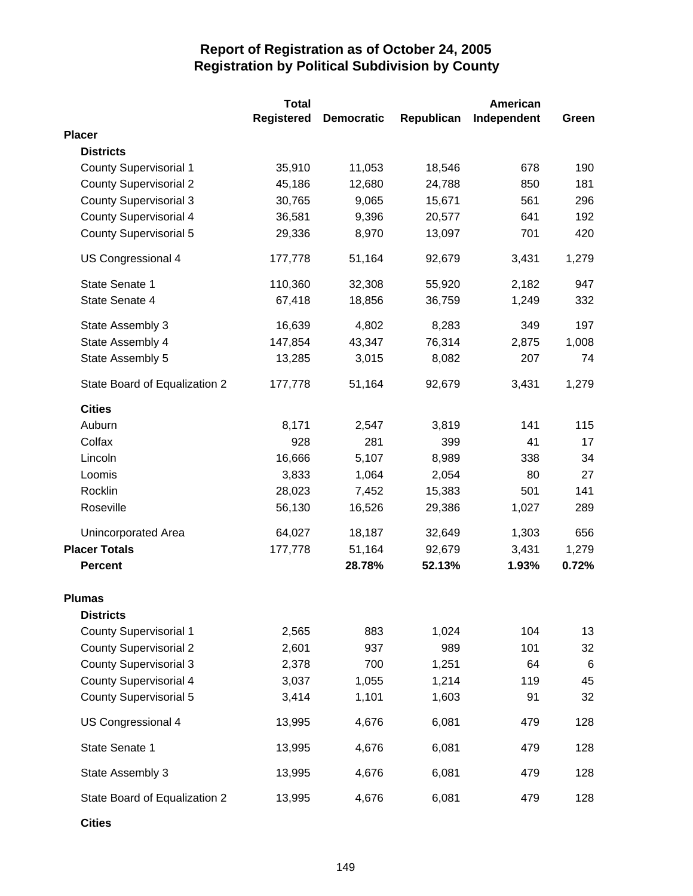# Report of Registration as of October 24, 2005
## Registration by Political Subdivision by County

| | Total Registered | Democratic | Republican | American Independent | Green |
|---|---|---|---|---|---|
| **Placer** | | | | | |
| **Districts** | | | | | |
| County Supervisorial 1 | 35,910 | 11,053 | 18,546 | 678 | 190 |
| County Supervisorial 2 | 45,186 | 12,680 | 24,788 | 850 | 181 |
| County Supervisorial 3 | 30,765 | 9,065 | 15,671 | 561 | 296 |
| County Supervisorial 4 | 36,581 | 9,396 | 20,577 | 641 | 192 |
| County Supervisorial 5 | 29,336 | 8,970 | 13,097 | 701 | 420 |
| US Congressional 4 | 177,778 | 51,164 | 92,679 | 3,431 | 1,279 |
| State Senate 1 | 110,360 | 32,308 | 55,920 | 2,182 | 947 |
| State Senate 4 | 67,418 | 18,856 | 36,759 | 1,249 | 332 |
| State Assembly 3 | 16,639 | 4,802 | 8,283 | 349 | 197 |
| State Assembly 4 | 147,854 | 43,347 | 76,314 | 2,875 | 1,008 |
| State Assembly 5 | 13,285 | 3,015 | 8,082 | 207 | 74 |
| State Board of Equalization 2 | 177,778 | 51,164 | 92,679 | 3,431 | 1,279 |
| **Cities** | | | | | |
| Auburn | 8,171 | 2,547 | 3,819 | 141 | 115 |
| Colfax | 928 | 281 | 399 | 41 | 17 |
| Lincoln | 16,666 | 5,107 | 8,989 | 338 | 34 |
| Loomis | 3,833 | 1,064 | 2,054 | 80 | 27 |
| Rocklin | 28,023 | 7,452 | 15,383 | 501 | 141 |
| Roseville | 56,130 | 16,526 | 29,386 | 1,027 | 289 |
| Unincorporated Area | 64,027 | 18,187 | 32,649 | 1,303 | 656 |
| **Placer Totals** | 177,778 | 51,164 | 92,679 | 3,431 | 1,279 |
| **Percent** | | **28.78%** | **52.13%** | **1.93%** | **0.72%** |
| **Plumas** | | | | | |
| **Districts** | | | | | |
| County Supervisorial 1 | 2,565 | 883 | 1,024 | 104 | 13 |
| County Supervisorial 2 | 2,601 | 937 | 989 | 101 | 32 |
| County Supervisorial 3 | 2,378 | 700 | 1,251 | 64 | 6 |
| County Supervisorial 4 | 3,037 | 1,055 | 1,214 | 119 | 45 |
| County Supervisorial 5 | 3,414 | 1,101 | 1,603 | 91 | 32 |
| US Congressional 4 | 13,995 | 4,676 | 6,081 | 479 | 128 |
| State Senate 1 | 13,995 | 4,676 | 6,081 | 479 | 128 |
| State Assembly 3 | 13,995 | 4,676 | 6,081 | 479 | 128 |
| State Board of Equalization 2 | 13,995 | 4,676 | 6,081 | 479 | 128 |
| **Cities** | | | | | |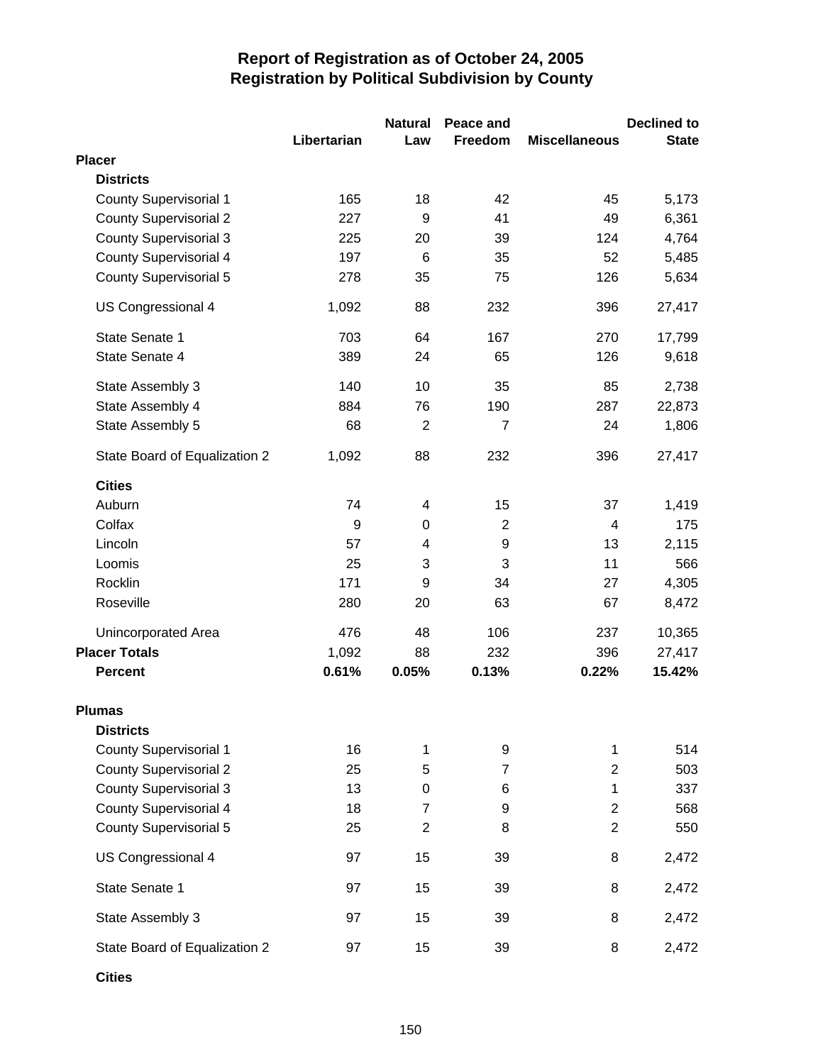# Report of Registration as of October 24, 2005
## Registration by Political Subdivision by County

| | Libertarian | Natural Law | Peace and Freedom | Miscellaneous | Declined to State |
|---|---|---|---|---|---|
| **Placer** | | | | | |
| **Districts** | | | | | |
| County Supervisorial 1 | 165 | 18 | 42 | 45 | 5,173 |
| County Supervisorial 2 | 227 | 9 | 41 | 49 | 6,361 |
| County Supervisorial 3 | 225 | 20 | 39 | 124 | 4,764 |
| County Supervisorial 4 | 197 | 6 | 35 | 52 | 5,485 |
| County Supervisorial 5 | 278 | 35 | 75 | 126 | 5,634 |
| US Congressional 4 | 1,092 | 88 | 232 | 396 | 27,417 |
| State Senate 1 | 703 | 64 | 167 | 270 | 17,799 |
| State Senate 4 | 389 | 24 | 65 | 126 | 9,618 |
| State Assembly 3 | 140 | 10 | 35 | 85 | 2,738 |
| State Assembly 4 | 884 | 76 | 190 | 287 | 22,873 |
| State Assembly 5 | 68 | 2 | 7 | 24 | 1,806 |
| State Board of Equalization 2 | 1,092 | 88 | 232 | 396 | 27,417 |
| **Cities** | | | | | |
| Auburn | 74 | 4 | 15 | 37 | 1,419 |
| Colfax | 9 | 0 | 2 | 4 | 175 |
| Lincoln | 57 | 4 | 9 | 13 | 2,115 |
| Loomis | 25 | 3 | 3 | 11 | 566 |
| Rocklin | 171 | 9 | 34 | 27 | 4,305 |
| Roseville | 280 | 20 | 63 | 67 | 8,472 |
| Unincorporated Area | 476 | 48 | 106 | 237 | 10,365 |
| **Placer Totals** | 1,092 | 88 | 232 | 396 | 27,417 |
| **Percent** | **0.61%** | **0.05%** | **0.13%** | **0.22%** | **15.42%** |
| **Plumas** | | | | | |
| **Districts** | | | | | |
| County Supervisorial 1 | 16 | 1 | 9 | 1 | 514 |
| County Supervisorial 2 | 25 | 5 | 7 | 2 | 503 |
| County Supervisorial 3 | 13 | 0 | 6 | 1 | 337 |
| County Supervisorial 4 | 18 | 7 | 9 | 2 | 568 |
| County Supervisorial 5 | 25 | 2 | 8 | 2 | 550 |
| US Congressional 4 | 97 | 15 | 39 | 8 | 2,472 |
| State Senate 1 | 97 | 15 | 39 | 8 | 2,472 |
| State Assembly 3 | 97 | 15 | 39 | 8 | 2,472 |
| State Board of Equalization 2 | 97 | 15 | 39 | 8 | 2,472 |
| **Cities** | | | | | |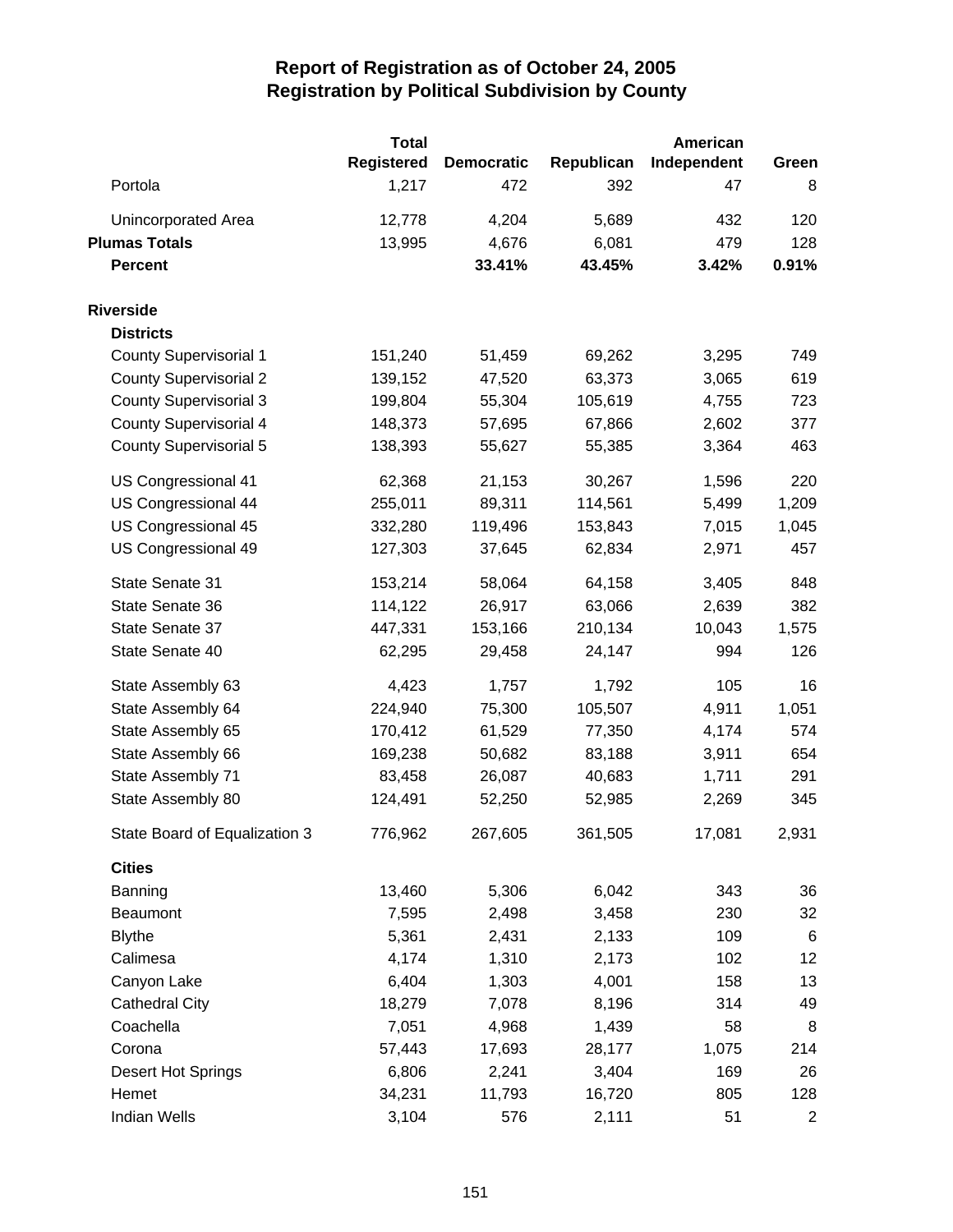# Report of Registration as of October 24, 2005
## Registration by Political Subdivision by County

| | Total Registered | Democratic | Republican | American Independent | Green |
|---|---|---|---|---|---|
| Portola | 1,217 | 472 | 392 | 47 | 8 |
| Unincorporated Area | 12,778 | 4,204 | 5,689 | 432 | 120 |
| **Plumas Totals** | 13,995 | 4,676 | 6,081 | 479 | 128 |
| **Percent** | | **33.41%** | **43.45%** | **3.42%** | **0.91%** |
| **Riverside** | | | | | |
| **Districts** | | | | | |
| County Supervisorial 1 | 151,240 | 51,459 | 69,262 | 3,295 | 749 |
| County Supervisorial 2 | 139,152 | 47,520 | 63,373 | 3,065 | 619 |
| County Supervisorial 3 | 199,804 | 55,304 | 105,619 | 4,755 | 723 |
| County Supervisorial 4 | 148,373 | 57,695 | 67,866 | 2,602 | 377 |
| County Supervisorial 5 | 138,393 | 55,627 | 55,385 | 3,364 | 463 |
| US Congressional 41 | 62,368 | 21,153 | 30,267 | 1,596 | 220 |
| US Congressional 44 | 255,011 | 89,311 | 114,561 | 5,499 | 1,209 |
| US Congressional 45 | 332,280 | 119,496 | 153,843 | 7,015 | 1,045 |
| US Congressional 49 | 127,303 | 37,645 | 62,834 | 2,971 | 457 |
| State Senate 31 | 153,214 | 58,064 | 64,158 | 3,405 | 848 |
| State Senate 36 | 114,122 | 26,917 | 63,066 | 2,639 | 382 |
| State Senate 37 | 447,331 | 153,166 | 210,134 | 10,043 | 1,575 |
| State Senate 40 | 62,295 | 29,458 | 24,147 | 994 | 126 |
| State Assembly 63 | 4,423 | 1,757 | 1,792 | 105 | 16 |
| State Assembly 64 | 224,940 | 75,300 | 105,507 | 4,911 | 1,051 |
| State Assembly 65 | 170,412 | 61,529 | 77,350 | 4,174 | 574 |
| State Assembly 66 | 169,238 | 50,682 | 83,188 | 3,911 | 654 |
| State Assembly 71 | 83,458 | 26,087 | 40,683 | 1,711 | 291 |
| State Assembly 80 | 124,491 | 52,250 | 52,985 | 2,269 | 345 |
| State Board of Equalization 3 | 776,962 | 267,605 | 361,505 | 17,081 | 2,931 |
| **Cities** | | | | | |
| Banning | 13,460 | 5,306 | 6,042 | 343 | 36 |
| Beaumont | 7,595 | 2,498 | 3,458 | 230 | 32 |
| Blythe | 5,361 | 2,431 | 2,133 | 109 | 6 |
| Calimesa | 4,174 | 1,310 | 2,173 | 102 | 12 |
| Canyon Lake | 6,404 | 1,303 | 4,001 | 158 | 13 |
| Cathedral City | 18,279 | 7,078 | 8,196 | 314 | 49 |
| Coachella | 7,051 | 4,968 | 1,439 | 58 | 8 |
| Corona | 57,443 | 17,693 | 28,177 | 1,075 | 214 |
| Desert Hot Springs | 6,806 | 2,241 | 3,404 | 169 | 26 |
| Hemet | 34,231 | 11,793 | 16,720 | 805 | 128 |
| Indian Wells | 3,104 | 576 | 2,111 | 51 | 2 |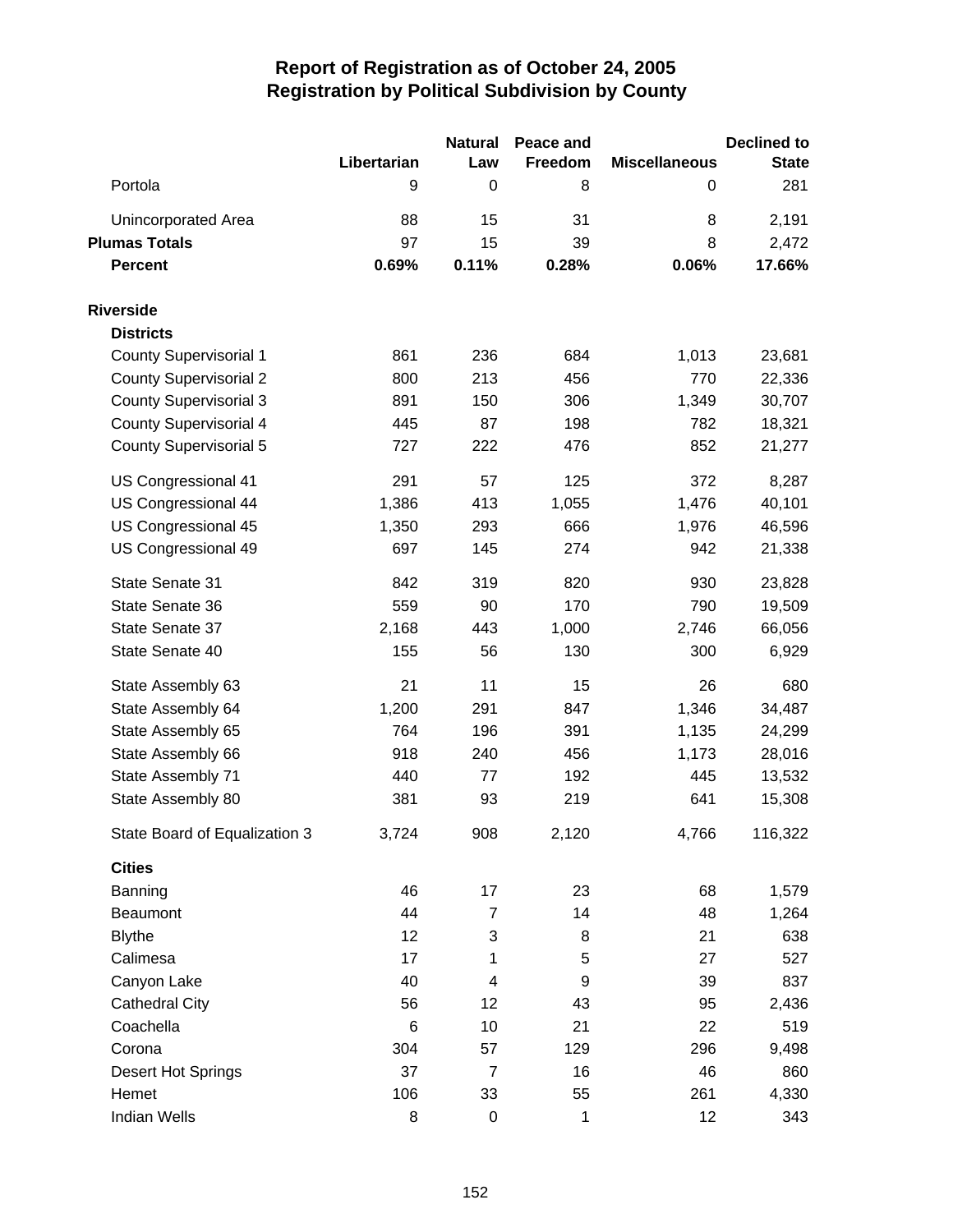## Report of Registration as of October 24, 2005
## Registration by Political Subdivision by County

| | Libertarian | Natural Law | Peace and Freedom | Miscellaneous | Declined to State |
|---|---|---|---|---|---|
| Portola | 9 | 0 | 8 | 0 | 281 |
| Unincorporated Area | 88 | 15 | 31 | 8 | 2,191 |
| **Plumas Totals** | 97 | 15 | 39 | 8 | 2,472 |
| **Percent** | **0.69%** | **0.11%** | **0.28%** | **0.06%** | **17.66%** |
| **Riverside** | | | | | |
| **Districts** | | | | | |
| County Supervisorial 1 | 861 | 236 | 684 | 1,013 | 23,681 |
| County Supervisorial 2 | 800 | 213 | 456 | 770 | 22,336 |
| County Supervisorial 3 | 891 | 150 | 306 | 1,349 | 30,707 |
| County Supervisorial 4 | 445 | 87 | 198 | 782 | 18,321 |
| County Supervisorial 5 | 727 | 222 | 476 | 852 | 21,277 |
| US Congressional 41 | 291 | 57 | 125 | 372 | 8,287 |
| US Congressional 44 | 1,386 | 413 | 1,055 | 1,476 | 40,101 |
| US Congressional 45 | 1,350 | 293 | 666 | 1,976 | 46,596 |
| US Congressional 49 | 697 | 145 | 274 | 942 | 21,338 |
| State Senate 31 | 842 | 319 | 820 | 930 | 23,828 |
| State Senate 36 | 559 | 90 | 170 | 790 | 19,509 |
| State Senate 37 | 2,168 | 443 | 1,000 | 2,746 | 66,056 |
| State Senate 40 | 155 | 56 | 130 | 300 | 6,929 |
| State Assembly 63 | 21 | 11 | 15 | 26 | 680 |
| State Assembly 64 | 1,200 | 291 | 847 | 1,346 | 34,487 |
| State Assembly 65 | 764 | 196 | 391 | 1,135 | 24,299 |
| State Assembly 66 | 918 | 240 | 456 | 1,173 | 28,016 |
| State Assembly 71 | 440 | 77 | 192 | 445 | 13,532 |
| State Assembly 80 | 381 | 93 | 219 | 641 | 15,308 |
| State Board of Equalization 3 | 3,724 | 908 | 2,120 | 4,766 | 116,322 |
| **Cities** | | | | | |
| Banning | 46 | 17 | 23 | 68 | 1,579 |
| Beaumont | 44 | 7 | 14 | 48 | 1,264 |
| Blythe | 12 | 3 | 8 | 21 | 638 |
| Calimesa | 17 | 1 | 5 | 27 | 527 |
| Canyon Lake | 40 | 4 | 9 | 39 | 837 |
| Cathedral City | 56 | 12 | 43 | 95 | 2,436 |
| Coachella | 6 | 10 | 21 | 22 | 519 |
| Corona | 304 | 57 | 129 | 296 | 9,498 |
| Desert Hot Springs | 37 | 7 | 16 | 46 | 860 |
| Hemet | 106 | 33 | 55 | 261 | 4,330 |
| Indian Wells | 8 | 0 | 1 | 12 | 343 |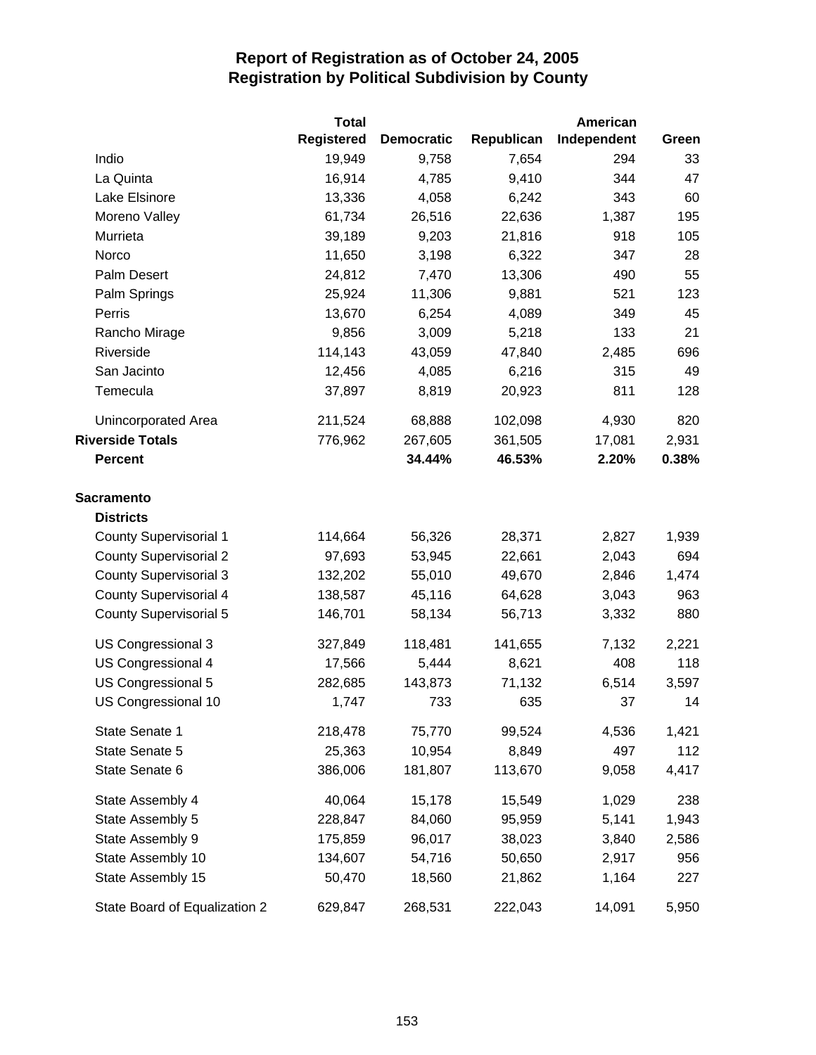# Report of Registration as of October 24, 2005
## Registration by Political Subdivision by County

| | Total Registered | Democratic | Republican | American Independent | Green |
|---|---|---|---|---|---|
| Indio | 19,949 | 9,758 | 7,654 | 294 | 33 |
| La Quinta | 16,914 | 4,785 | 9,410 | 344 | 47 |
| Lake Elsinore | 13,336 | 4,058 | 6,242 | 343 | 60 |
| Moreno Valley | 61,734 | 26,516 | 22,636 | 1,387 | 195 |
| Murrieta | 39,189 | 9,203 | 21,816 | 918 | 105 |
| Norco | 11,650 | 3,198 | 6,322 | 347 | 28 |
| Palm Desert | 24,812 | 7,470 | 13,306 | 490 | 55 |
| Palm Springs | 25,924 | 11,306 | 9,881 | 521 | 123 |
| Perris | 13,670 | 6,254 | 4,089 | 349 | 45 |
| Rancho Mirage | 9,856 | 3,009 | 5,218 | 133 | 21 |
| Riverside | 114,143 | 43,059 | 47,840 | 2,485 | 696 |
| San Jacinto | 12,456 | 4,085 | 6,216 | 315 | 49 |
| Temecula | 37,897 | 8,819 | 20,923 | 811 | 128 |
| Unincorporated Area | 211,524 | 68,888 | 102,098 | 4,930 | 820 |
| **Riverside Totals** | 776,962 | 267,605 | 361,505 | 17,081 | 2,931 |
| **Percent** | | **34.44%** | **46.53%** | **2.20%** | **0.38%** |
| **Sacramento** | | | | | |
| **Districts** | | | | | |
| County Supervisorial 1 | 114,664 | 56,326 | 28,371 | 2,827 | 1,939 |
| County Supervisorial 2 | 97,693 | 53,945 | 22,661 | 2,043 | 694 |
| County Supervisorial 3 | 132,202 | 55,010 | 49,670 | 2,846 | 1,474 |
| County Supervisorial 4 | 138,587 | 45,116 | 64,628 | 3,043 | 963 |
| County Supervisorial 5 | 146,701 | 58,134 | 56,713 | 3,332 | 880 |
| US Congressional 3 | 327,849 | 118,481 | 141,655 | 7,132 | 2,221 |
| US Congressional 4 | 17,566 | 5,444 | 8,621 | 408 | 118 |
| US Congressional 5 | 282,685 | 143,873 | 71,132 | 6,514 | 3,597 |
| US Congressional 10 | 1,747 | 733 | 635 | 37 | 14 |
| State Senate 1 | 218,478 | 75,770 | 99,524 | 4,536 | 1,421 |
| State Senate 5 | 25,363 | 10,954 | 8,849 | 497 | 112 |
| State Senate 6 | 386,006 | 181,807 | 113,670 | 9,058 | 4,417 |
| State Assembly 4 | 40,064 | 15,178 | 15,549 | 1,029 | 238 |
| State Assembly 5 | 228,847 | 84,060 | 95,959 | 5,141 | 1,943 |
| State Assembly 9 | 175,859 | 96,017 | 38,023 | 3,840 | 2,586 |
| State Assembly 10 | 134,607 | 54,716 | 50,650 | 2,917 | 956 |
| State Assembly 15 | 50,470 | 18,560 | 21,862 | 1,164 | 227 |
| State Board of Equalization 2 | 629,847 | 268,531 | 222,043 | 14,091 | 5,950 |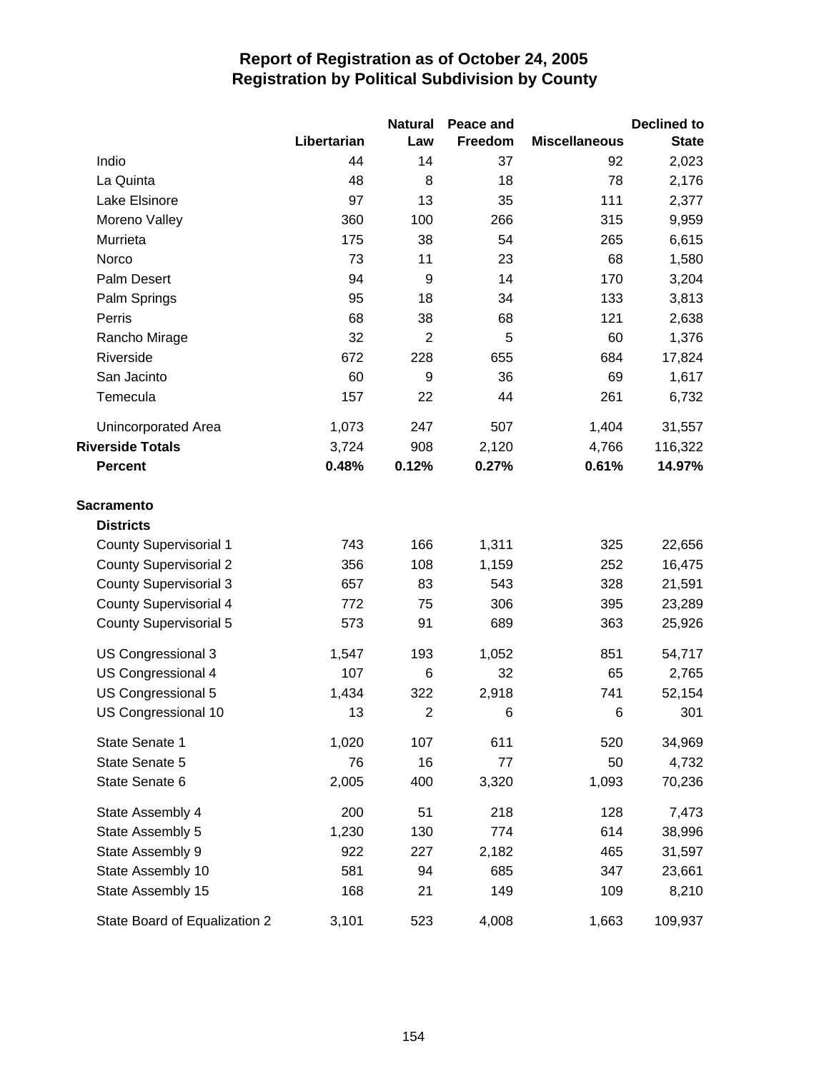# Report of Registration as of October 24, 2005
## Registration by Political Subdivision by County

| | Libertarian | Natural Law | Peace and Freedom | Miscellaneous | Declined to State |
|---|---|---|---|---|---|
| Indio | 44 | 14 | 37 | 92 | 2,023 |
| La Quinta | 48 | 8 | 18 | 78 | 2,176 |
| Lake Elsinore | 97 | 13 | 35 | 111 | 2,377 |
| Moreno Valley | 360 | 100 | 266 | 315 | 9,959 |
| Murrieta | 175 | 38 | 54 | 265 | 6,615 |
| Norco | 73 | 11 | 23 | 68 | 1,580 |
| Palm Desert | 94 | 9 | 14 | 170 | 3,204 |
| Palm Springs | 95 | 18 | 34 | 133 | 3,813 |
| Perris | 68 | 38 | 68 | 121 | 2,638 |
| Rancho Mirage | 32 | 2 | 5 | 60 | 1,376 |
| Riverside | 672 | 228 | 655 | 684 | 17,824 |
| San Jacinto | 60 | 9 | 36 | 69 | 1,617 |
| Temecula | 157 | 22 | 44 | 261 | 6,732 |
| Unincorporated Area | 1,073 | 247 | 507 | 1,404 | 31,557 |
| **Riverside Totals** | 3,724 | 908 | 2,120 | 4,766 | 116,322 |
| **Percent** | **0.48%** | **0.12%** | **0.27%** | **0.61%** | **14.97%** |
| **Sacramento** | | | | | |
| **Districts** | | | | | |
| County Supervisorial 1 | 743 | 166 | 1,311 | 325 | 22,656 |
| County Supervisorial 2 | 356 | 108 | 1,159 | 252 | 16,475 |
| County Supervisorial 3 | 657 | 83 | 543 | 328 | 21,591 |
| County Supervisorial 4 | 772 | 75 | 306 | 395 | 23,289 |
| County Supervisorial 5 | 573 | 91 | 689 | 363 | 25,926 |
| US Congressional 3 | 1,547 | 193 | 1,052 | 851 | 54,717 |
| US Congressional 4 | 107 | 6 | 32 | 65 | 2,765 |
| US Congressional 5 | 1,434 | 322 | 2,918 | 741 | 52,154 |
| US Congressional 10 | 13 | 2 | 6 | 6 | 301 |
| State Senate 1 | 1,020 | 107 | 611 | 520 | 34,969 |
| State Senate 5 | 76 | 16 | 77 | 50 | 4,732 |
| State Senate 6 | 2,005 | 400 | 3,320 | 1,093 | 70,236 |
| State Assembly 4 | 200 | 51 | 218 | 128 | 7,473 |
| State Assembly 5 | 1,230 | 130 | 774 | 614 | 38,996 |
| State Assembly 9 | 922 | 227 | 2,182 | 465 | 31,597 |
| State Assembly 10 | 581 | 94 | 685 | 347 | 23,661 |
| State Assembly 15 | 168 | 21 | 149 | 109 | 8,210 |
| State Board of Equalization 2 | 3,101 | 523 | 4,008 | 1,663 | 109,937 |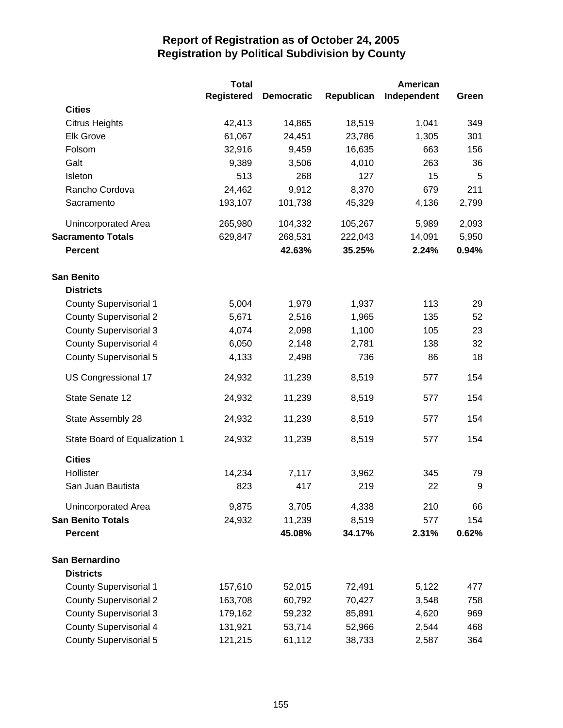# Report of Registration as of October 24, 2005
## Registration by Political Subdivision by County

| | Total Registered | Democratic | Republican | American Independent | Green |
|---|---|---|---|---|---|
| **Cities** | | | | | |
| Citrus Heights | 42,413 | 14,865 | 18,519 | 1,041 | 349 |
| Elk Grove | 61,067 | 24,451 | 23,786 | 1,305 | 301 |
| Folsom | 32,916 | 9,459 | 16,635 | 663 | 156 |
| Galt | 9,389 | 3,506 | 4,010 | 263 | 36 |
| Isleton | 513 | 268 | 127 | 15 | 5 |
| Rancho Cordova | 24,462 | 9,912 | 8,370 | 679 | 211 |
| Sacramento | 193,107 | 101,738 | 45,329 | 4,136 | 2,799 |
| Unincorporated Area | 265,980 | 104,332 | 105,267 | 5,989 | 2,093 |
| **Sacramento Totals** | 629,847 | 268,531 | 222,043 | 14,091 | 5,950 |
| **Percent** | | **42.63%** | **35.25%** | **2.24%** | **0.94%** |
| **San Benito** | | | | | |
| **Districts** | | | | | |
| County Supervisorial 1 | 5,004 | 1,979 | 1,937 | 113 | 29 |
| County Supervisorial 2 | 5,671 | 2,516 | 1,965 | 135 | 52 |
| County Supervisorial 3 | 4,074 | 2,098 | 1,100 | 105 | 23 |
| County Supervisorial 4 | 6,050 | 2,148 | 2,781 | 138 | 32 |
| County Supervisorial 5 | 4,133 | 2,498 | 736 | 86 | 18 |
| US Congressional 17 | 24,932 | 11,239 | 8,519 | 577 | 154 |
| State Senate 12 | 24,932 | 11,239 | 8,519 | 577 | 154 |
| State Assembly 28 | 24,932 | 11,239 | 8,519 | 577 | 154 |
| State Board of Equalization 1 | 24,932 | 11,239 | 8,519 | 577 | 154 |
| **Cities** | | | | | |
| Hollister | 14,234 | 7,117 | 3,962 | 345 | 79 |
| San Juan Bautista | 823 | 417 | 219 | 22 | 9 |
| Unincorporated Area | 9,875 | 3,705 | 4,338 | 210 | 66 |
| **San Benito Totals** | 24,932 | 11,239 | 8,519 | 577 | 154 |
| **Percent** | | **45.08%** | **34.17%** | **2.31%** | **0.62%** |
| **San Bernardino** | | | | | |
| **Districts** | | | | | |
| County Supervisorial 1 | 157,610 | 52,015 | 72,491 | 5,122 | 477 |
| County Supervisorial 2 | 163,708 | 60,792 | 70,427 | 3,548 | 758 |
| County Supervisorial 3 | 179,162 | 59,232 | 85,891 | 4,620 | 969 |
| County Supervisorial 4 | 131,921 | 53,714 | 52,966 | 2,544 | 468 |
| County Supervisorial 5 | 121,215 | 61,112 | 38,733 | 2,587 | 364 |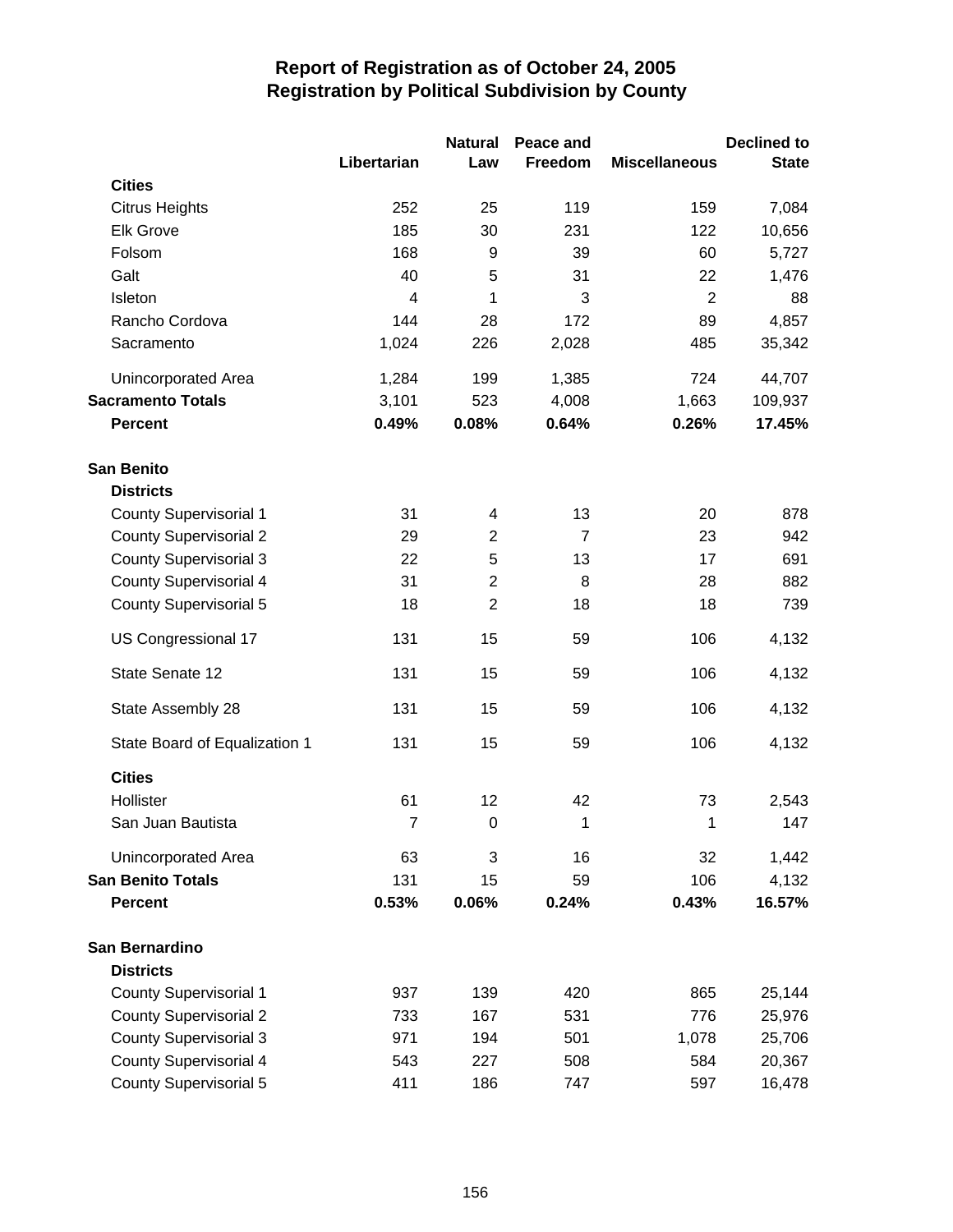# Report of Registration as of October 24, 2005
## Registration by Political Subdivision by County

| | Libertarian | Natural Law | Peace and Freedom | Miscellaneous | Declined to State |
|---|---|---|---|---|---|
| **Cities** | | | | | |
| Citrus Heights | 252 | 25 | 119 | 159 | 7,084 |
| Elk Grove | 185 | 30 | 231 | 122 | 10,656 |
| Folsom | 168 | 9 | 39 | 60 | 5,727 |
| Galt | 40 | 5 | 31 | 22 | 1,476 |
| Isleton | 4 | 1 | 3 | 2 | 88 |
| Rancho Cordova | 144 | 28 | 172 | 89 | 4,857 |
| Sacramento | 1,024 | 226 | 2,028 | 485 | 35,342 |
| Unincorporated Area | 1,284 | 199 | 1,385 | 724 | 44,707 |
| **Sacramento Totals** | 3,101 | 523 | 4,008 | 1,663 | 109,937 |
| **Percent** | **0.49%** | **0.08%** | **0.64%** | **0.26%** | **17.45%** |
| **San Benito** | | | | | |
| **Districts** | | | | | |
| County Supervisorial 1 | 31 | 4 | 13 | 20 | 878 |
| County Supervisorial 2 | 29 | 2 | 7 | 23 | 942 |
| County Supervisorial 3 | 22 | 5 | 13 | 17 | 691 |
| County Supervisorial 4 | 31 | 2 | 8 | 28 | 882 |
| County Supervisorial 5 | 18 | 2 | 18 | 18 | 739 |
| US Congressional 17 | 131 | 15 | 59 | 106 | 4,132 |
| State Senate 12 | 131 | 15 | 59 | 106 | 4,132 |
| State Assembly 28 | 131 | 15 | 59 | 106 | 4,132 |
| State Board of Equalization 1 | 131 | 15 | 59 | 106 | 4,132 |
| **Cities** | | | | | |
| Hollister | 61 | 12 | 42 | 73 | 2,543 |
| San Juan Bautista | 7 | 0 | 1 | 1 | 147 |
| Unincorporated Area | 63 | 3 | 16 | 32 | 1,442 |
| **San Benito Totals** | 131 | 15 | 59 | 106 | 4,132 |
| **Percent** | **0.53%** | **0.06%** | **0.24%** | **0.43%** | **16.57%** |
| **San Bernardino** | | | | | |
| **Districts** | | | | | |
| County Supervisorial 1 | 937 | 139 | 420 | 865 | 25,144 |
| County Supervisorial 2 | 733 | 167 | 531 | 776 | 25,976 |
| County Supervisorial 3 | 971 | 194 | 501 | 1,078 | 25,706 |
| County Supervisorial 4 | 543 | 227 | 508 | 584 | 20,367 |
| County Supervisorial 5 | 411 | 186 | 747 | 597 | 16,478 |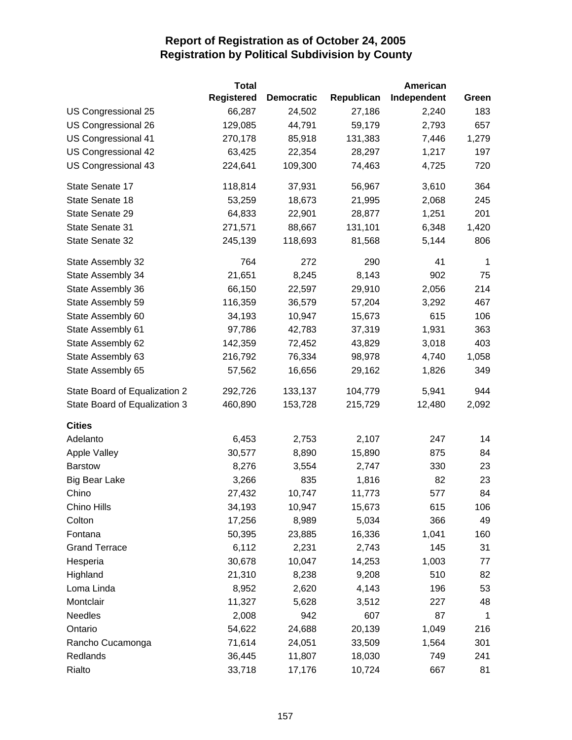# Report of Registration as of October 24, 2005
## Registration by Political Subdivision by County

| | Total Registered | Democratic | Republican | American Independent | Green |
|---|---|---|---|---|---|
| US Congressional 25 | 66,287 | 24,502 | 27,186 | 2,240 | 183 |
| US Congressional 26 | 129,085 | 44,791 | 59,179 | 2,793 | 657 |
| US Congressional 41 | 270,178 | 85,918 | 131,383 | 7,446 | 1,279 |
| US Congressional 42 | 63,425 | 22,354 | 28,297 | 1,217 | 197 |
| US Congressional 43 | 224,641 | 109,300 | 74,463 | 4,725 | 720 |
| State Senate 17 | 118,814 | 37,931 | 56,967 | 3,610 | 364 |
| State Senate 18 | 53,259 | 18,673 | 21,995 | 2,068 | 245 |
| State Senate 29 | 64,833 | 22,901 | 28,877 | 1,251 | 201 |
| State Senate 31 | 271,571 | 88,667 | 131,101 | 6,348 | 1,420 |
| State Senate 32 | 245,139 | 118,693 | 81,568 | 5,144 | 806 |
| State Assembly 32 | 764 | 272 | 290 | 41 | 1 |
| State Assembly 34 | 21,651 | 8,245 | 8,143 | 902 | 75 |
| State Assembly 36 | 66,150 | 22,597 | 29,910 | 2,056 | 214 |
| State Assembly 59 | 116,359 | 36,579 | 57,204 | 3,292 | 467 |
| State Assembly 60 | 34,193 | 10,947 | 15,673 | 615 | 106 |
| State Assembly 61 | 97,786 | 42,783 | 37,319 | 1,931 | 363 |
| State Assembly 62 | 142,359 | 72,452 | 43,829 | 3,018 | 403 |
| State Assembly 63 | 216,792 | 76,334 | 98,978 | 4,740 | 1,058 |
| State Assembly 65 | 57,562 | 16,656 | 29,162 | 1,826 | 349 |
| State Board of Equalization 2 | 292,726 | 133,137 | 104,779 | 5,941 | 944 |
| State Board of Equalization 3 | 460,890 | 153,728 | 215,729 | 12,480 | 2,092 |
| **Cities** | | | | | |
| Adelanto | 6,453 | 2,753 | 2,107 | 247 | 14 |
| Apple Valley | 30,577 | 8,890 | 15,890 | 875 | 84 |
| Barstow | 8,276 | 3,554 | 2,747 | 330 | 23 |
| Big Bear Lake | 3,266 | 835 | 1,816 | 82 | 23 |
| Chino | 27,432 | 10,747 | 11,773 | 577 | 84 |
| Chino Hills | 34,193 | 10,947 | 15,673 | 615 | 106 |
| Colton | 17,256 | 8,989 | 5,034 | 366 | 49 |
| Fontana | 50,395 | 23,885 | 16,336 | 1,041 | 160 |
| Grand Terrace | 6,112 | 2,231 | 2,743 | 145 | 31 |
| Hesperia | 30,678 | 10,047 | 14,253 | 1,003 | 77 |
| Highland | 21,310 | 8,238 | 9,208 | 510 | 82 |
| Loma Linda | 8,952 | 2,620 | 4,143 | 196 | 53 |
| Montclair | 11,327 | 5,628 | 3,512 | 227 | 48 |
| Needles | 2,008 | 942 | 607 | 87 | 1 |
| Ontario | 54,622 | 24,688 | 20,139 | 1,049 | 216 |
| Rancho Cucamonga | 71,614 | 24,051 | 33,509 | 1,564 | 301 |
| Redlands | 36,445 | 11,807 | 18,030 | 749 | 241 |
| Rialto | 33,718 | 17,176 | 10,724 | 667 | 81 |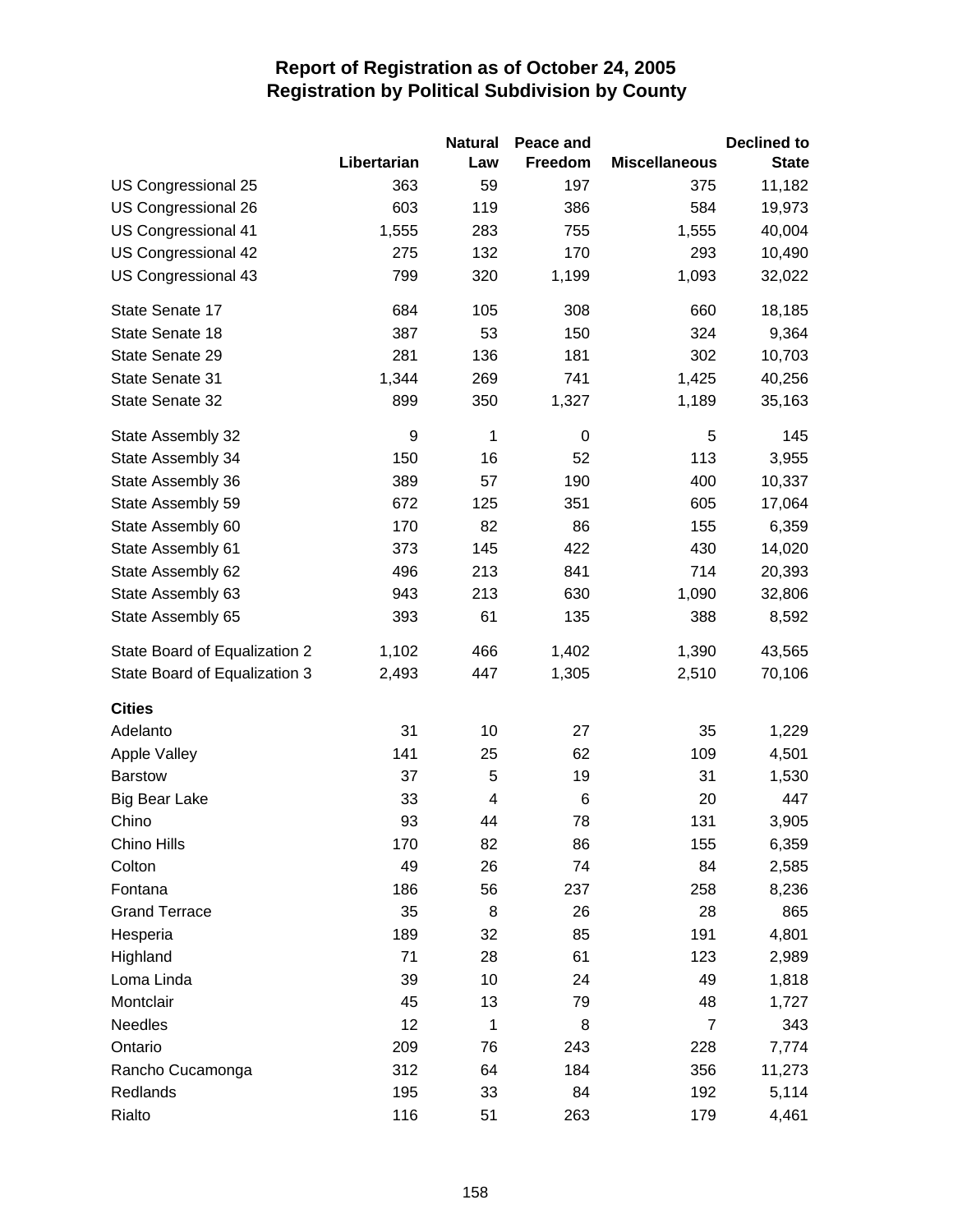# Report of Registration as of October 24, 2005
## Registration by Political Subdivision by County

| | Libertarian | Natural Law | Peace and Freedom | Miscellaneous | Declined to State |
|---|---|---|---|---|---|
| US Congressional 25 | 363 | 59 | 197 | 375 | 11,182 |
| US Congressional 26 | 603 | 119 | 386 | 584 | 19,973 |
| US Congressional 41 | 1,555 | 283 | 755 | 1,555 | 40,004 |
| US Congressional 42 | 275 | 132 | 170 | 293 | 10,490 |
| US Congressional 43 | 799 | 320 | 1,199 | 1,093 | 32,022 |
| State Senate 17 | 684 | 105 | 308 | 660 | 18,185 |
| State Senate 18 | 387 | 53 | 150 | 324 | 9,364 |
| State Senate 29 | 281 | 136 | 181 | 302 | 10,703 |
| State Senate 31 | 1,344 | 269 | 741 | 1,425 | 40,256 |
| State Senate 32 | 899 | 350 | 1,327 | 1,189 | 35,163 |
| State Assembly 32 | 9 | 1 | 0 | 5 | 145 |
| State Assembly 34 | 150 | 16 | 52 | 113 | 3,955 |
| State Assembly 36 | 389 | 57 | 190 | 400 | 10,337 |
| State Assembly 59 | 672 | 125 | 351 | 605 | 17,064 |
| State Assembly 60 | 170 | 82 | 86 | 155 | 6,359 |
| State Assembly 61 | 373 | 145 | 422 | 430 | 14,020 |
| State Assembly 62 | 496 | 213 | 841 | 714 | 20,393 |
| State Assembly 63 | 943 | 213 | 630 | 1,090 | 32,806 |
| State Assembly 65 | 393 | 61 | 135 | 388 | 8,592 |
| State Board of Equalization 2 | 1,102 | 466 | 1,402 | 1,390 | 43,565 |
| State Board of Equalization 3 | 2,493 | 447 | 1,305 | 2,510 | 70,106 |
| **Cities** | | | | | |
| Adelanto | 31 | 10 | 27 | 35 | 1,229 |
| Apple Valley | 141 | 25 | 62 | 109 | 4,501 |
| Barstow | 37 | 5 | 19 | 31 | 1,530 |
| Big Bear Lake | 33 | 4 | 6 | 20 | 447 |
| Chino | 93 | 44 | 78 | 131 | 3,905 |
| Chino Hills | 170 | 82 | 86 | 155 | 6,359 |
| Colton | 49 | 26 | 74 | 84 | 2,585 |
| Fontana | 186 | 56 | 237 | 258 | 8,236 |
| Grand Terrace | 35 | 8 | 26 | 28 | 865 |
| Hesperia | 189 | 32 | 85 | 191 | 4,801 |
| Highland | 71 | 28 | 61 | 123 | 2,989 |
| Loma Linda | 39 | 10 | 24 | 49 | 1,818 |
| Montclair | 45 | 13 | 79 | 48 | 1,727 |
| Needles | 12 | 1 | 8 | 7 | 343 |
| Ontario | 209 | 76 | 243 | 228 | 7,774 |
| Rancho Cucamonga | 312 | 64 | 184 | 356 | 11,273 |
| Redlands | 195 | 33 | 84 | 192 | 5,114 |
| Rialto | 116 | 51 | 263 | 179 | 4,461 |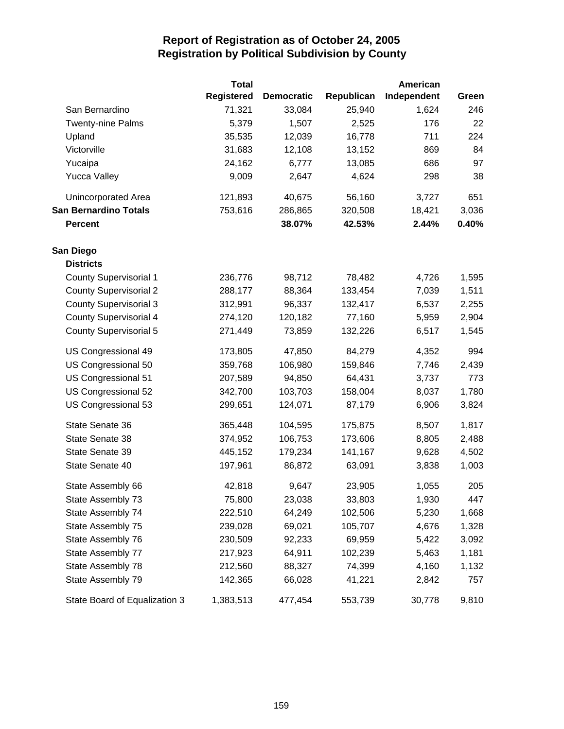## Report of Registration as of October 24, 2005
## Registration by Political Subdivision by County

| | Total Registered | Democratic | Republican | American Independent | Green |
|---|---|---|---|---|---|
| San Bernardino | 71,321 | 33,084 | 25,940 | 1,624 | 246 |
| Twenty-nine Palms | 5,379 | 1,507 | 2,525 | 176 | 22 |
| Upland | 35,535 | 12,039 | 16,778 | 711 | 224 |
| Victorville | 31,683 | 12,108 | 13,152 | 869 | 84 |
| Yucaipa | 24,162 | 6,777 | 13,085 | 686 | 97 |
| Yucca Valley | 9,009 | 2,647 | 4,624 | 298 | 38 |
| Unincorporated Area | 121,893 | 40,675 | 56,160 | 3,727 | 651 |
| **San Bernardino Totals** | 753,616 | 286,865 | 320,508 | 18,421 | 3,036 |
| **Percent** | | **38.07%** | **42.53%** | **2.44%** | **0.40%** |
| **San Diego** | | | | | |
| **Districts** | | | | | |
| County Supervisorial 1 | 236,776 | 98,712 | 78,482 | 4,726 | 1,595 |
| County Supervisorial 2 | 288,177 | 88,364 | 133,454 | 7,039 | 1,511 |
| County Supervisorial 3 | 312,991 | 96,337 | 132,417 | 6,537 | 2,255 |
| County Supervisorial 4 | 274,120 | 120,182 | 77,160 | 5,959 | 2,904 |
| County Supervisorial 5 | 271,449 | 73,859 | 132,226 | 6,517 | 1,545 |
| US Congressional 49 | 173,805 | 47,850 | 84,279 | 4,352 | 994 |
| US Congressional 50 | 359,768 | 106,980 | 159,846 | 7,746 | 2,439 |
| US Congressional 51 | 207,589 | 94,850 | 64,431 | 3,737 | 773 |
| US Congressional 52 | 342,700 | 103,703 | 158,004 | 8,037 | 1,780 |
| US Congressional 53 | 299,651 | 124,071 | 87,179 | 6,906 | 3,824 |
| State Senate 36 | 365,448 | 104,595 | 175,875 | 8,507 | 1,817 |
| State Senate 38 | 374,952 | 106,753 | 173,606 | 8,805 | 2,488 |
| State Senate 39 | 445,152 | 179,234 | 141,167 | 9,628 | 4,502 |
| State Senate 40 | 197,961 | 86,872 | 63,091 | 3,838 | 1,003 |
| State Assembly 66 | 42,818 | 9,647 | 23,905 | 1,055 | 205 |
| State Assembly 73 | 75,800 | 23,038 | 33,803 | 1,930 | 447 |
| State Assembly 74 | 222,510 | 64,249 | 102,506 | 5,230 | 1,668 |
| State Assembly 75 | 239,028 | 69,021 | 105,707 | 4,676 | 1,328 |
| State Assembly 76 | 230,509 | 92,233 | 69,959 | 5,422 | 3,092 |
| State Assembly 77 | 217,923 | 64,911 | 102,239 | 5,463 | 1,181 |
| State Assembly 78 | 212,560 | 88,327 | 74,399 | 4,160 | 1,132 |
| State Assembly 79 | 142,365 | 66,028 | 41,221 | 2,842 | 757 |
| State Board of Equalization 3 | 1,383,513 | 477,454 | 553,739 | 30,778 | 9,810 |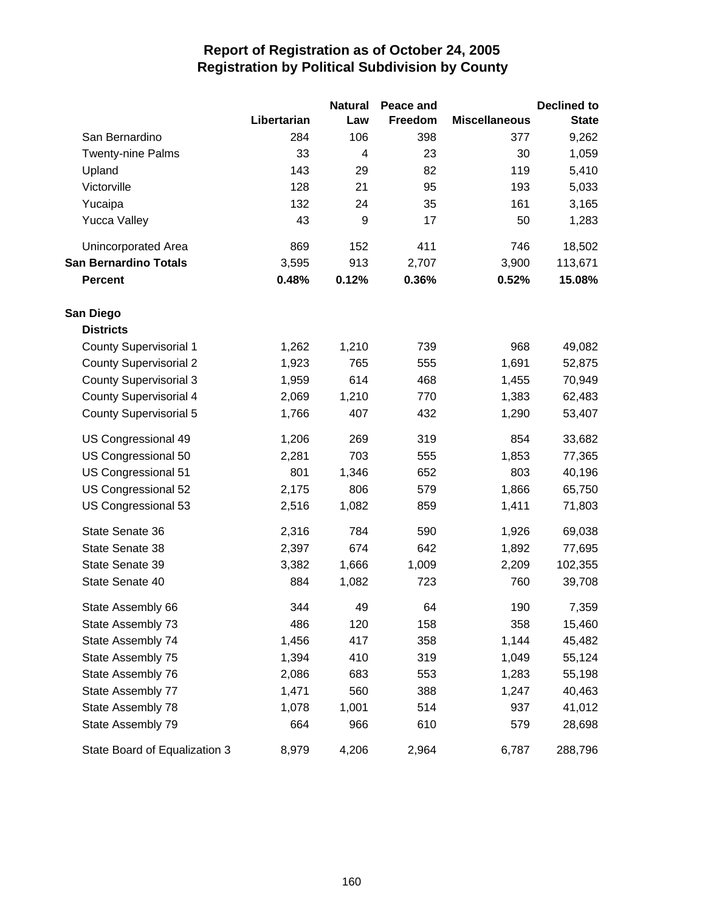# Report of Registration as of October 24, 2005
## Registration by Political Subdivision by County

| | Libertarian | Natural Law | Peace and Freedom | Miscellaneous | Declined to State |
|---|---|---|---|---|---|
| San Bernardino | 284 | 106 | 398 | 377 | 9,262 |
| Twenty-nine Palms | 33 | 4 | 23 | 30 | 1,059 |
| Upland | 143 | 29 | 82 | 119 | 5,410 |
| Victorville | 128 | 21 | 95 | 193 | 5,033 |
| Yucaipa | 132 | 24 | 35 | 161 | 3,165 |
| Yucca Valley | 43 | 9 | 17 | 50 | 1,283 |
| Unincorporated Area | 869 | 152 | 411 | 746 | 18,502 |
| **San Bernardino Totals** | 3,595 | 913 | 2,707 | 3,900 | 113,671 |
| **Percent** | **0.48%** | **0.12%** | **0.36%** | **0.52%** | **15.08%** |
| **San Diego** | | | | | |
| **Districts** | | | | | |
| County Supervisorial 1 | 1,262 | 1,210 | 739 | 968 | 49,082 |
| County Supervisorial 2 | 1,923 | 765 | 555 | 1,691 | 52,875 |
| County Supervisorial 3 | 1,959 | 614 | 468 | 1,455 | 70,949 |
| County Supervisorial 4 | 2,069 | 1,210 | 770 | 1,383 | 62,483 |
| County Supervisorial 5 | 1,766 | 407 | 432 | 1,290 | 53,407 |
| US Congressional 49 | 1,206 | 269 | 319 | 854 | 33,682 |
| US Congressional 50 | 2,281 | 703 | 555 | 1,853 | 77,365 |
| US Congressional 51 | 801 | 1,346 | 652 | 803 | 40,196 |
| US Congressional 52 | 2,175 | 806 | 579 | 1,866 | 65,750 |
| US Congressional 53 | 2,516 | 1,082 | 859 | 1,411 | 71,803 |
| State Senate 36 | 2,316 | 784 | 590 | 1,926 | 69,038 |
| State Senate 38 | 2,397 | 674 | 642 | 1,892 | 77,695 |
| State Senate 39 | 3,382 | 1,666 | 1,009 | 2,209 | 102,355 |
| State Senate 40 | 884 | 1,082 | 723 | 760 | 39,708 |
| State Assembly 66 | 344 | 49 | 64 | 190 | 7,359 |
| State Assembly 73 | 486 | 120 | 158 | 358 | 15,460 |
| State Assembly 74 | 1,456 | 417 | 358 | 1,144 | 45,482 |
| State Assembly 75 | 1,394 | 410 | 319 | 1,049 | 55,124 |
| State Assembly 76 | 2,086 | 683 | 553 | 1,283 | 55,198 |
| State Assembly 77 | 1,471 | 560 | 388 | 1,247 | 40,463 |
| State Assembly 78 | 1,078 | 1,001 | 514 | 937 | 41,012 |
| State Assembly 79 | 664 | 966 | 610 | 579 | 28,698 |
| State Board of Equalization 3 | 8,979 | 4,206 | 2,964 | 6,787 | 288,796 |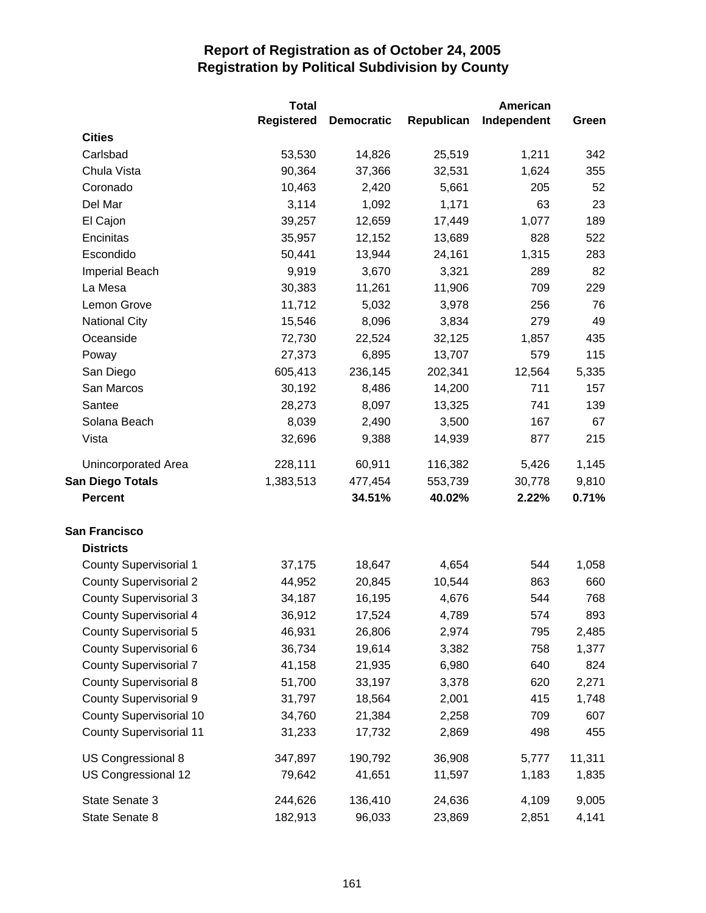# Report of Registration as of October 24, 2005
## Registration by Political Subdivision by County

| | Total Registered | Democratic | Republican | American Independent | Green |
|---|---|---|---|---|---|
| **Cities** | | | | | |
| Carlsbad | 53,530 | 14,826 | 25,519 | 1,211 | 342 |
| Chula Vista | 90,364 | 37,366 | 32,531 | 1,624 | 355 |
| Coronado | 10,463 | 2,420 | 5,661 | 205 | 52 |
| Del Mar | 3,114 | 1,092 | 1,171 | 63 | 23 |
| El Cajon | 39,257 | 12,659 | 17,449 | 1,077 | 189 |
| Encinitas | 35,957 | 12,152 | 13,689 | 828 | 522 |
| Escondido | 50,441 | 13,944 | 24,161 | 1,315 | 283 |
| Imperial Beach | 9,919 | 3,670 | 3,321 | 289 | 82 |
| La Mesa | 30,383 | 11,261 | 11,906 | 709 | 229 |
| Lemon Grove | 11,712 | 5,032 | 3,978 | 256 | 76 |
| National City | 15,546 | 8,096 | 3,834 | 279 | 49 |
| Oceanside | 72,730 | 22,524 | 32,125 | 1,857 | 435 |
| Poway | 27,373 | 6,895 | 13,707 | 579 | 115 |
| San Diego | 605,413 | 236,145 | 202,341 | 12,564 | 5,335 |
| San Marcos | 30,192 | 8,486 | 14,200 | 711 | 157 |
| Santee | 28,273 | 8,097 | 13,325 | 741 | 139 |
| Solana Beach | 8,039 | 2,490 | 3,500 | 167 | 67 |
| Vista | 32,696 | 9,388 | 14,939 | 877 | 215 |
| Unincorporated Area | 228,111 | 60,911 | 116,382 | 5,426 | 1,145 |
| **San Diego Totals** | 1,383,513 | 477,454 | 553,739 | 30,778 | 9,810 |
| **Percent** | | **34.51%** | **40.02%** | **2.22%** | **0.71%** |
| **San Francisco** | | | | | |
| **Districts** | | | | | |
| County Supervisorial 1 | 37,175 | 18,647 | 4,654 | 544 | 1,058 |
| County Supervisorial 2 | 44,952 | 20,845 | 10,544 | 863 | 660 |
| County Supervisorial 3 | 34,187 | 16,195 | 4,676 | 544 | 768 |
| County Supervisorial 4 | 36,912 | 17,524 | 4,789 | 574 | 893 |
| County Supervisorial 5 | 46,931 | 26,806 | 2,974 | 795 | 2,485 |
| County Supervisorial 6 | 36,734 | 19,614 | 3,382 | 758 | 1,377 |
| County Supervisorial 7 | 41,158 | 21,935 | 6,980 | 640 | 824 |
| County Supervisorial 8 | 51,700 | 33,197 | 3,378 | 620 | 2,271 |
| County Supervisorial 9 | 31,797 | 18,564 | 2,001 | 415 | 1,748 |
| County Supervisorial 10 | 34,760 | 21,384 | 2,258 | 709 | 607 |
| County Supervisorial 11 | 31,233 | 17,732 | 2,869 | 498 | 455 |
| US Congressional 8 | 347,897 | 190,792 | 36,908 | 5,777 | 11,311 |
| US Congressional 12 | 79,642 | 41,651 | 11,597 | 1,183 | 1,835 |
| State Senate 3 | 244,626 | 136,410 | 24,636 | 4,109 | 9,005 |
| State Senate 8 | 182,913 | 96,033 | 23,869 | 2,851 | 4,141 |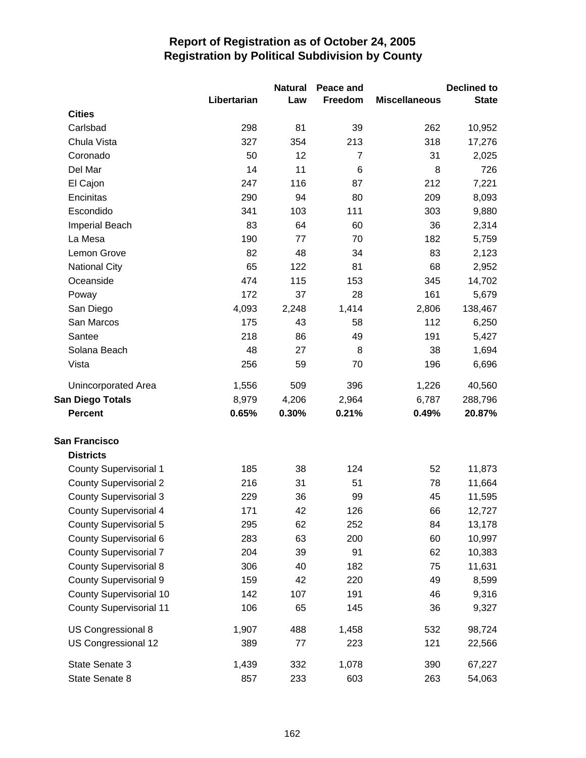# Report of Registration as of October 24, 2005
## Registration by Political Subdivision by County

| | Libertarian | Natural Law | Peace and Freedom | Miscellaneous | Declined to State |
|---|---|---|---|---|---|
| **Cities** | | | | | |
| Carlsbad | 298 | 81 | 39 | 262 | 10,952 |
| Chula Vista | 327 | 354 | 213 | 318 | 17,276 |
| Coronado | 50 | 12 | 7 | 31 | 2,025 |
| Del Mar | 14 | 11 | 6 | 8 | 726 |
| El Cajon | 247 | 116 | 87 | 212 | 7,221 |
| Encinitas | 290 | 94 | 80 | 209 | 8,093 |
| Escondido | 341 | 103 | 111 | 303 | 9,880 |
| Imperial Beach | 83 | 64 | 60 | 36 | 2,314 |
| La Mesa | 190 | 77 | 70 | 182 | 5,759 |
| Lemon Grove | 82 | 48 | 34 | 83 | 2,123 |
| National City | 65 | 122 | 81 | 68 | 2,952 |
| Oceanside | 474 | 115 | 153 | 345 | 14,702 |
| Poway | 172 | 37 | 28 | 161 | 5,679 |
| San Diego | 4,093 | 2,248 | 1,414 | 2,806 | 138,467 |
| San Marcos | 175 | 43 | 58 | 112 | 6,250 |
| Santee | 218 | 86 | 49 | 191 | 5,427 |
| Solana Beach | 48 | 27 | 8 | 38 | 1,694 |
| Vista | 256 | 59 | 70 | 196 | 6,696 |
| Unincorporated Area | 1,556 | 509 | 396 | 1,226 | 40,560 |
| **San Diego Totals** | 8,979 | 4,206 | 2,964 | 6,787 | 288,796 |
| **Percent** | **0.65%** | **0.30%** | **0.21%** | **0.49%** | **20.87%** |
| **San Francisco** | | | | | |
| **Districts** | | | | | |
| County Supervisorial 1 | 185 | 38 | 124 | 52 | 11,873 |
| County Supervisorial 2 | 216 | 31 | 51 | 78 | 11,664 |
| County Supervisorial 3 | 229 | 36 | 99 | 45 | 11,595 |
| County Supervisorial 4 | 171 | 42 | 126 | 66 | 12,727 |
| County Supervisorial 5 | 295 | 62 | 252 | 84 | 13,178 |
| County Supervisorial 6 | 283 | 63 | 200 | 60 | 10,997 |
| County Supervisorial 7 | 204 | 39 | 91 | 62 | 10,383 |
| County Supervisorial 8 | 306 | 40 | 182 | 75 | 11,631 |
| County Supervisorial 9 | 159 | 42 | 220 | 49 | 8,599 |
| County Supervisorial 10 | 142 | 107 | 191 | 46 | 9,316 |
| County Supervisorial 11 | 106 | 65 | 145 | 36 | 9,327 |
| US Congressional 8 | 1,907 | 488 | 1,458 | 532 | 98,724 |
| US Congressional 12 | 389 | 77 | 223 | 121 | 22,566 |
| State Senate 3 | 1,439 | 332 | 1,078 | 390 | 67,227 |
| State Senate 8 | 857 | 233 | 603 | 263 | 54,063 |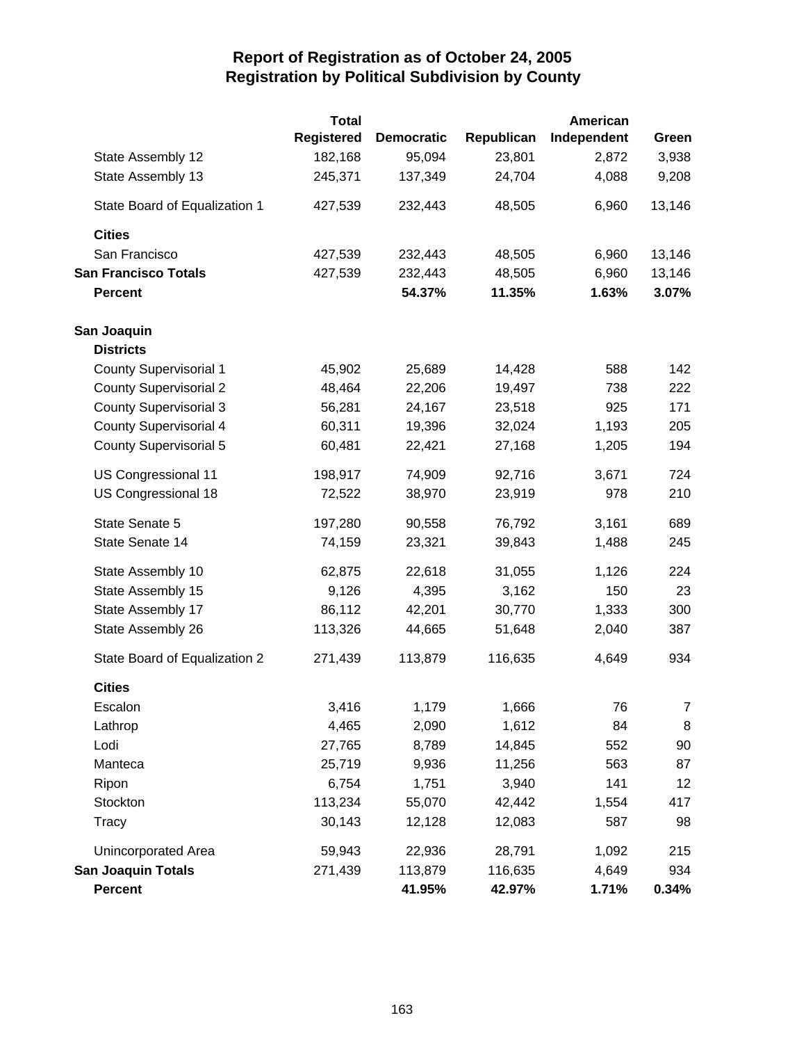# Report of Registration as of October 24, 2005
## Registration by Political Subdivision by County

| | Total Registered | Democratic | Republican | American Independent | Green |
|---|---|---|---|---|---|
| State Assembly 12 | 182,168 | 95,094 | 23,801 | 2,872 | 3,938 |
| State Assembly 13 | 245,371 | 137,349 | 24,704 | 4,088 | 9,208 |
| State Board of Equalization 1 | 427,539 | 232,443 | 48,505 | 6,960 | 13,146 |
| **Cities** | | | | | |
| San Francisco | 427,539 | 232,443 | 48,505 | 6,960 | 13,146 |
| **San Francisco Totals** | 427,539 | 232,443 | 48,505 | 6,960 | 13,146 |
| **Percent** | | **54.37%** | **11.35%** | **1.63%** | **3.07%** |
| **San Joaquin** | | | | | |
| **Districts** | | | | | |
| County Supervisorial 1 | 45,902 | 25,689 | 14,428 | 588 | 142 |
| County Supervisorial 2 | 48,464 | 22,206 | 19,497 | 738 | 222 |
| County Supervisorial 3 | 56,281 | 24,167 | 23,518 | 925 | 171 |
| County Supervisorial 4 | 60,311 | 19,396 | 32,024 | 1,193 | 205 |
| County Supervisorial 5 | 60,481 | 22,421 | 27,168 | 1,205 | 194 |
| US Congressional 11 | 198,917 | 74,909 | 92,716 | 3,671 | 724 |
| US Congressional 18 | 72,522 | 38,970 | 23,919 | 978 | 210 |
| State Senate 5 | 197,280 | 90,558 | 76,792 | 3,161 | 689 |
| State Senate 14 | 74,159 | 23,321 | 39,843 | 1,488 | 245 |
| State Assembly 10 | 62,875 | 22,618 | 31,055 | 1,126 | 224 |
| State Assembly 15 | 9,126 | 4,395 | 3,162 | 150 | 23 |
| State Assembly 17 | 86,112 | 42,201 | 30,770 | 1,333 | 300 |
| State Assembly 26 | 113,326 | 44,665 | 51,648 | 2,040 | 387 |
| State Board of Equalization 2 | 271,439 | 113,879 | 116,635 | 4,649 | 934 |
| **Cities** | | | | | |
| Escalon | 3,416 | 1,179 | 1,666 | 76 | 7 |
| Lathrop | 4,465 | 2,090 | 1,612 | 84 | 8 |
| Lodi | 27,765 | 8,789 | 14,845 | 552 | 90 |
| Manteca | 25,719 | 9,936 | 11,256 | 563 | 87 |
| Ripon | 6,754 | 1,751 | 3,940 | 141 | 12 |
| Stockton | 113,234 | 55,070 | 42,442 | 1,554 | 417 |
| Tracy | 30,143 | 12,128 | 12,083 | 587 | 98 |
| Unincorporated Area | 59,943 | 22,936 | 28,791 | 1,092 | 215 |
| **San Joaquin Totals** | 271,439 | 113,879 | 116,635 | 4,649 | 934 |
| **Percent** | | **41.95%** | **42.97%** | **1.71%** | **0.34%** |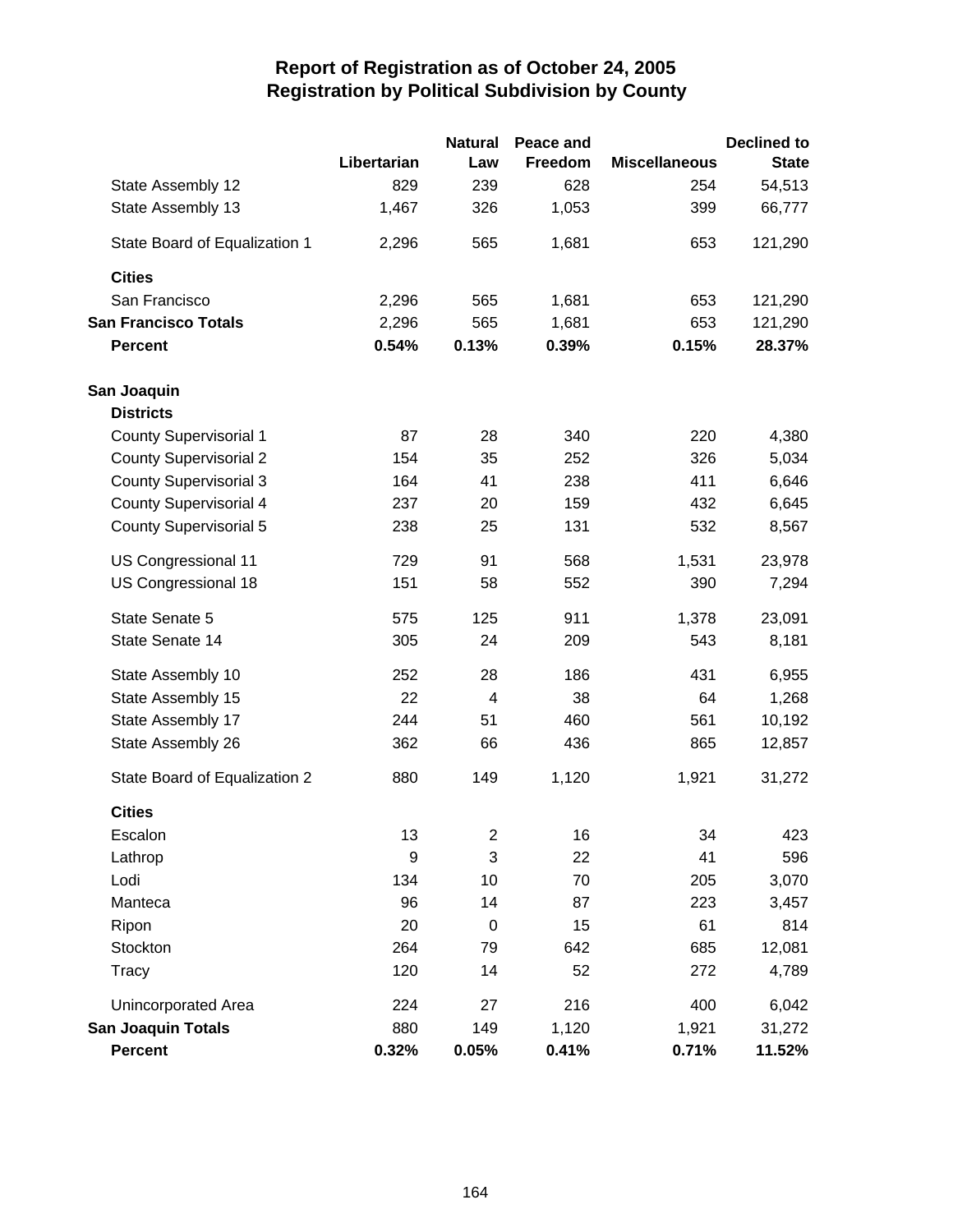# Report of Registration as of October 24, 2005
## Registration by Political Subdivision by County

| | Libertarian | Natural Law | Peace and Freedom | Miscellaneous | Declined to State |
|---|---|---|---|---|---|
| State Assembly 12 | 829 | 239 | 628 | 254 | 54,513 |
| State Assembly 13 | 1,467 | 326 | 1,053 | 399 | 66,777 |
| State Board of Equalization 1 | 2,296 | 565 | 1,681 | 653 | 121,290 |
| **Cities** | | | | | |
| San Francisco | 2,296 | 565 | 1,681 | 653 | 121,290 |
| **San Francisco Totals** | 2,296 | 565 | 1,681 | 653 | 121,290 |
| **Percent** | **0.54%** | **0.13%** | **0.39%** | **0.15%** | **28.37%** |
| **San Joaquin** | | | | | |
| **Districts** | | | | | |
| County Supervisorial 1 | 87 | 28 | 340 | 220 | 4,380 |
| County Supervisorial 2 | 154 | 35 | 252 | 326 | 5,034 |
| County Supervisorial 3 | 164 | 41 | 238 | 411 | 6,646 |
| County Supervisorial 4 | 237 | 20 | 159 | 432 | 6,645 |
| County Supervisorial 5 | 238 | 25 | 131 | 532 | 8,567 |
| US Congressional 11 | 729 | 91 | 568 | 1,531 | 23,978 |
| US Congressional 18 | 151 | 58 | 552 | 390 | 7,294 |
| State Senate 5 | 575 | 125 | 911 | 1,378 | 23,091 |
| State Senate 14 | 305 | 24 | 209 | 543 | 8,181 |
| State Assembly 10 | 252 | 28 | 186 | 431 | 6,955 |
| State Assembly 15 | 22 | 4 | 38 | 64 | 1,268 |
| State Assembly 17 | 244 | 51 | 460 | 561 | 10,192 |
| State Assembly 26 | 362 | 66 | 436 | 865 | 12,857 |
| State Board of Equalization 2 | 880 | 149 | 1,120 | 1,921 | 31,272 |
| **Cities** | | | | | |
| Escalon | 13 | 2 | 16 | 34 | 423 |
| Lathrop | 9 | 3 | 22 | 41 | 596 |
| Lodi | 134 | 10 | 70 | 205 | 3,070 |
| Manteca | 96 | 14 | 87 | 223 | 3,457 |
| Ripon | 20 | 0 | 15 | 61 | 814 |
| Stockton | 264 | 79 | 642 | 685 | 12,081 |
| Tracy | 120 | 14 | 52 | 272 | 4,789 |
| Unincorporated Area | 224 | 27 | 216 | 400 | 6,042 |
| **San Joaquin Totals** | 880 | 149 | 1,120 | 1,921 | 31,272 |
| **Percent** | **0.32%** | **0.05%** | **0.41%** | **0.71%** | **11.52%** |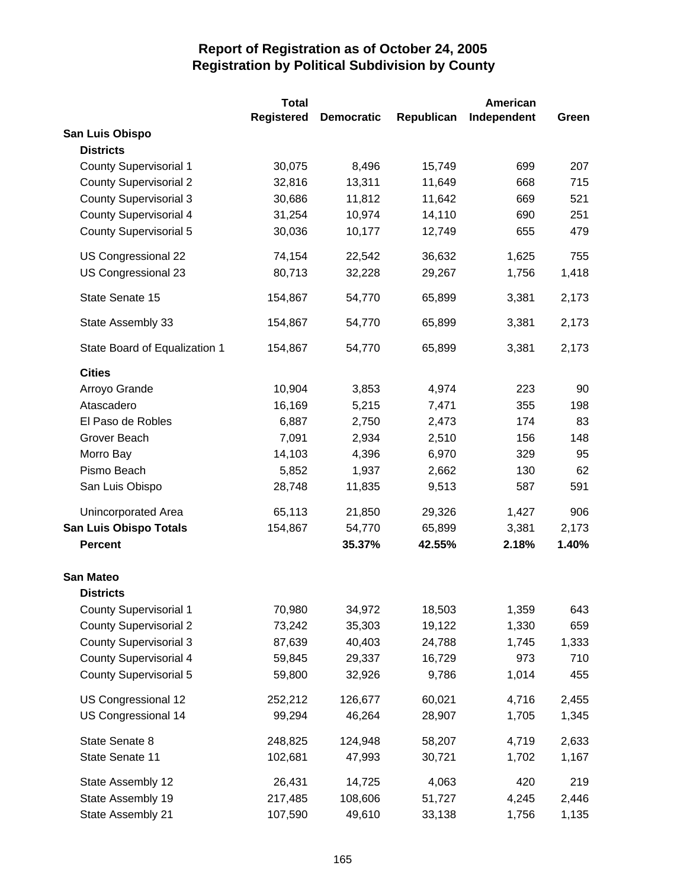# Report of Registration as of October 24, 2005
## Registration by Political Subdivision by County

| | Total Registered | Democratic | Republican | American Independent | Green |
|---|---|---|---|---|---|
| **San Luis Obispo** | | | | | |
| **Districts** | | | | | |
| County Supervisorial 1 | 30,075 | 8,496 | 15,749 | 699 | 207 |
| County Supervisorial 2 | 32,816 | 13,311 | 11,649 | 668 | 715 |
| County Supervisorial 3 | 30,686 | 11,812 | 11,642 | 669 | 521 |
| County Supervisorial 4 | 31,254 | 10,974 | 14,110 | 690 | 251 |
| County Supervisorial 5 | 30,036 | 10,177 | 12,749 | 655 | 479 |
| US Congressional 22 | 74,154 | 22,542 | 36,632 | 1,625 | 755 |
| US Congressional 23 | 80,713 | 32,228 | 29,267 | 1,756 | 1,418 |
| State Senate 15 | 154,867 | 54,770 | 65,899 | 3,381 | 2,173 |
| State Assembly 33 | 154,867 | 54,770 | 65,899 | 3,381 | 2,173 |
| State Board of Equalization 1 | 154,867 | 54,770 | 65,899 | 3,381 | 2,173 |
| **Cities** | | | | | |
| Arroyo Grande | 10,904 | 3,853 | 4,974 | 223 | 90 |
| Atascadero | 16,169 | 5,215 | 7,471 | 355 | 198 |
| El Paso de Robles | 6,887 | 2,750 | 2,473 | 174 | 83 |
| Grover Beach | 7,091 | 2,934 | 2,510 | 156 | 148 |
| Morro Bay | 14,103 | 4,396 | 6,970 | 329 | 95 |
| Pismo Beach | 5,852 | 1,937 | 2,662 | 130 | 62 |
| San Luis Obispo | 28,748 | 11,835 | 9,513 | 587 | 591 |
| Unincorporated Area | 65,113 | 21,850 | 29,326 | 1,427 | 906 |
| **San Luis Obispo Totals** | 154,867 | 54,770 | 65,899 | 3,381 | 2,173 |
| **Percent** | | **35.37%** | **42.55%** | **2.18%** | **1.40%** |
| **San Mateo** | | | | | |
| **Districts** | | | | | |
| County Supervisorial 1 | 70,980 | 34,972 | 18,503 | 1,359 | 643 |
| County Supervisorial 2 | 73,242 | 35,303 | 19,122 | 1,330 | 659 |
| County Supervisorial 3 | 87,639 | 40,403 | 24,788 | 1,745 | 1,333 |
| County Supervisorial 4 | 59,845 | 29,337 | 16,729 | 973 | 710 |
| County Supervisorial 5 | 59,800 | 32,926 | 9,786 | 1,014 | 455 |
| US Congressional 12 | 252,212 | 126,677 | 60,021 | 4,716 | 2,455 |
| US Congressional 14 | 99,294 | 46,264 | 28,907 | 1,705 | 1,345 |
| State Senate 8 | 248,825 | 124,948 | 58,207 | 4,719 | 2,633 |
| State Senate 11 | 102,681 | 47,993 | 30,721 | 1,702 | 1,167 |
| State Assembly 12 | 26,431 | 14,725 | 4,063 | 420 | 219 |
| State Assembly 19 | 217,485 | 108,606 | 51,727 | 4,245 | 2,446 |
| State Assembly 21 | 107,590 | 49,610 | 33,138 | 1,756 | 1,135 |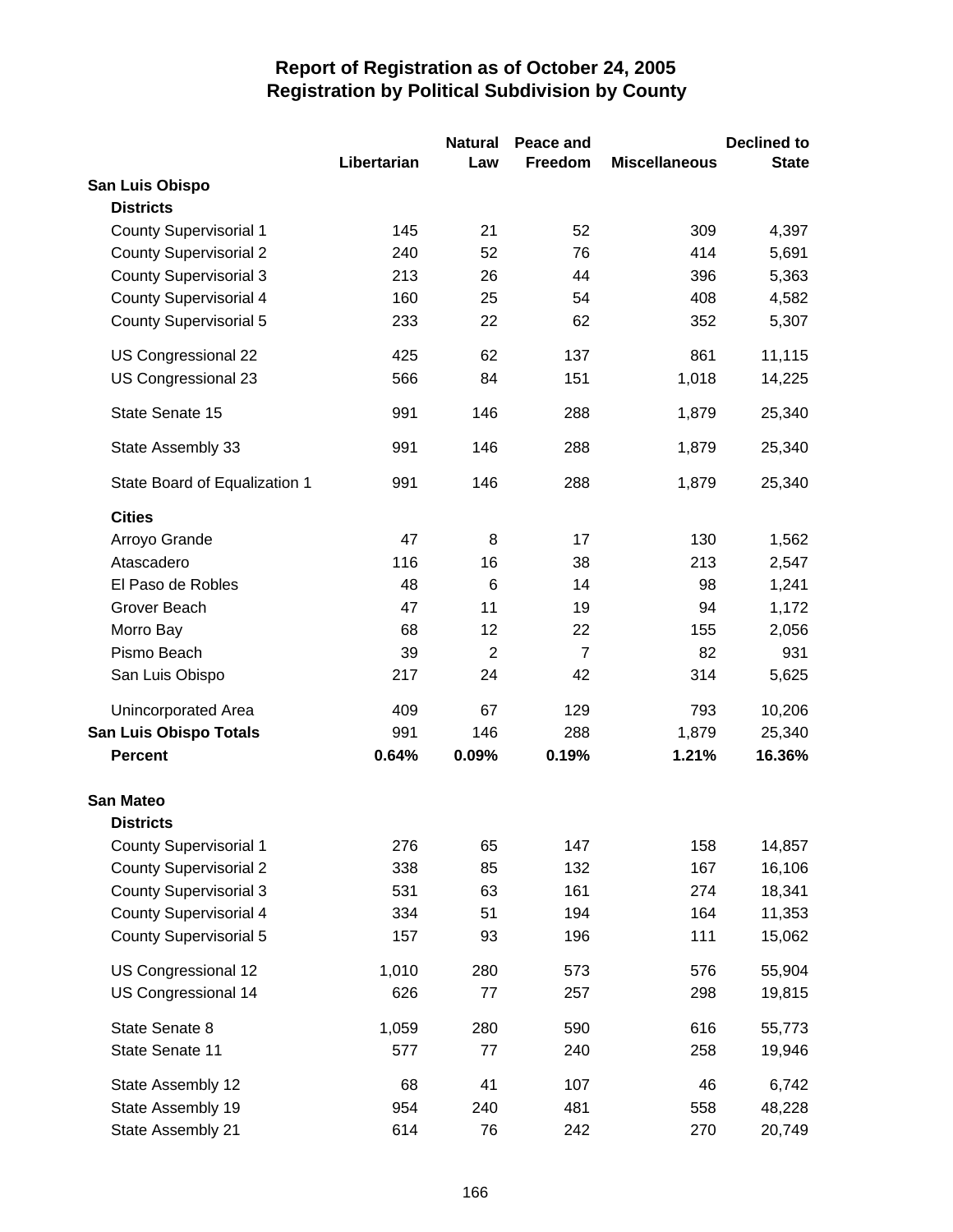# Report of Registration as of October 24, 2005
## Registration by Political Subdivision by County

| | Libertarian | Natural Law | Peace and Freedom | Miscellaneous | Declined to State |
|---|---|---|---|---|---|
| **San Luis Obispo** | | | | | |
| **Districts** | | | | | |
| County Supervisorial 1 | 145 | 21 | 52 | 309 | 4,397 |
| County Supervisorial 2 | 240 | 52 | 76 | 414 | 5,691 |
| County Supervisorial 3 | 213 | 26 | 44 | 396 | 5,363 |
| County Supervisorial 4 | 160 | 25 | 54 | 408 | 4,582 |
| County Supervisorial 5 | 233 | 22 | 62 | 352 | 5,307 |
| US Congressional 22 | 425 | 62 | 137 | 861 | 11,115 |
| US Congressional 23 | 566 | 84 | 151 | 1,018 | 14,225 |
| State Senate 15 | 991 | 146 | 288 | 1,879 | 25,340 |
| State Assembly 33 | 991 | 146 | 288 | 1,879 | 25,340 |
| State Board of Equalization 1 | 991 | 146 | 288 | 1,879 | 25,340 |
| **Cities** | | | | | |
| Arroyo Grande | 47 | 8 | 17 | 130 | 1,562 |
| Atascadero | 116 | 16 | 38 | 213 | 2,547 |
| El Paso de Robles | 48 | 6 | 14 | 98 | 1,241 |
| Grover Beach | 47 | 11 | 19 | 94 | 1,172 |
| Morro Bay | 68 | 12 | 22 | 155 | 2,056 |
| Pismo Beach | 39 | 2 | 7 | 82 | 931 |
| San Luis Obispo | 217 | 24 | 42 | 314 | 5,625 |
| Unincorporated Area | 409 | 67 | 129 | 793 | 10,206 |
| **San Luis Obispo Totals** | 991 | 146 | 288 | 1,879 | 25,340 |
| **Percent** | **0.64%** | **0.09%** | **0.19%** | **1.21%** | **16.36%** |
| **San Mateo** | | | | | |
| **Districts** | | | | | |
| County Supervisorial 1 | 276 | 65 | 147 | 158 | 14,857 |
| County Supervisorial 2 | 338 | 85 | 132 | 167 | 16,106 |
| County Supervisorial 3 | 531 | 63 | 161 | 274 | 18,341 |
| County Supervisorial 4 | 334 | 51 | 194 | 164 | 11,353 |
| County Supervisorial 5 | 157 | 93 | 196 | 111 | 15,062 |
| US Congressional 12 | 1,010 | 280 | 573 | 576 | 55,904 |
| US Congressional 14 | 626 | 77 | 257 | 298 | 19,815 |
| State Senate 8 | 1,059 | 280 | 590 | 616 | 55,773 |
| State Senate 11 | 577 | 77 | 240 | 258 | 19,946 |
| State Assembly 12 | 68 | 41 | 107 | 46 | 6,742 |
| State Assembly 19 | 954 | 240 | 481 | 558 | 48,228 |
| State Assembly 21 | 614 | 76 | 242 | 270 | 20,749 |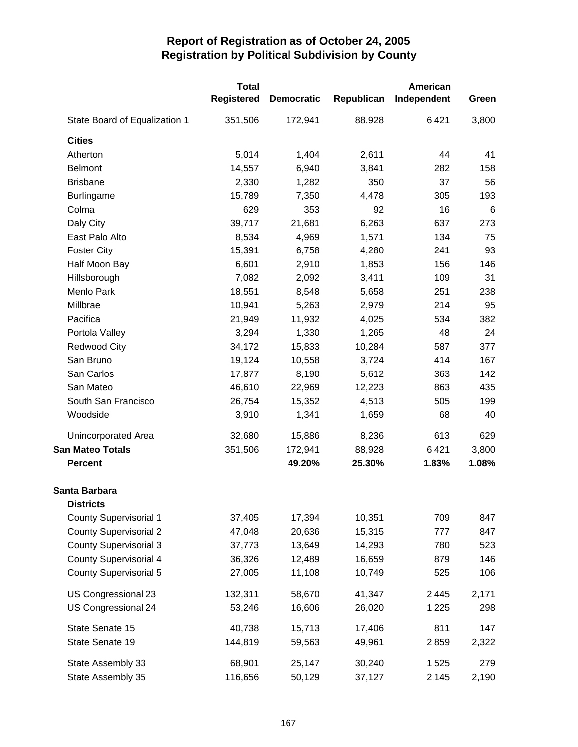# Report of Registration as of October 24, 2005
## Registration by Political Subdivision by County

| | Total Registered | Democratic | Republican | American Independent | Green |
|---|---|---|---|---|---|
| State Board of Equalization 1 | 351,506 | 172,941 | 88,928 | 6,421 | 3,800 |
| **Cities** | | | | | |
| Atherton | 5,014 | 1,404 | 2,611 | 44 | 41 |
| Belmont | 14,557 | 6,940 | 3,841 | 282 | 158 |
| Brisbane | 2,330 | 1,282 | 350 | 37 | 56 |
| Burlingame | 15,789 | 7,350 | 4,478 | 305 | 193 |
| Colma | 629 | 353 | 92 | 16 | 6 |
| Daly City | 39,717 | 21,681 | 6,263 | 637 | 273 |
| East Palo Alto | 8,534 | 4,969 | 1,571 | 134 | 75 |
| Foster City | 15,391 | 6,758 | 4,280 | 241 | 93 |
| Half Moon Bay | 6,601 | 2,910 | 1,853 | 156 | 146 |
| Hillsborough | 7,082 | 2,092 | 3,411 | 109 | 31 |
| Menlo Park | 18,551 | 8,548 | 5,658 | 251 | 238 |
| Millbrae | 10,941 | 5,263 | 2,979 | 214 | 95 |
| Pacifica | 21,949 | 11,932 | 4,025 | 534 | 382 |
| Portola Valley | 3,294 | 1,330 | 1,265 | 48 | 24 |
| Redwood City | 34,172 | 15,833 | 10,284 | 587 | 377 |
| San Bruno | 19,124 | 10,558 | 3,724 | 414 | 167 |
| San Carlos | 17,877 | 8,190 | 5,612 | 363 | 142 |
| San Mateo | 46,610 | 22,969 | 12,223 | 863 | 435 |
| South San Francisco | 26,754 | 15,352 | 4,513 | 505 | 199 |
| Woodside | 3,910 | 1,341 | 1,659 | 68 | 40 |
| Unincorporated Area | 32,680 | 15,886 | 8,236 | 613 | 629 |
| **San Mateo Totals** | 351,506 | 172,941 | 88,928 | 6,421 | 3,800 |
| **Percent** | | **49.20%** | **25.30%** | **1.83%** | **1.08%** |
| **Santa Barbara** | | | | | |
| **Districts** | | | | | |
| County Supervisorial 1 | 37,405 | 17,394 | 10,351 | 709 | 847 |
| County Supervisorial 2 | 47,048 | 20,636 | 15,315 | 777 | 847 |
| County Supervisorial 3 | 37,773 | 13,649 | 14,293 | 780 | 523 |
| County Supervisorial 4 | 36,326 | 12,489 | 16,659 | 879 | 146 |
| County Supervisorial 5 | 27,005 | 11,108 | 10,749 | 525 | 106 |
| US Congressional 23 | 132,311 | 58,670 | 41,347 | 2,445 | 2,171 |
| US Congressional 24 | 53,246 | 16,606 | 26,020 | 1,225 | 298 |
| State Senate 15 | 40,738 | 15,713 | 17,406 | 811 | 147 |
| State Senate 19 | 144,819 | 59,563 | 49,961 | 2,859 | 2,322 |
| State Assembly 33 | 68,901 | 25,147 | 30,240 | 1,525 | 279 |
| State Assembly 35 | 116,656 | 50,129 | 37,127 | 2,145 | 2,190 |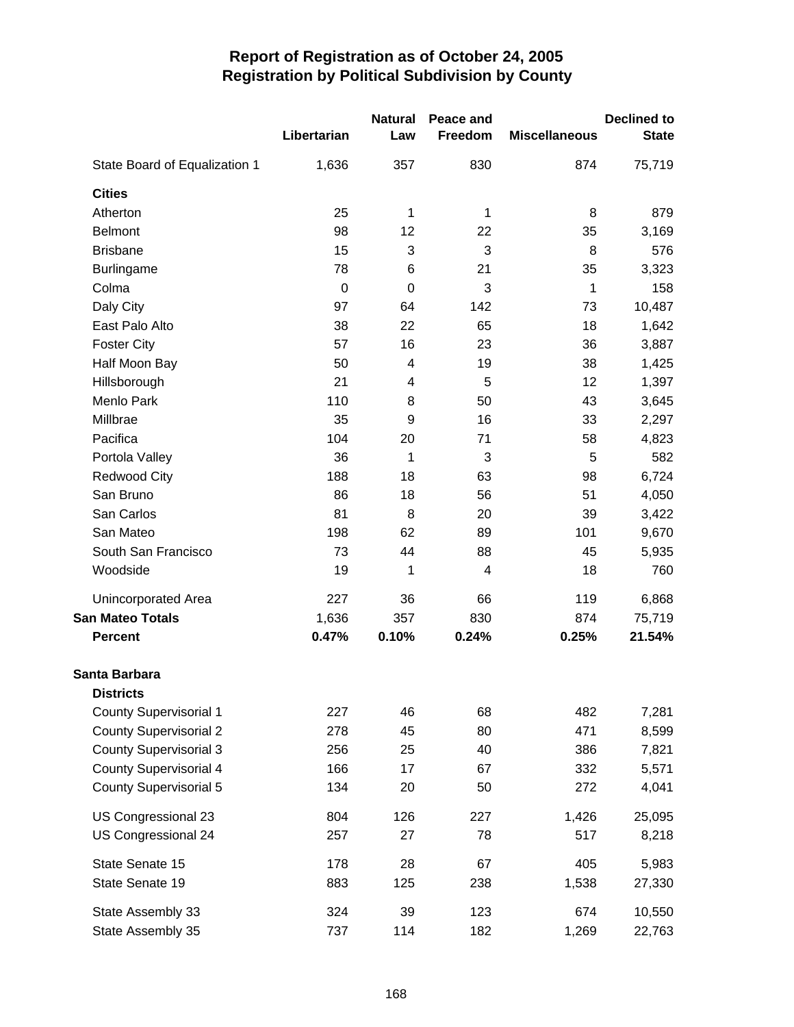# Report of Registration as of October 24, 2005
## Registration by Political Subdivision by County

| | Libertarian | Natural Law | Peace and Freedom | Miscellaneous | Declined to State |
|---|---|---|---|---|---|
| State Board of Equalization 1 | 1,636 | 357 | 830 | 874 | 75,719 |
| **Cities** | | | | | |
| Atherton | 25 | 1 | 1 | 8 | 879 |
| Belmont | 98 | 12 | 22 | 35 | 3,169 |
| Brisbane | 15 | 3 | 3 | 8 | 576 |
| Burlingame | 78 | 6 | 21 | 35 | 3,323 |
| Colma | 0 | 0 | 3 | 1 | 158 |
| Daly City | 97 | 64 | 142 | 73 | 10,487 |
| East Palo Alto | 38 | 22 | 65 | 18 | 1,642 |
| Foster City | 57 | 16 | 23 | 36 | 3,887 |
| Half Moon Bay | 50 | 4 | 19 | 38 | 1,425 |
| Hillsborough | 21 | 4 | 5 | 12 | 1,397 |
| Menlo Park | 110 | 8 | 50 | 43 | 3,645 |
| Millbrae | 35 | 9 | 16 | 33 | 2,297 |
| Pacifica | 104 | 20 | 71 | 58 | 4,823 |
| Portola Valley | 36 | 1 | 3 | 5 | 582 |
| Redwood City | 188 | 18 | 63 | 98 | 6,724 |
| San Bruno | 86 | 18 | 56 | 51 | 4,050 |
| San Carlos | 81 | 8 | 20 | 39 | 3,422 |
| San Mateo | 198 | 62 | 89 | 101 | 9,670 |
| South San Francisco | 73 | 44 | 88 | 45 | 5,935 |
| Woodside | 19 | 1 | 4 | 18 | 760 |
| Unincorporated Area | 227 | 36 | 66 | 119 | 6,868 |
| **San Mateo Totals** | 1,636 | 357 | 830 | 874 | 75,719 |
| **Percent** | **0.47%** | **0.10%** | **0.24%** | **0.25%** | **21.54%** |
| **Santa Barbara** | | | | | |
| **Districts** | | | | | |
| County Supervisorial 1 | 227 | 46 | 68 | 482 | 7,281 |
| County Supervisorial 2 | 278 | 45 | 80 | 471 | 8,599 |
| County Supervisorial 3 | 256 | 25 | 40 | 386 | 7,821 |
| County Supervisorial 4 | 166 | 17 | 67 | 332 | 5,571 |
| County Supervisorial 5 | 134 | 20 | 50 | 272 | 4,041 |
| US Congressional 23 | 804 | 126 | 227 | 1,426 | 25,095 |
| US Congressional 24 | 257 | 27 | 78 | 517 | 8,218 |
| State Senate 15 | 178 | 28 | 67 | 405 | 5,983 |
| State Senate 19 | 883 | 125 | 238 | 1,538 | 27,330 |
| State Assembly 33 | 324 | 39 | 123 | 674 | 10,550 |
| State Assembly 35 | 737 | 114 | 182 | 1,269 | 22,763 |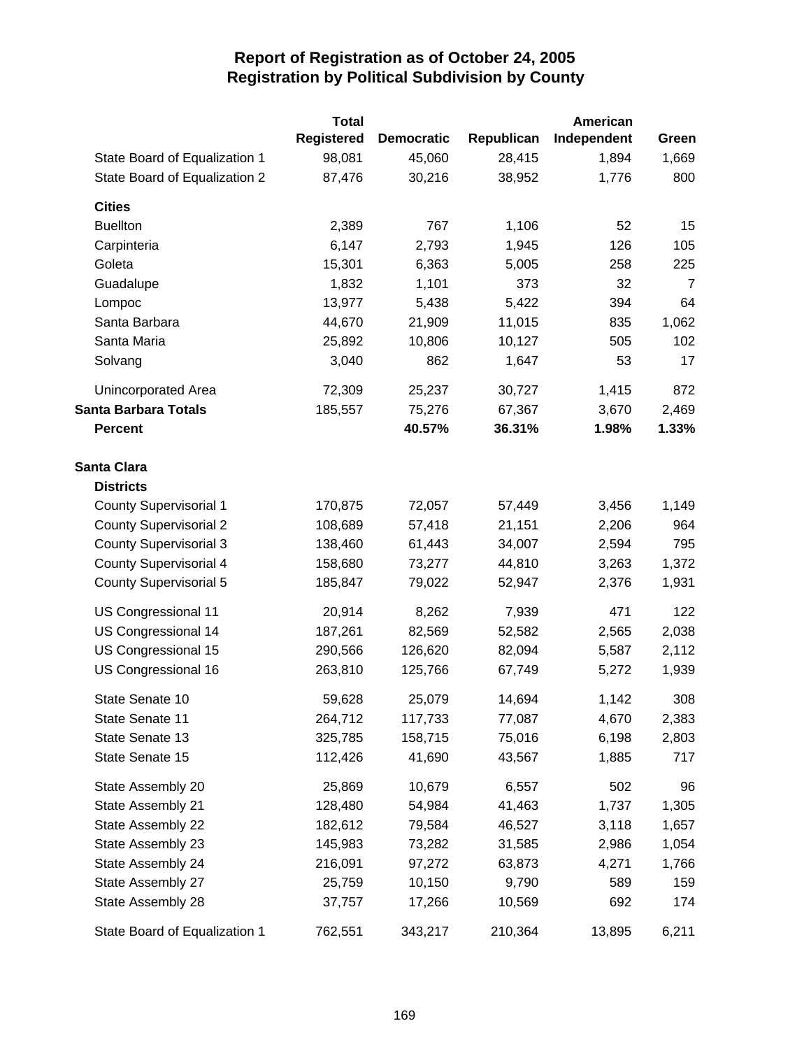# Report of Registration as of October 24, 2005
## Registration by Political Subdivision by County

| | Total Registered | Democratic | Republican | American Independent | Green |
|---|---|---|---|---|---|
| State Board of Equalization 1 | 98,081 | 45,060 | 28,415 | 1,894 | 1,669 |
| State Board of Equalization 2 | 87,476 | 30,216 | 38,952 | 1,776 | 800 |
| **Cities** | | | | | |
| Buellton | 2,389 | 767 | 1,106 | 52 | 15 |
| Carpinteria | 6,147 | 2,793 | 1,945 | 126 | 105 |
| Goleta | 15,301 | 6,363 | 5,005 | 258 | 225 |
| Guadalupe | 1,832 | 1,101 | 373 | 32 | 7 |
| Lompoc | 13,977 | 5,438 | 5,422 | 394 | 64 |
| Santa Barbara | 44,670 | 21,909 | 11,015 | 835 | 1,062 |
| Santa Maria | 25,892 | 10,806 | 10,127 | 505 | 102 |
| Solvang | 3,040 | 862 | 1,647 | 53 | 17 |
| Unincorporated Area | 72,309 | 25,237 | 30,727 | 1,415 | 872 |
| **Santa Barbara Totals** | 185,557 | 75,276 | 67,367 | 3,670 | 2,469 |
| **Percent** | | **40.57%** | **36.31%** | **1.98%** | **1.33%** |
| **Santa Clara** | | | | | |
| **Districts** | | | | | |
| County Supervisorial 1 | 170,875 | 72,057 | 57,449 | 3,456 | 1,149 |
| County Supervisorial 2 | 108,689 | 57,418 | 21,151 | 2,206 | 964 |
| County Supervisorial 3 | 138,460 | 61,443 | 34,007 | 2,594 | 795 |
| County Supervisorial 4 | 158,680 | 73,277 | 44,810 | 3,263 | 1,372 |
| County Supervisorial 5 | 185,847 | 79,022 | 52,947 | 2,376 | 1,931 |
| US Congressional 11 | 20,914 | 8,262 | 7,939 | 471 | 122 |
| US Congressional 14 | 187,261 | 82,569 | 52,582 | 2,565 | 2,038 |
| US Congressional 15 | 290,566 | 126,620 | 82,094 | 5,587 | 2,112 |
| US Congressional 16 | 263,810 | 125,766 | 67,749 | 5,272 | 1,939 |
| State Senate 10 | 59,628 | 25,079 | 14,694 | 1,142 | 308 |
| State Senate 11 | 264,712 | 117,733 | 77,087 | 4,670 | 2,383 |
| State Senate 13 | 325,785 | 158,715 | 75,016 | 6,198 | 2,803 |
| State Senate 15 | 112,426 | 41,690 | 43,567 | 1,885 | 717 |
| State Assembly 20 | 25,869 | 10,679 | 6,557 | 502 | 96 |
| State Assembly 21 | 128,480 | 54,984 | 41,463 | 1,737 | 1,305 |
| State Assembly 22 | 182,612 | 79,584 | 46,527 | 3,118 | 1,657 |
| State Assembly 23 | 145,983 | 73,282 | 31,585 | 2,986 | 1,054 |
| State Assembly 24 | 216,091 | 97,272 | 63,873 | 4,271 | 1,766 |
| State Assembly 27 | 25,759 | 10,150 | 9,790 | 589 | 159 |
| State Assembly 28 | 37,757 | 17,266 | 10,569 | 692 | 174 |
| State Board of Equalization 1 | 762,551 | 343,217 | 210,364 | 13,895 | 6,211 |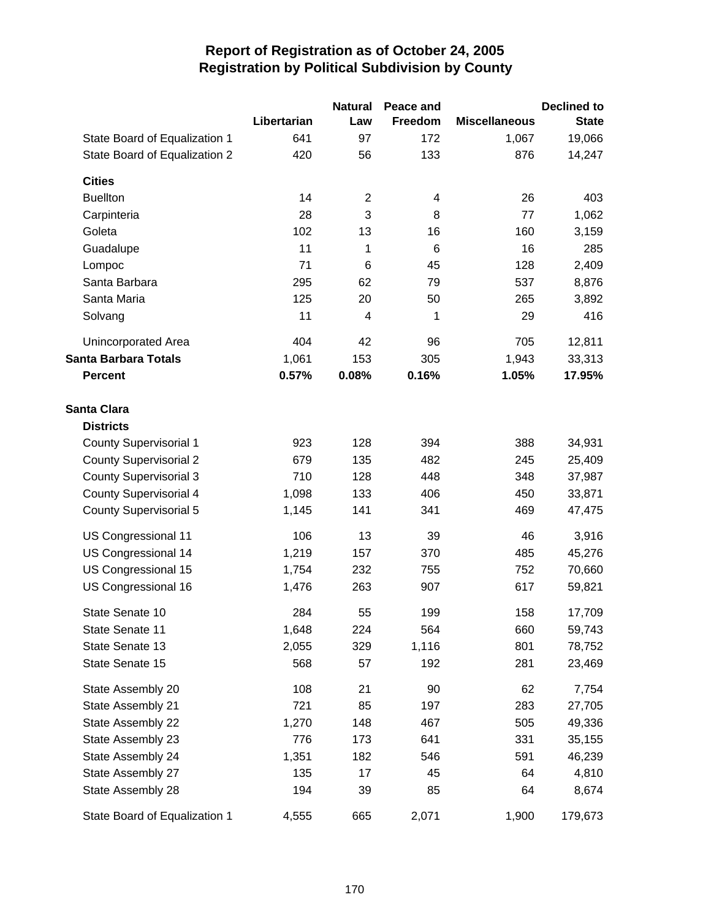# Report of Registration as of October 24, 2005
## Registration by Political Subdivision by County

| | Libertarian | Natural Law | Peace and Freedom | Miscellaneous | Declined to State |
|---|---|---|---|---|---|
| State Board of Equalization 1 | 641 | 97 | 172 | 1,067 | 19,066 |
| State Board of Equalization 2 | 420 | 56 | 133 | 876 | 14,247 |
| **Cities** | | | | | |
| Buellton | 14 | 2 | 4 | 26 | 403 |
| Carpinteria | 28 | 3 | 8 | 77 | 1,062 |
| Goleta | 102 | 13 | 16 | 160 | 3,159 |
| Guadalupe | 11 | 1 | 6 | 16 | 285 |
| Lompoc | 71 | 6 | 45 | 128 | 2,409 |
| Santa Barbara | 295 | 62 | 79 | 537 | 8,876 |
| Santa Maria | 125 | 20 | 50 | 265 | 3,892 |
| Solvang | 11 | 4 | 1 | 29 | 416 |
| Unincorporated Area | 404 | 42 | 96 | 705 | 12,811 |
| **Santa Barbara Totals** | 1,061 | 153 | 305 | 1,943 | 33,313 |
| **Percent** | **0.57%** | **0.08%** | **0.16%** | **1.05%** | **17.95%** |
| **Santa Clara** | | | | | |
| **Districts** | | | | | |
| County Supervisorial 1 | 923 | 128 | 394 | 388 | 34,931 |
| County Supervisorial 2 | 679 | 135 | 482 | 245 | 25,409 |
| County Supervisorial 3 | 710 | 128 | 448 | 348 | 37,987 |
| County Supervisorial 4 | 1,098 | 133 | 406 | 450 | 33,871 |
| County Supervisorial 5 | 1,145 | 141 | 341 | 469 | 47,475 |
| US Congressional 11 | 106 | 13 | 39 | 46 | 3,916 |
| US Congressional 14 | 1,219 | 157 | 370 | 485 | 45,276 |
| US Congressional 15 | 1,754 | 232 | 755 | 752 | 70,660 |
| US Congressional 16 | 1,476 | 263 | 907 | 617 | 59,821 |
| State Senate 10 | 284 | 55 | 199 | 158 | 17,709 |
| State Senate 11 | 1,648 | 224 | 564 | 660 | 59,743 |
| State Senate 13 | 2,055 | 329 | 1,116 | 801 | 78,752 |
| State Senate 15 | 568 | 57 | 192 | 281 | 23,469 |
| State Assembly 20 | 108 | 21 | 90 | 62 | 7,754 |
| State Assembly 21 | 721 | 85 | 197 | 283 | 27,705 |
| State Assembly 22 | 1,270 | 148 | 467 | 505 | 49,336 |
| State Assembly 23 | 776 | 173 | 641 | 331 | 35,155 |
| State Assembly 24 | 1,351 | 182 | 546 | 591 | 46,239 |
| State Assembly 27 | 135 | 17 | 45 | 64 | 4,810 |
| State Assembly 28 | 194 | 39 | 85 | 64 | 8,674 |
| State Board of Equalization 1 | 4,555 | 665 | 2,071 | 1,900 | 179,673 |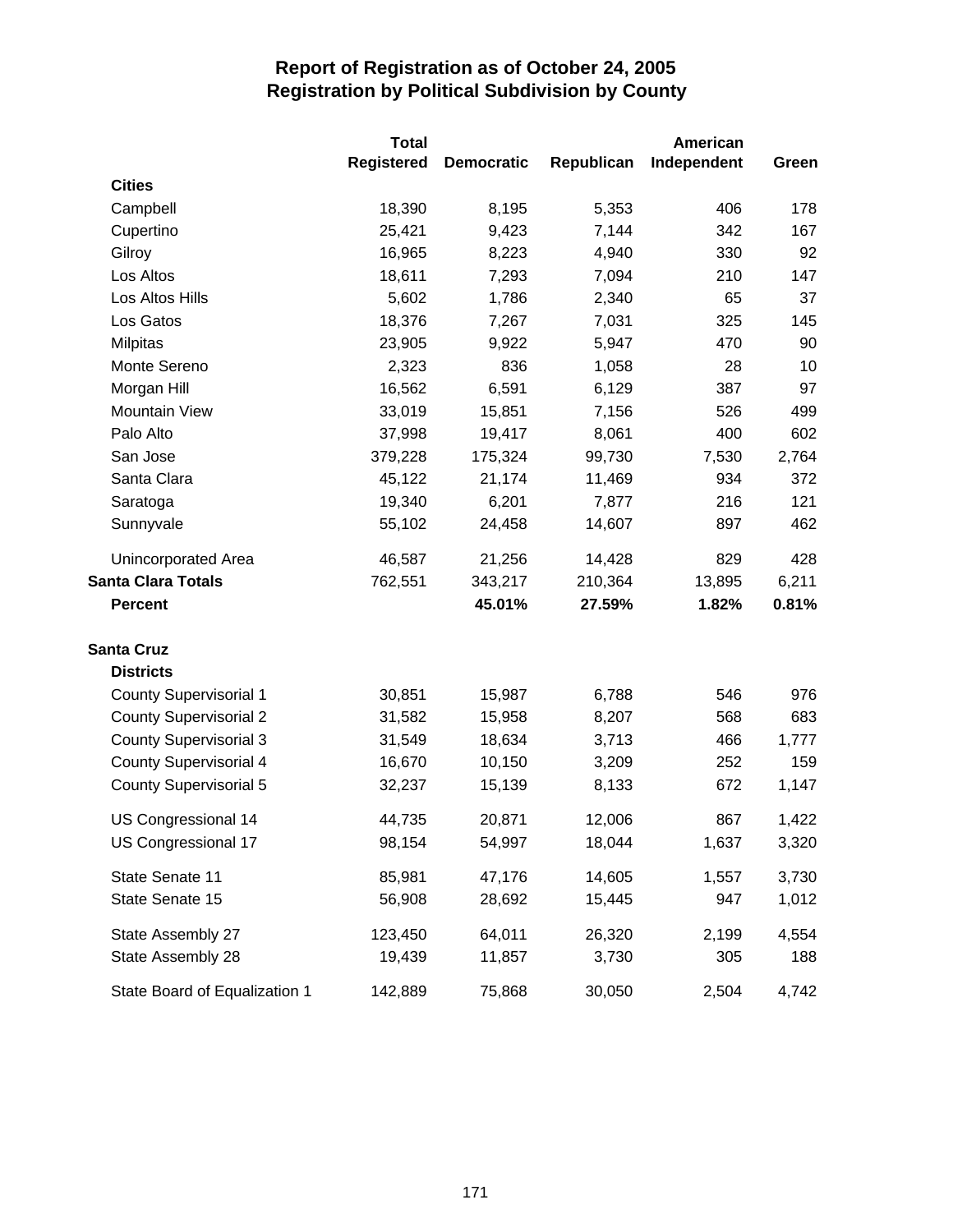# Report of Registration as of October 24, 2005
## Registration by Political Subdivision by County

| | Total Registered | Democratic | Republican | American Independent | Green |
|---|---|---|---|---|---|
| **Cities** | | | | | |
| Campbell | 18,390 | 8,195 | 5,353 | 406 | 178 |
| Cupertino | 25,421 | 9,423 | 7,144 | 342 | 167 |
| Gilroy | 16,965 | 8,223 | 4,940 | 330 | 92 |
| Los Altos | 18,611 | 7,293 | 7,094 | 210 | 147 |
| Los Altos Hills | 5,602 | 1,786 | 2,340 | 65 | 37 |
| Los Gatos | 18,376 | 7,267 | 7,031 | 325 | 145 |
| Milpitas | 23,905 | 9,922 | 5,947 | 470 | 90 |
| Monte Sereno | 2,323 | 836 | 1,058 | 28 | 10 |
| Morgan Hill | 16,562 | 6,591 | 6,129 | 387 | 97 |
| Mountain View | 33,019 | 15,851 | 7,156 | 526 | 499 |
| Palo Alto | 37,998 | 19,417 | 8,061 | 400 | 602 |
| San Jose | 379,228 | 175,324 | 99,730 | 7,530 | 2,764 |
| Santa Clara | 45,122 | 21,174 | 11,469 | 934 | 372 |
| Saratoga | 19,340 | 6,201 | 7,877 | 216 | 121 |
| Sunnyvale | 55,102 | 24,458 | 14,607 | 897 | 462 |
| Unincorporated Area | 46,587 | 21,256 | 14,428 | 829 | 428 |
| **Santa Clara Totals** | 762,551 | 343,217 | 210,364 | 13,895 | 6,211 |
| **Percent** | | **45.01%** | **27.59%** | **1.82%** | **0.81%** |
| | | | | | |
| **Santa Cruz** | | | | | |
| **Districts** | | | | | |
| County Supervisorial 1 | 30,851 | 15,987 | 6,788 | 546 | 976 |
| County Supervisorial 2 | 31,582 | 15,958 | 8,207 | 568 | 683 |
| County Supervisorial 3 | 31,549 | 18,634 | 3,713 | 466 | 1,777 |
| County Supervisorial 4 | 16,670 | 10,150 | 3,209 | 252 | 159 |
| County Supervisorial 5 | 32,237 | 15,139 | 8,133 | 672 | 1,147 |
| US Congressional 14 | 44,735 | 20,871 | 12,006 | 867 | 1,422 |
| US Congressional 17 | 98,154 | 54,997 | 18,044 | 1,637 | 3,320 |
| State Senate 11 | 85,981 | 47,176 | 14,605 | 1,557 | 3,730 |
| State Senate 15 | 56,908 | 28,692 | 15,445 | 947 | 1,012 |
| State Assembly 27 | 123,450 | 64,011 | 26,320 | 2,199 | 4,554 |
| State Assembly 28 | 19,439 | 11,857 | 3,730 | 305 | 188 |
| State Board of Equalization 1 | 142,889 | 75,868 | 30,050 | 2,504 | 4,742 |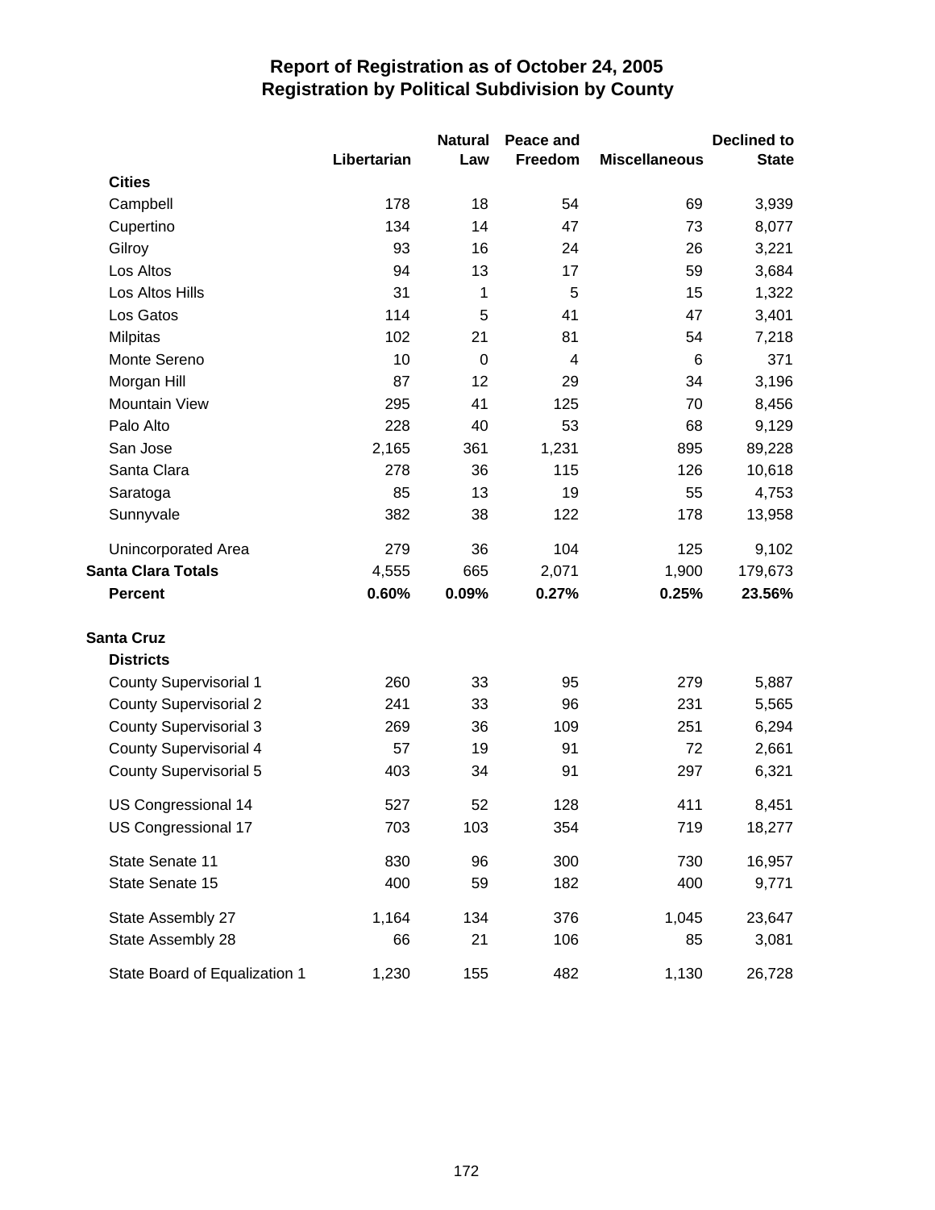# Report of Registration as of October 24, 2005
## Registration by Political Subdivision by County

| | Libertarian | Natural Law | Peace and Freedom | Miscellaneous | Declined to State |
|---|---|---|---|---|---|
| **Cities** | | | | | |
| Campbell | 178 | 18 | 54 | 69 | 3,939 |
| Cupertino | 134 | 14 | 47 | 73 | 8,077 |
| Gilroy | 93 | 16 | 24 | 26 | 3,221 |
| Los Altos | 94 | 13 | 17 | 59 | 3,684 |
| Los Altos Hills | 31 | 1 | 5 | 15 | 1,322 |
| Los Gatos | 114 | 5 | 41 | 47 | 3,401 |
| Milpitas | 102 | 21 | 81 | 54 | 7,218 |
| Monte Sereno | 10 | 0 | 4 | 6 | 371 |
| Morgan Hill | 87 | 12 | 29 | 34 | 3,196 |
| Mountain View | 295 | 41 | 125 | 70 | 8,456 |
| Palo Alto | 228 | 40 | 53 | 68 | 9,129 |
| San Jose | 2,165 | 361 | 1,231 | 895 | 89,228 |
| Santa Clara | 278 | 36 | 115 | 126 | 10,618 |
| Saratoga | 85 | 13 | 19 | 55 | 4,753 |
| Sunnyvale | 382 | 38 | 122 | 178 | 13,958 |
| Unincorporated Area | 279 | 36 | 104 | 125 | 9,102 |
| **Santa Clara Totals** | 4,555 | 665 | 2,071 | 1,900 | 179,673 |
| **Percent** | **0.60%** | **0.09%** | **0.27%** | **0.25%** | **23.56%** |
| **Santa Cruz** | | | | | |
| **Districts** | | | | | |
| County Supervisorial 1 | 260 | 33 | 95 | 279 | 5,887 |
| County Supervisorial 2 | 241 | 33 | 96 | 231 | 5,565 |
| County Supervisorial 3 | 269 | 36 | 109 | 251 | 6,294 |
| County Supervisorial 4 | 57 | 19 | 91 | 72 | 2,661 |
| County Supervisorial 5 | 403 | 34 | 91 | 297 | 6,321 |
| US Congressional 14 | 527 | 52 | 128 | 411 | 8,451 |
| US Congressional 17 | 703 | 103 | 354 | 719 | 18,277 |
| State Senate 11 | 830 | 96 | 300 | 730 | 16,957 |
| State Senate 15 | 400 | 59 | 182 | 400 | 9,771 |
| State Assembly 27 | 1,164 | 134 | 376 | 1,045 | 23,647 |
| State Assembly 28 | 66 | 21 | 106 | 85 | 3,081 |
| State Board of Equalization 1 | 1,230 | 155 | 482 | 1,130 | 26,728 |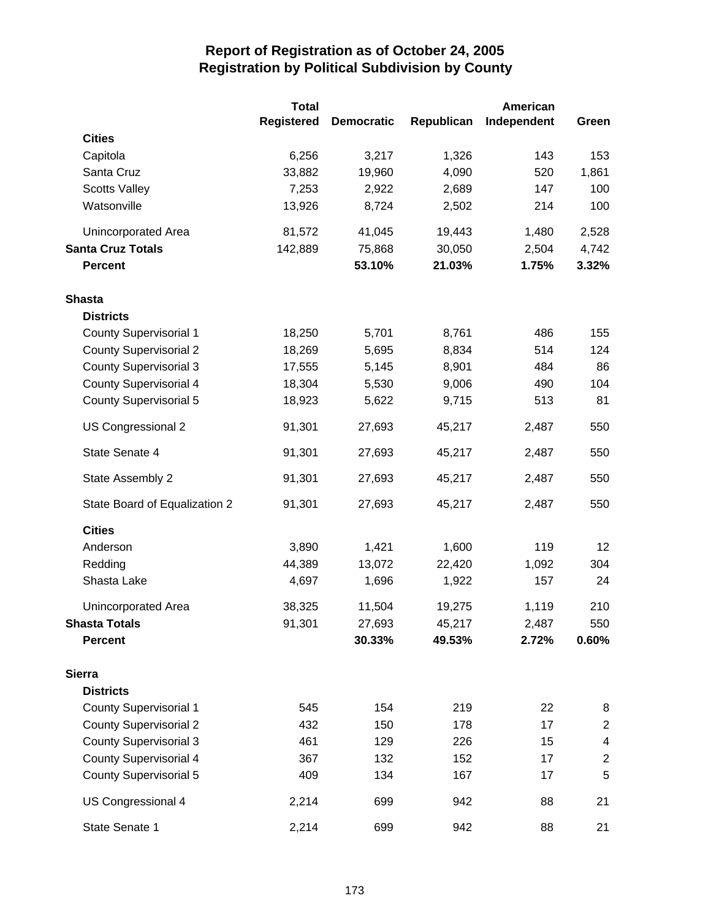# Report of Registration as of October 24, 2005
## Registration by Political Subdivision by County

| | Total Registered | Democratic | Republican | American Independent | Green |
|---|---|---|---|---|---|
| **Cities** | | | | | |
| Capitola | 6,256 | 3,217 | 1,326 | 143 | 153 |
| Santa Cruz | 33,882 | 19,960 | 4,090 | 520 | 1,861 |
| Scotts Valley | 7,253 | 2,922 | 2,689 | 147 | 100 |
| Watsonville | 13,926 | 8,724 | 2,502 | 214 | 100 |
| Unincorporated Area | 81,572 | 41,045 | 19,443 | 1,480 | 2,528 |
| **Santa Cruz Totals** | 142,889 | 75,868 | 30,050 | 2,504 | 4,742 |
| **Percent** | | **53.10%** | **21.03%** | **1.75%** | **3.32%** |
| **Shasta** | | | | | |
| **Districts** | | | | | |
| County Supervisorial 1 | 18,250 | 5,701 | 8,761 | 486 | 155 |
| County Supervisorial 2 | 18,269 | 5,695 | 8,834 | 514 | 124 |
| County Supervisorial 3 | 17,555 | 5,145 | 8,901 | 484 | 86 |
| County Supervisorial 4 | 18,304 | 5,530 | 9,006 | 490 | 104 |
| County Supervisorial 5 | 18,923 | 5,622 | 9,715 | 513 | 81 |
| US Congressional 2 | 91,301 | 27,693 | 45,217 | 2,487 | 550 |
| State Senate 4 | 91,301 | 27,693 | 45,217 | 2,487 | 550 |
| State Assembly 2 | 91,301 | 27,693 | 45,217 | 2,487 | 550 |
| State Board of Equalization 2 | 91,301 | 27,693 | 45,217 | 2,487 | 550 |
| **Cities** | | | | | |
| Anderson | 3,890 | 1,421 | 1,600 | 119 | 12 |
| Redding | 44,389 | 13,072 | 22,420 | 1,092 | 304 |
| Shasta Lake | 4,697 | 1,696 | 1,922 | 157 | 24 |
| Unincorporated Area | 38,325 | 11,504 | 19,275 | 1,119 | 210 |
| **Shasta Totals** | 91,301 | 27,693 | 45,217 | 2,487 | 550 |
| **Percent** | | **30.33%** | **49.53%** | **2.72%** | **0.60%** |
| **Sierra** | | | | | |
| **Districts** | | | | | |
| County Supervisorial 1 | 545 | 154 | 219 | 22 | 8 |
| County Supervisorial 2 | 432 | 150 | 178 | 17 | 2 |
| County Supervisorial 3 | 461 | 129 | 226 | 15 | 4 |
| County Supervisorial 4 | 367 | 132 | 152 | 17 | 2 |
| County Supervisorial 5 | 409 | 134 | 167 | 17 | 5 |
| US Congressional 4 | 2,214 | 699 | 942 | 88 | 21 |
| State Senate 1 | 2,214 | 699 | 942 | 88 | 21 |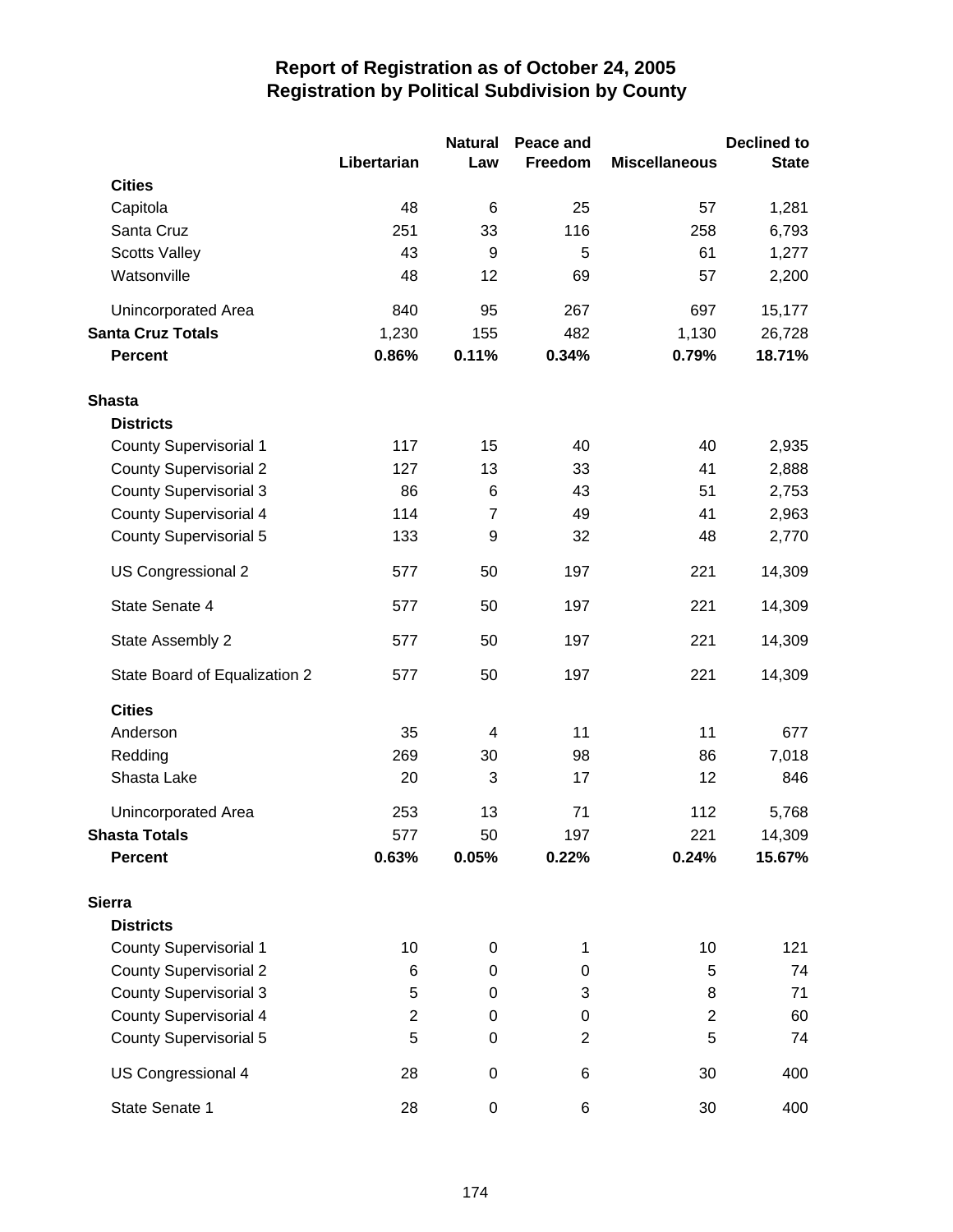# Report of Registration as of October 24, 2005
## Registration by Political Subdivision by County

| | Libertarian | Natural Law | Peace and Freedom | Miscellaneous | Declined to State |
|---|---|---|---|---|---|
| **Cities** | | | | | |
| Capitola | 48 | 6 | 25 | 57 | 1,281 |
| Santa Cruz | 251 | 33 | 116 | 258 | 6,793 |
| Scotts Valley | 43 | 9 | 5 | 61 | 1,277 |
| Watsonville | 48 | 12 | 69 | 57 | 2,200 |
| Unincorporated Area | 840 | 95 | 267 | 697 | 15,177 |
| **Santa Cruz Totals** | 1,230 | 155 | 482 | 1,130 | 26,728 |
| **Percent** | **0.86%** | **0.11%** | **0.34%** | **0.79%** | **18.71%** |
| **Shasta** | | | | | |
| **Districts** | | | | | |
| County Supervisorial 1 | 117 | 15 | 40 | 40 | 2,935 |
| County Supervisorial 2 | 127 | 13 | 33 | 41 | 2,888 |
| County Supervisorial 3 | 86 | 6 | 43 | 51 | 2,753 |
| County Supervisorial 4 | 114 | 7 | 49 | 41 | 2,963 |
| County Supervisorial 5 | 133 | 9 | 32 | 48 | 2,770 |
| US Congressional 2 | 577 | 50 | 197 | 221 | 14,309 |
| State Senate 4 | 577 | 50 | 197 | 221 | 14,309 |
| State Assembly 2 | 577 | 50 | 197 | 221 | 14,309 |
| State Board of Equalization 2 | 577 | 50 | 197 | 221 | 14,309 |
| **Cities** | | | | | |
| Anderson | 35 | 4 | 11 | 11 | 677 |
| Redding | 269 | 30 | 98 | 86 | 7,018 |
| Shasta Lake | 20 | 3 | 17 | 12 | 846 |
| Unincorporated Area | 253 | 13 | 71 | 112 | 5,768 |
| **Shasta Totals** | 577 | 50 | 197 | 221 | 14,309 |
| **Percent** | **0.63%** | **0.05%** | **0.22%** | **0.24%** | **15.67%** |
| **Sierra** | | | | | |
| **Districts** | | | | | |
| County Supervisorial 1 | 10 | 0 | 1 | 10 | 121 |
| County Supervisorial 2 | 6 | 0 | 0 | 5 | 74 |
| County Supervisorial 3 | 5 | 0 | 3 | 8 | 71 |
| County Supervisorial 4 | 2 | 0 | 0 | 2 | 60 |
| County Supervisorial 5 | 5 | 0 | 2 | 5 | 74 |
| US Congressional 4 | 28 | 0 | 6 | 30 | 400 |
| State Senate 1 | 28 | 0 | 6 | 30 | 400 |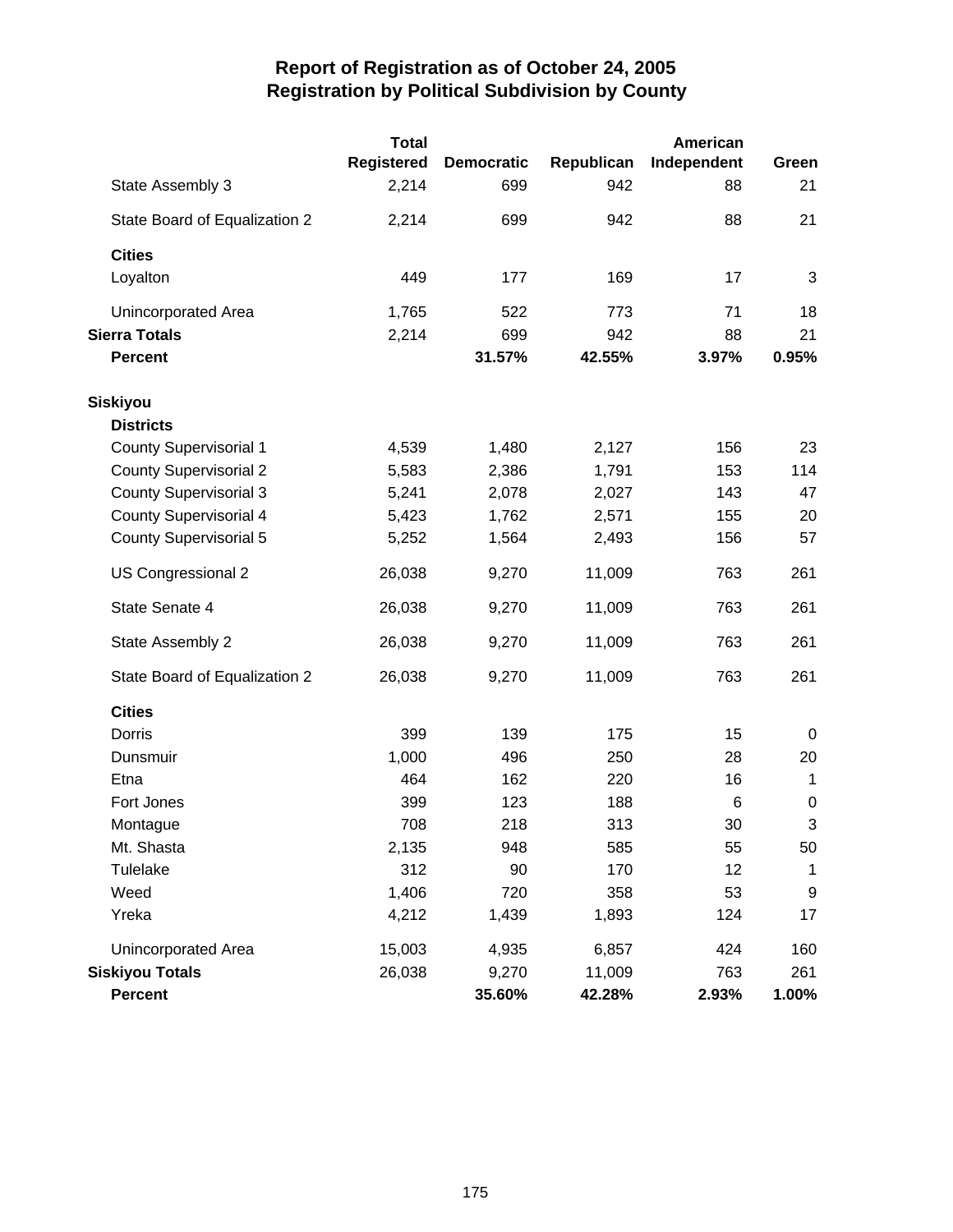# Report of Registration as of October 24, 2005
## Registration by Political Subdivision by County

| | Total Registered | Democratic | Republican | American Independent | Green |
|---|---|---|---|---|---|
| State Assembly 3 | 2,214 | 699 | 942 | 88 | 21 |
| State Board of Equalization 2 | 2,214 | 699 | 942 | 88 | 21 |
| **Cities** | | | | | |
| Loyalton | 449 | 177 | 169 | 17 | 3 |
| Unincorporated Area | 1,765 | 522 | 773 | 71 | 18 |
| **Sierra Totals** | 2,214 | 699 | 942 | 88 | 21 |
| **Percent** | | **31.57%** | **42.55%** | **3.97%** | **0.95%** |
| **Siskiyou** | | | | | |
| **Districts** | | | | | |
| County Supervisorial 1 | 4,539 | 1,480 | 2,127 | 156 | 23 |
| County Supervisorial 2 | 5,583 | 2,386 | 1,791 | 153 | 114 |
| County Supervisorial 3 | 5,241 | 2,078 | 2,027 | 143 | 47 |
| County Supervisorial 4 | 5,423 | 1,762 | 2,571 | 155 | 20 |
| County Supervisorial 5 | 5,252 | 1,564 | 2,493 | 156 | 57 |
| US Congressional 2 | 26,038 | 9,270 | 11,009 | 763 | 261 |
| State Senate 4 | 26,038 | 9,270 | 11,009 | 763 | 261 |
| State Assembly 2 | 26,038 | 9,270 | 11,009 | 763 | 261 |
| State Board of Equalization 2 | 26,038 | 9,270 | 11,009 | 763 | 261 |
| **Cities** | | | | | |
| Dorris | 399 | 139 | 175 | 15 | 0 |
| Dunsmuir | 1,000 | 496 | 250 | 28 | 20 |
| Etna | 464 | 162 | 220 | 16 | 1 |
| Fort Jones | 399 | 123 | 188 | 6 | 0 |
| Montague | 708 | 218 | 313 | 30 | 3 |
| Mt. Shasta | 2,135 | 948 | 585 | 55 | 50 |
| Tulelake | 312 | 90 | 170 | 12 | 1 |
| Weed | 1,406 | 720 | 358 | 53 | 9 |
| Yreka | 4,212 | 1,439 | 1,893 | 124 | 17 |
| Unincorporated Area | 15,003 | 4,935 | 6,857 | 424 | 160 |
| **Siskiyou Totals** | 26,038 | 9,270 | 11,009 | 763 | 261 |
| **Percent** | | **35.60%** | **42.28%** | **2.93%** | **1.00%** |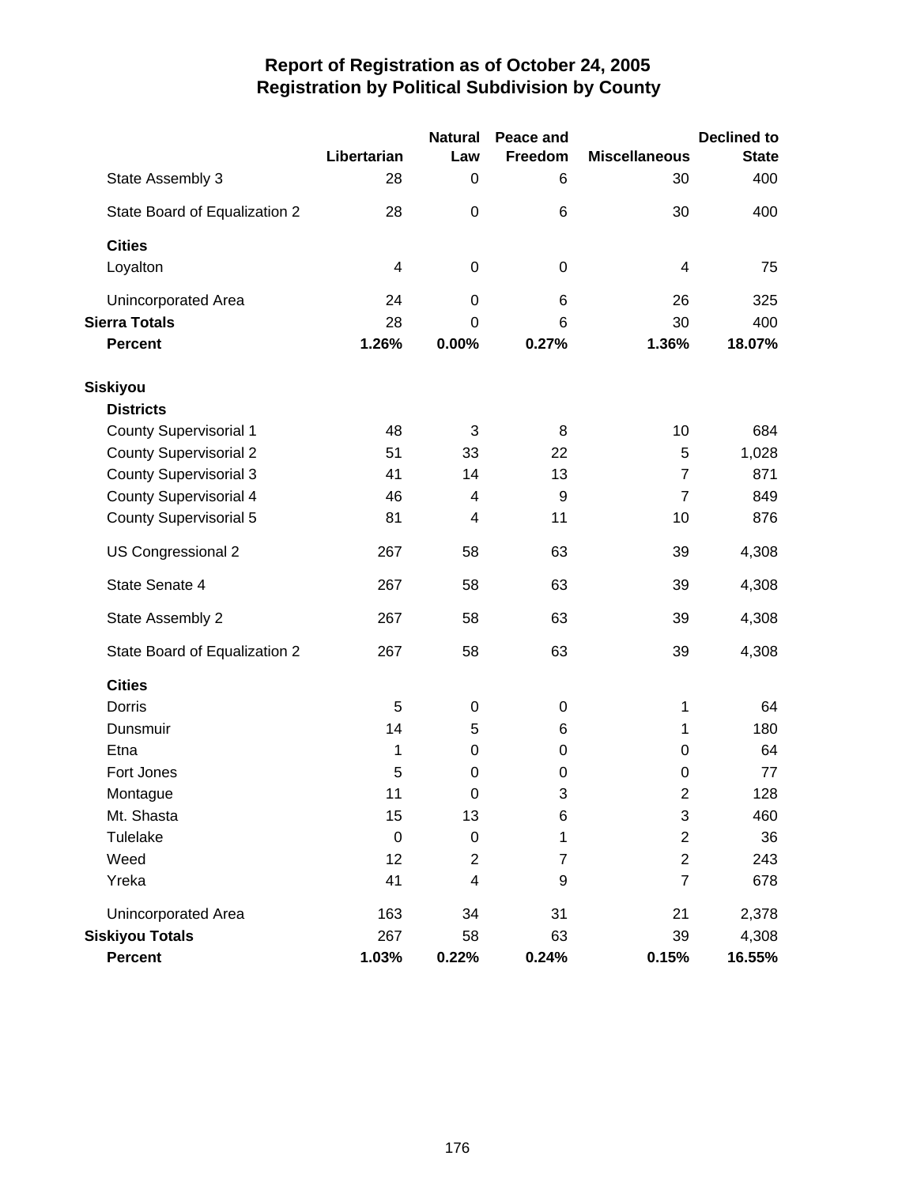# Report of Registration as of October 24, 2005
## Registration by Political Subdivision by County

| | Libertarian | Natural Law | Peace and Freedom | Miscellaneous | Declined to State |
|---|---|---|---|---|---|
| State Assembly 3 | 28 | 0 | 6 | 30 | 400 |
| State Board of Equalization 2 | 28 | 0 | 6 | 30 | 400 |
| **Cities** | | | | | |
| Loyalton | 4 | 0 | 0 | 4 | 75 |
| Unincorporated Area | 24 | 0 | 6 | 26 | 325 |
| **Sierra Totals** | 28 | 0 | 6 | 30 | 400 |
| **Percent** | **1.26%** | **0.00%** | **0.27%** | **1.36%** | **18.07%** |
| **Siskiyou** | | | | | |
| **Districts** | | | | | |
| County Supervisorial 1 | 48 | 3 | 8 | 10 | 684 |
| County Supervisorial 2 | 51 | 33 | 22 | 5 | 1,028 |
| County Supervisorial 3 | 41 | 14 | 13 | 7 | 871 |
| County Supervisorial 4 | 46 | 4 | 9 | 7 | 849 |
| County Supervisorial 5 | 81 | 4 | 11 | 10 | 876 |
| US Congressional 2 | 267 | 58 | 63 | 39 | 4,308 |
| State Senate 4 | 267 | 58 | 63 | 39 | 4,308 |
| State Assembly 2 | 267 | 58 | 63 | 39 | 4,308 |
| State Board of Equalization 2 | 267 | 58 | 63 | 39 | 4,308 |
| **Cities** | | | | | |
| Dorris | 5 | 0 | 0 | 1 | 64 |
| Dunsmuir | 14 | 5 | 6 | 1 | 180 |
| Etna | 1 | 0 | 0 | 0 | 64 |
| Fort Jones | 5 | 0 | 0 | 0 | 77 |
| Montague | 11 | 0 | 3 | 2 | 128 |
| Mt. Shasta | 15 | 13 | 6 | 3 | 460 |
| Tulelake | 0 | 0 | 1 | 2 | 36 |
| Weed | 12 | 2 | 7 | 2 | 243 |
| Yreka | 41 | 4 | 9 | 7 | 678 |
| Unincorporated Area | 163 | 34 | 31 | 21 | 2,378 |
| **Siskiyou Totals** | 267 | 58 | 63 | 39 | 4,308 |
| **Percent** | **1.03%** | **0.22%** | **0.24%** | **0.15%** | **16.55%** |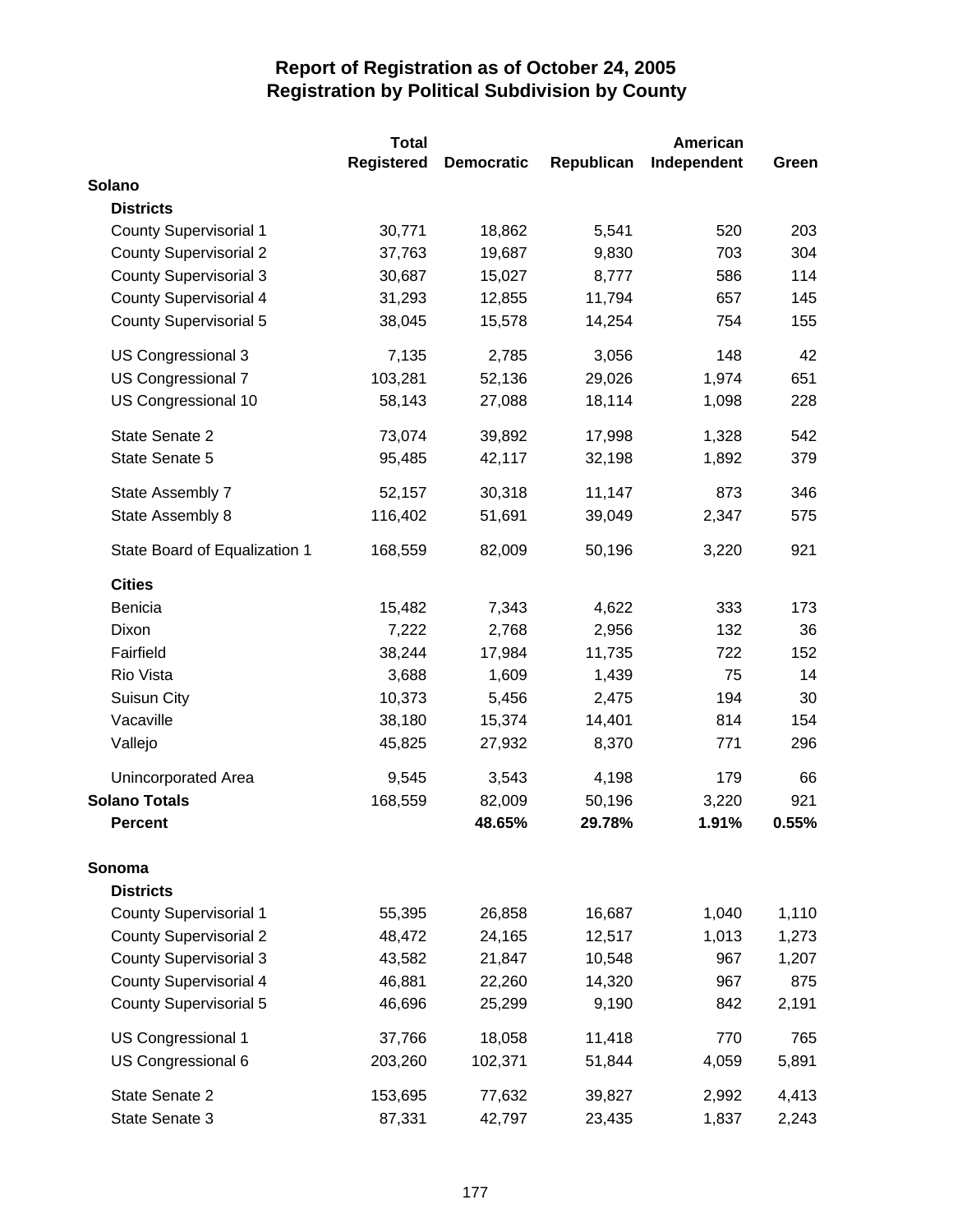# Report of Registration as of October 24, 2005
## Registration by Political Subdivision by County

| | Total Registered | Democratic | Republican | American Independent | Green |
|---|---|---|---|---|---|
| **Solano** | | | | | |
| **Districts** | | | | | |
| County Supervisorial 1 | 30,771 | 18,862 | 5,541 | 520 | 203 |
| County Supervisorial 2 | 37,763 | 19,687 | 9,830 | 703 | 304 |
| County Supervisorial 3 | 30,687 | 15,027 | 8,777 | 586 | 114 |
| County Supervisorial 4 | 31,293 | 12,855 | 11,794 | 657 | 145 |
| County Supervisorial 5 | 38,045 | 15,578 | 14,254 | 754 | 155 |
| US Congressional 3 | 7,135 | 2,785 | 3,056 | 148 | 42 |
| US Congressional 7 | 103,281 | 52,136 | 29,026 | 1,974 | 651 |
| US Congressional 10 | 58,143 | 27,088 | 18,114 | 1,098 | 228 |
| State Senate 2 | 73,074 | 39,892 | 17,998 | 1,328 | 542 |
| State Senate 5 | 95,485 | 42,117 | 32,198 | 1,892 | 379 |
| State Assembly 7 | 52,157 | 30,318 | 11,147 | 873 | 346 |
| State Assembly 8 | 116,402 | 51,691 | 39,049 | 2,347 | 575 |
| State Board of Equalization 1 | 168,559 | 82,009 | 50,196 | 3,220 | 921 |
| **Cities** | | | | | |
| Benicia | 15,482 | 7,343 | 4,622 | 333 | 173 |
| Dixon | 7,222 | 2,768 | 2,956 | 132 | 36 |
| Fairfield | 38,244 | 17,984 | 11,735 | 722 | 152 |
| Rio Vista | 3,688 | 1,609 | 1,439 | 75 | 14 |
| Suisun City | 10,373 | 5,456 | 2,475 | 194 | 30 |
| Vacaville | 38,180 | 15,374 | 14,401 | 814 | 154 |
| Vallejo | 45,825 | 27,932 | 8,370 | 771 | 296 |
| Unincorporated Area | 9,545 | 3,543 | 4,198 | 179 | 66 |
| **Solano Totals** | 168,559 | 82,009 | 50,196 | 3,220 | 921 |
| **Percent** | | **48.65%** | **29.78%** | **1.91%** | **0.55%** |
| **Sonoma** | | | | | |
| **Districts** | | | | | |
| County Supervisorial 1 | 55,395 | 26,858 | 16,687 | 1,040 | 1,110 |
| County Supervisorial 2 | 48,472 | 24,165 | 12,517 | 1,013 | 1,273 |
| County Supervisorial 3 | 43,582 | 21,847 | 10,548 | 967 | 1,207 |
| County Supervisorial 4 | 46,881 | 22,260 | 14,320 | 967 | 875 |
| County Supervisorial 5 | 46,696 | 25,299 | 9,190 | 842 | 2,191 |
| US Congressional 1 | 37,766 | 18,058 | 11,418 | 770 | 765 |
| US Congressional 6 | 203,260 | 102,371 | 51,844 | 4,059 | 5,891 |
| State Senate 2 | 153,695 | 77,632 | 39,827 | 2,992 | 4,413 |
| State Senate 3 | 87,331 | 42,797 | 23,435 | 1,837 | 2,243 |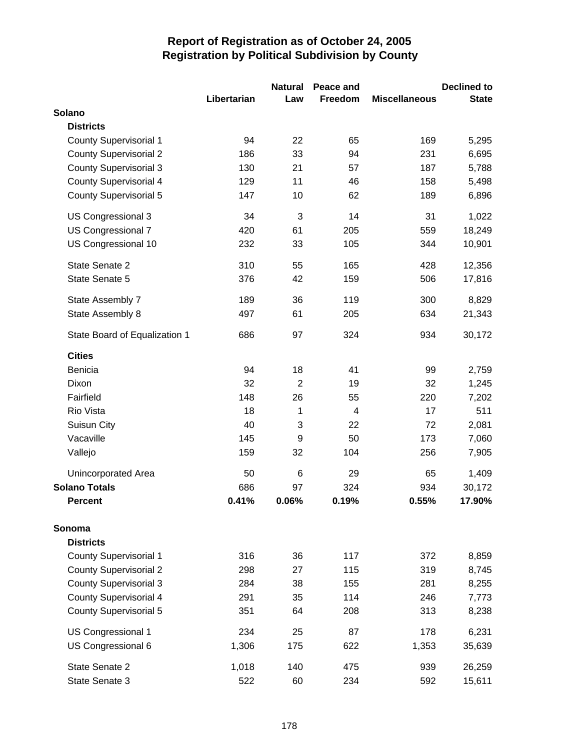# Report of Registration as of October 24, 2005
## Registration by Political Subdivision by County

| | Libertarian | Natural Law | Peace and Freedom | Miscellaneous | Declined to State |
|---|---|---|---|---|---|
| **Solano** | | | | | |
| **Districts** | | | | | |
| County Supervisorial 1 | 94 | 22 | 65 | 169 | 5,295 |
| County Supervisorial 2 | 186 | 33 | 94 | 231 | 6,695 |
| County Supervisorial 3 | 130 | 21 | 57 | 187 | 5,788 |
| County Supervisorial 4 | 129 | 11 | 46 | 158 | 5,498 |
| County Supervisorial 5 | 147 | 10 | 62 | 189 | 6,896 |
| US Congressional 3 | 34 | 3 | 14 | 31 | 1,022 |
| US Congressional 7 | 420 | 61 | 205 | 559 | 18,249 |
| US Congressional 10 | 232 | 33 | 105 | 344 | 10,901 |
| State Senate 2 | 310 | 55 | 165 | 428 | 12,356 |
| State Senate 5 | 376 | 42 | 159 | 506 | 17,816 |
| State Assembly 7 | 189 | 36 | 119 | 300 | 8,829 |
| State Assembly 8 | 497 | 61 | 205 | 634 | 21,343 |
| State Board of Equalization 1 | 686 | 97 | 324 | 934 | 30,172 |
| **Cities** | | | | | |
| Benicia | 94 | 18 | 41 | 99 | 2,759 |
| Dixon | 32 | 2 | 19 | 32 | 1,245 |
| Fairfield | 148 | 26 | 55 | 220 | 7,202 |
| Rio Vista | 18 | 1 | 4 | 17 | 511 |
| Suisun City | 40 | 3 | 22 | 72 | 2,081 |
| Vacaville | 145 | 9 | 50 | 173 | 7,060 |
| Vallejo | 159 | 32 | 104 | 256 | 7,905 |
| Unincorporated Area | 50 | 6 | 29 | 65 | 1,409 |
| **Solano Totals** | 686 | 97 | 324 | 934 | 30,172 |
| **Percent** | **0.41%** | **0.06%** | **0.19%** | **0.55%** | **17.90%** |
| **Sonoma** | | | | | |
| **Districts** | | | | | |
| County Supervisorial 1 | 316 | 36 | 117 | 372 | 8,859 |
| County Supervisorial 2 | 298 | 27 | 115 | 319 | 8,745 |
| County Supervisorial 3 | 284 | 38 | 155 | 281 | 8,255 |
| County Supervisorial 4 | 291 | 35 | 114 | 246 | 7,773 |
| County Supervisorial 5 | 351 | 64 | 208 | 313 | 8,238 |
| US Congressional 1 | 234 | 25 | 87 | 178 | 6,231 |
| US Congressional 6 | 1,306 | 175 | 622 | 1,353 | 35,639 |
| State Senate 2 | 1,018 | 140 | 475 | 939 | 26,259 |
| State Senate 3 | 522 | 60 | 234 | 592 | 15,611 |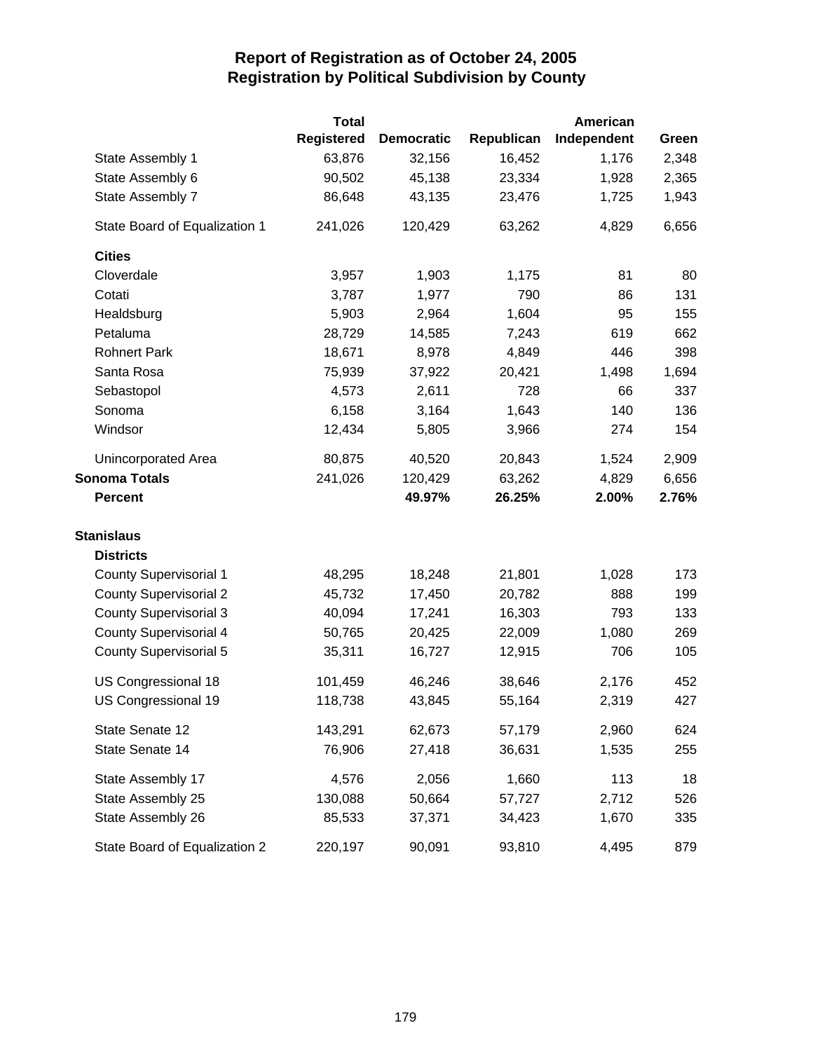# Report of Registration as of October 24, 2005
## Registration by Political Subdivision by County

| | Total Registered | Democratic | Republican | American Independent | Green |
|---|---|---|---|---|---|
| State Assembly 1 | 63,876 | 32,156 | 16,452 | 1,176 | 2,348 |
| State Assembly 6 | 90,502 | 45,138 | 23,334 | 1,928 | 2,365 |
| State Assembly 7 | 86,648 | 43,135 | 23,476 | 1,725 | 1,943 |
| State Board of Equalization 1 | 241,026 | 120,429 | 63,262 | 4,829 | 6,656 |
| **Cities** | | | | | |
| Cloverdale | 3,957 | 1,903 | 1,175 | 81 | 80 |
| Cotati | 3,787 | 1,977 | 790 | 86 | 131 |
| Healdsburg | 5,903 | 2,964 | 1,604 | 95 | 155 |
| Petaluma | 28,729 | 14,585 | 7,243 | 619 | 662 |
| Rohnert Park | 18,671 | 8,978 | 4,849 | 446 | 398 |
| Santa Rosa | 75,939 | 37,922 | 20,421 | 1,498 | 1,694 |
| Sebastopol | 4,573 | 2,611 | 728 | 66 | 337 |
| Sonoma | 6,158 | 3,164 | 1,643 | 140 | 136 |
| Windsor | 12,434 | 5,805 | 3,966 | 274 | 154 |
| Unincorporated Area | 80,875 | 40,520 | 20,843 | 1,524 | 2,909 |
| **Sonoma Totals** | 241,026 | 120,429 | 63,262 | 4,829 | 6,656 |
| **Percent** | | **49.97%** | **26.25%** | **2.00%** | **2.76%** |
| **Stanislaus** | | | | | |
| **Districts** | | | | | |
| County Supervisorial 1 | 48,295 | 18,248 | 21,801 | 1,028 | 173 |
| County Supervisorial 2 | 45,732 | 17,450 | 20,782 | 888 | 199 |
| County Supervisorial 3 | 40,094 | 17,241 | 16,303 | 793 | 133 |
| County Supervisorial 4 | 50,765 | 20,425 | 22,009 | 1,080 | 269 |
| County Supervisorial 5 | 35,311 | 16,727 | 12,915 | 706 | 105 |
| US Congressional 18 | 101,459 | 46,246 | 38,646 | 2,176 | 452 |
| US Congressional 19 | 118,738 | 43,845 | 55,164 | 2,319 | 427 |
| State Senate 12 | 143,291 | 62,673 | 57,179 | 2,960 | 624 |
| State Senate 14 | 76,906 | 27,418 | 36,631 | 1,535 | 255 |
| State Assembly 17 | 4,576 | 2,056 | 1,660 | 113 | 18 |
| State Assembly 25 | 130,088 | 50,664 | 57,727 | 2,712 | 526 |
| State Assembly 26 | 85,533 | 37,371 | 34,423 | 1,670 | 335 |
| State Board of Equalization 2 | 220,197 | 90,091 | 93,810 | 4,495 | 879 |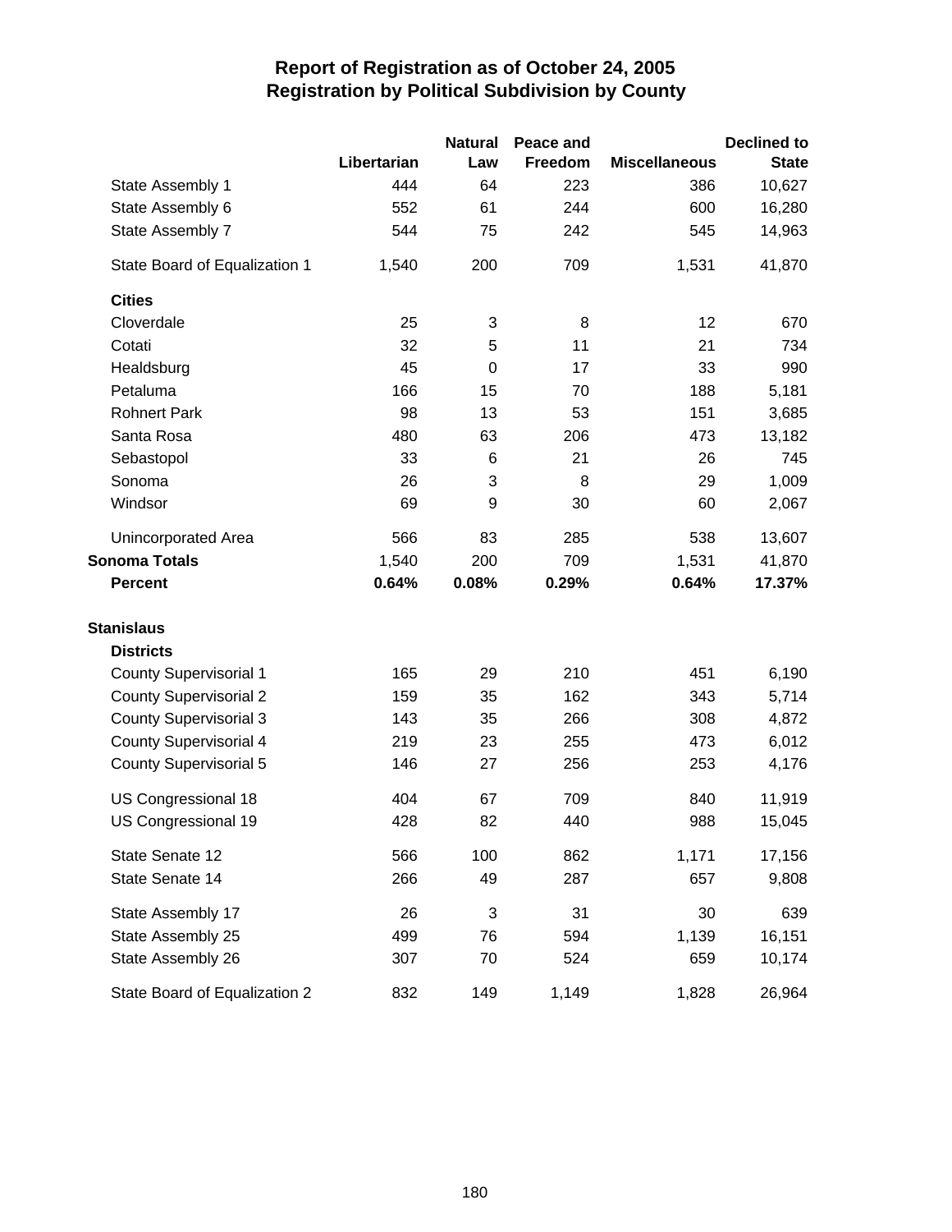# Report of Registration as of October 24, 2005
## Registration by Political Subdivision by County

| | Libertarian | Natural Law | Peace and Freedom | Miscellaneous | Declined to State |
|---|---|---|---|---|---|
| State Assembly 1 | 444 | 64 | 223 | 386 | 10,627 |
| State Assembly 6 | 552 | 61 | 244 | 600 | 16,280 |
| State Assembly 7 | 544 | 75 | 242 | 545 | 14,963 |
| State Board of Equalization 1 | 1,540 | 200 | 709 | 1,531 | 41,870 |
| **Cities** | | | | | |
| Cloverdale | 25 | 3 | 8 | 12 | 670 |
| Cotati | 32 | 5 | 11 | 21 | 734 |
| Healdsburg | 45 | 0 | 17 | 33 | 990 |
| Petaluma | 166 | 15 | 70 | 188 | 5,181 |
| Rohnert Park | 98 | 13 | 53 | 151 | 3,685 |
| Santa Rosa | 480 | 63 | 206 | 473 | 13,182 |
| Sebastopol | 33 | 6 | 21 | 26 | 745 |
| Sonoma | 26 | 3 | 8 | 29 | 1,009 |
| Windsor | 69 | 9 | 30 | 60 | 2,067 |
| Unincorporated Area | 566 | 83 | 285 | 538 | 13,607 |
| **Sonoma Totals** | 1,540 | 200 | 709 | 1,531 | 41,870 |
| **Percent** | **0.64%** | **0.08%** | **0.29%** | **0.64%** | **17.37%** |
| **Stanislaus** | | | | | |
| **Districts** | | | | | |
| County Supervisorial 1 | 165 | 29 | 210 | 451 | 6,190 |
| County Supervisorial 2 | 159 | 35 | 162 | 343 | 5,714 |
| County Supervisorial 3 | 143 | 35 | 266 | 308 | 4,872 |
| County Supervisorial 4 | 219 | 23 | 255 | 473 | 6,012 |
| County Supervisorial 5 | 146 | 27 | 256 | 253 | 4,176 |
| US Congressional 18 | 404 | 67 | 709 | 840 | 11,919 |
| US Congressional 19 | 428 | 82 | 440 | 988 | 15,045 |
| State Senate 12 | 566 | 100 | 862 | 1,171 | 17,156 |
| State Senate 14 | 266 | 49 | 287 | 657 | 9,808 |
| State Assembly 17 | 26 | 3 | 31 | 30 | 639 |
| State Assembly 25 | 499 | 76 | 594 | 1,139 | 16,151 |
| State Assembly 26 | 307 | 70 | 524 | 659 | 10,174 |
| State Board of Equalization 2 | 832 | 149 | 1,149 | 1,828 | 26,964 |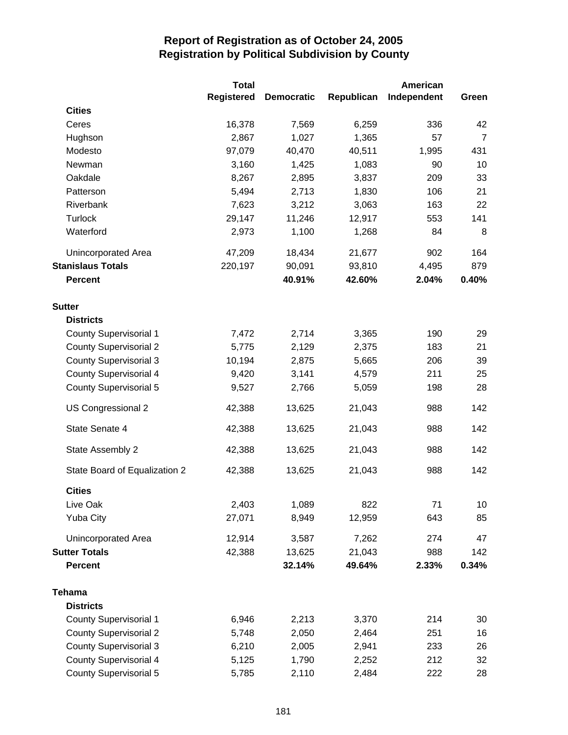# Report of Registration as of October 24, 2005
## Registration by Political Subdivision by County

| | Total Registered | Democratic | Republican | American Independent | Green |
|---|---|---|---|---|---|
| **Cities** | | | | | |
| Ceres | 16,378 | 7,569 | 6,259 | 336 | 42 |
| Hughson | 2,867 | 1,027 | 1,365 | 57 | 7 |
| Modesto | 97,079 | 40,470 | 40,511 | 1,995 | 431 |
| Newman | 3,160 | 1,425 | 1,083 | 90 | 10 |
| Oakdale | 8,267 | 2,895 | 3,837 | 209 | 33 |
| Patterson | 5,494 | 2,713 | 1,830 | 106 | 21 |
| Riverbank | 7,623 | 3,212 | 3,063 | 163 | 22 |
| Turlock | 29,147 | 11,246 | 12,917 | 553 | 141 |
| Waterford | 2,973 | 1,100 | 1,268 | 84 | 8 |
| Unincorporated Area | 47,209 | 18,434 | 21,677 | 902 | 164 |
| **Stanislaus Totals** | 220,197 | 90,091 | 93,810 | 4,495 | 879 |
| **Percent** | | **40.91%** | **42.60%** | **2.04%** | **0.40%** |
| **Sutter** | | | | | |
| **Districts** | | | | | |
| County Supervisorial 1 | 7,472 | 2,714 | 3,365 | 190 | 29 |
| County Supervisorial 2 | 5,775 | 2,129 | 2,375 | 183 | 21 |
| County Supervisorial 3 | 10,194 | 2,875 | 5,665 | 206 | 39 |
| County Supervisorial 4 | 9,420 | 3,141 | 4,579 | 211 | 25 |
| County Supervisorial 5 | 9,527 | 2,766 | 5,059 | 198 | 28 |
| US Congressional 2 | 42,388 | 13,625 | 21,043 | 988 | 142 |
| State Senate 4 | 42,388 | 13,625 | 21,043 | 988 | 142 |
| State Assembly 2 | 42,388 | 13,625 | 21,043 | 988 | 142 |
| State Board of Equalization 2 | 42,388 | 13,625 | 21,043 | 988 | 142 |
| **Cities** | | | | | |
| Live Oak | 2,403 | 1,089 | 822 | 71 | 10 |
| Yuba City | 27,071 | 8,949 | 12,959 | 643 | 85 |
| Unincorporated Area | 12,914 | 3,587 | 7,262 | 274 | 47 |
| **Sutter Totals** | 42,388 | 13,625 | 21,043 | 988 | 142 |
| **Percent** | | **32.14%** | **49.64%** | **2.33%** | **0.34%** |
| **Tehama** | | | | | |
| **Districts** | | | | | |
| County Supervisorial 1 | 6,946 | 2,213 | 3,370 | 214 | 30 |
| County Supervisorial 2 | 5,748 | 2,050 | 2,464 | 251 | 16 |
| County Supervisorial 3 | 6,210 | 2,005 | 2,941 | 233 | 26 |
| County Supervisorial 4 | 5,125 | 1,790 | 2,252 | 212 | 32 |
| County Supervisorial 5 | 5,785 | 2,110 | 2,484 | 222 | 28 |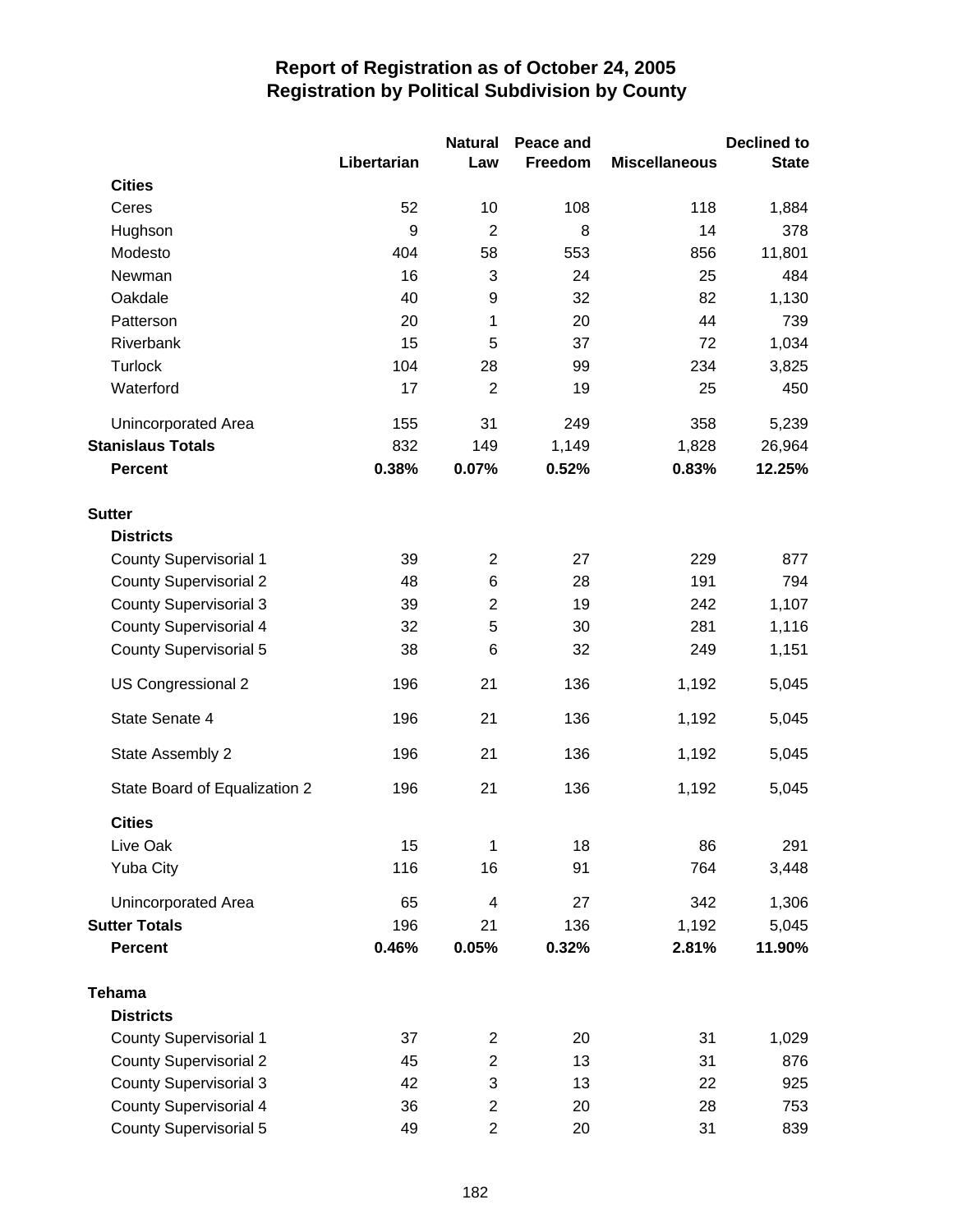# Report of Registration as of October 24, 2005
## Registration by Political Subdivision by County

| | Libertarian | Natural Law | Peace and Freedom | Miscellaneous | Declined to State |
|---|---|---|---|---|---|
| **Cities** | | | | | |
| Ceres | 52 | 10 | 108 | 118 | 1,884 |
| Hughson | 9 | 2 | 8 | 14 | 378 |
| Modesto | 404 | 58 | 553 | 856 | 11,801 |
| Newman | 16 | 3 | 24 | 25 | 484 |
| Oakdale | 40 | 9 | 32 | 82 | 1,130 |
| Patterson | 20 | 1 | 20 | 44 | 739 |
| Riverbank | 15 | 5 | 37 | 72 | 1,034 |
| Turlock | 104 | 28 | 99 | 234 | 3,825 |
| Waterford | 17 | 2 | 19 | 25 | 450 |
| Unincorporated Area | 155 | 31 | 249 | 358 | 5,239 |
| **Stanislaus Totals** | 832 | 149 | 1,149 | 1,828 | 26,964 |
| **Percent** | **0.38%** | **0.07%** | **0.52%** | **0.83%** | **12.25%** |
| **Sutter** | | | | | |
| **Districts** | | | | | |
| County Supervisorial 1 | 39 | 2 | 27 | 229 | 877 |
| County Supervisorial 2 | 48 | 6 | 28 | 191 | 794 |
| County Supervisorial 3 | 39 | 2 | 19 | 242 | 1,107 |
| County Supervisorial 4 | 32 | 5 | 30 | 281 | 1,116 |
| County Supervisorial 5 | 38 | 6 | 32 | 249 | 1,151 |
| US Congressional 2 | 196 | 21 | 136 | 1,192 | 5,045 |
| State Senate 4 | 196 | 21 | 136 | 1,192 | 5,045 |
| State Assembly 2 | 196 | 21 | 136 | 1,192 | 5,045 |
| State Board of Equalization 2 | 196 | 21 | 136 | 1,192 | 5,045 |
| **Cities** | | | | | |
| Live Oak | 15 | 1 | 18 | 86 | 291 |
| Yuba City | 116 | 16 | 91 | 764 | 3,448 |
| Unincorporated Area | 65 | 4 | 27 | 342 | 1,306 |
| **Sutter Totals** | 196 | 21 | 136 | 1,192 | 5,045 |
| **Percent** | **0.46%** | **0.05%** | **0.32%** | **2.81%** | **11.90%** |
| **Tehama** | | | | | |
| **Districts** | | | | | |
| County Supervisorial 1 | 37 | 2 | 20 | 31 | 1,029 |
| County Supervisorial 2 | 45 | 2 | 13 | 31 | 876 |
| County Supervisorial 3 | 42 | 3 | 13 | 22 | 925 |
| County Supervisorial 4 | 36 | 2 | 20 | 28 | 753 |
| County Supervisorial 5 | 49 | 2 | 20 | 31 | 839 |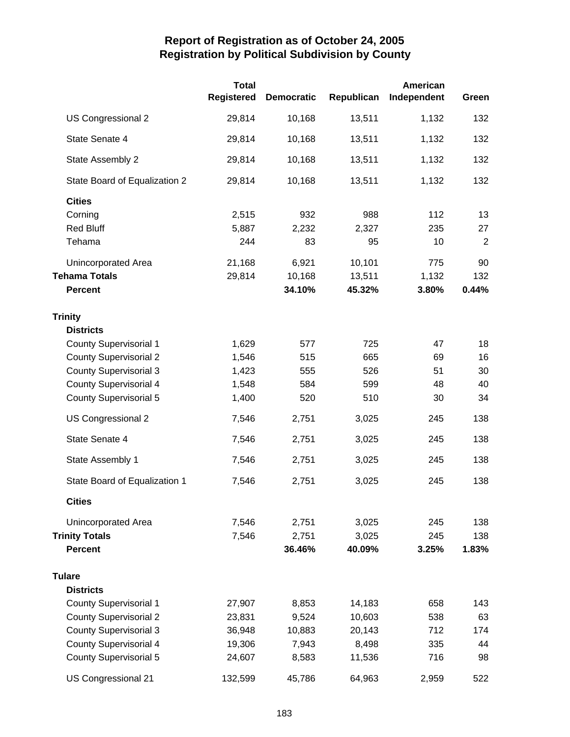# Report of Registration as of October 24, 2005
## Registration by Political Subdivision by County

| | Total Registered | Democratic | Republican | American Independent | Green |
|---|---|---|---|---|---|
| US Congressional 2 | 29,814 | 10,168 | 13,511 | 1,132 | 132 |
| State Senate 4 | 29,814 | 10,168 | 13,511 | 1,132 | 132 |
| State Assembly 2 | 29,814 | 10,168 | 13,511 | 1,132 | 132 |
| State Board of Equalization 2 | 29,814 | 10,168 | 13,511 | 1,132 | 132 |
| **Cities** | | | | | |
| Corning | 2,515 | 932 | 988 | 112 | 13 |
| Red Bluff | 5,887 | 2,232 | 2,327 | 235 | 27 |
| Tehama | 244 | 83 | 95 | 10 | 2 |
| Unincorporated Area | 21,168 | 6,921 | 10,101 | 775 | 90 |
| **Tehama Totals** | 29,814 | 10,168 | 13,511 | 1,132 | 132 |
| **Percent** | | **34.10%** | **45.32%** | **3.80%** | **0.44%** |
| **Trinity** | | | | | |
| **Districts** | | | | | |
| County Supervisorial 1 | 1,629 | 577 | 725 | 47 | 18 |
| County Supervisorial 2 | 1,546 | 515 | 665 | 69 | 16 |
| County Supervisorial 3 | 1,423 | 555 | 526 | 51 | 30 |
| County Supervisorial 4 | 1,548 | 584 | 599 | 48 | 40 |
| County Supervisorial 5 | 1,400 | 520 | 510 | 30 | 34 |
| US Congressional 2 | 7,546 | 2,751 | 3,025 | 245 | 138 |
| State Senate 4 | 7,546 | 2,751 | 3,025 | 245 | 138 |
| State Assembly 1 | 7,546 | 2,751 | 3,025 | 245 | 138 |
| State Board of Equalization 1 | 7,546 | 2,751 | 3,025 | 245 | 138 |
| **Cities** | | | | | |
| Unincorporated Area | 7,546 | 2,751 | 3,025 | 245 | 138 |
| **Trinity Totals** | 7,546 | 2,751 | 3,025 | 245 | 138 |
| **Percent** | | **36.46%** | **40.09%** | **3.25%** | **1.83%** |
| **Tulare** | | | | | |
| **Districts** | | | | | |
| County Supervisorial 1 | 27,907 | 8,853 | 14,183 | 658 | 143 |
| County Supervisorial 2 | 23,831 | 9,524 | 10,603 | 538 | 63 |
| County Supervisorial 3 | 36,948 | 10,883 | 20,143 | 712 | 174 |
| County Supervisorial 4 | 19,306 | 7,943 | 8,498 | 335 | 44 |
| County Supervisorial 5 | 24,607 | 8,583 | 11,536 | 716 | 98 |
| US Congressional 21 | 132,599 | 45,786 | 64,963 | 2,959 | 522 |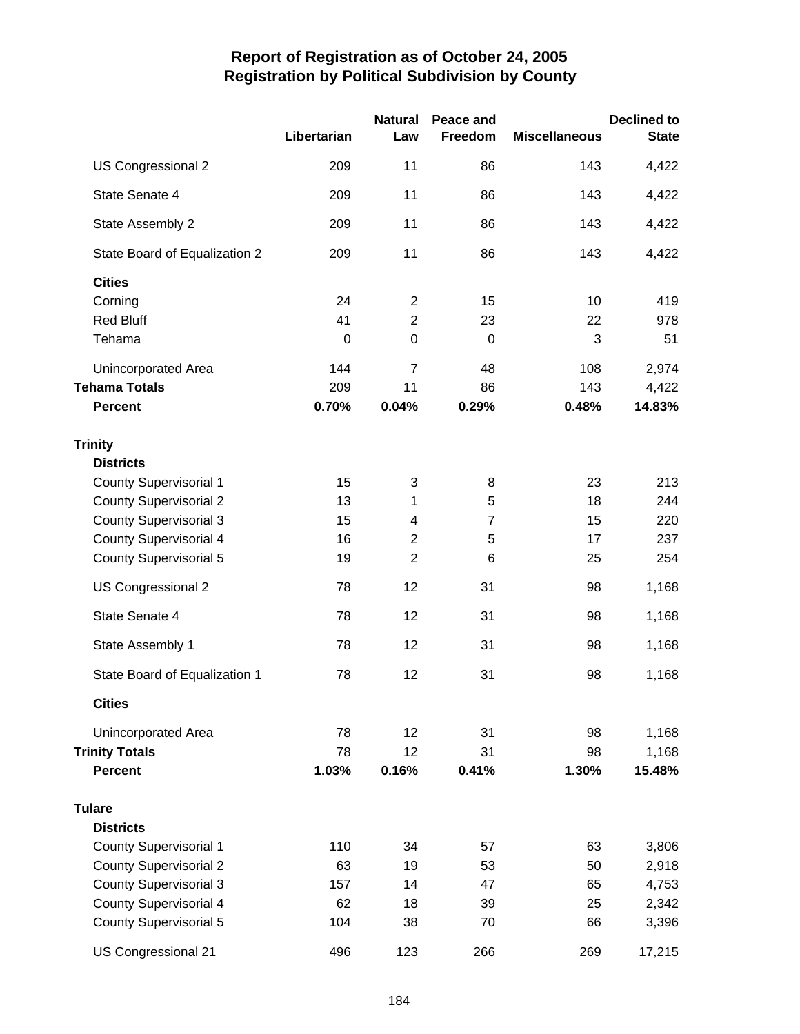# Report of Registration as of October 24, 2005
## Registration by Political Subdivision by County

| | Libertarian | Natural Law | Peace and Freedom | Miscellaneous | Declined to State |
|---|---|---|---|---|---|
| US Congressional 2 | 209 | 11 | 86 | 143 | 4,422 |
| State Senate 4 | 209 | 11 | 86 | 143 | 4,422 |
| State Assembly 2 | 209 | 11 | 86 | 143 | 4,422 |
| State Board of Equalization 2 | 209 | 11 | 86 | 143 | 4,422 |
| **Cities** | | | | | |
| Corning | 24 | 2 | 15 | 10 | 419 |
| Red Bluff | 41 | 2 | 23 | 22 | 978 |
| Tehama | 0 | 0 | 0 | 3 | 51 |
| Unincorporated Area | 144 | 7 | 48 | 108 | 2,974 |
| **Tehama Totals** | 209 | 11 | 86 | 143 | 4,422 |
| **Percent** | **0.70%** | **0.04%** | **0.29%** | **0.48%** | **14.83%** |
| **Trinity** | | | | | |
| **Districts** | | | | | |
| County Supervisorial 1 | 15 | 3 | 8 | 23 | 213 |
| County Supervisorial 2 | 13 | 1 | 5 | 18 | 244 |
| County Supervisorial 3 | 15 | 4 | 7 | 15 | 220 |
| County Supervisorial 4 | 16 | 2 | 5 | 17 | 237 |
| County Supervisorial 5 | 19 | 2 | 6 | 25 | 254 |
| US Congressional 2 | 78 | 12 | 31 | 98 | 1,168 |
| State Senate 4 | 78 | 12 | 31 | 98 | 1,168 |
| State Assembly 1 | 78 | 12 | 31 | 98 | 1,168 |
| State Board of Equalization 1 | 78 | 12 | 31 | 98 | 1,168 |
| **Cities** | | | | | |
| Unincorporated Area | 78 | 12 | 31 | 98 | 1,168 |
| **Trinity Totals** | 78 | 12 | 31 | 98 | 1,168 |
| **Percent** | **1.03%** | **0.16%** | **0.41%** | **1.30%** | **15.48%** |
| **Tulare** | | | | | |
| **Districts** | | | | | |
| County Supervisorial 1 | 110 | 34 | 57 | 63 | 3,806 |
| County Supervisorial 2 | 63 | 19 | 53 | 50 | 2,918 |
| County Supervisorial 3 | 157 | 14 | 47 | 65 | 4,753 |
| County Supervisorial 4 | 62 | 18 | 39 | 25 | 2,342 |
| County Supervisorial 5 | 104 | 38 | 70 | 66 | 3,396 |
| US Congressional 21 | 496 | 123 | 266 | 269 | 17,215 |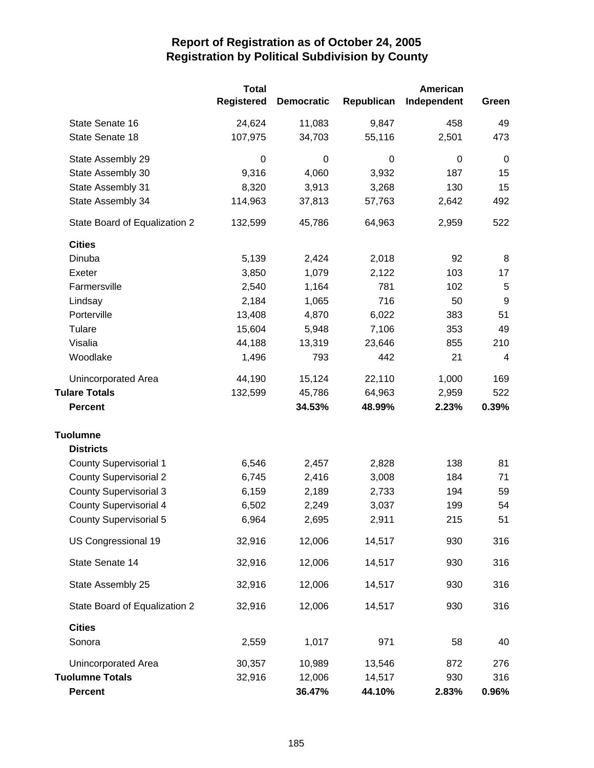# Report of Registration as of October 24, 2005
## Registration by Political Subdivision by County

| | Total Registered | Democratic | Republican | American Independent | Green |
|---|---|---|---|---|---|
| State Senate 16 | 24,624 | 11,083 | 9,847 | 458 | 49 |
| State Senate 18 | 107,975 | 34,703 | 55,116 | 2,501 | 473 |
| State Assembly 29 | 0 | 0 | 0 | 0 | 0 |
| State Assembly 30 | 9,316 | 4,060 | 3,932 | 187 | 15 |
| State Assembly 31 | 8,320 | 3,913 | 3,268 | 130 | 15 |
| State Assembly 34 | 114,963 | 37,813 | 57,763 | 2,642 | 492 |
| State Board of Equalization 2 | 132,599 | 45,786 | 64,963 | 2,959 | 522 |
| **Cities** | | | | | |
| Dinuba | 5,139 | 2,424 | 2,018 | 92 | 8 |
| Exeter | 3,850 | 1,079 | 2,122 | 103 | 17 |
| Farmersville | 2,540 | 1,164 | 781 | 102 | 5 |
| Lindsay | 2,184 | 1,065 | 716 | 50 | 9 |
| Porterville | 13,408 | 4,870 | 6,022 | 383 | 51 |
| Tulare | 15,604 | 5,948 | 7,106 | 353 | 49 |
| Visalia | 44,188 | 13,319 | 23,646 | 855 | 210 |
| Woodlake | 1,496 | 793 | 442 | 21 | 4 |
| Unincorporated Area | 44,190 | 15,124 | 22,110 | 1,000 | 169 |
| **Tulare Totals** | 132,599 | 45,786 | 64,963 | 2,959 | 522 |
| **Percent** | | **34.53%** | **48.99%** | **2.23%** | **0.39%** |
| **Tuolumne** | | | | | |
| **Districts** | | | | | |
| County Supervisorial 1 | 6,546 | 2,457 | 2,828 | 138 | 81 |
| County Supervisorial 2 | 6,745 | 2,416 | 3,008 | 184 | 71 |
| County Supervisorial 3 | 6,159 | 2,189 | 2,733 | 194 | 59 |
| County Supervisorial 4 | 6,502 | 2,249 | 3,037 | 199 | 54 |
| County Supervisorial 5 | 6,964 | 2,695 | 2,911 | 215 | 51 |
| US Congressional 19 | 32,916 | 12,006 | 14,517 | 930 | 316 |
| State Senate 14 | 32,916 | 12,006 | 14,517 | 930 | 316 |
| State Assembly 25 | 32,916 | 12,006 | 14,517 | 930 | 316 |
| State Board of Equalization 2 | 32,916 | 12,006 | 14,517 | 930 | 316 |
| **Cities** | | | | | |
| Sonora | 2,559 | 1,017 | 971 | 58 | 40 |
| Unincorporated Area | 30,357 | 10,989 | 13,546 | 872 | 276 |
| **Tuolumne Totals** | 32,916 | 12,006 | 14,517 | 930 | 316 |
| **Percent** | | **36.47%** | **44.10%** | **2.83%** | **0.96%** |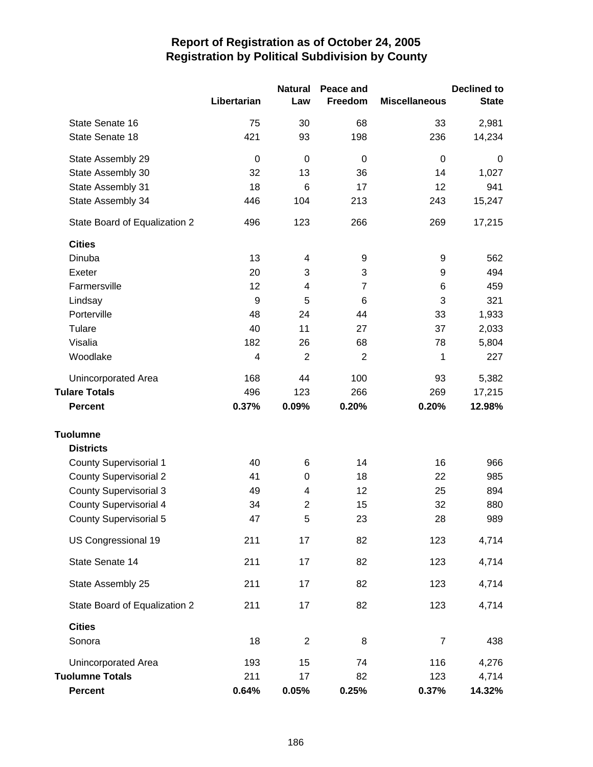# Report of Registration as of October 24, 2005
## Registration by Political Subdivision by County

| | Libertarian | Natural Law | Peace and Freedom | Miscellaneous | Declined to State |
|---|---|---|---|---|---|
| State Senate 16 | 75 | 30 | 68 | 33 | 2,981 |
| State Senate 18 | 421 | 93 | 198 | 236 | 14,234 |
| State Assembly 29 | 0 | 0 | 0 | 0 | 0 |
| State Assembly 30 | 32 | 13 | 36 | 14 | 1,027 |
| State Assembly 31 | 18 | 6 | 17 | 12 | 941 |
| State Assembly 34 | 446 | 104 | 213 | 243 | 15,247 |
| State Board of Equalization 2 | 496 | 123 | 266 | 269 | 17,215 |
| **Cities** | | | | | |
| Dinuba | 13 | 4 | 9 | 9 | 562 |
| Exeter | 20 | 3 | 3 | 9 | 494 |
| Farmersville | 12 | 4 | 7 | 6 | 459 |
| Lindsay | 9 | 5 | 6 | 3 | 321 |
| Porterville | 48 | 24 | 44 | 33 | 1,933 |
| Tulare | 40 | 11 | 27 | 37 | 2,033 |
| Visalia | 182 | 26 | 68 | 78 | 5,804 |
| Woodlake | 4 | 2 | 2 | 1 | 227 |
| Unincorporated Area | 168 | 44 | 100 | 93 | 5,382 |
| **Tulare Totals** | 496 | 123 | 266 | 269 | 17,215 |
| **Percent** | **0.37%** | **0.09%** | **0.20%** | **0.20%** | **12.98%** |
| **Tuolumne** | | | | | |
| **Districts** | | | | | |
| County Supervisorial 1 | 40 | 6 | 14 | 16 | 966 |
| County Supervisorial 2 | 41 | 0 | 18 | 22 | 985 |
| County Supervisorial 3 | 49 | 4 | 12 | 25 | 894 |
| County Supervisorial 4 | 34 | 2 | 15 | 32 | 880 |
| County Supervisorial 5 | 47 | 5 | 23 | 28 | 989 |
| US Congressional 19 | 211 | 17 | 82 | 123 | 4,714 |
| State Senate 14 | 211 | 17 | 82 | 123 | 4,714 |
| State Assembly 25 | 211 | 17 | 82 | 123 | 4,714 |
| State Board of Equalization 2 | 211 | 17 | 82 | 123 | 4,714 |
| **Cities** | | | | | |
| Sonora | 18 | 2 | 8 | 7 | 438 |
| Unincorporated Area | 193 | 15 | 74 | 116 | 4,276 |
| **Tuolumne Totals** | 211 | 17 | 82 | 123 | 4,714 |
| **Percent** | **0.64%** | **0.05%** | **0.25%** | **0.37%** | **14.32%** |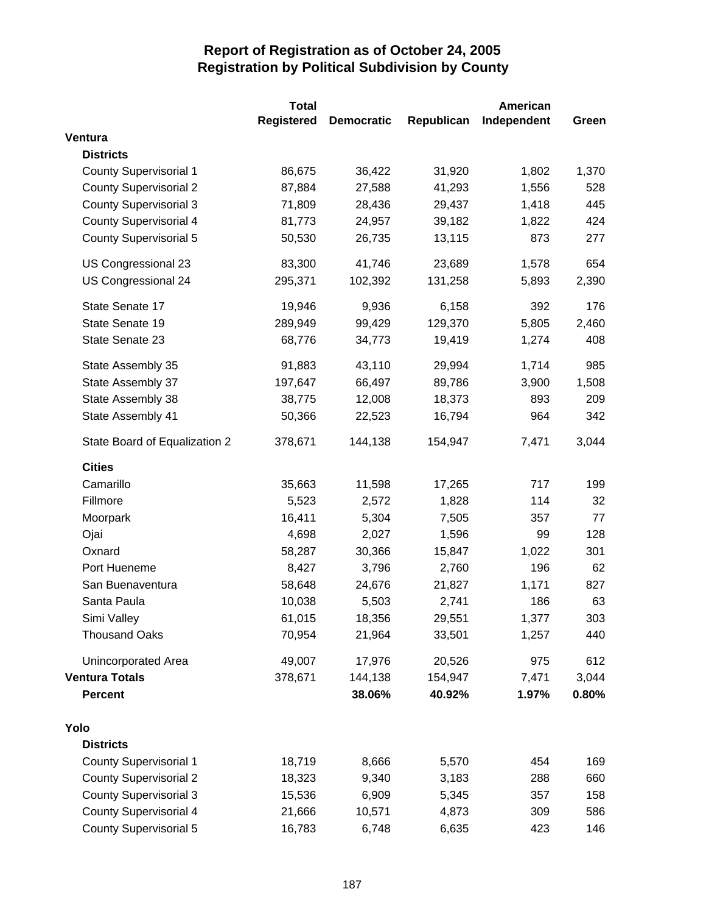# Report of Registration as of October 24, 2005
## Registration by Political Subdivision by County

| | Total Registered | Democratic | Republican | American Independent | Green |
|---|---|---|---|---|---|
| **Ventura** | | | | | |
| **Districts** | | | | | |
| County Supervisorial 1 | 86,675 | 36,422 | 31,920 | 1,802 | 1,370 |
| County Supervisorial 2 | 87,884 | 27,588 | 41,293 | 1,556 | 528 |
| County Supervisorial 3 | 71,809 | 28,436 | 29,437 | 1,418 | 445 |
| County Supervisorial 4 | 81,773 | 24,957 | 39,182 | 1,822 | 424 |
| County Supervisorial 5 | 50,530 | 26,735 | 13,115 | 873 | 277 |
| US Congressional 23 | 83,300 | 41,746 | 23,689 | 1,578 | 654 |
| US Congressional 24 | 295,371 | 102,392 | 131,258 | 5,893 | 2,390 |
| State Senate 17 | 19,946 | 9,936 | 6,158 | 392 | 176 |
| State Senate 19 | 289,949 | 99,429 | 129,370 | 5,805 | 2,460 |
| State Senate 23 | 68,776 | 34,773 | 19,419 | 1,274 | 408 |
| State Assembly 35 | 91,883 | 43,110 | 29,994 | 1,714 | 985 |
| State Assembly 37 | 197,647 | 66,497 | 89,786 | 3,900 | 1,508 |
| State Assembly 38 | 38,775 | 12,008 | 18,373 | 893 | 209 |
| State Assembly 41 | 50,366 | 22,523 | 16,794 | 964 | 342 |
| State Board of Equalization 2 | 378,671 | 144,138 | 154,947 | 7,471 | 3,044 |
| **Cities** | | | | | |
| Camarillo | 35,663 | 11,598 | 17,265 | 717 | 199 |
| Fillmore | 5,523 | 2,572 | 1,828 | 114 | 32 |
| Moorpark | 16,411 | 5,304 | 7,505 | 357 | 77 |
| Ojai | 4,698 | 2,027 | 1,596 | 99 | 128 |
| Oxnard | 58,287 | 30,366 | 15,847 | 1,022 | 301 |
| Port Hueneme | 8,427 | 3,796 | 2,760 | 196 | 62 |
| San Buenaventura | 58,648 | 24,676 | 21,827 | 1,171 | 827 |
| Santa Paula | 10,038 | 5,503 | 2,741 | 186 | 63 |
| Simi Valley | 61,015 | 18,356 | 29,551 | 1,377 | 303 |
| Thousand Oaks | 70,954 | 21,964 | 33,501 | 1,257 | 440 |
| Unincorporated Area | 49,007 | 17,976 | 20,526 | 975 | 612 |
| **Ventura Totals** | 378,671 | 144,138 | 154,947 | 7,471 | 3,044 |
| **Percent** | | **38.06%** | **40.92%** | **1.97%** | **0.80%** |
| **Yolo** | | | | | |
| **Districts** | | | | | |
| County Supervisorial 1 | 18,719 | 8,666 | 5,570 | 454 | 169 |
| County Supervisorial 2 | 18,323 | 9,340 | 3,183 | 288 | 660 |
| County Supervisorial 3 | 15,536 | 6,909 | 5,345 | 357 | 158 |
| County Supervisorial 4 | 21,666 | 10,571 | 4,873 | 309 | 586 |
| County Supervisorial 5 | 16,783 | 6,748 | 6,635 | 423 | 146 |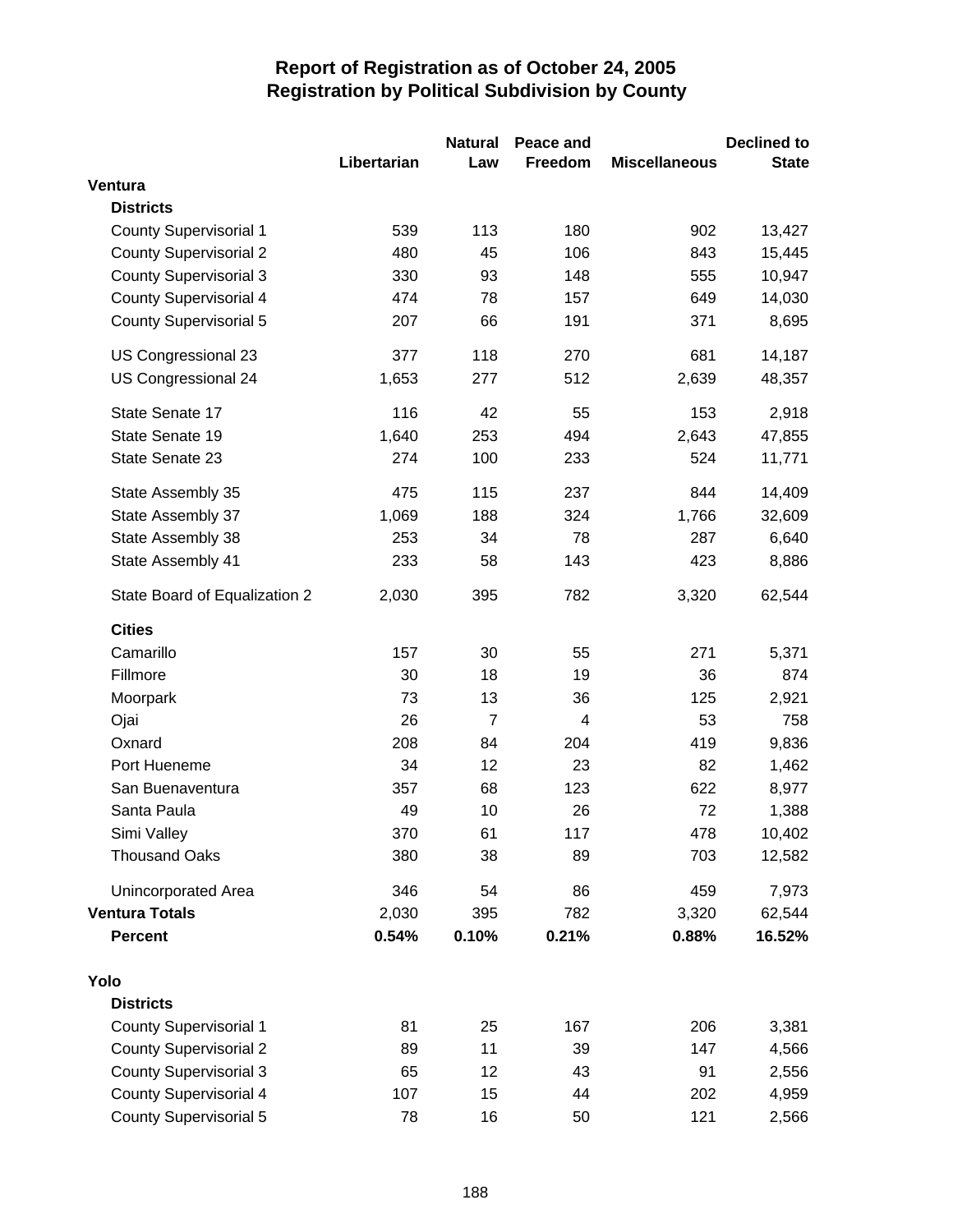# Report of Registration as of October 24, 2005
## Registration by Political Subdivision by County

| | Libertarian | Natural Law | Peace and Freedom | Miscellaneous | Declined to State |
|---|---|---|---|---|---|
| **Ventura** | | | | | |
| **Districts** | | | | | |
| County Supervisorial 1 | 539 | 113 | 180 | 902 | 13,427 |
| County Supervisorial 2 | 480 | 45 | 106 | 843 | 15,445 |
| County Supervisorial 3 | 330 | 93 | 148 | 555 | 10,947 |
| County Supervisorial 4 | 474 | 78 | 157 | 649 | 14,030 |
| County Supervisorial 5 | 207 | 66 | 191 | 371 | 8,695 |
| US Congressional 23 | 377 | 118 | 270 | 681 | 14,187 |
| US Congressional 24 | 1,653 | 277 | 512 | 2,639 | 48,357 |
| State Senate 17 | 116 | 42 | 55 | 153 | 2,918 |
| State Senate 19 | 1,640 | 253 | 494 | 2,643 | 47,855 |
| State Senate 23 | 274 | 100 | 233 | 524 | 11,771 |
| State Assembly 35 | 475 | 115 | 237 | 844 | 14,409 |
| State Assembly 37 | 1,069 | 188 | 324 | 1,766 | 32,609 |
| State Assembly 38 | 253 | 34 | 78 | 287 | 6,640 |
| State Assembly 41 | 233 | 58 | 143 | 423 | 8,886 |
| State Board of Equalization 2 | 2,030 | 395 | 782 | 3,320 | 62,544 |
| **Cities** | | | | | |
| Camarillo | 157 | 30 | 55 | 271 | 5,371 |
| Fillmore | 30 | 18 | 19 | 36 | 874 |
| Moorpark | 73 | 13 | 36 | 125 | 2,921 |
| Ojai | 26 | 7 | 4 | 53 | 758 |
| Oxnard | 208 | 84 | 204 | 419 | 9,836 |
| Port Hueneme | 34 | 12 | 23 | 82 | 1,462 |
| San Buenaventura | 357 | 68 | 123 | 622 | 8,977 |
| Santa Paula | 49 | 10 | 26 | 72 | 1,388 |
| Simi Valley | 370 | 61 | 117 | 478 | 10,402 |
| Thousand Oaks | 380 | 38 | 89 | 703 | 12,582 |
| Unincorporated Area | 346 | 54 | 86 | 459 | 7,973 |
| **Ventura Totals** | 2,030 | 395 | 782 | 3,320 | 62,544 |
| **Percent** | **0.54%** | **0.10%** | **0.21%** | **0.88%** | **16.52%** |
| **Yolo** | | | | | |
| **Districts** | | | | | |
| County Supervisorial 1 | 81 | 25 | 167 | 206 | 3,381 |
| County Supervisorial 2 | 89 | 11 | 39 | 147 | 4,566 |
| County Supervisorial 3 | 65 | 12 | 43 | 91 | 2,556 |
| County Supervisorial 4 | 107 | 15 | 44 | 202 | 4,959 |
| County Supervisorial 5 | 78 | 16 | 50 | 121 | 2,566 |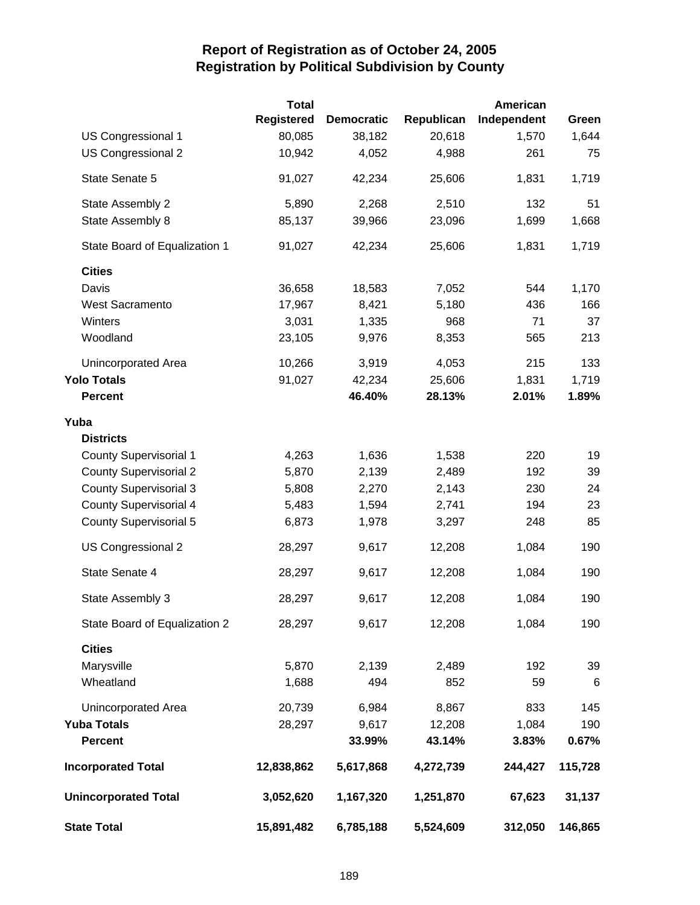# Report of Registration as of October 24, 2005
## Registration by Political Subdivision by County

| | Total Registered | Democratic | Republican | American Independent | Green |
|---|---|---|---|---|---|
| US Congressional 1 | 80,085 | 38,182 | 20,618 | 1,570 | 1,644 |
| US Congressional 2 | 10,942 | 4,052 | 4,988 | 261 | 75 |
| State Senate 5 | 91,027 | 42,234 | 25,606 | 1,831 | 1,719 |
| State Assembly 2 | 5,890 | 2,268 | 2,510 | 132 | 51 |
| State Assembly 8 | 85,137 | 39,966 | 23,096 | 1,699 | 1,668 |
| State Board of Equalization 1 | 91,027 | 42,234 | 25,606 | 1,831 | 1,719 |
| **Cities** | | | | | |
| Davis | 36,658 | 18,583 | 7,052 | 544 | 1,170 |
| West Sacramento | 17,967 | 8,421 | 5,180 | 436 | 166 |
| Winters | 3,031 | 1,335 | 968 | 71 | 37 |
| Woodland | 23,105 | 9,976 | 8,353 | 565 | 213 |
| Unincorporated Area | 10,266 | 3,919 | 4,053 | 215 | 133 |
| **Yolo Totals** | 91,027 | 42,234 | 25,606 | 1,831 | 1,719 |
| **Percent** | | **46.40%** | **28.13%** | **2.01%** | **1.89%** |
| **Yuba** | | | | | |
| **Districts** | | | | | |
| County Supervisorial 1 | 4,263 | 1,636 | 1,538 | 220 | 19 |
| County Supervisorial 2 | 5,870 | 2,139 | 2,489 | 192 | 39 |
| County Supervisorial 3 | 5,808 | 2,270 | 2,143 | 230 | 24 |
| County Supervisorial 4 | 5,483 | 1,594 | 2,741 | 194 | 23 |
| County Supervisorial 5 | 6,873 | 1,978 | 3,297 | 248 | 85 |
| US Congressional 2 | 28,297 | 9,617 | 12,208 | 1,084 | 190 |
| State Senate 4 | 28,297 | 9,617 | 12,208 | 1,084 | 190 |
| State Assembly 3 | 28,297 | 9,617 | 12,208 | 1,084 | 190 |
| State Board of Equalization 2 | 28,297 | 9,617 | 12,208 | 1,084 | 190 |
| **Cities** | | | | | |
| Marysville | 5,870 | 2,139 | 2,489 | 192 | 39 |
| Wheatland | 1,688 | 494 | 852 | 59 | 6 |
| Unincorporated Area | 20,739 | 6,984 | 8,867 | 833 | 145 |
| **Yuba Totals** | 28,297 | 9,617 | 12,208 | 1,084 | 190 |
| **Percent** | | **33.99%** | **43.14%** | **3.83%** | **0.67%** |
| **Incorporated Total** | **12,838,862** | **5,617,868** | **4,272,739** | **244,427** | **115,728** |
| **Unincorporated Total** | **3,052,620** | **1,167,320** | **1,251,870** | **67,623** | **31,137** |
| **State Total** | **15,891,482** | **6,785,188** | **5,524,609** | **312,050** | **146,865** |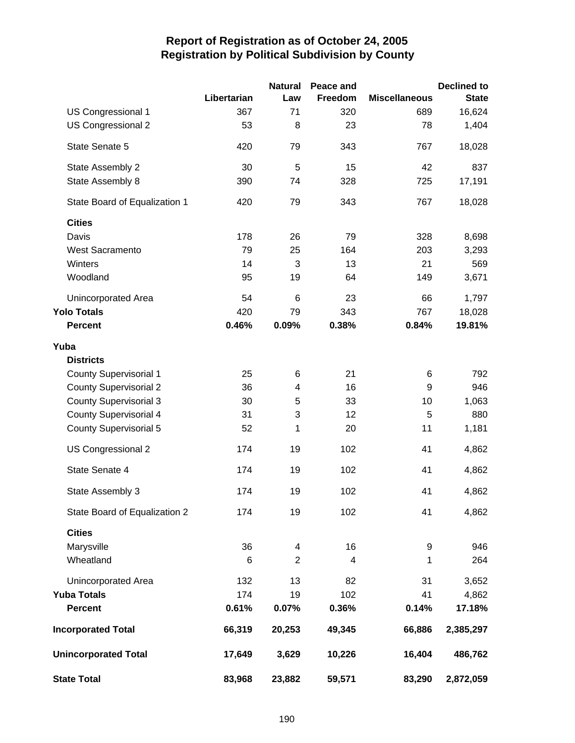# Report of Registration as of October 24, 2005
## Registration by Political Subdivision by County

| | Libertarian | Natural Law | Peace and Freedom | Miscellaneous | Declined to State |
|---|---|---|---|---|---|
| US Congressional 1 | 367 | 71 | 320 | 689 | 16,624 |
| US Congressional 2 | 53 | 8 | 23 | 78 | 1,404 |
| State Senate 5 | 420 | 79 | 343 | 767 | 18,028 |
| State Assembly 2 | 30 | 5 | 15 | 42 | 837 |
| State Assembly 8 | 390 | 74 | 328 | 725 | 17,191 |
| State Board of Equalization 1 | 420 | 79 | 343 | 767 | 18,028 |
| **Cities** | | | | | |
| Davis | 178 | 26 | 79 | 328 | 8,698 |
| West Sacramento | 79 | 25 | 164 | 203 | 3,293 |
| Winters | 14 | 3 | 13 | 21 | 569 |
| Woodland | 95 | 19 | 64 | 149 | 3,671 |
| Unincorporated Area | 54 | 6 | 23 | 66 | 1,797 |
| **Yolo Totals** | 420 | 79 | 343 | 767 | 18,028 |
| **Percent** | **0.46%** | **0.09%** | **0.38%** | **0.84%** | **19.81%** |
| **Yuba** | | | | | |
| **Districts** | | | | | |
| County Supervisorial 1 | 25 | 6 | 21 | 6 | 792 |
| County Supervisorial 2 | 36 | 4 | 16 | 9 | 946 |
| County Supervisorial 3 | 30 | 5 | 33 | 10 | 1,063 |
| County Supervisorial 4 | 31 | 3 | 12 | 5 | 880 |
| County Supervisorial 5 | 52 | 1 | 20 | 11 | 1,181 |
| US Congressional 2 | 174 | 19 | 102 | 41 | 4,862 |
| State Senate 4 | 174 | 19 | 102 | 41 | 4,862 |
| State Assembly 3 | 174 | 19 | 102 | 41 | 4,862 |
| State Board of Equalization 2 | 174 | 19 | 102 | 41 | 4,862 |
| **Cities** | | | | | |
| Marysville | 36 | 4 | 16 | 9 | 946 |
| Wheatland | 6 | 2 | 4 | 1 | 264 |
| Unincorporated Area | 132 | 13 | 82 | 31 | 3,652 |
| **Yuba Totals** | 174 | 19 | 102 | 41 | 4,862 |
| **Percent** | **0.61%** | **0.07%** | **0.36%** | **0.14%** | **17.18%** |
| **Incorporated Total** | **66,319** | **20,253** | **49,345** | **66,886** | **2,385,297** |
| **Unincorporated Total** | **17,649** | **3,629** | **10,226** | **16,404** | **486,762** |
| **State Total** | **83,968** | **23,882** | **59,571** | **83,290** | **2,872,059** |